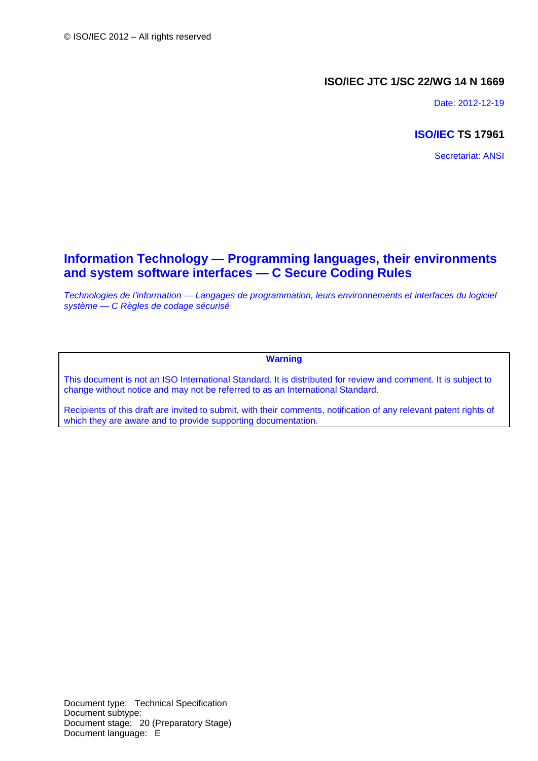© ISO/IEC 2012 – All rights reserved

**ISO/IEC JTC 1/SC 22/WG 14 N 1669**

Date: 2012-12-19

**ISO/IEC TS 17961**

Secretariat: ANSI

# Information Technology — Programming languages, their environments and system software interfaces — C Secure Coding Rules

*Technologies de l'information — Langages de programmation, leurs environnements et interfaces du logiciel système — C Règles de codage sécurisé*

---

**Warning**

This document is not an ISO International Standard. It is distributed for review and comment. It is subject to change without notice and may not be referred to as an International Standard.

Recipients of this draft are invited to submit, with their comments, notification of any relevant patent rights of which they are aware and to provide supporting documentation.

---

Document type: Technical Specification
Document subtype:
Document stage: 20 (Preparatory Stage)
Document language: E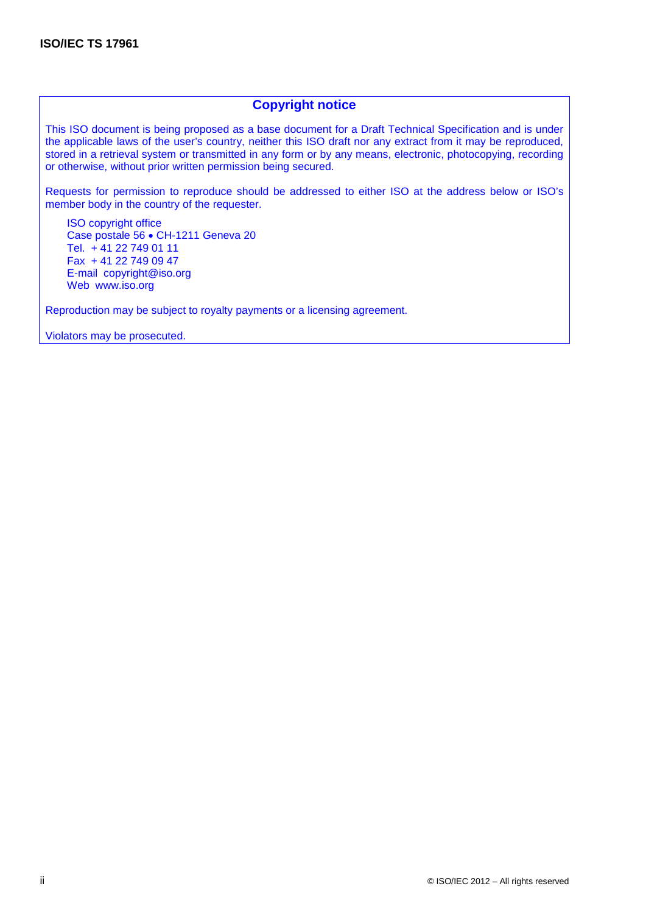## Copyright notice

This ISO document is being proposed as a base document for a Draft Technical Specification and is under the applicable laws of the user's country, neither this ISO draft nor any extract from it may be reproduced, stored in a retrieval system or transmitted in any form or by any means, electronic, photocopying, recording or otherwise, without prior written permission being secured.

Requests for permission to reproduce should be addressed to either ISO at the address below or ISO's member body in the country of the requester.

> ISO copyright office
> Case postale 56 • CH-1211 Geneva 20
> Tel. + 41 22 749 01 11
> Fax + 41 22 749 09 47
> E-mail copyright@iso.org
> Web www.iso.org

Reproduction may be subject to royalty payments or a licensing agreement.

Violators may be prosecuted.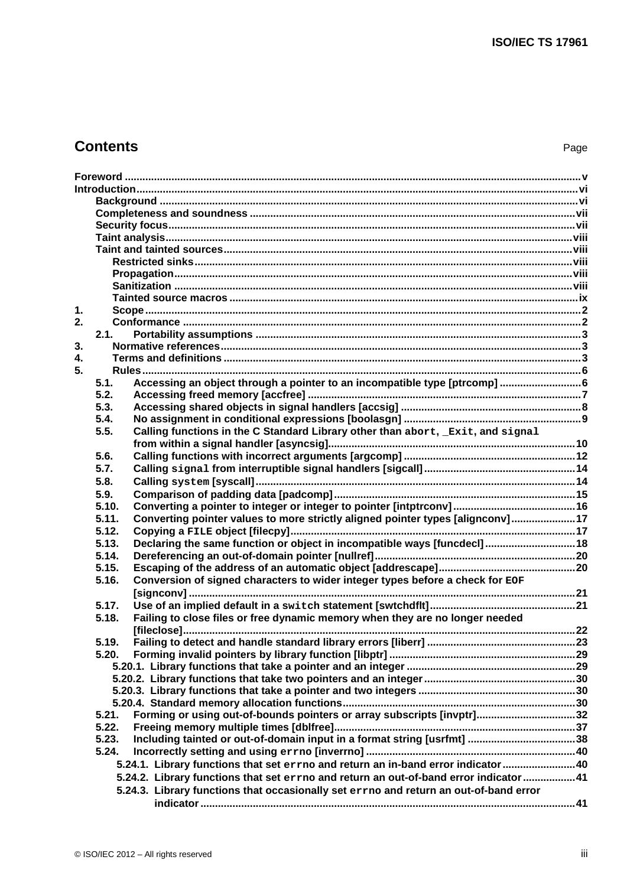# Contents

Page

- **Foreword** ... v
- **Introduction** ... vi
  - **Background** ... vi
  - **Completeness and soundness** ... vii
  - **Security focus** ... vii
  - **Taint analysis** ... viii
  - **Taint and tainted sources** ... viii
    - **Restricted sinks** ... viii
    - **Propagation** ... viii
    - **Sanitization** ... viii
    - **Tainted source macros** ... ix
- **1. Scope** ... 2
- **2. Conformance** ... 2
  - **2.1. Portability assumptions** ... 3
- **3. Normative references** ... 3
- **4. Terms and definitions** ... 3
- **5. Rules** ... 6
  - **5.1. Accessing an object through a pointer to an incompatible type [ptrcomp]** ... 6
  - **5.2. Accessing freed memory [accfree]** ... 7
  - **5.3. Accessing shared objects in signal handlers [accsig]** ... 8
  - **5.4. No assignment in conditional expressions [boolasgn]** ... 9
  - **5.5. Calling functions in the C Standard Library other than `abort`, `_Exit`, and `signal` from within a signal handler [asyncsig]** ... 10
  - **5.6. Calling functions with incorrect arguments [argcomp]** ... 12
  - **5.7. Calling `signal` from interruptible signal handlers [sigcall]** ... 14
  - **5.8. Calling `system` [syscall]** ... 14
  - **5.9. Comparison of padding data [padcomp]** ... 15
  - **5.10. Converting a pointer to integer or integer to pointer [intptrconv]** ... 16
  - **5.11. Converting pointer values to more strictly aligned pointer types [alignconv]** ... 17
  - **5.12. Copying a `FILE` object [filecpy]** ... 17
  - **5.13. Declaring the same function or object in incompatible ways [funcdecl]** ... 18
  - **5.14. Dereferencing an out-of-domain pointer [nullref]** ... 20
  - **5.15. Escaping of the address of an automatic object [addrescape]** ... 20
  - **5.16. Conversion of signed characters to wider integer types before a check for `EOF` [signconv]** ... 21
  - **5.17. Use of an implied default in a `switch` statement [swtchdflt]** ... 21
  - **5.18. Failing to close files or free dynamic memory when they are no longer needed [fileclose]** ... 22
  - **5.19. Failing to detect and handle standard library errors [liberr]** ... 23
  - **5.20. Forming invalid pointers by library function [libptr]** ... 29
    - **5.20.1. Library functions that take a pointer and an integer** ... 29
    - **5.20.2. Library functions that take two pointers and an integer** ... 30
    - **5.20.3. Library functions that take a pointer and two integers** ... 30
    - **5.20.4. Standard memory allocation functions** ... 30
  - **5.21. Forming or using out-of-bounds pointers or array subscripts [invptr]** ... 32
  - **5.22. Freeing memory multiple times [dblfree]** ... 37
  - **5.23. Including tainted or out-of-domain input in a format string [usrfmt]** ... 38
  - **5.24. Incorrectly setting and using `errno` [inverrno]** ... 40
    - **5.24.1. Library functions that set `errno` and return an in-band error indicator** ... 40
    - **5.24.2. Library functions that set `errno` and return an out-of-band error indicator** ... 41
    - **5.24.3. Library functions that occasionally set `errno` and return an out-of-band error indicator** ... 41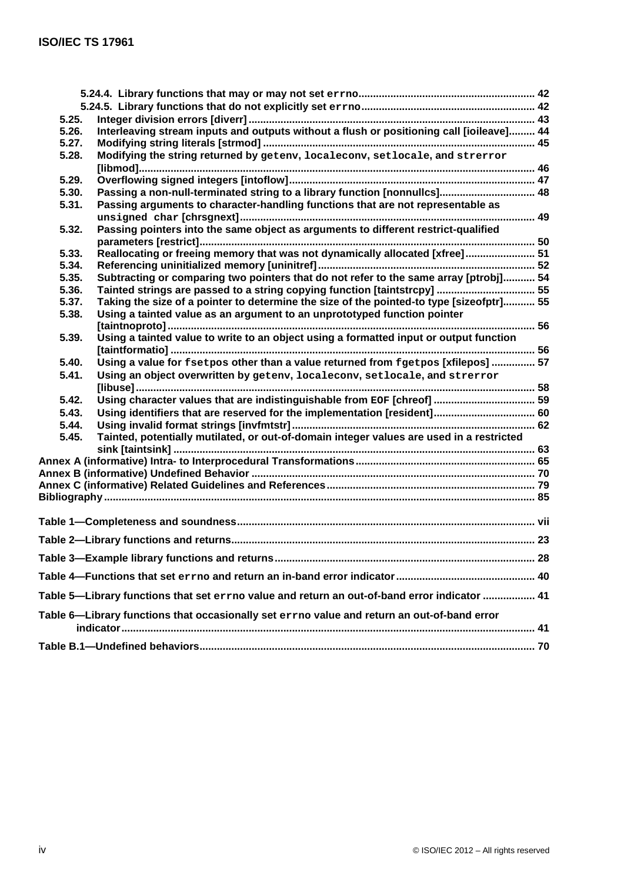5.24.4. Library functions that may or may not set `errno` ... 42

5.24.5. Library functions that do not explicitly set `errno` ... 42

5.25. Integer division errors [diverr] ... 43

5.26. Interleaving stream inputs and outputs without a flush or positioning call [ioileave] ... 44

5.27. Modifying string literals [strmod] ... 45

5.28. Modifying the string returned by `getenv`, `localeconv`, `setlocale`, and `strerror` [libmod] ... 46

5.29. Overflowing signed integers [intoflow] ... 47

5.30. Passing a non-null-terminated string to a library function [nonnullcs] ... 48

5.31. Passing arguments to character-handling functions that are not representable as `unsigned char` [chrsgnext] ... 49

5.32. Passing pointers into the same object as arguments to different restrict-qualified parameters [restrict] ... 50

5.33. Reallocating or freeing memory that was not dynamically allocated [xfree] ... 51

5.34. Referencing uninitialized memory [uninitref] ... 52

5.35. Subtracting or comparing two pointers that do not refer to the same array [ptrobj] ... 54

5.36. Tainted strings are passed to a string copying function [taintstrcpy] ... 55

5.37. Taking the size of a pointer to determine the size of the pointed-to type [sizeofptr] ... 55

5.38. Using a tainted value as an argument to an unprototyped function pointer [taintnoproto] ... 56

5.39. Using a tainted value to write to an object using a formatted input or output function [taintformatio] ... 56

5.40. Using a value for `fsetpos` other than a value returned from `fgetpos` [xfilepos] ... 57

5.41. Using an object overwritten by `getenv`, `localeconv`, `setlocale`, and `strerror` [libuse] ... 58

5.42. Using character values that are indistinguishable from `EOF` [chreof] ... 59

5.43. Using identifiers that are reserved for the implementation [resident] ... 60

5.44. Using invalid format strings [invfmtstr] ... 62

5.45. Tainted, potentially mutilated, or out-of-domain integer values are used in a restricted sink [taintsink] ... 63

Annex A (informative) Intra- to Interprocedural Transformations ... 65

Annex B (informative) Undefined Behavior ... 70

Annex C (informative) Related Guidelines and References ... 79

Bibliography ... 85

Table 1—Completeness and soundness ... vii

Table 2—Library functions and returns ... 23

Table 3—Example library functions and returns ... 28

Table 4—Functions that set `errno` and return an in-band error indicator ... 40

Table 5—Library functions that set `errno` value and return an out-of-band error indicator ... 41

Table 6—Library functions that occasionally set `errno` value and return an out-of-band error indicator ... 41

Table B.1—Undefined behaviors ... 70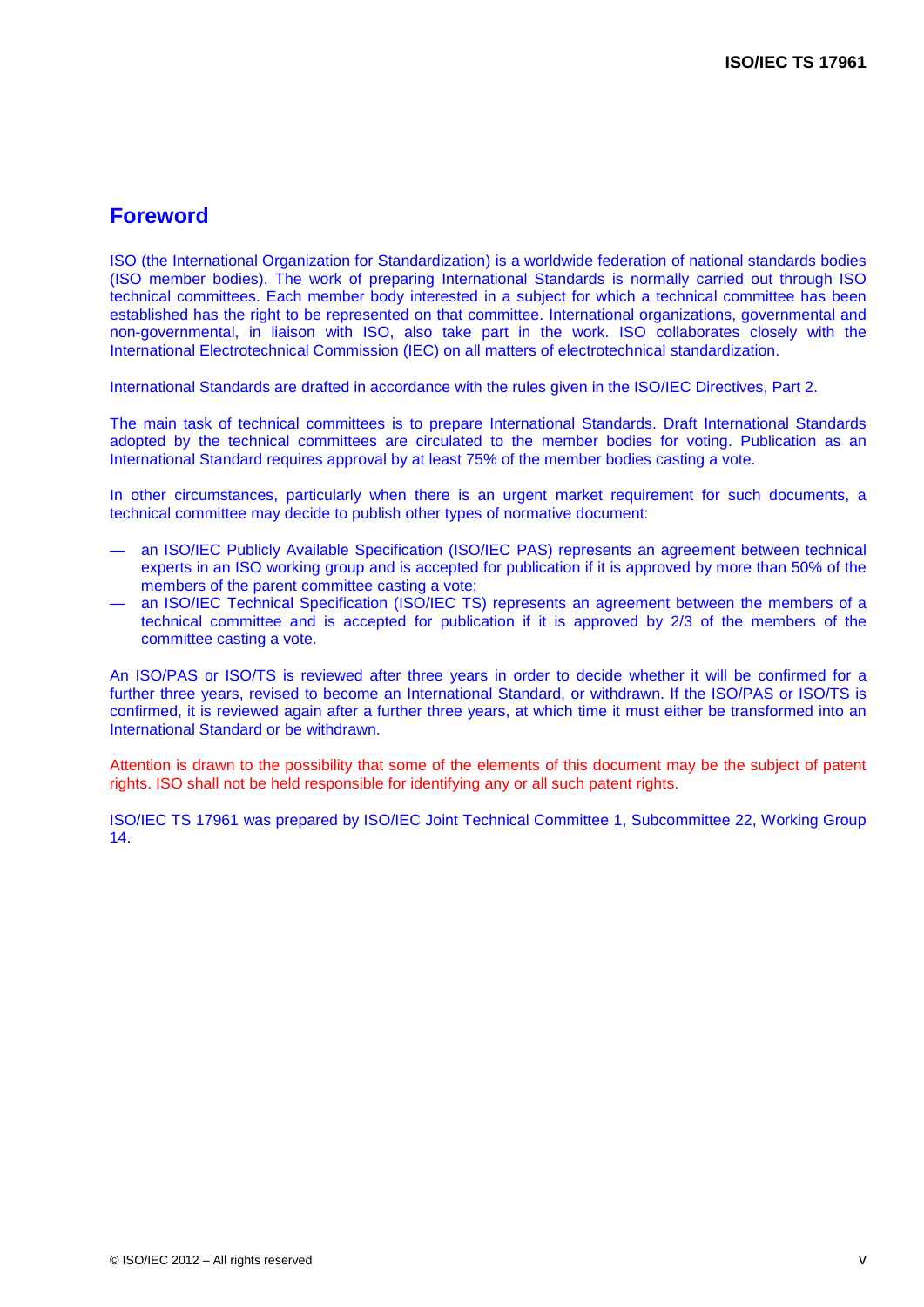# Foreword

ISO (the International Organization for Standardization) is a worldwide federation of national standards bodies (ISO member bodies). The work of preparing International Standards is normally carried out through ISO technical committees. Each member body interested in a subject for which a technical committee has been established has the right to be represented on that committee. International organizations, governmental and non-governmental, in liaison with ISO, also take part in the work. ISO collaborates closely with the International Electrotechnical Commission (IEC) on all matters of electrotechnical standardization.

International Standards are drafted in accordance with the rules given in the ISO/IEC Directives, Part 2.

The main task of technical committees is to prepare International Standards. Draft International Standards adopted by the technical committees are circulated to the member bodies for voting. Publication as an International Standard requires approval by at least 75% of the member bodies casting a vote.

In other circumstances, particularly when there is an urgent market requirement for such documents, a technical committee may decide to publish other types of normative document:

- an ISO/IEC Publicly Available Specification (ISO/IEC PAS) represents an agreement between technical experts in an ISO working group and is accepted for publication if it is approved by more than 50% of the members of the parent committee casting a vote;
- an ISO/IEC Technical Specification (ISO/IEC TS) represents an agreement between the members of a technical committee and is accepted for publication if it is approved by 2/3 of the members of the committee casting a vote.

An ISO/PAS or ISO/TS is reviewed after three years in order to decide whether it will be confirmed for a further three years, revised to become an International Standard, or withdrawn. If the ISO/PAS or ISO/TS is confirmed, it is reviewed again after a further three years, at which time it must either be transformed into an International Standard or be withdrawn.

Attention is drawn to the possibility that some of the elements of this document may be the subject of patent rights. ISO shall not be held responsible for identifying any or all such patent rights.

ISO/IEC TS 17961 was prepared by ISO/IEC Joint Technical Committee 1, Subcommittee 22, Working Group 14.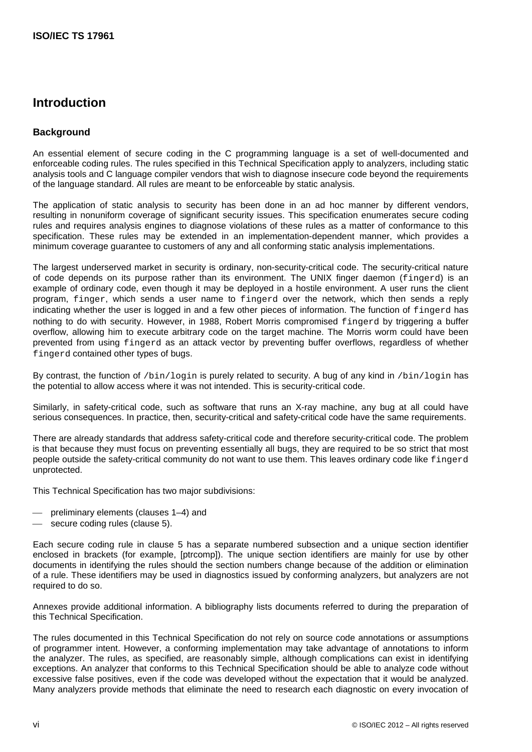# Introduction

## Background

An essential element of secure coding in the C programming language is a set of well-documented and enforceable coding rules. The rules specified in this Technical Specification apply to analyzers, including static analysis tools and C language compiler vendors that wish to diagnose insecure code beyond the requirements of the language standard. All rules are meant to be enforceable by static analysis.

The application of static analysis to security has been done in an ad hoc manner by different vendors, resulting in nonuniform coverage of significant security issues. This specification enumerates secure coding rules and requires analysis engines to diagnose violations of these rules as a matter of conformance to this specification. These rules may be extended in an implementation-dependent manner, which provides a minimum coverage guarantee to customers of any and all conforming static analysis implementations.

The largest underserved market in security is ordinary, non-security-critical code. The security-critical nature of code depends on its purpose rather than its environment. The UNIX finger daemon (`fingerd`) is an example of ordinary code, even though it may be deployed in a hostile environment. A user runs the client program, `finger`, which sends a user name to `fingerd` over the network, which then sends a reply indicating whether the user is logged in and a few other pieces of information. The function of `fingerd` has nothing to do with security. However, in 1988, Robert Morris compromised `fingerd` by triggering a buffer overflow, allowing him to execute arbitrary code on the target machine. The Morris worm could have been prevented from using `fingerd` as an attack vector by preventing buffer overflows, regardless of whether `fingerd` contained other types of bugs.

By contrast, the function of `/bin/login` is purely related to security. A bug of any kind in `/bin/login` has the potential to allow access where it was not intended. This is security-critical code.

Similarly, in safety-critical code, such as software that runs an X-ray machine, any bug at all could have serious consequences. In practice, then, security-critical and safety-critical code have the same requirements.

There are already standards that address safety-critical code and therefore security-critical code. The problem is that because they must focus on preventing essentially all bugs, they are required to be so strict that most people outside the safety-critical community do not want to use them. This leaves ordinary code like `fingerd` unprotected.

This Technical Specification has two major subdivisions:

- preliminary elements (clauses 1–4) and
- secure coding rules (clause 5).

Each secure coding rule in clause 5 has a separate numbered subsection and a unique section identifier enclosed in brackets (for example, [ptrcomp]). The unique section identifiers are mainly for use by other documents in identifying the rules should the section numbers change because of the addition or elimination of a rule. These identifiers may be used in diagnostics issued by conforming analyzers, but analyzers are not required to do so.

Annexes provide additional information. A bibliography lists documents referred to during the preparation of this Technical Specification.

The rules documented in this Technical Specification do not rely on source code annotations or assumptions of programmer intent. However, a conforming implementation may take advantage of annotations to inform the analyzer. The rules, as specified, are reasonably simple, although complications can exist in identifying exceptions. An analyzer that conforms to this Technical Specification should be able to analyze code without excessive false positives, even if the code was developed without the expectation that it would be analyzed. Many analyzers provide methods that eliminate the need to research each diagnostic on every invocation of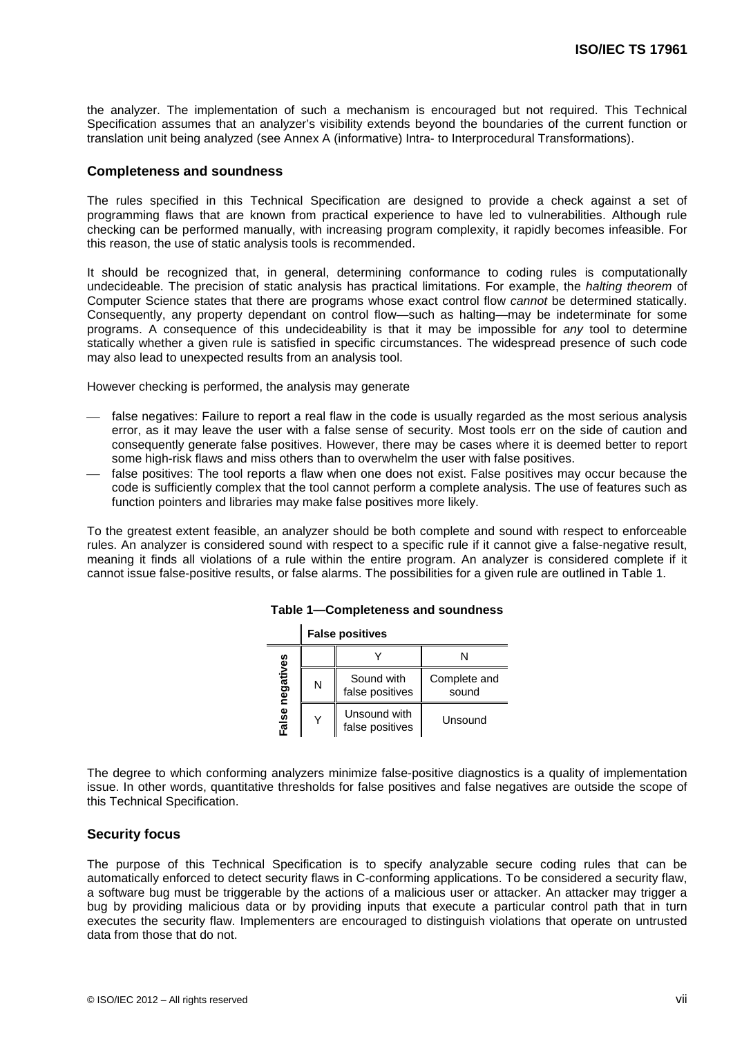the analyzer. The implementation of such a mechanism is encouraged but not required. This Technical Specification assumes that an analyzer's visibility extends beyond the boundaries of the current function or translation unit being analyzed (see Annex A (informative) Intra- to Interprocedural Transformations).

### Completeness and soundness

The rules specified in this Technical Specification are designed to provide a check against a set of programming flaws that are known from practical experience to have led to vulnerabilities. Although rule checking can be performed manually, with increasing program complexity, it rapidly becomes infeasible. For this reason, the use of static analysis tools is recommended.

It should be recognized that, in general, determining conformance to coding rules is computationally undecideable. The precision of static analysis has practical limitations. For example, the *halting theorem* of Computer Science states that there are programs whose exact control flow *cannot* be determined statically. Consequently, any property dependant on control flow—such as halting—may be indeterminate for some programs. A consequence of this undecideability is that it may be impossible for *any* tool to determine statically whether a given rule is satisfied in specific circumstances. The widespread presence of such code may also lead to unexpected results from an analysis tool.

However checking is performed, the analysis may generate

- false negatives: Failure to report a real flaw in the code is usually regarded as the most serious analysis error, as it may leave the user with a false sense of security. Most tools err on the side of caution and consequently generate false positives. However, there may be cases where it is deemed better to report some high-risk flaws and miss others than to overwhelm the user with false positives.
- false positives: The tool reports a flaw when one does not exist. False positives may occur because the code is sufficiently complex that the tool cannot perform a complete analysis. The use of features such as function pointers and libraries may make false positives more likely.

To the greatest extent feasible, an analyzer should be both complete and sound with respect to enforceable rules. An analyzer is considered sound with respect to a specific rule if it cannot give a false-negative result, meaning it finds all violations of a rule within the entire program. An analyzer is considered complete if it cannot issue false-positive results, or false alarms. The possibilities for a given rule are outlined in Table 1.

**Table 1—Completeness and soundness**

| | | **False positives** | |
|---|---|---|---|
| | | Y | N |
| **False negatives** | N | Sound with false positives | Complete and sound |
| | Y | Unsound with false positives | Unsound |

The degree to which conforming analyzers minimize false-positive diagnostics is a quality of implementation issue. In other words, quantitative thresholds for false positives and false negatives are outside the scope of this Technical Specification.

### Security focus

The purpose of this Technical Specification is to specify analyzable secure coding rules that can be automatically enforced to detect security flaws in C-conforming applications. To be considered a security flaw, a software bug must be triggerable by the actions of a malicious user or attacker. An attacker may trigger a bug by providing malicious data or by providing inputs that execute a particular control path that in turn executes the security flaw. Implementers are encouraged to distinguish violations that operate on untrusted data from those that do not.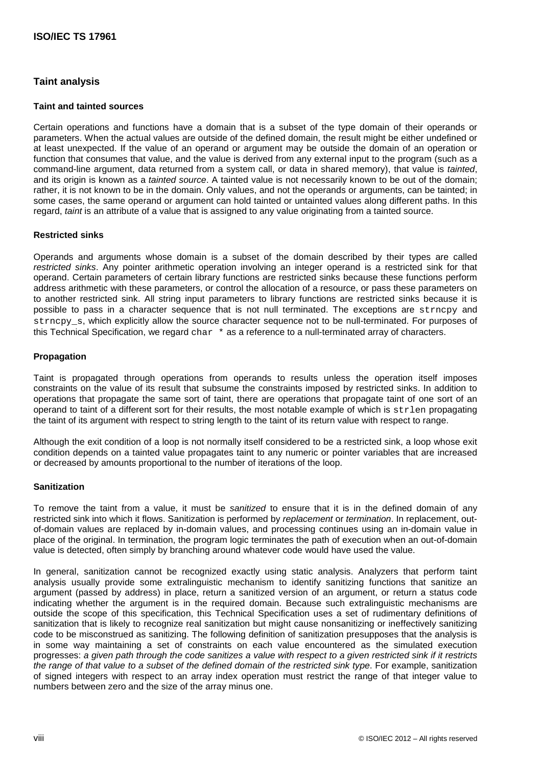## Taint analysis

### Taint and tainted sources

Certain operations and functions have a domain that is a subset of the type domain of their operands or parameters. When the actual values are outside of the defined domain, the result might be either undefined or at least unexpected. If the value of an operand or argument may be outside the domain of an operation or function that consumes that value, and the value is derived from any external input to the program (such as a command-line argument, data returned from a system call, or data in shared memory), that value is *tainted*, and its origin is known as a *tainted source*. A tainted value is not necessarily known to be out of the domain; rather, it is not known to be in the domain. Only values, and not the operands or arguments, can be tainted; in some cases, the same operand or argument can hold tainted or untainted values along different paths. In this regard, *taint* is an attribute of a value that is assigned to any value originating from a tainted source.

### Restricted sinks

Operands and arguments whose domain is a subset of the domain described by their types are called *restricted sinks*. Any pointer arithmetic operation involving an integer operand is a restricted sink for that operand. Certain parameters of certain library functions are restricted sinks because these functions perform address arithmetic with these parameters, or control the allocation of a resource, or pass these parameters on to another restricted sink. All string input parameters to library functions are restricted sinks because it is possible to pass in a character sequence that is not null terminated. The exceptions are `strncpy` and `strncpy_s`, which explicitly allow the source character sequence not to be null-terminated. For purposes of this Technical Specification, we regard `char *` as a reference to a null-terminated array of characters.

### Propagation

Taint is propagated through operations from operands to results unless the operation itself imposes constraints on the value of its result that subsume the constraints imposed by restricted sinks. In addition to operations that propagate the same sort of taint, there are operations that propagate taint of one sort of an operand to taint of a different sort for their results, the most notable example of which is `strlen` propagating the taint of its argument with respect to string length to the taint of its return value with respect to range.

Although the exit condition of a loop is not normally itself considered to be a restricted sink, a loop whose exit condition depends on a tainted value propagates taint to any numeric or pointer variables that are increased or decreased by amounts proportional to the number of iterations of the loop.

### Sanitization

To remove the taint from a value, it must be *sanitized* to ensure that it is in the defined domain of any restricted sink into which it flows. Sanitization is performed by *replacement* or *termination*. In replacement, out-of-domain values are replaced by in-domain values, and processing continues using an in-domain value in place of the original. In termination, the program logic terminates the path of execution when an out-of-domain value is detected, often simply by branching around whatever code would have used the value.

In general, sanitization cannot be recognized exactly using static analysis. Analyzers that perform taint analysis usually provide some extralinguistic mechanism to identify sanitizing functions that sanitize an argument (passed by address) in place, return a sanitized version of an argument, or return a status code indicating whether the argument is in the required domain. Because such extralinguistic mechanisms are outside the scope of this specification, this Technical Specification uses a set of rudimentary definitions of sanitization that is likely to recognize real sanitization but might cause nonsanitizing or ineffectively sanitizing code to be misconstrued as sanitizing. The following definition of sanitization presupposes that the analysis is in some way maintaining a set of constraints on each value encountered as the simulated execution progresses: *a given path through the code sanitizes a value with respect to a given restricted sink if it restricts the range of that value to a subset of the defined domain of the restricted sink type*. For example, sanitization of signed integers with respect to an array index operation must restrict the range of that integer value to numbers between zero and the size of the array minus one.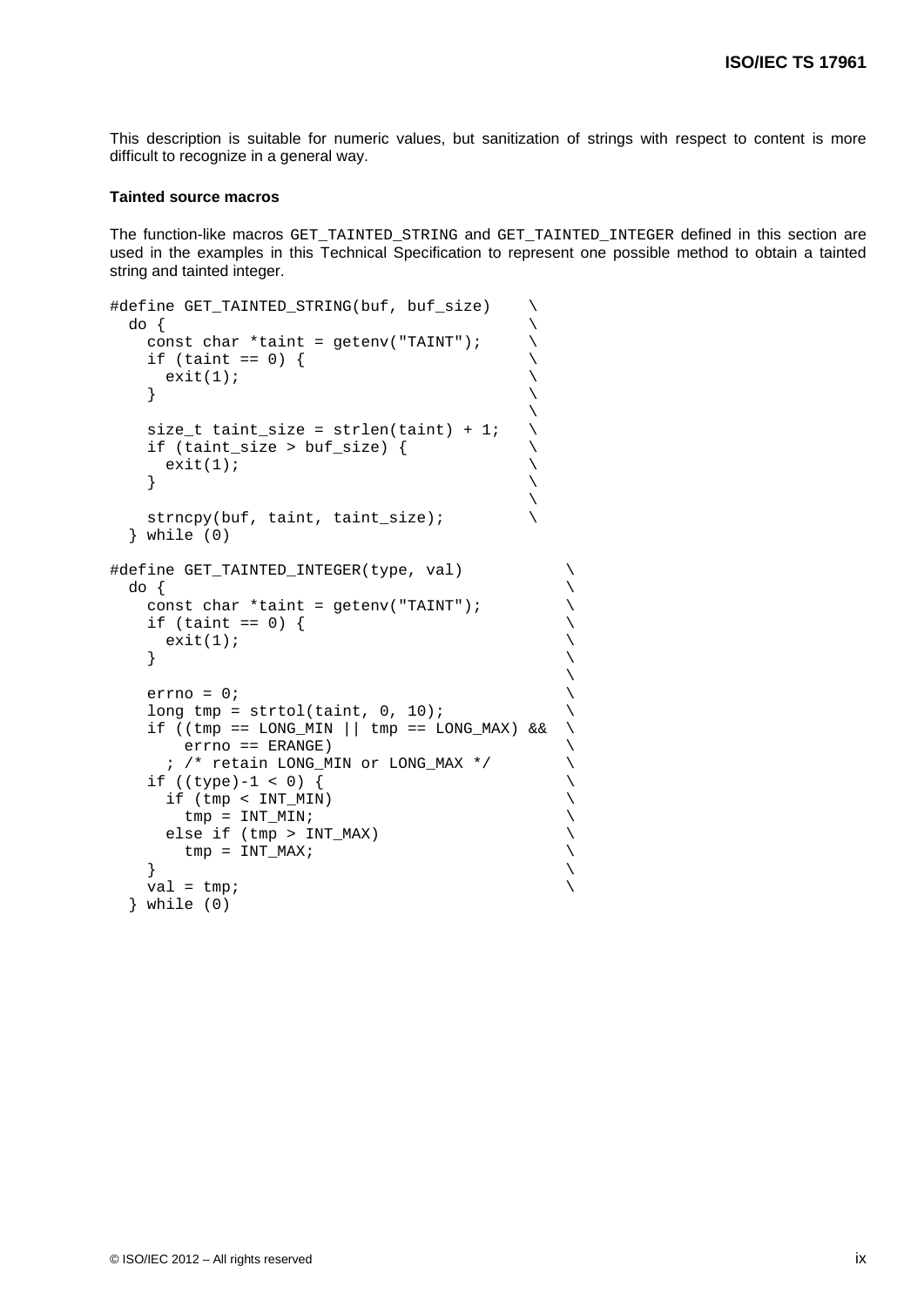This description is suitable for numeric values, but sanitization of strings with respect to content is more difficult to recognize in a general way.

**Tainted source macros**

The function-like macros `GET_TAINTED_STRING` and `GET_TAINTED_INTEGER` defined in this section are used in the examples in this Technical Specification to represent one possible method to obtain a tainted string and tainted integer.

```
#define GET_TAINTED_STRING(buf, buf_size)    \
  do {                                       \
    const char *taint = getenv("TAINT");     \
    if (taint == 0) {                        \
      exit(1);                               \
    }                                        \
                                             \
    size_t taint_size = strlen(taint) + 1;   \
    if (taint_size > buf_size) {             \
      exit(1);                               \
    }                                        \
                                             \
    strncpy(buf, taint, taint_size);         \
  } while (0)

#define GET_TAINTED_INTEGER(type, val)            \
  do {                                            \
    const char *taint = getenv("TAINT");          \
    if (taint == 0) {                             \
      exit(1);                                    \
    }                                             \
                                                  \
    errno = 0;                                    \
    long tmp = strtol(taint, 0, 10);              \
    if ((tmp == LONG_MIN || tmp == LONG_MAX) &&   \
        errno == ERANGE)                          \
      ; /* retain LONG_MIN or LONG_MAX */         \
    if ((type)-1 < 0) {                           \
      if (tmp < INT_MIN)                          \
        tmp = INT_MIN;                            \
      else if (tmp > INT_MAX)                     \
        tmp = INT_MAX;                            \
    }                                             \
    val = tmp;                                    \
  } while (0)
```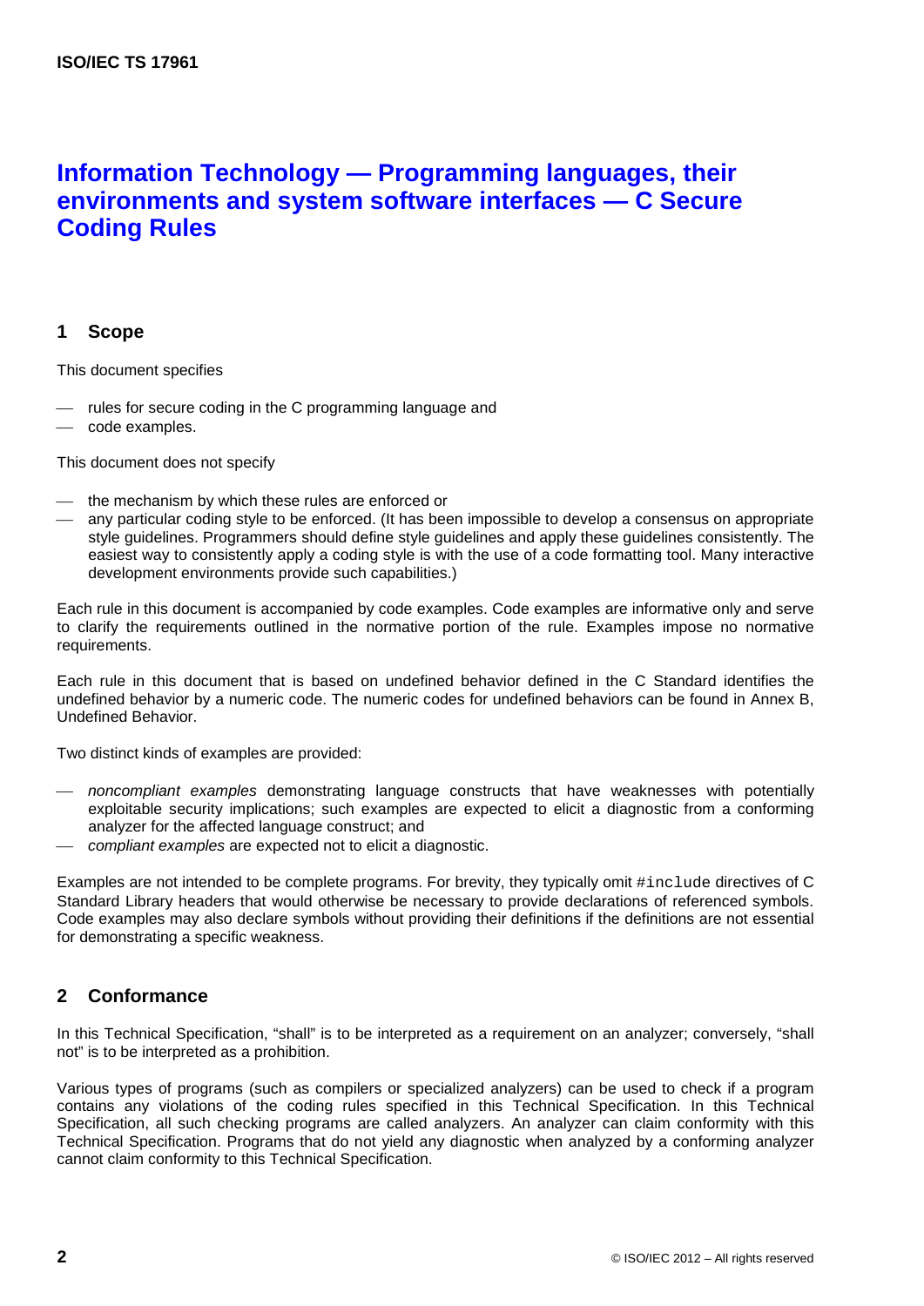# Information Technology — Programming languages, their environments and system software interfaces — C Secure Coding Rules

## 1 Scope

This document specifies

- rules for secure coding in the C programming language and
- code examples.

This document does not specify

- the mechanism by which these rules are enforced or
- any particular coding style to be enforced. (It has been impossible to develop a consensus on appropriate style guidelines. Programmers should define style guidelines and apply these guidelines consistently. The easiest way to consistently apply a coding style is with the use of a code formatting tool. Many interactive development environments provide such capabilities.)

Each rule in this document is accompanied by code examples. Code examples are informative only and serve to clarify the requirements outlined in the normative portion of the rule. Examples impose no normative requirements.

Each rule in this document that is based on undefined behavior defined in the C Standard identifies the undefined behavior by a numeric code. The numeric codes for undefined behaviors can be found in Annex B, Undefined Behavior.

Two distinct kinds of examples are provided:

- *noncompliant examples* demonstrating language constructs that have weaknesses with potentially exploitable security implications; such examples are expected to elicit a diagnostic from a conforming analyzer for the affected language construct; and
- *compliant examples* are expected not to elicit a diagnostic.

Examples are not intended to be complete programs. For brevity, they typically omit `#include` directives of C Standard Library headers that would otherwise be necessary to provide declarations of referenced symbols. Code examples may also declare symbols without providing their definitions if the definitions are not essential for demonstrating a specific weakness.

## 2 Conformance

In this Technical Specification, "shall" is to be interpreted as a requirement on an analyzer; conversely, "shall not" is to be interpreted as a prohibition.

Various types of programs (such as compilers or specialized analyzers) can be used to check if a program contains any violations of the coding rules specified in this Technical Specification. In this Technical Specification, all such checking programs are called analyzers. An analyzer can claim conformity with this Technical Specification. Programs that do not yield any diagnostic when analyzed by a conforming analyzer cannot claim conformity to this Technical Specification.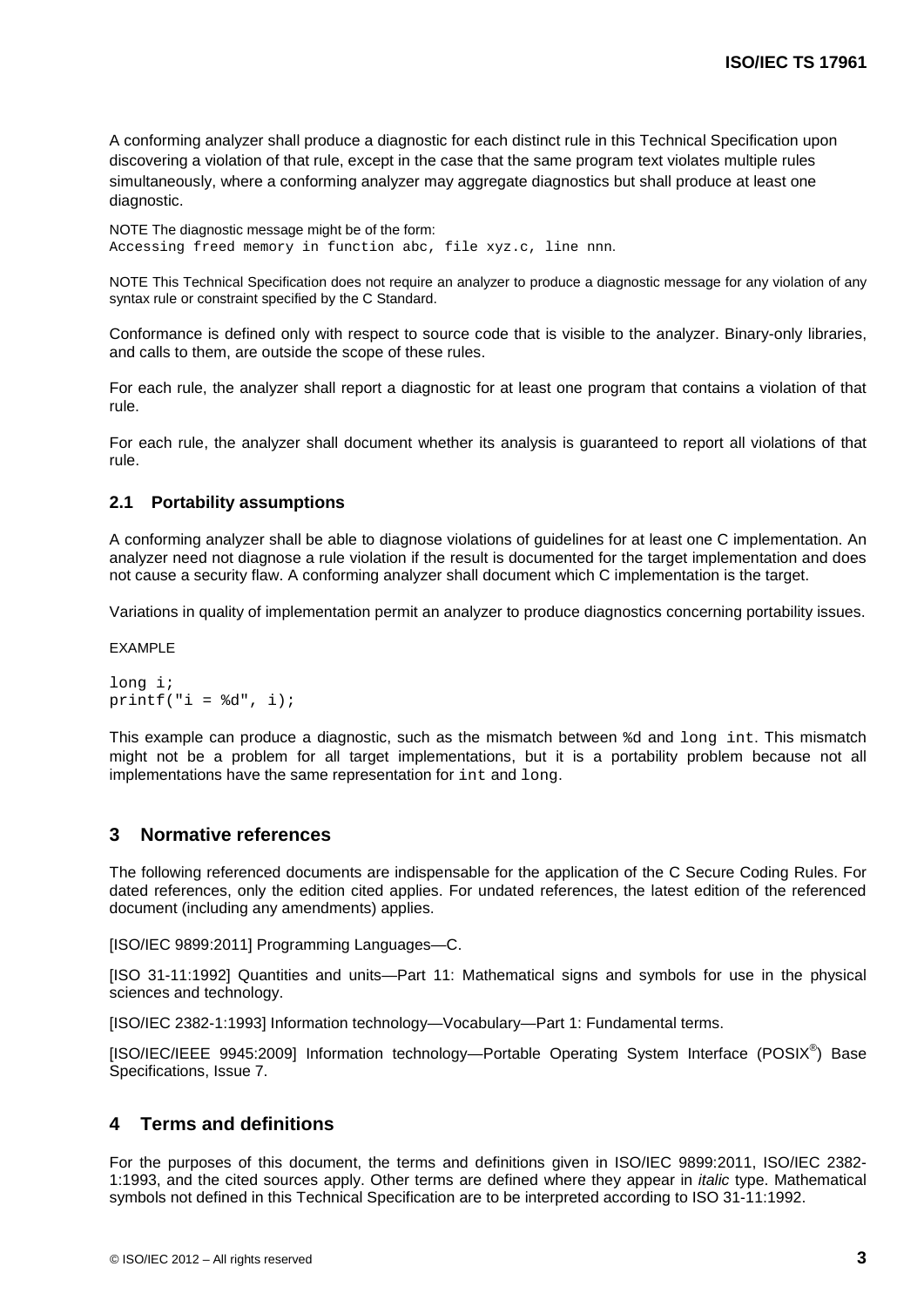A conforming analyzer shall produce a diagnostic for each distinct rule in this Technical Specification upon discovering a violation of that rule, except in the case that the same program text violates multiple rules simultaneously, where a conforming analyzer may aggregate diagnostics but shall produce at least one diagnostic.

NOTE The diagnostic message might be of the form:
`Accessing freed memory in function abc, file xyz.c, line nnn.`

NOTE This Technical Specification does not require an analyzer to produce a diagnostic message for any violation of any syntax rule or constraint specified by the C Standard.

Conformance is defined only with respect to source code that is visible to the analyzer. Binary-only libraries, and calls to them, are outside the scope of these rules.

For each rule, the analyzer shall report a diagnostic for at least one program that contains a violation of that rule.

For each rule, the analyzer shall document whether its analysis is guaranteed to report all violations of that rule.

### 2.1 Portability assumptions

A conforming analyzer shall be able to diagnose violations of guidelines for at least one C implementation. An analyzer need not diagnose a rule violation if the result is documented for the target implementation and does not cause a security flaw. A conforming analyzer shall document which C implementation is the target.

Variations in quality of implementation permit an analyzer to produce diagnostics concerning portability issues.

EXAMPLE

```
long i;
printf("i = %d", i);
```

This example can produce a diagnostic, such as the mismatch between `%d` and `long int`. This mismatch might not be a problem for all target implementations, but it is a portability problem because not all implementations have the same representation for `int` and `long`.

## 3 Normative references

The following referenced documents are indispensable for the application of the C Secure Coding Rules. For dated references, only the edition cited applies. For undated references, the latest edition of the referenced document (including any amendments) applies.

[ISO/IEC 9899:2011] Programming Languages—C.

[ISO 31-11:1992] Quantities and units—Part 11: Mathematical signs and symbols for use in the physical sciences and technology.

[ISO/IEC 2382-1:1993] Information technology—Vocabulary—Part 1: Fundamental terms.

[ISO/IEC/IEEE 9945:2009] Information technology—Portable Operating System Interface (POSIX®) Base Specifications, Issue 7.

## 4 Terms and definitions

For the purposes of this document, the terms and definitions given in ISO/IEC 9899:2011, ISO/IEC 2382-1:1993, and the cited sources apply. Other terms are defined where they appear in *italic* type. Mathematical symbols not defined in this Technical Specification are to be interpreted according to ISO 31-11:1992.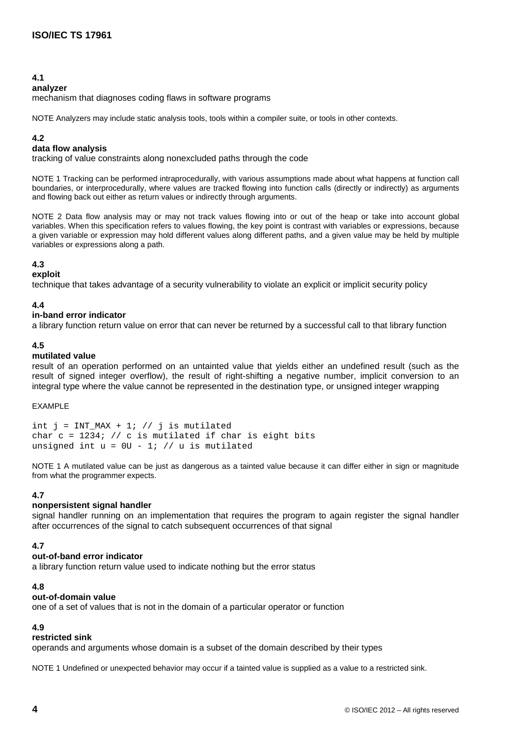**4.1**
**analyzer**
mechanism that diagnoses coding flaws in software programs

NOTE Analyzers may include static analysis tools, tools within a compiler suite, or tools in other contexts.

**4.2**
**data flow analysis**
tracking of value constraints along nonexcluded paths through the code

NOTE 1 Tracking can be performed intraprocedurally, with various assumptions made about what happens at function call boundaries, or interprocedurally, where values are tracked flowing into function calls (directly or indirectly) as arguments and flowing back out either as return values or indirectly through arguments.

NOTE 2 Data flow analysis may or may not track values flowing into or out of the heap or take into account global variables. When this specification refers to values flowing, the key point is contrast with variables or expressions, because a given variable or expression may hold different values along different paths, and a given value may be held by multiple variables or expressions along a path.

**4.3**
**exploit**
technique that takes advantage of a security vulnerability to violate an explicit or implicit security policy

**4.4**
**in-band error indicator**
a library function return value on error that can never be returned by a successful call to that library function

**4.5**
**mutilated value**
result of an operation performed on an untainted value that yields either an undefined result (such as the result of signed integer overflow), the result of right-shifting a negative number, implicit conversion to an integral type where the value cannot be represented in the destination type, or unsigned integer wrapping

EXAMPLE

```
int j = INT_MAX + 1; // j is mutilated
char c = 1234; // c is mutilated if char is eight bits
unsigned int u = 0U - 1; // u is mutilated
```

NOTE 1 A mutilated value can be just as dangerous as a tainted value because it can differ either in sign or magnitude from what the programmer expects.

**4.7**
**nonpersistent signal handler**
signal handler running on an implementation that requires the program to again register the signal handler after occurrences of the signal to catch subsequent occurrences of that signal

**4.7**
**out-of-band error indicator**
a library function return value used to indicate nothing but the error status

**4.8**
**out-of-domain value**
one of a set of values that is not in the domain of a particular operator or function

**4.9**
**restricted sink**
operands and arguments whose domain is a subset of the domain described by their types

NOTE 1 Undefined or unexpected behavior may occur if a tainted value is supplied as a value to a restricted sink.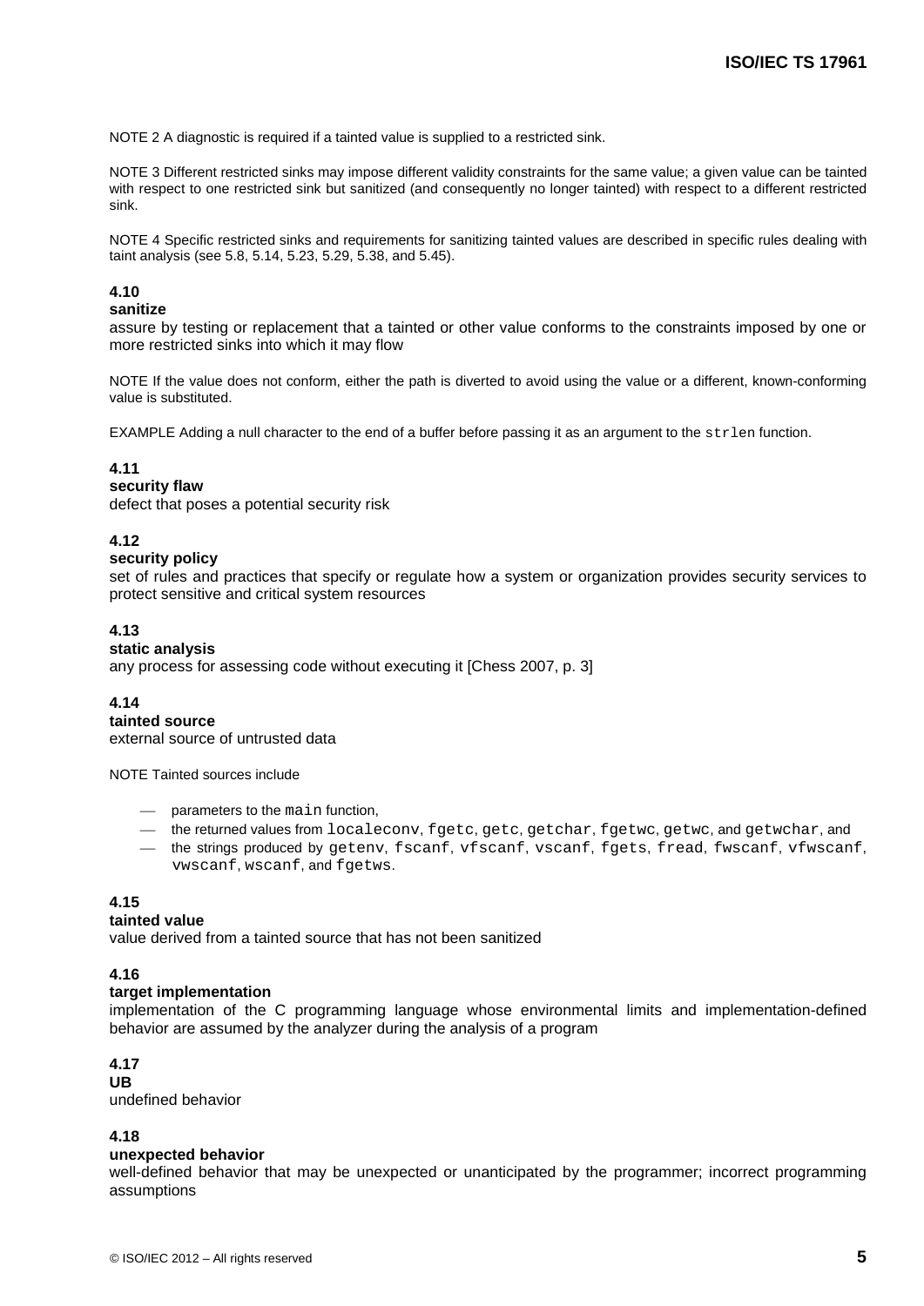NOTE 2 A diagnostic is required if a tainted value is supplied to a restricted sink.

NOTE 3 Different restricted sinks may impose different validity constraints for the same value; a given value can be tainted with respect to one restricted sink but sanitized (and consequently no longer tainted) with respect to a different restricted sink.

NOTE 4 Specific restricted sinks and requirements for sanitizing tainted values are described in specific rules dealing with taint analysis (see 5.8, 5.14, 5.23, 5.29, 5.38, and 5.45).

**4.10**
**sanitize**
assure by testing or replacement that a tainted or other value conforms to the constraints imposed by one or more restricted sinks into which it may flow

NOTE If the value does not conform, either the path is diverted to avoid using the value or a different, known-conforming value is substituted.

EXAMPLE Adding a null character to the end of a buffer before passing it as an argument to the `strlen` function.

**4.11**
**security flaw**
defect that poses a potential security risk

**4.12**
**security policy**
set of rules and practices that specify or regulate how a system or organization provides security services to protect sensitive and critical system resources

**4.13**
**static analysis**
any process for assessing code without executing it [Chess 2007, p. 3]

**4.14**
**tainted source**
external source of untrusted data

NOTE Tainted sources include

- parameters to the `main` function,
- the returned values from `localeconv`, `fgetc`, `getc`, `getchar`, `fgetwc`, `getwc`, and `getwchar`, and
- the strings produced by `getenv`, `fscanf`, `vfscanf`, `vscanf`, `fgets`, `fread`, `fwscanf`, `vfwscanf`, `vwscanf`, `wscanf`, and `fgetws`.

**4.15**
**tainted value**
value derived from a tainted source that has not been sanitized

**4.16**
**target implementation**
implementation of the C programming language whose environmental limits and implementation-defined behavior are assumed by the analyzer during the analysis of a program

**4.17**
**UB**
undefined behavior

**4.18**
**unexpected behavior**
well-defined behavior that may be unexpected or unanticipated by the programmer; incorrect programming assumptions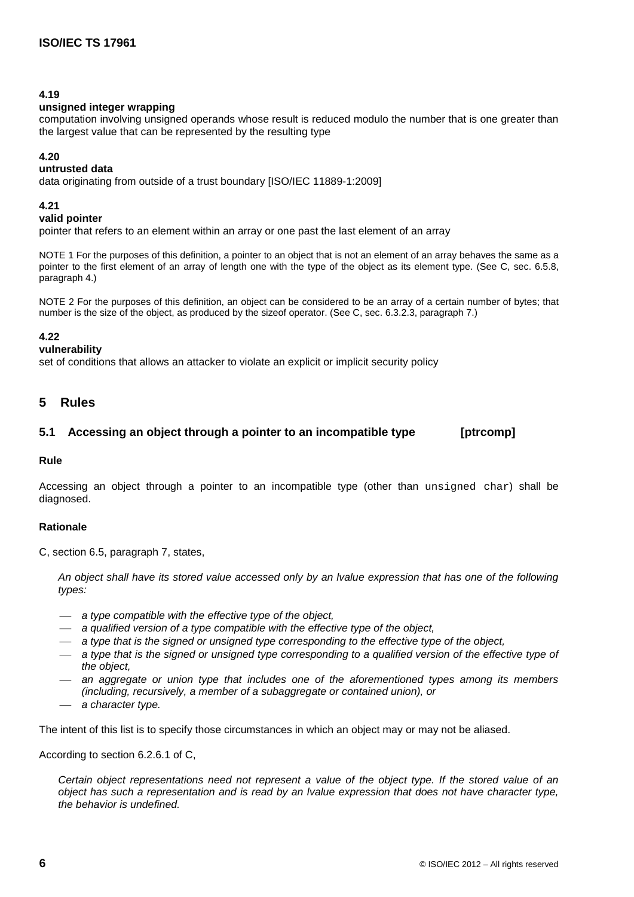**4.19**

**unsigned integer wrapping**

computation involving unsigned operands whose result is reduced modulo the number that is one greater than the largest value that can be represented by the resulting type

**4.20**

**untrusted data**

data originating from outside of a trust boundary [ISO/IEC 11889-1:2009]

**4.21**

**valid pointer**

pointer that refers to an element within an array or one past the last element of an array

NOTE 1 For the purposes of this definition, a pointer to an object that is not an element of an array behaves the same as a pointer to the first element of an array of length one with the type of the object as its element type. (See C, sec. 6.5.8, paragraph 4.)

NOTE 2 For the purposes of this definition, an object can be considered to be an array of a certain number of bytes; that number is the size of the object, as produced by the sizeof operator. (See C, sec. 6.3.2.3, paragraph 7.)

**4.22**

**vulnerability**

set of conditions that allows an attacker to violate an explicit or implicit security policy

## 5 Rules

### 5.1 Accessing an object through a pointer to an incompatible type [ptrcomp]

**Rule**

Accessing an object through a pointer to an incompatible type (other than `unsigned char`) shall be diagnosed.

**Rationale**

C, section 6.5, paragraph 7, states,

> *An object shall have its stored value accessed only by an lvalue expression that has one of the following types:*
>
> — *a type compatible with the effective type of the object,*
> — *a qualified version of a type compatible with the effective type of the object,*
> — *a type that is the signed or unsigned type corresponding to the effective type of the object,*
> — *a type that is the signed or unsigned type corresponding to a qualified version of the effective type of the object,*
> — *an aggregate or union type that includes one of the aforementioned types among its members (including, recursively, a member of a subaggregate or contained union), or*
> — *a character type.*

The intent of this list is to specify those circumstances in which an object may or may not be aliased.

According to section 6.2.6.1 of C,

> *Certain object representations need not represent a value of the object type. If the stored value of an object has such a representation and is read by an lvalue expression that does not have character type, the behavior is undefined.*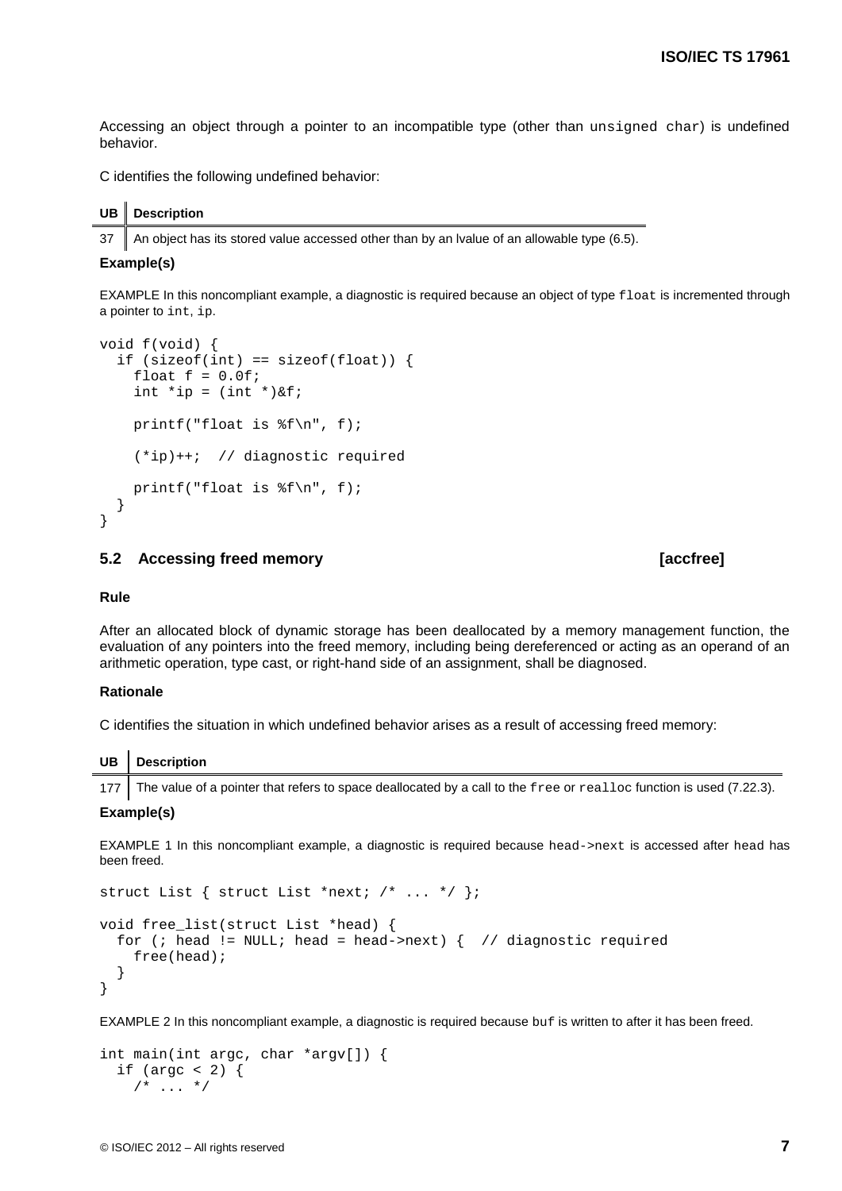Accessing an object through a pointer to an incompatible type (other than `unsigned char`) is undefined behavior.

C identifies the following undefined behavior:

| UB | Description |
|---|---|
| 37 | An object has its stored value accessed other than by an lvalue of an allowable type (6.5). |

**Example(s)**

EXAMPLE In this noncompliant example, a diagnostic is required because an object of type `float` is incremented through a pointer to `int`, `ip`.

```
void f(void) {
  if (sizeof(int) == sizeof(float)) {
    float f = 0.0f;
    int *ip = (int *)&f;

    printf("float is %f\n", f);

    (*ip)++;  // diagnostic required

    printf("float is %f\n", f);
  }
}
```

## 5.2 Accessing freed memory [accfree]

**Rule**

After an allocated block of dynamic storage has been deallocated by a memory management function, the evaluation of any pointers into the freed memory, including being dereferenced or acting as an operand of an arithmetic operation, type cast, or right-hand side of an assignment, shall be diagnosed.

**Rationale**

C identifies the situation in which undefined behavior arises as a result of accessing freed memory:

| UB | Description |
|---|---|
| 177 | The value of a pointer that refers to space deallocated by a call to the `free` or `realloc` function is used (7.22.3). |

**Example(s)**

EXAMPLE 1 In this noncompliant example, a diagnostic is required because `head->next` is accessed after `head` has been freed.

```
struct List { struct List *next; /* ... */ };

void free_list(struct List *head) {
  for (; head != NULL; head = head->next) {  // diagnostic required
    free(head);
  }
}
```

EXAMPLE 2 In this noncompliant example, a diagnostic is required because `buf` is written to after it has been freed.

```
int main(int argc, char *argv[]) {
  if (argc < 2) {
    /* ... */
```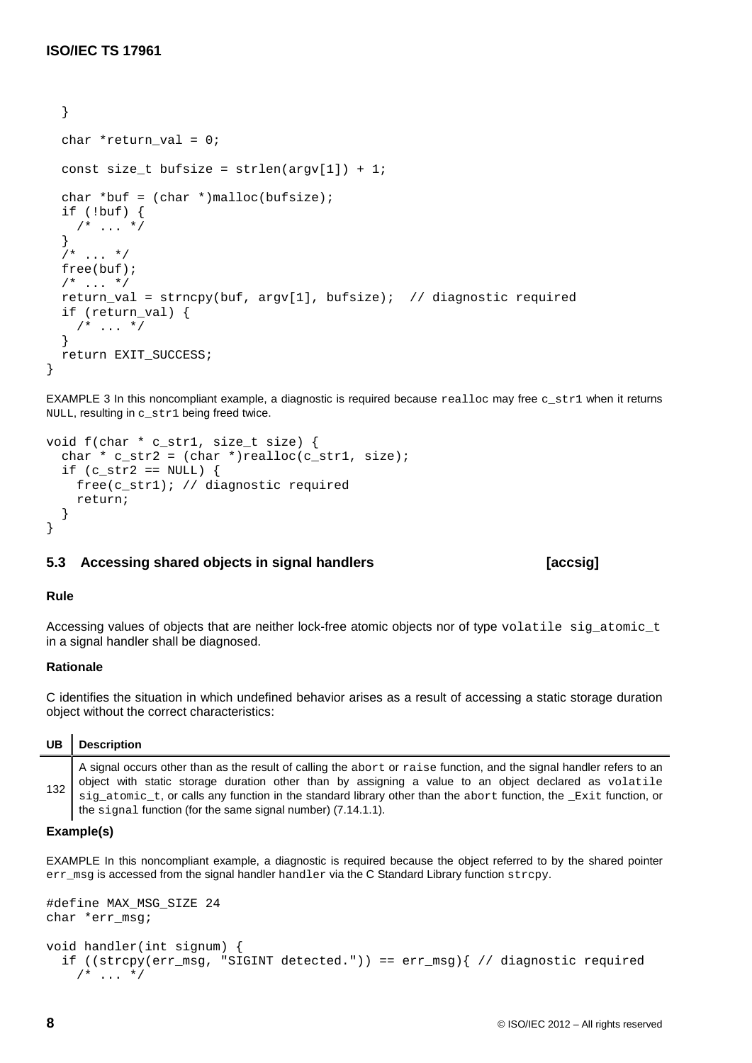```
  }

  char *return_val = 0;

  const size_t bufsize = strlen(argv[1]) + 1;

  char *buf = (char *)malloc(bufsize);
  if (!buf) {
    /* ... */
  }
  /* ... */
  free(buf);
  /* ... */
  return_val = strncpy(buf, argv[1], bufsize);  // diagnostic required
  if (return_val) {
    /* ... */
  }
  return EXIT_SUCCESS;
}
```

EXAMPLE 3 In this noncompliant example, a diagnostic is required because `realloc` may free `c_str1` when it returns `NULL`, resulting in `c_str1` being freed twice.

```
void f(char * c_str1, size_t size) {
  char * c_str2 = (char *)realloc(c_str1, size);
  if (c_str2 == NULL) {
    free(c_str1); // diagnostic required
    return;
  }
}
```

## 5.3 Accessing shared objects in signal handlers [accsig]

### Rule

Accessing values of objects that are neither lock-free atomic objects nor of type `volatile sig_atomic_t` in a signal handler shall be diagnosed.

### Rationale

C identifies the situation in which undefined behavior arises as a result of accessing a static storage duration object without the correct characteristics:

| UB | Description |
|---|---|
| 132 | A signal occurs other than as the result of calling the `abort` or `raise` function, and the signal handler refers to an object with static storage duration other than by assigning a value to an object declared as `volatile sig_atomic_t`, or calls any function in the standard library other than the `abort` function, the `_Exit` function, or the `signal` function (for the same signal number) (7.14.1.1). |

### Example(s)

EXAMPLE In this noncompliant example, a diagnostic is required because the object referred to by the shared pointer `err_msg` is accessed from the signal handler `handler` via the C Standard Library function `strcpy`.

```
#define MAX_MSG_SIZE 24
char *err_msg;

void handler(int signum) {
  if ((strcpy(err_msg, "SIGINT detected.")) == err_msg){ // diagnostic required
    /* ... */
```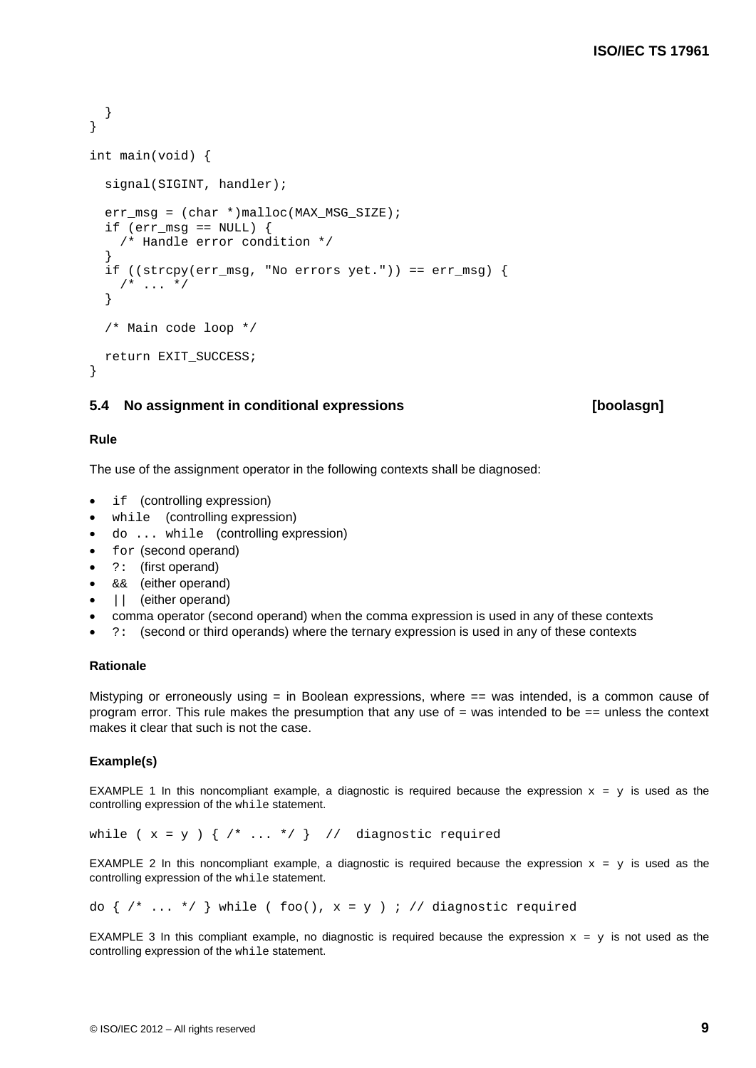```
  }
}

int main(void) {

  signal(SIGINT, handler);

  err_msg = (char *)malloc(MAX_MSG_SIZE);
  if (err_msg == NULL) {
    /* Handle error condition */
  }
  if ((strcpy(err_msg, "No errors yet.")) == err_msg) {
    /* ... */
  }

  /* Main code loop */

  return EXIT_SUCCESS;
}
```

### 5.4 No assignment in conditional expressions [boolasgn]

#### Rule

The use of the assignment operator in the following contexts shall be diagnosed:

- `if` (controlling expression)
- `while` (controlling expression)
- `do ... while` (controlling expression)
- `for` (second operand)
- `?:` (first operand)
- `&&` (either operand)
- `||` (either operand)
- comma operator (second operand) when the comma expression is used in any of these contexts
- `?:` (second or third operands) where the ternary expression is used in any of these contexts

#### Rationale

Mistyping or erroneously using = in Boolean expressions, where == was intended, is a common cause of program error. This rule makes the presumption that any use of = was intended to be == unless the context makes it clear that such is not the case.

#### Example(s)

EXAMPLE 1 In this noncompliant example, a diagnostic is required because the expression `x = y` is used as the controlling expression of the `while` statement.

```
while ( x = y ) { /* ... */ }  //  diagnostic required
```

EXAMPLE 2 In this noncompliant example, a diagnostic is required because the expression `x = y` is used as the controlling expression of the `while` statement.

```
do { /* ... */ } while ( foo(), x = y ) ; // diagnostic required
```

EXAMPLE 3 In this compliant example, no diagnostic is required because the expression `x = y` is not used as the controlling expression of the `while` statement.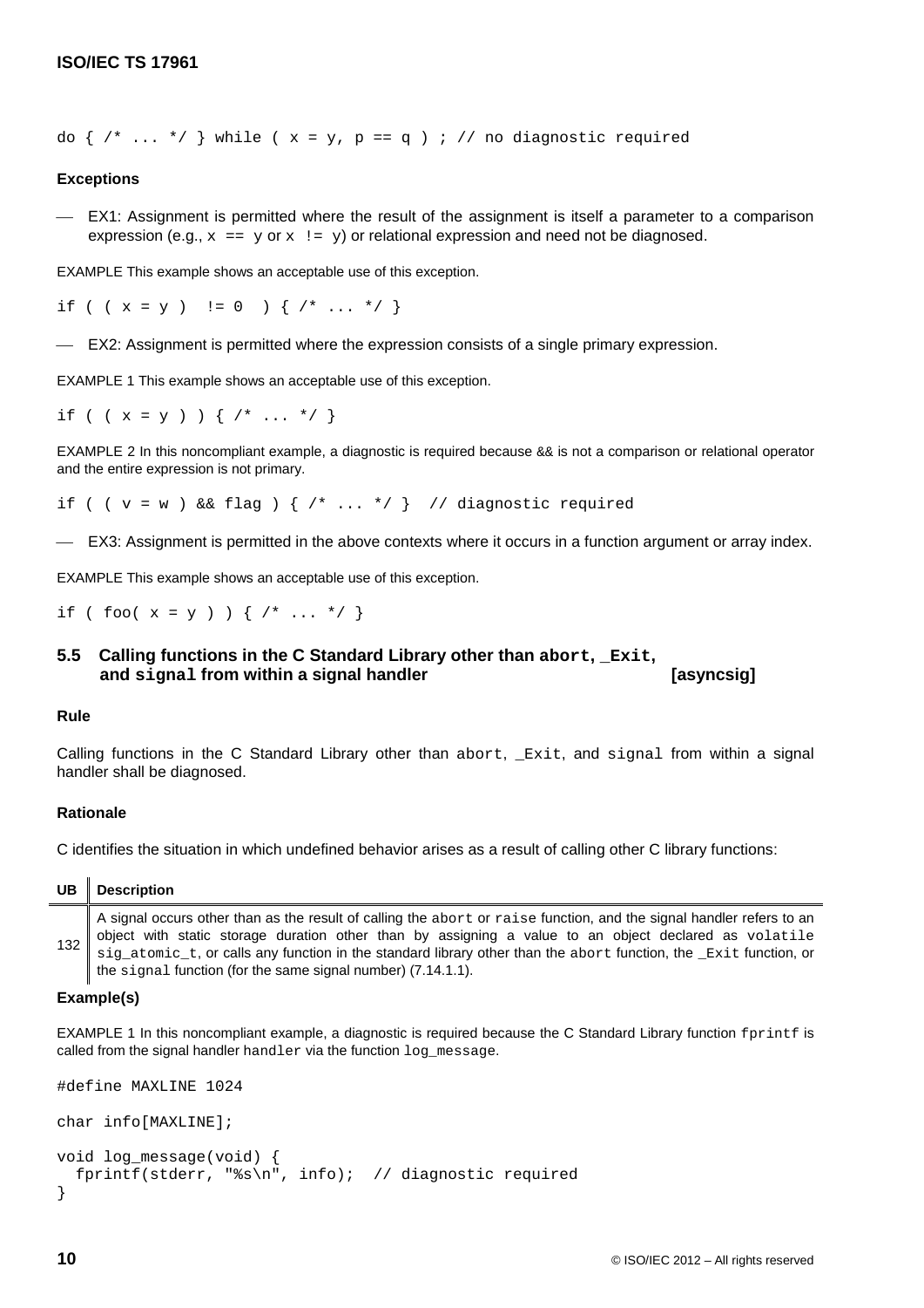```
do { /* ... */ } while ( x = y, p == q ) ; // no diagnostic required
```

#### Exceptions

— EX1: Assignment is permitted where the result of the assignment is itself a parameter to a comparison expression (e.g., `x == y` or `x != y`) or relational expression and need not be diagnosed.

EXAMPLE This example shows an acceptable use of this exception.

```
if ( ( x = y )  != 0  ) { /* ... */ }
```

— EX2: Assignment is permitted where the expression consists of a single primary expression.

EXAMPLE 1 This example shows an acceptable use of this exception.

```
if ( ( x = y ) ) { /* ... */ }
```

EXAMPLE 2 In this noncompliant example, a diagnostic is required because && is not a comparison or relational operator and the entire expression is not primary.

```
if ( ( v = w ) && flag ) { /* ... */ }  // diagnostic required
```

— EX3: Assignment is permitted in the above contexts where it occurs in a function argument or array index.

EXAMPLE This example shows an acceptable use of this exception.

```
if ( foo( x = y ) ) { /* ... */ }
```

## 5.5 Calling functions in the C Standard Library other than `abort`, `_Exit`, and `signal` from within a signal handler [asyncsig]

#### Rule

Calling functions in the C Standard Library other than `abort`, `_Exit`, and `signal` from within a signal handler shall be diagnosed.

#### Rationale

C identifies the situation in which undefined behavior arises as a result of calling other C library functions:

| UB | Description |
|---|---|
| 132 | A signal occurs other than as the result of calling the `abort` or `raise` function, and the signal handler refers to an object with static storage duration other than by assigning a value to an object declared as `volatile sig_atomic_t`, or calls any function in the standard library other than the `abort` function, the `_Exit` function, or the `signal` function (for the same signal number) (7.14.1.1). |

#### Example(s)

EXAMPLE 1 In this noncompliant example, a diagnostic is required because the C Standard Library function `fprintf` is called from the signal handler `handler` via the function `log_message`.

```
#define MAXLINE 1024

char info[MAXLINE];

void log_message(void) {
  fprintf(stderr, "%s\n", info);  // diagnostic required
}
```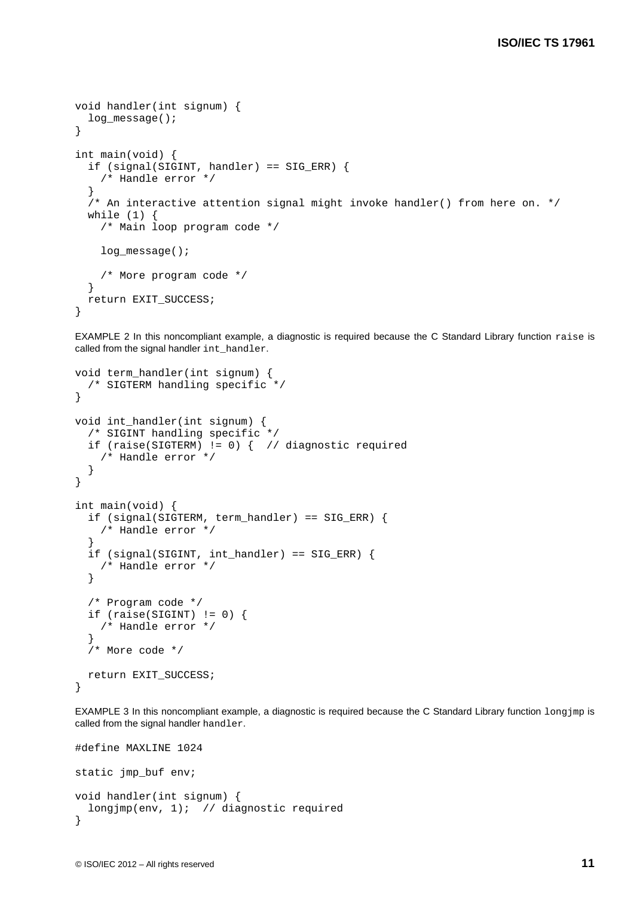```
void handler(int signum) {
  log_message();
}

int main(void) {
  if (signal(SIGINT, handler) == SIG_ERR) {
    /* Handle error */
  }
  /* An interactive attention signal might invoke handler() from here on. */
  while (1) {
    /* Main loop program code */

    log_message();

    /* More program code */
  }
  return EXIT_SUCCESS;
}
```

EXAMPLE 2 In this noncompliant example, a diagnostic is required because the C Standard Library function `raise` is called from the signal handler `int_handler`.

```
void term_handler(int signum) {
  /* SIGTERM handling specific */
}

void int_handler(int signum) {
  /* SIGINT handling specific */
  if (raise(SIGTERM) != 0) {  // diagnostic required
    /* Handle error */
  }
}

int main(void) {
  if (signal(SIGTERM, term_handler) == SIG_ERR) {
    /* Handle error */
  }
  if (signal(SIGINT, int_handler) == SIG_ERR) {
    /* Handle error */
  }

  /* Program code */
  if (raise(SIGINT) != 0) {
    /* Handle error */
  }
  /* More code */

  return EXIT_SUCCESS;
}
```

EXAMPLE 3 In this noncompliant example, a diagnostic is required because the C Standard Library function `longjmp` is called from the signal handler `handler`.

```
#define MAXLINE 1024

static jmp_buf env;

void handler(int signum) {
  longjmp(env, 1);  // diagnostic required
}
```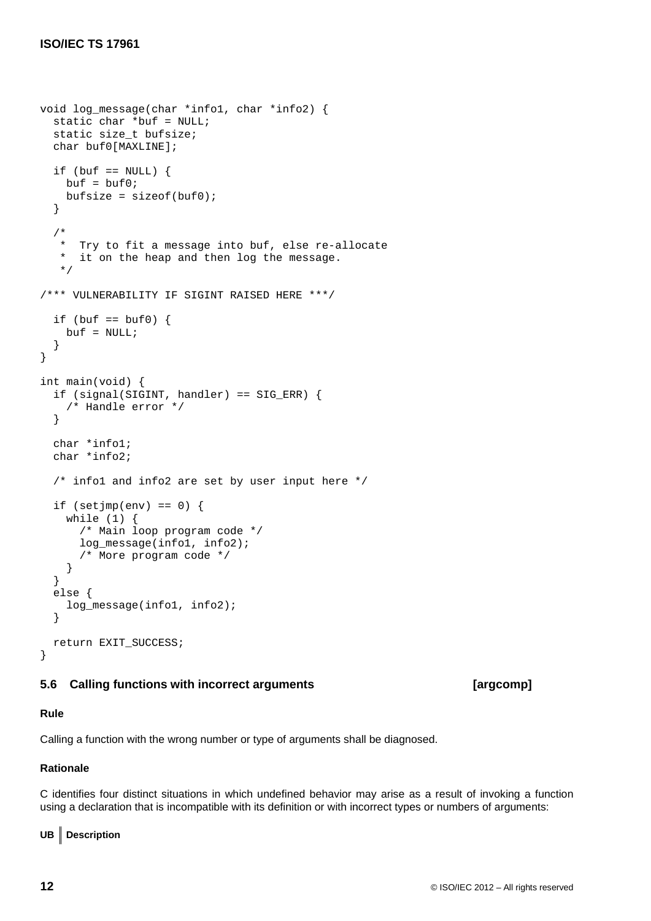```
void log_message(char *info1, char *info2) {
  static char *buf = NULL;
  static size_t bufsize;
  char buf0[MAXLINE];

  if (buf == NULL) {
    buf = buf0;
    bufsize = sizeof(buf0);
  }

  /*
   *  Try to fit a message into buf, else re-allocate
   *  it on the heap and then log the message.
   */

/*** VULNERABILITY IF SIGINT RAISED HERE ***/

  if (buf == buf0) {
    buf = NULL;
  }
}

int main(void) {
  if (signal(SIGINT, handler) == SIG_ERR) {
    /* Handle error */
  }

  char *info1;
  char *info2;

  /* info1 and info2 are set by user input here */

  if (setjmp(env) == 0) {
    while (1) {
      /* Main loop program code */
      log_message(info1, info2);
      /* More program code */
    }
  }
  else {
    log_message(info1, info2);
  }

  return EXIT_SUCCESS;
}
```

## 5.6 Calling functions with incorrect arguments [argcomp]

**Rule**

Calling a function with the wrong number or type of arguments shall be diagnosed.

**Rationale**

C identifies four distinct situations in which undefined behavior may arise as a result of invoking a function using a declaration that is incompatible with its definition or with incorrect types or numbers of arguments:

| UB | Description |
|---|---|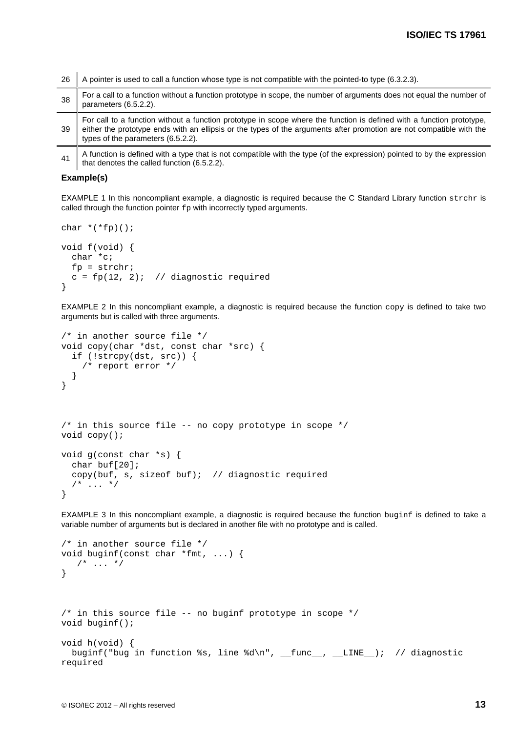| | |
|---|---|
| 26 | A pointer is used to call a function whose type is not compatible with the pointed-to type (6.3.2.3). |
| 38 | For a call to a function without a function prototype in scope, the number of arguments does not equal the number of parameters (6.5.2.2). |
| 39 | For call to a function without a function prototype in scope where the function is defined with a function prototype, either the prototype ends with an ellipsis or the types of the arguments after promotion are not compatible with the types of the parameters (6.5.2.2). |
| 41 | A function is defined with a type that is not compatible with the type (of the expression) pointed to by the expression that denotes the called function (6.5.2.2). |

**Example(s)**

EXAMPLE 1 In this noncompliant example, a diagnostic is required because the C Standard Library function `strchr` is called through the function pointer `fp` with incorrectly typed arguments.

```
char *(*fp)();

void f(void) {
  char *c;
  fp = strchr;
  c = fp(12, 2);  // diagnostic required
}
```

EXAMPLE 2 In this noncompliant example, a diagnostic is required because the function `copy` is defined to take two arguments but is called with three arguments.

```
/* in another source file */
void copy(char *dst, const char *src) {
  if (!strcpy(dst, src)) {
    /* report error */
  }
}



/* in this source file -- no copy prototype in scope */
void copy();

void g(const char *s) {
  char buf[20];
  copy(buf, s, sizeof buf);  // diagnostic required
  /* ... */
}
```

EXAMPLE 3 In this noncompliant example, a diagnostic is required because the function `buginf` is defined to take a variable number of arguments but is declared in another file with no prototype and is called.

```
/* in another source file */
void buginf(const char *fmt, ...) {
   /* ... */
}



/* in this source file -- no buginf prototype in scope */
void buginf();

void h(void) {
  buginf("bug in function %s, line %d\n", __func__, __LINE__);  // diagnostic
required
```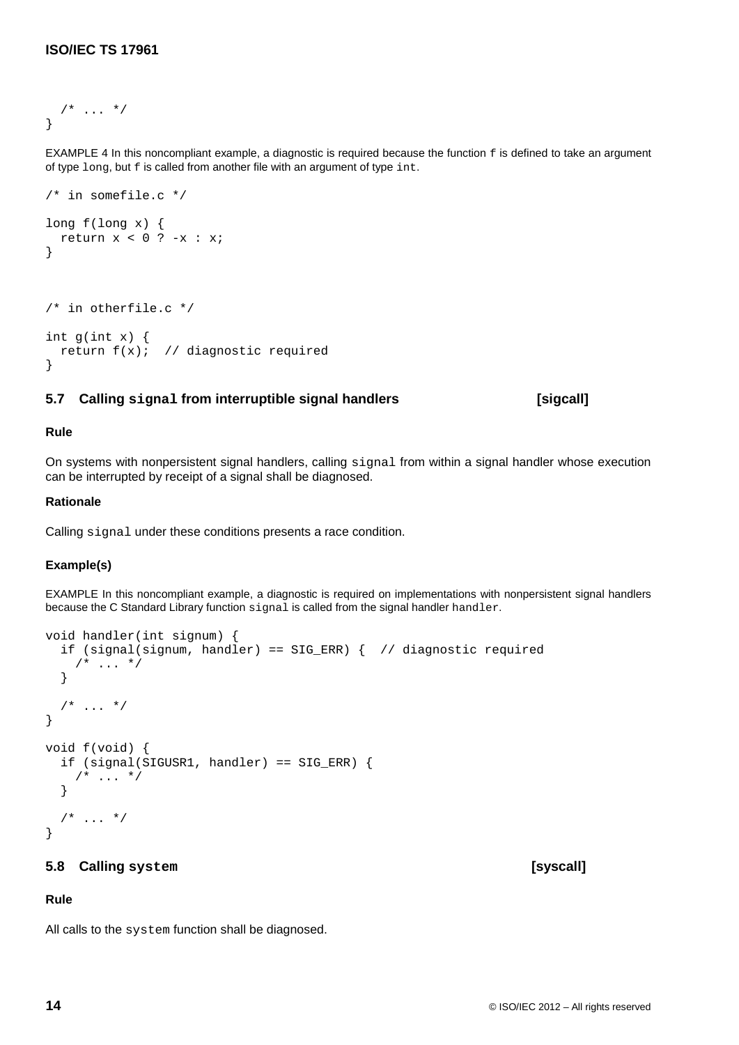```
  /* ... */
}
```

EXAMPLE 4 In this noncompliant example, a diagnostic is required because the function `f` is defined to take an argument of type `long`, but `f` is called from another file with an argument of type `int`.

```
/* in somefile.c */

long f(long x) {
  return x < 0 ? -x : x;
}



/* in otherfile.c */

int g(int x) {
  return f(x);  // diagnostic required
}
```

### 5.7 Calling `signal` from interruptible signal handlers [sigcall]

#### Rule

On systems with nonpersistent signal handlers, calling `signal` from within a signal handler whose execution can be interrupted by receipt of a signal shall be diagnosed.

#### Rationale

Calling `signal` under these conditions presents a race condition.

#### Example(s)

EXAMPLE In this noncompliant example, a diagnostic is required on implementations with nonpersistent signal handlers because the C Standard Library function `signal` is called from the signal handler `handler`.

```
void handler(int signum) {
  if (signal(signum, handler) == SIG_ERR) {  // diagnostic required
    /* ... */
  }

  /* ... */
}

void f(void) {
  if (signal(SIGUSR1, handler) == SIG_ERR) {
    /* ... */
  }

  /* ... */
}
```

### 5.8 Calling `system` [syscall]

#### Rule

All calls to the `system` function shall be diagnosed.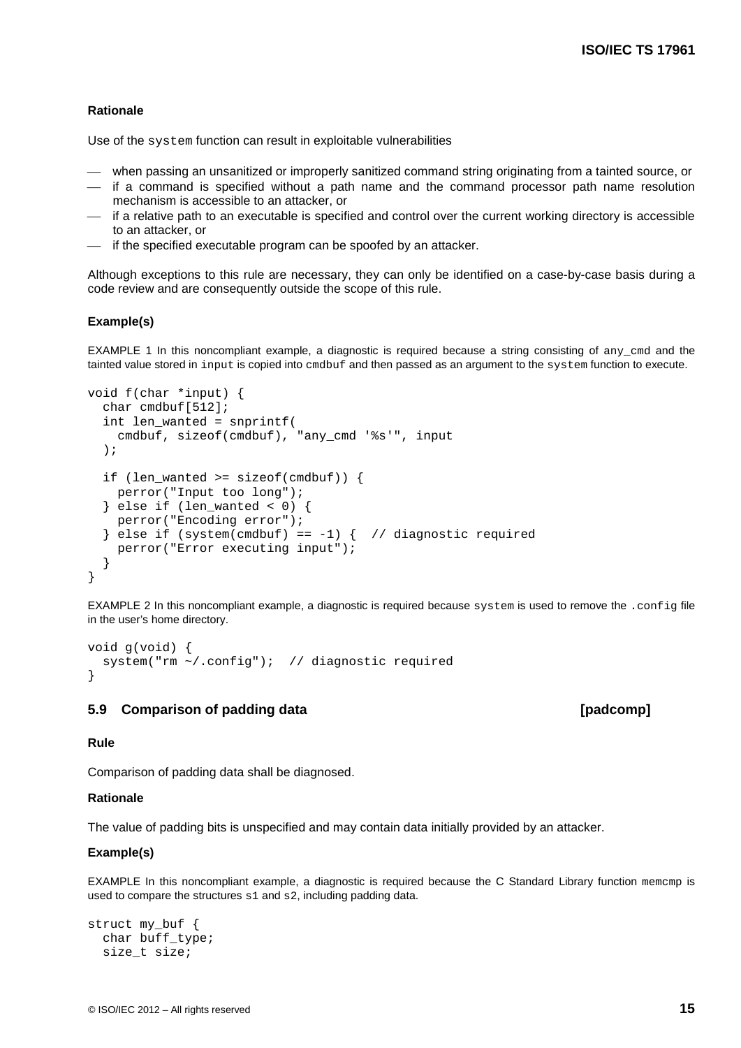**Rationale**

Use of the `system` function can result in exploitable vulnerabilities

- when passing an unsanitized or improperly sanitized command string originating from a tainted source, or
- if a command is specified without a path name and the command processor path name resolution mechanism is accessible to an attacker, or
- if a relative path to an executable is specified and control over the current working directory is accessible to an attacker, or
- if the specified executable program can be spoofed by an attacker.

Although exceptions to this rule are necessary, they can only be identified on a case-by-case basis during a code review and are consequently outside the scope of this rule.

**Example(s)**

EXAMPLE 1 In this noncompliant example, a diagnostic is required because a string consisting of `any_cmd` and the tainted value stored in `input` is copied into `cmdbuf` and then passed as an argument to the `system` function to execute.

```
void f(char *input) {
  char cmdbuf[512];
  int len_wanted = snprintf(
    cmdbuf, sizeof(cmdbuf), "any_cmd '%s'", input
  );

  if (len_wanted >= sizeof(cmdbuf)) {
    perror("Input too long");
  } else if (len_wanted < 0) {
    perror("Encoding error");
  } else if (system(cmdbuf) == -1) {  // diagnostic required
    perror("Error executing input");
  }
}
```

EXAMPLE 2 In this noncompliant example, a diagnostic is required because `system` is used to remove the `.config` file in the user's home directory.

```
void g(void) {
  system("rm ~/.config");  // diagnostic required
}
```

## 5.9 Comparison of padding data [padcomp]

**Rule**

Comparison of padding data shall be diagnosed.

**Rationale**

The value of padding bits is unspecified and may contain data initially provided by an attacker.

**Example(s)**

EXAMPLE In this noncompliant example, a diagnostic is required because the C Standard Library function `memcmp` is used to compare the structures `s1` and `s2`, including padding data.

```
struct my_buf {
  char buff_type;
  size_t size;
```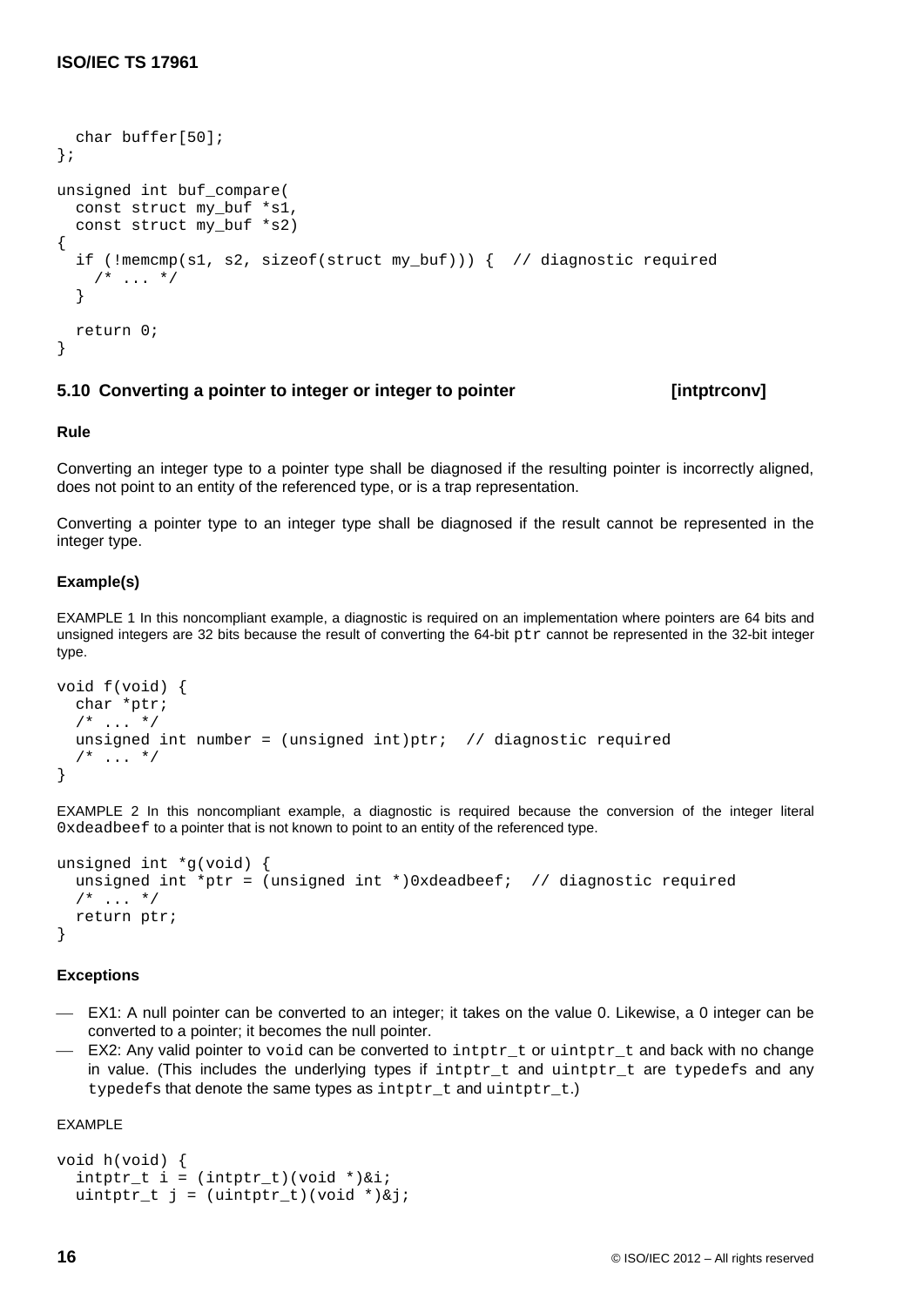```
  char buffer[50];
};

unsigned int buf_compare(
  const struct my_buf *s1,
  const struct my_buf *s2)
{
  if (!memcmp(s1, s2, sizeof(struct my_buf))) {  // diagnostic required
    /* ... */
  }

  return 0;
}
```

### 5.10 Converting a pointer to integer or integer to pointer [intptrconv]

#### Rule

Converting an integer type to a pointer type shall be diagnosed if the resulting pointer is incorrectly aligned, does not point to an entity of the referenced type, or is a trap representation.

Converting a pointer type to an integer type shall be diagnosed if the result cannot be represented in the integer type.

#### Example(s)

EXAMPLE 1 In this noncompliant example, a diagnostic is required on an implementation where pointers are 64 bits and unsigned integers are 32 bits because the result of converting the 64-bit `ptr` cannot be represented in the 32-bit integer type.

```
void f(void) {
  char *ptr;
  /* ... */
  unsigned int number = (unsigned int)ptr;  // diagnostic required
  /* ... */
}
```

EXAMPLE 2 In this noncompliant example, a diagnostic is required because the conversion of the integer literal `0xdeadbeef` to a pointer that is not known to point to an entity of the referenced type.

```
unsigned int *g(void) {
  unsigned int *ptr = (unsigned int *)0xdeadbeef;  // diagnostic required
  /* ... */
  return ptr;
}
```

#### Exceptions

- EX1: A null pointer can be converted to an integer; it takes on the value 0. Likewise, a 0 integer can be converted to a pointer; it becomes the null pointer.
- EX2: Any valid pointer to `void` can be converted to `intptr_t` or `uintptr_t` and back with no change in value. (This includes the underlying types if `intptr_t` and `uintptr_t` are `typedefs` and any `typedef`s that denote the same types as `intptr_t` and `uintptr_t`.)

EXAMPLE

```
void h(void) {
  intptr_t i = (intptr_t)(void *)&i;
  uintptr_t j = (uintptr_t)(void *)&j;
```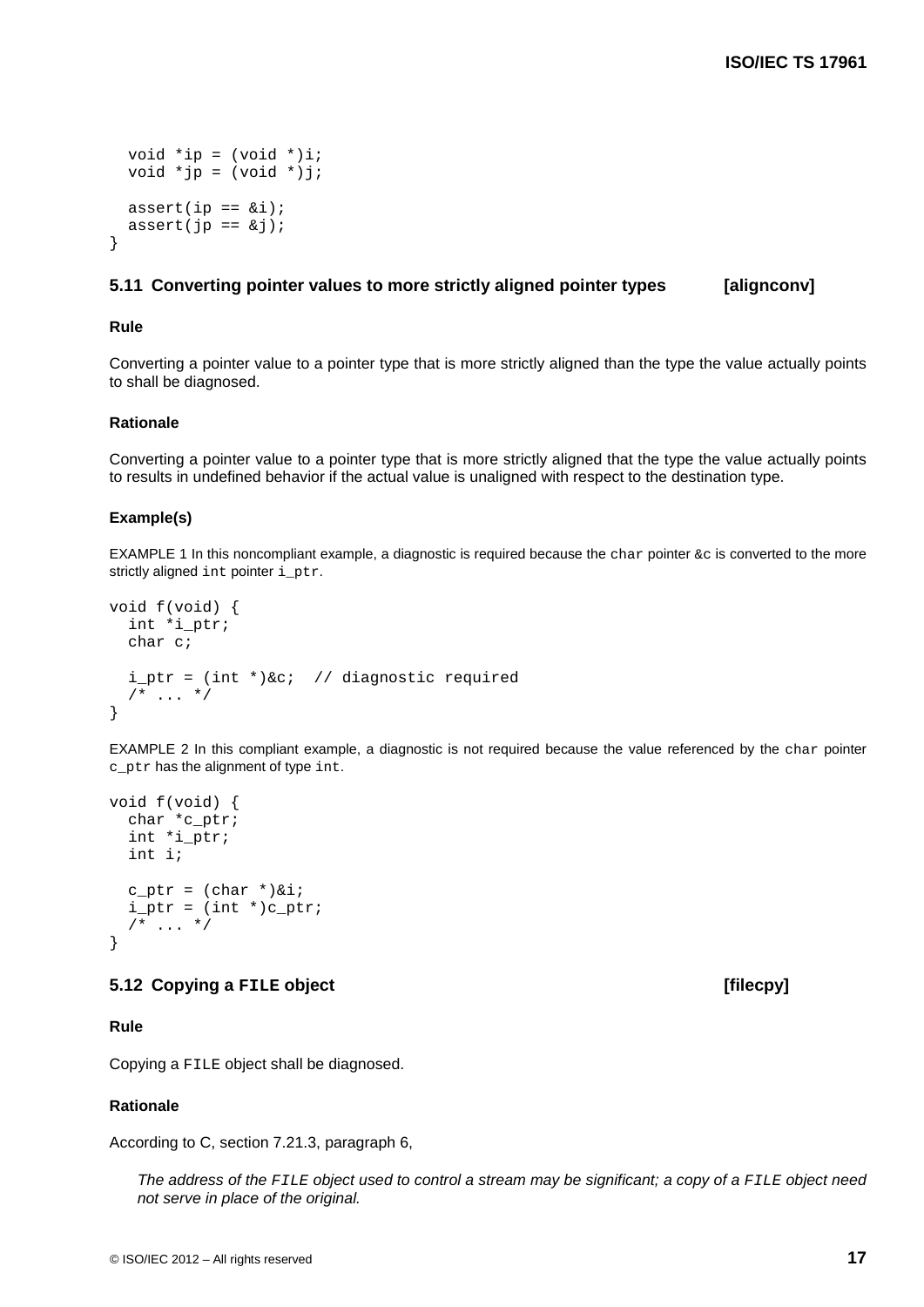```
  void *ip = (void *)i;
  void *jp = (void *)j;

  assert(ip == &i);
  assert(jp == &j);
}
```

## 5.11 Converting pointer values to more strictly aligned pointer types [alignconv]

### Rule

Converting a pointer value to a pointer type that is more strictly aligned than the type the value actually points to shall be diagnosed.

### Rationale

Converting a pointer value to a pointer type that is more strictly aligned that the type the value actually points to results in undefined behavior if the actual value is unaligned with respect to the destination type.

### Example(s)

EXAMPLE 1 In this noncompliant example, a diagnostic is required because the `char` pointer `&c` is converted to the more strictly aligned `int` pointer `i_ptr`.

```
void f(void) {
  int *i_ptr;
  char c;

  i_ptr = (int *)&c;  // diagnostic required
  /* ... */
}
```

EXAMPLE 2 In this compliant example, a diagnostic is not required because the value referenced by the `char` pointer `c_ptr` has the alignment of type `int`.

```
void f(void) {
  char *c_ptr;
  int *i_ptr;
  int i;

  c_ptr = (char *)&i;
  i_ptr = (int *)c_ptr;
  /* ... */
}
```

## 5.12 Copying a `FILE` object [filecpy]

### Rule

Copying a `FILE` object shall be diagnosed.

### Rationale

According to C, section 7.21.3, paragraph 6,

> *The address of the `FILE` object used to control a stream may be significant; a copy of a `FILE` object need not serve in place of the original.*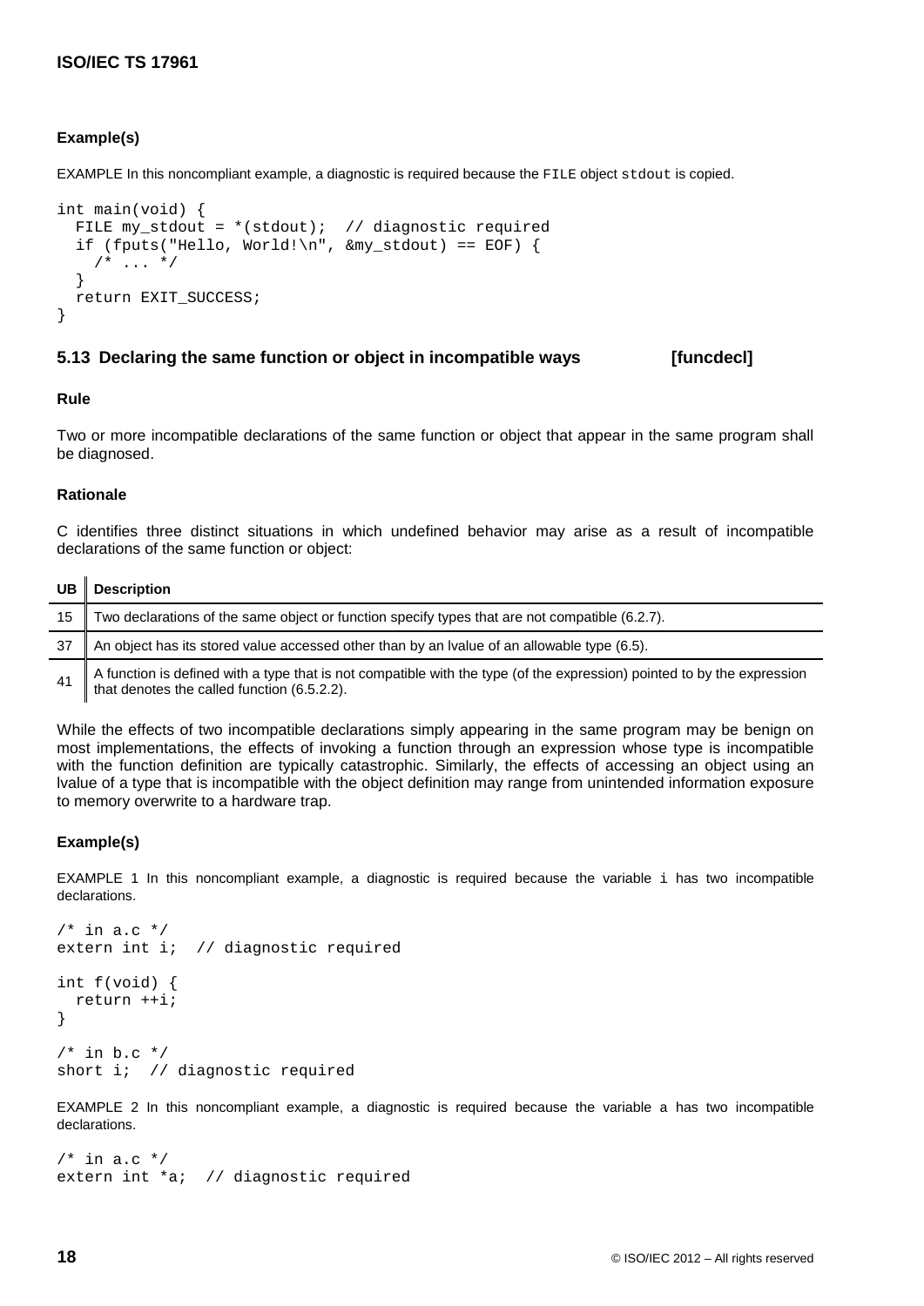#### Example(s)

EXAMPLE In this noncompliant example, a diagnostic is required because the `FILE` object `stdout` is copied.

```
int main(void) {
  FILE my_stdout = *(stdout);  // diagnostic required
  if (fputs("Hello, World!\n", &my_stdout) == EOF) {
    /* ... */
  }
  return EXIT_SUCCESS;
}
```

### 5.13 Declaring the same function or object in incompatible ways [funcdecl]

#### Rule

Two or more incompatible declarations of the same function or object that appear in the same program shall be diagnosed.

#### Rationale

C identifies three distinct situations in which undefined behavior may arise as a result of incompatible declarations of the same function or object:

| UB | Description |
|---|---|
| 15 | Two declarations of the same object or function specify types that are not compatible (6.2.7). |
| 37 | An object has its stored value accessed other than by an lvalue of an allowable type (6.5). |
| 41 | A function is defined with a type that is not compatible with the type (of the expression) pointed to by the expression that denotes the called function (6.5.2.2). |

While the effects of two incompatible declarations simply appearing in the same program may be benign on most implementations, the effects of invoking a function through an expression whose type is incompatible with the function definition are typically catastrophic. Similarly, the effects of accessing an object using an lvalue of a type that is incompatible with the object definition may range from unintended information exposure to memory overwrite to a hardware trap.

#### Example(s)

EXAMPLE 1 In this noncompliant example, a diagnostic is required because the variable `i` has two incompatible declarations.

```
/* in a.c */
extern int i;  // diagnostic required

int f(void) {
  return ++i;
}

/* in b.c */
short i;  // diagnostic required
```

EXAMPLE 2 In this noncompliant example, a diagnostic is required because the variable `a` has two incompatible declarations.

```
/* in a.c */
extern int *a;  // diagnostic required
```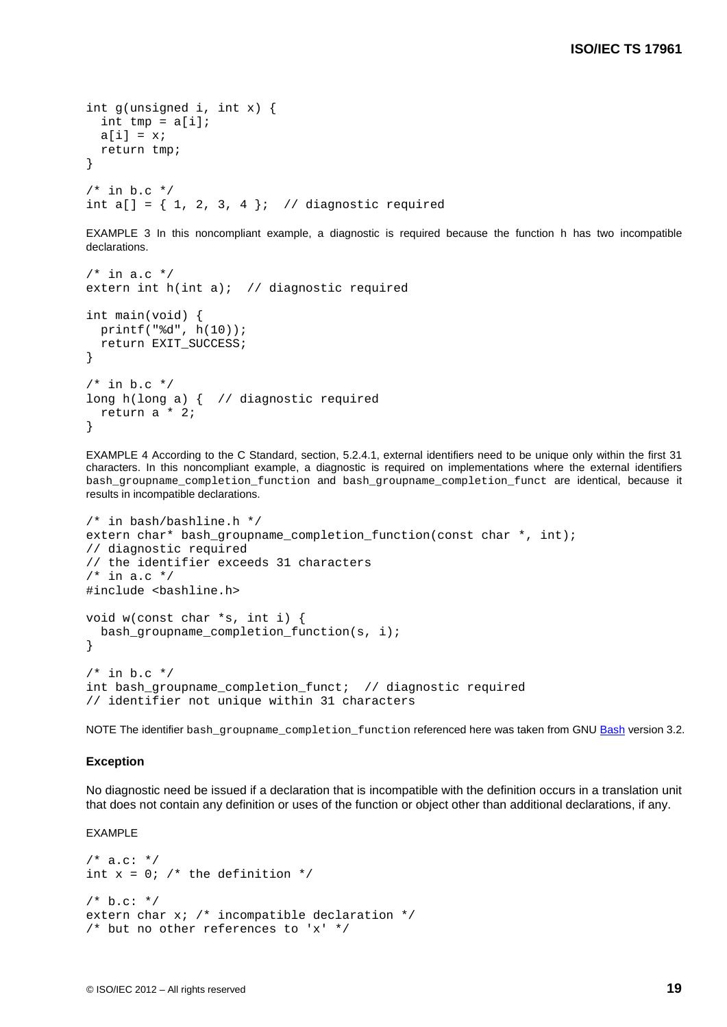```
int g(unsigned i, int x) {
  int tmp = a[i];
  a[i] = x;
  return tmp;
}

/* in b.c */
int a[] = { 1, 2, 3, 4 };  // diagnostic required
```

EXAMPLE 3 In this noncompliant example, a diagnostic is required because the function h has two incompatible declarations.

```
/* in a.c */
extern int h(int a);  // diagnostic required

int main(void) {
  printf("%d", h(10));
  return EXIT_SUCCESS;
}

/* in b.c */
long h(long a) {  // diagnostic required
  return a * 2;
}
```

EXAMPLE 4 According to the C Standard, section, 5.2.4.1, external identifiers need to be unique only within the first 31 characters. In this noncompliant example, a diagnostic is required on implementations where the external identifiers `bash_groupname_completion_function` and `bash_groupname_completion_funct` are identical, because it results in incompatible declarations.

```
/* in bash/bashline.h */
extern char* bash_groupname_completion_function(const char *, int);
// diagnostic required
// the identifier exceeds 31 characters
/* in a.c */
#include <bashline.h>

void w(const char *s, int i) {
  bash_groupname_completion_function(s, i);
}

/* in b.c */
int bash_groupname_completion_funct;  // diagnostic required
// identifier not unique within 31 characters
```

NOTE The identifier `bash_groupname_completion_function` referenced here was taken from GNU Bash version 3.2.

**Exception**

No diagnostic need be issued if a declaration that is incompatible with the definition occurs in a translation unit that does not contain any definition or uses of the function or object other than additional declarations, if any.

EXAMPLE

```
/* a.c: */
int x = 0; /* the definition */

/* b.c: */
extern char x; /* incompatible declaration */
/* but no other references to 'x' */
```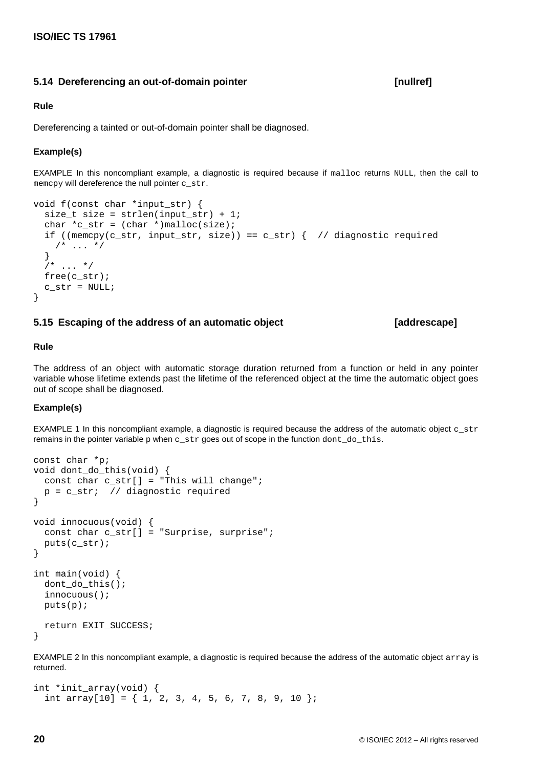## 5.14 Dereferencing an out-of-domain pointer [nullref]

### Rule

Dereferencing a tainted or out-of-domain pointer shall be diagnosed.

### Example(s)

EXAMPLE In this noncompliant example, a diagnostic is required because if `malloc` returns `NULL`, then the call to `memcpy` will dereference the null pointer `c_str`.

```
void f(const char *input_str) {
  size_t size = strlen(input_str) + 1;
  char *c_str = (char *)malloc(size);
  if ((memcpy(c_str, input_str, size)) == c_str) {  // diagnostic required
    /* ... */
  }
  /* ... */
  free(c_str);
  c_str = NULL;
}
```

## 5.15 Escaping of the address of an automatic object [addrescape]

### Rule

The address of an object with automatic storage duration returned from a function or held in any pointer variable whose lifetime extends past the lifetime of the referenced object at the time the automatic object goes out of scope shall be diagnosed.

### Example(s)

EXAMPLE 1 In this noncompliant example, a diagnostic is required because the address of the automatic object `c_str` remains in the pointer variable p when `c_str` goes out of scope in the function `dont_do_this`.

```
const char *p;
void dont_do_this(void) {
  const char c_str[] = "This will change";
  p = c_str;  // diagnostic required
}

void innocuous(void) {
  const char c_str[] = "Surprise, surprise";
  puts(c_str);
}

int main(void) {
  dont_do_this();
  innocuous();
  puts(p);

  return EXIT_SUCCESS;
}
```

EXAMPLE 2 In this noncompliant example, a diagnostic is required because the address of the automatic object `array` is returned.

```
int *init_array(void) {
  int array[10] = { 1, 2, 3, 4, 5, 6, 7, 8, 9, 10 };
```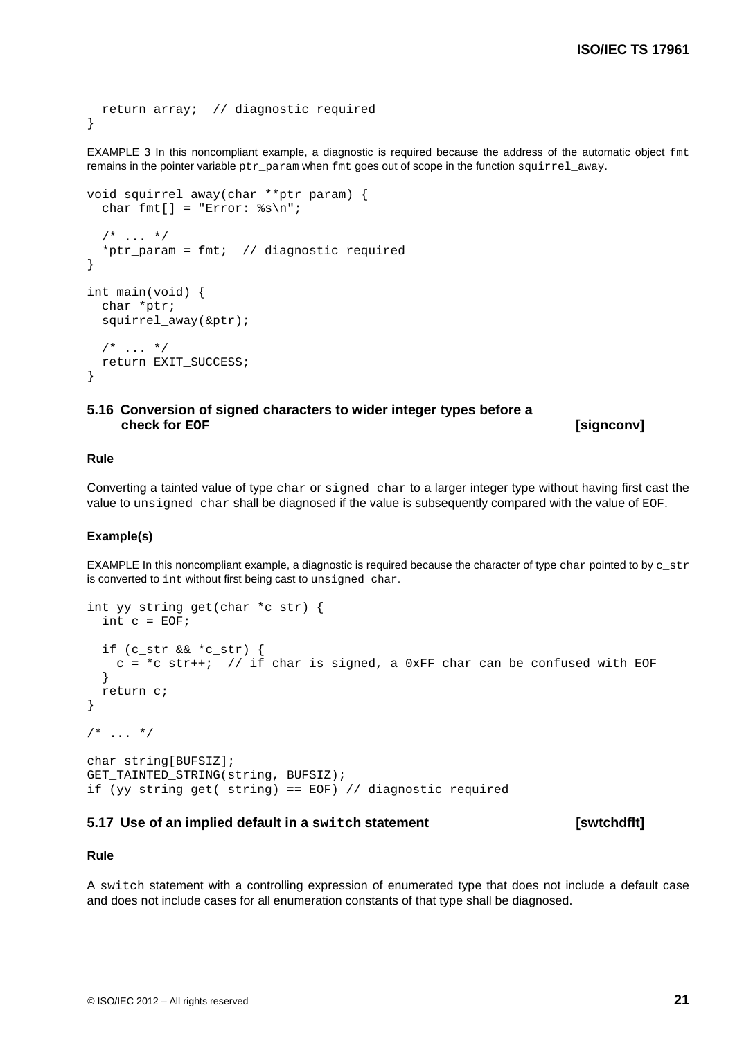```
  return array;  // diagnostic required
}
```

EXAMPLE 3 In this noncompliant example, a diagnostic is required because the address of the automatic object `fmt` remains in the pointer variable `ptr_param` when `fmt` goes out of scope in the function `squirrel_away`.

```
void squirrel_away(char **ptr_param) {
  char fmt[] = "Error: %s\n";

  /* ... */
  *ptr_param = fmt;  // diagnostic required
}

int main(void) {
  char *ptr;
  squirrel_away(&ptr);

  /* ... */
  return EXIT_SUCCESS;
}
```

## 5.16 Conversion of signed characters to wider integer types before a check for EOF [signconv]

### Rule

Converting a tainted value of type `char` or `signed char` to a larger integer type without having first cast the value to `unsigned char` shall be diagnosed if the value is subsequently compared with the value of `EOF`.

### Example(s)

EXAMPLE In this noncompliant example, a diagnostic is required because the character of type `char` pointed to by `c_str` is converted to `int` without first being cast to `unsigned char`.

```
int yy_string_get(char *c_str) {
  int c = EOF;

  if (c_str && *c_str) {
    c = *c_str++;  // if char is signed, a 0xFF char can be confused with EOF
  }
  return c;
}

/* ... */

char string[BUFSIZ];
GET_TAINTED_STRING(string, BUFSIZ);
if (yy_string_get( string) == EOF) // diagnostic required
```

## 5.17 Use of an implied default in a switch statement [swtchdflt]

### Rule

A `switch` statement with a controlling expression of enumerated type that does not include a default case and does not include cases for all enumeration constants of that type shall be diagnosed.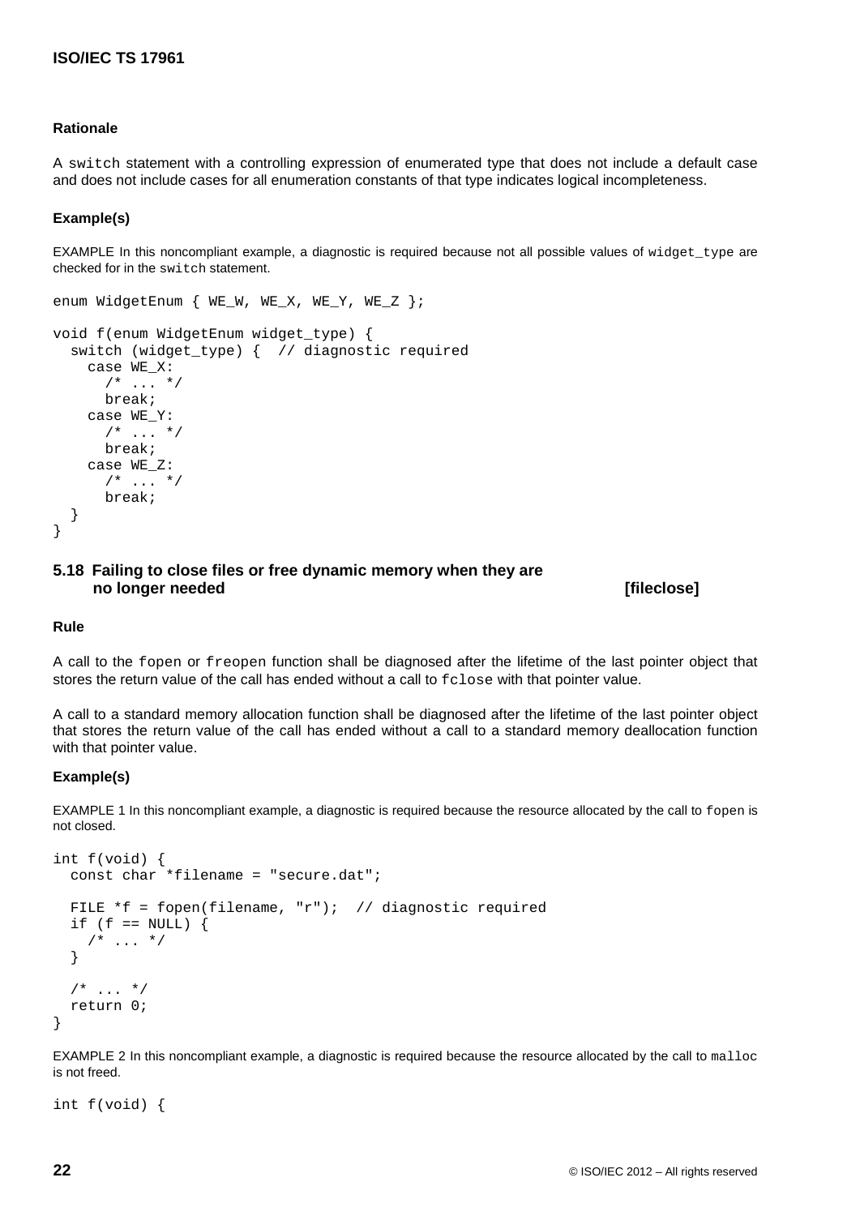#### Rationale

A switch statement with a controlling expression of enumerated type that does not include a default case and does not include cases for all enumeration constants of that type indicates logical incompleteness.

#### Example(s)

EXAMPLE In this noncompliant example, a diagnostic is required because not all possible values of widget_type are checked for in the switch statement.

```
enum WidgetEnum { WE_W, WE_X, WE_Y, WE_Z };

void f(enum WidgetEnum widget_type) {
  switch (widget_type) {  // diagnostic required
    case WE_X:
      /* ... */
      break;
    case WE_Y:
      /* ... */
      break;
    case WE_Z:
      /* ... */
      break;
  }
}
```

### 5.18 Failing to close files or free dynamic memory when they are no longer needed [fileclose]

#### Rule

A call to the fopen or freopen function shall be diagnosed after the lifetime of the last pointer object that stores the return value of the call has ended without a call to fclose with that pointer value.

A call to a standard memory allocation function shall be diagnosed after the lifetime of the last pointer object that stores the return value of the call has ended without a call to a standard memory deallocation function with that pointer value.

#### Example(s)

EXAMPLE 1 In this noncompliant example, a diagnostic is required because the resource allocated by the call to fopen is not closed.

```
int f(void) {
  const char *filename = "secure.dat";

  FILE *f = fopen(filename, "r");  // diagnostic required
  if (f == NULL) {
    /* ... */
  }

  /* ... */
  return 0;
}
```

EXAMPLE 2 In this noncompliant example, a diagnostic is required because the resource allocated by the call to malloc is not freed.

```
int f(void) {
```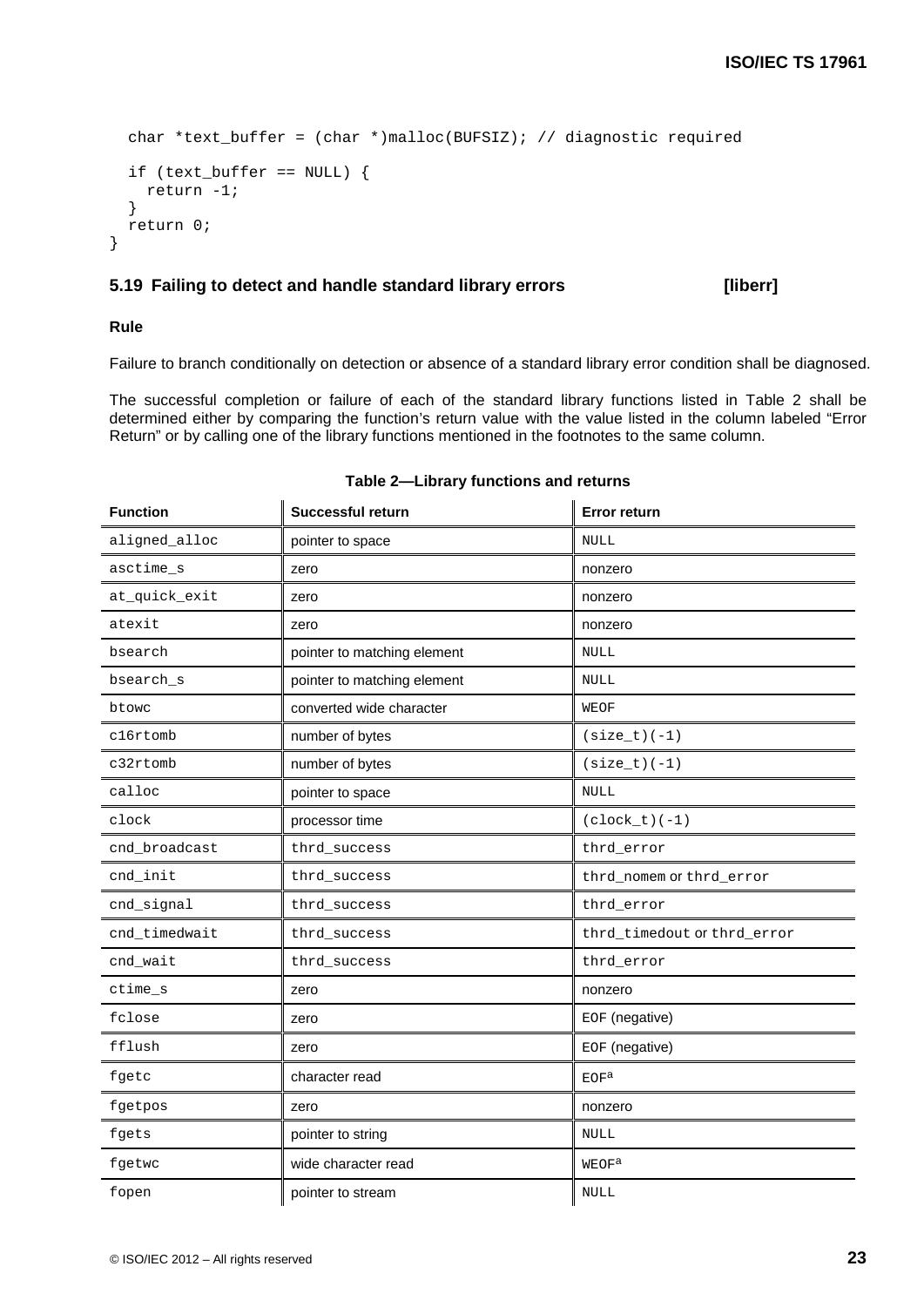```
  char *text_buffer = (char *)malloc(BUFSIZ); // diagnostic required
  if (text_buffer == NULL) {
    return -1;
  }
  return 0;
}
```

## 5.19 Failing to detect and handle standard library errors [liberr]

### Rule

Failure to branch conditionally on detection or absence of a standard library error condition shall be diagnosed.

The successful completion or failure of each of the standard library functions listed in Table 2 shall be determined either by comparing the function's return value with the value listed in the column labeled "Error Return" or by calling one of the library functions mentioned in the footnotes to the same column.

**Table 2—Library functions and returns**

| Function | Successful return | Error return |
|---|---|---|
| aligned_alloc | pointer to space | NULL |
| asctime_s | zero | nonzero |
| at_quick_exit | zero | nonzero |
| atexit | zero | nonzero |
| bsearch | pointer to matching element | NULL |
| bsearch_s | pointer to matching element | NULL |
| btowc | converted wide character | WEOF |
| c16rtomb | number of bytes | (size_t)(-1) |
| c32rtomb | number of bytes | (size_t)(-1) |
| calloc | pointer to space | NULL |
| clock | processor time | (clock_t)(-1) |
| cnd_broadcast | thrd_success | thrd_error |
| cnd_init | thrd_success | thrd_nomem or thrd_error |
| cnd_signal | thrd_success | thrd_error |
| cnd_timedwait | thrd_success | thrd_timedout or thrd_error |
| cnd_wait | thrd_success | thrd_error |
| ctime_s | zero | nonzero |
| fclose | zero | EOF (negative) |
| fflush | zero | EOF (negative) |
| fgetc | character read | EOF[a] |
| fgetpos | zero | nonzero |
| fgets | pointer to string | NULL |
| fgetwc | wide character read | WEOF[a] |
| fopen | pointer to stream | NULL |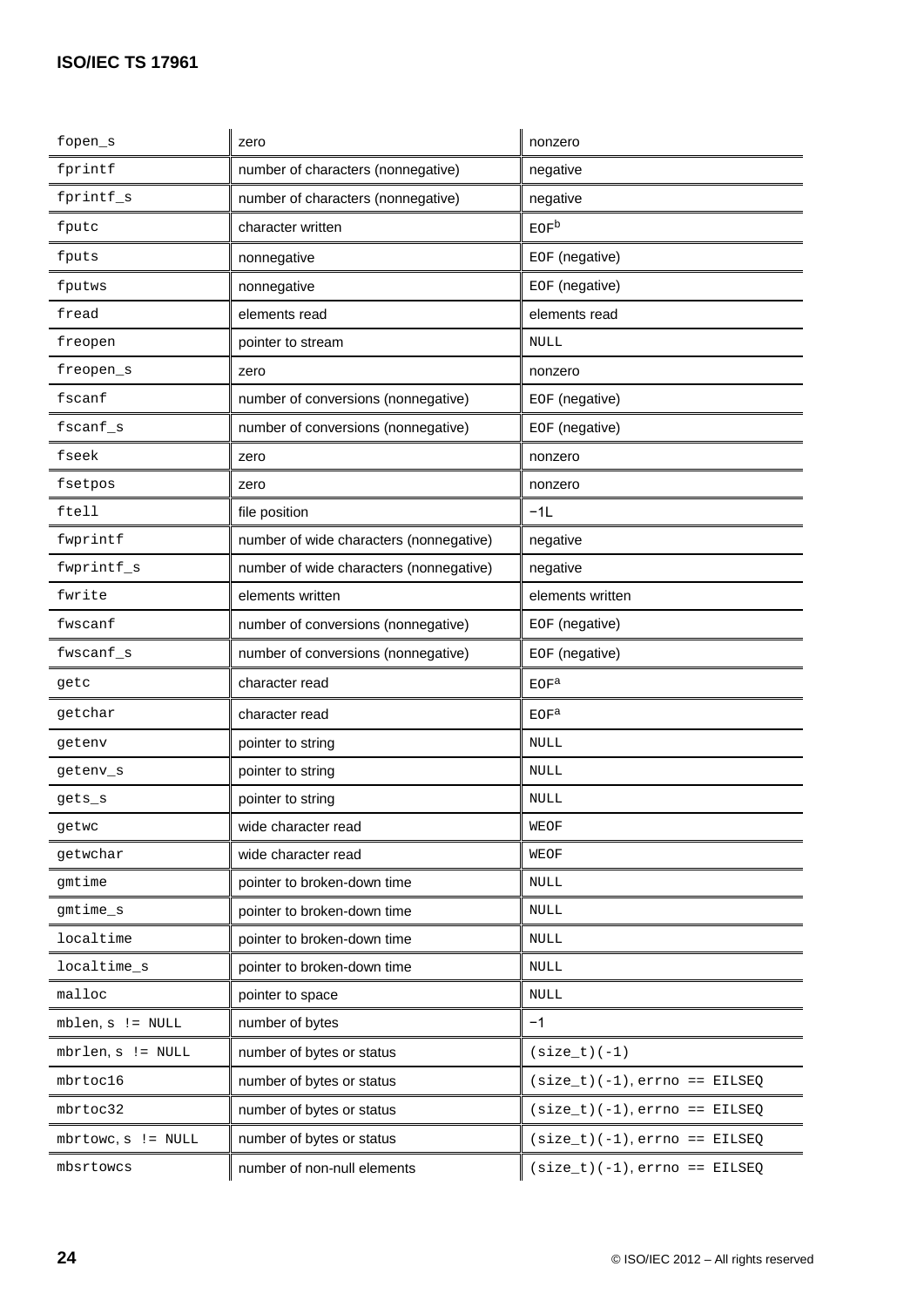| | | |
|---|---|---|
| fopen_s | zero | nonzero |
| fprintf | number of characters (nonnegative) | negative |
| fprintf_s | number of characters (nonnegative) | negative |
| fputc | character written | EOF[b] |
| fputs | nonnegative | EOF (negative) |
| fputws | nonnegative | EOF (negative) |
| fread | elements read | elements read |
| freopen | pointer to stream | NULL |
| freopen_s | zero | nonzero |
| fscanf | number of conversions (nonnegative) | EOF (negative) |
| fscanf_s | number of conversions (nonnegative) | EOF (negative) |
| fseek | zero | nonzero |
| fsetpos | zero | nonzero |
| ftell | file position | −1L |
| fwprintf | number of wide characters (nonnegative) | negative |
| fwprintf_s | number of wide characters (nonnegative) | negative |
| fwrite | elements written | elements written |
| fwscanf | number of conversions (nonnegative) | EOF (negative) |
| fwscanf_s | number of conversions (nonnegative) | EOF (negative) |
| getc | character read | EOF[a] |
| getchar | character read | EOF[a] |
| getenv | pointer to string | NULL |
| getenv_s | pointer to string | NULL |
| gets_s | pointer to string | NULL |
| getwc | wide character read | WEOF |
| getwchar | wide character read | WEOF |
| gmtime | pointer to broken-down time | NULL |
| gmtime_s | pointer to broken-down time | NULL |
| localtime | pointer to broken-down time | NULL |
| localtime_s | pointer to broken-down time | NULL |
| malloc | pointer to space | NULL |
| mblen, s != NULL | number of bytes | −1 |
| mbrlen, s != NULL | number of bytes or status | (size_t)(-1) |
| mbrtoc16 | number of bytes or status | (size_t)(-1), errno == EILSEQ |
| mbrtoc32 | number of bytes or status | (size_t)(-1), errno == EILSEQ |
| mbrtowc, s != NULL | number of bytes or status | (size_t)(-1), errno == EILSEQ |
| mbsrtowcs | number of non-null elements | (size_t)(-1), errno == EILSEQ |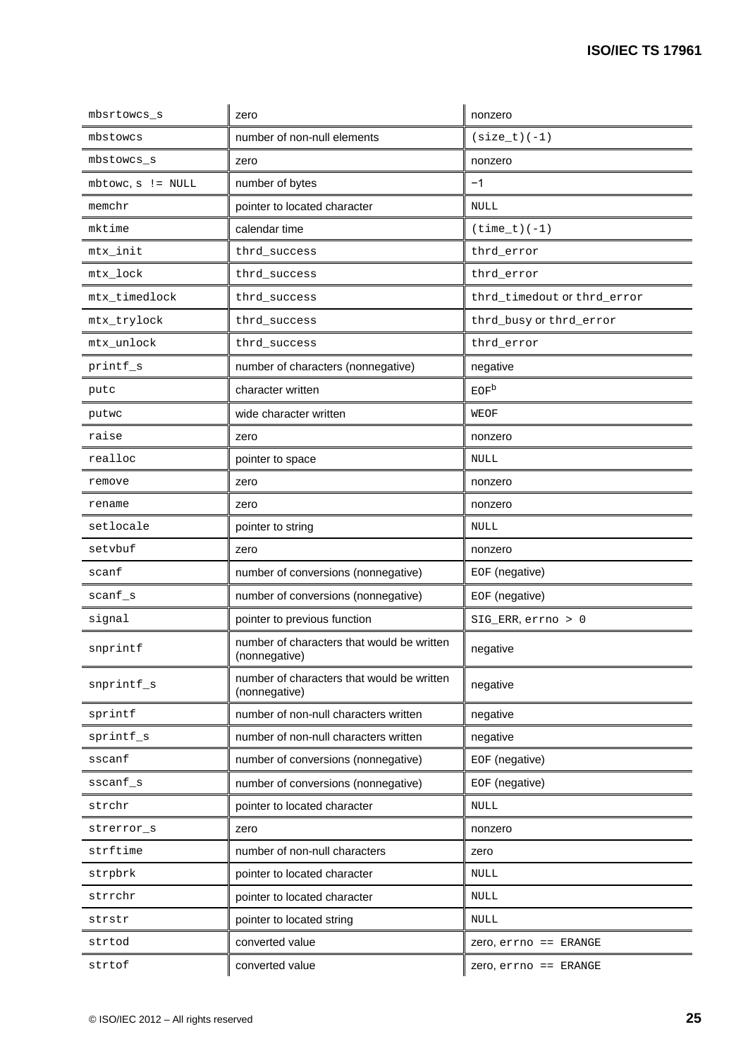| | | |
|---|---|---|
| mbsrtowcs_s | zero | nonzero |
| mbstowcs | number of non-null elements | (size_t)(-1) |
| mbstowcs_s | zero | nonzero |
| mbtowc, s != NULL | number of bytes | −1 |
| memchr | pointer to located character | NULL |
| mktime | calendar time | (time_t)(-1) |
| mtx_init | thrd_success | thrd_error |
| mtx_lock | thrd_success | thrd_error |
| mtx_timedlock | thrd_success | thrd_timedout or thrd_error |
| mtx_trylock | thrd_success | thrd_busy or thrd_error |
| mtx_unlock | thrd_success | thrd_error |
| printf_s | number of characters (nonnegative) | negative |
| putc | character written | EOF[b] |
| putwc | wide character written | WEOF |
| raise | zero | nonzero |
| realloc | pointer to space | NULL |
| remove | zero | nonzero |
| rename | zero | nonzero |
| setlocale | pointer to string | NULL |
| setvbuf | zero | nonzero |
| scanf | number of conversions (nonnegative) | EOF (negative) |
| scanf_s | number of conversions (nonnegative) | EOF (negative) |
| signal | pointer to previous function | SIG_ERR, errno > 0 |
| snprintf | number of characters that would be written (nonnegative) | negative |
| snprintf_s | number of characters that would be written (nonnegative) | negative |
| sprintf | number of non-null characters written | negative |
| sprintf_s | number of non-null characters written | negative |
| sscanf | number of conversions (nonnegative) | EOF (negative) |
| sscanf_s | number of conversions (nonnegative) | EOF (negative) |
| strchr | pointer to located character | NULL |
| strerror_s | zero | nonzero |
| strftime | number of non-null characters | zero |
| strpbrk | pointer to located character | NULL |
| strrchr | pointer to located character | NULL |
| strstr | pointer to located string | NULL |
| strtod | converted value | zero, errno == ERANGE |
| strtof | converted value | zero, errno == ERANGE |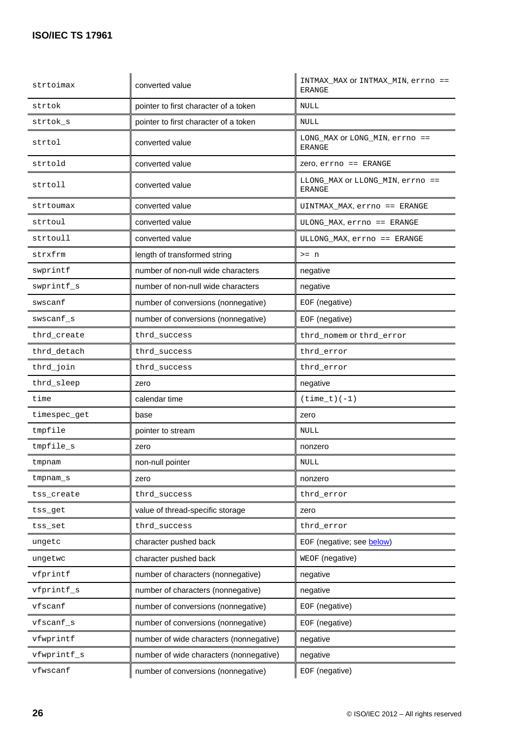| | | |
|---|---|---|
| strtoimax | converted value | INTMAX_MAX or INTMAX_MIN, errno == ERANGE |
| strtok | pointer to first character of a token | NULL |
| strtok_s | pointer to first character of a token | NULL |
| strtol | converted value | LONG_MAX or LONG_MIN, errno == ERANGE |
| strtold | converted value | zero, errno == ERANGE |
| strtoll | converted value | LLONG_MAX or LLONG_MIN, errno == ERANGE |
| strtoumax | converted value | UINTMAX_MAX, errno == ERANGE |
| strtoul | converted value | ULONG_MAX, errno == ERANGE |
| strtoull | converted value | ULLONG_MAX, errno == ERANGE |
| strxfrm | length of transformed string | >= n |
| swprintf | number of non-null wide characters | negative |
| swprintf_s | number of non-null wide characters | negative |
| swscanf | number of conversions (nonnegative) | EOF (negative) |
| swscanf_s | number of conversions (nonnegative) | EOF (negative) |
| thrd_create | thrd_success | thrd_nomem or thrd_error |
| thrd_detach | thrd_success | thrd_error |
| thrd_join | thrd_success | thrd_error |
| thrd_sleep | zero | negative |
| time | calendar time | (time_t)(-1) |
| timespec_get | base | zero |
| tmpfile | pointer to stream | NULL |
| tmpfile_s | zero | nonzero |
| tmpnam | non-null pointer | NULL |
| tmpnam_s | zero | nonzero |
| tss_create | thrd_success | thrd_error |
| tss_get | value of thread-specific storage | zero |
| tss_set | thrd_success | thrd_error |
| ungetc | character pushed back | EOF (negative; see below) |
| ungetwc | character pushed back | WEOF (negative) |
| vfprintf | number of characters (nonnegative) | negative |
| vfprintf_s | number of characters (nonnegative) | negative |
| vfscanf | number of conversions (nonnegative) | EOF (negative) |
| vfscanf_s | number of conversions (nonnegative) | EOF (negative) |
| vfwprintf | number of wide characters (nonnegative) | negative |
| vfwprintf_s | number of wide characters (nonnegative) | negative |
| vfwscanf | number of conversions (nonnegative) | EOF (negative) |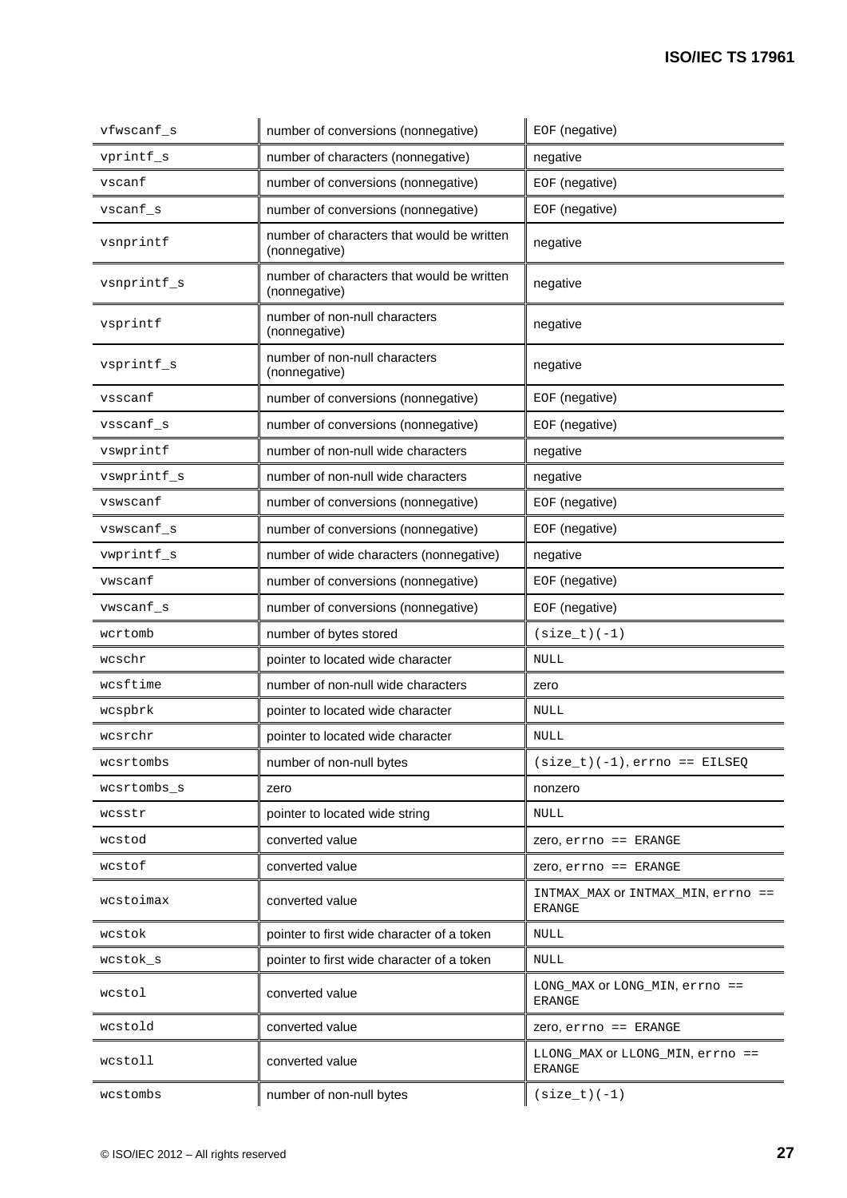| | | |
|---|---|---|
| vfwscanf_s | number of conversions (nonnegative) | EOF (negative) |
| vprintf_s | number of characters (nonnegative) | negative |
| vscanf | number of conversions (nonnegative) | EOF (negative) |
| vscanf_s | number of conversions (nonnegative) | EOF (negative) |
| vsnprintf | number of characters that would be written (nonnegative) | negative |
| vsnprintf_s | number of characters that would be written (nonnegative) | negative |
| vsprintf | number of non-null characters (nonnegative) | negative |
| vsprintf_s | number of non-null characters (nonnegative) | negative |
| vsscanf | number of conversions (nonnegative) | EOF (negative) |
| vsscanf_s | number of conversions (nonnegative) | EOF (negative) |
| vswprintf | number of non-null wide characters | negative |
| vswprintf_s | number of non-null wide characters | negative |
| vswscanf | number of conversions (nonnegative) | EOF (negative) |
| vswscanf_s | number of conversions (nonnegative) | EOF (negative) |
| vwprintf_s | number of wide characters (nonnegative) | negative |
| vwscanf | number of conversions (nonnegative) | EOF (negative) |
| vwscanf_s | number of conversions (nonnegative) | EOF (negative) |
| wcrtomb | number of bytes stored | (size_t)(-1) |
| wcschr | pointer to located wide character | NULL |
| wcsftime | number of non-null wide characters | zero |
| wcspbrk | pointer to located wide character | NULL |
| wcsrchr | pointer to located wide character | NULL |
| wcsrtombs | number of non-null bytes | (size_t)(-1), errno == EILSEQ |
| wcsrtombs_s | zero | nonzero |
| wcsstr | pointer to located wide string | NULL |
| wcstod | converted value | zero, errno == ERANGE |
| wcstof | converted value | zero, errno == ERANGE |
| wcstoimax | converted value | INTMAX_MAX or INTMAX_MIN, errno == ERANGE |
| wcstok | pointer to first wide character of a token | NULL |
| wcstok_s | pointer to first wide character of a token | NULL |
| wcstol | converted value | LONG_MAX or LONG_MIN, errno == ERANGE |
| wcstold | converted value | zero, errno == ERANGE |
| wcstoll | converted value | LLONG_MAX or LLONG_MIN, errno == ERANGE |
| wcstombs | number of non-null bytes | (size_t)(-1) |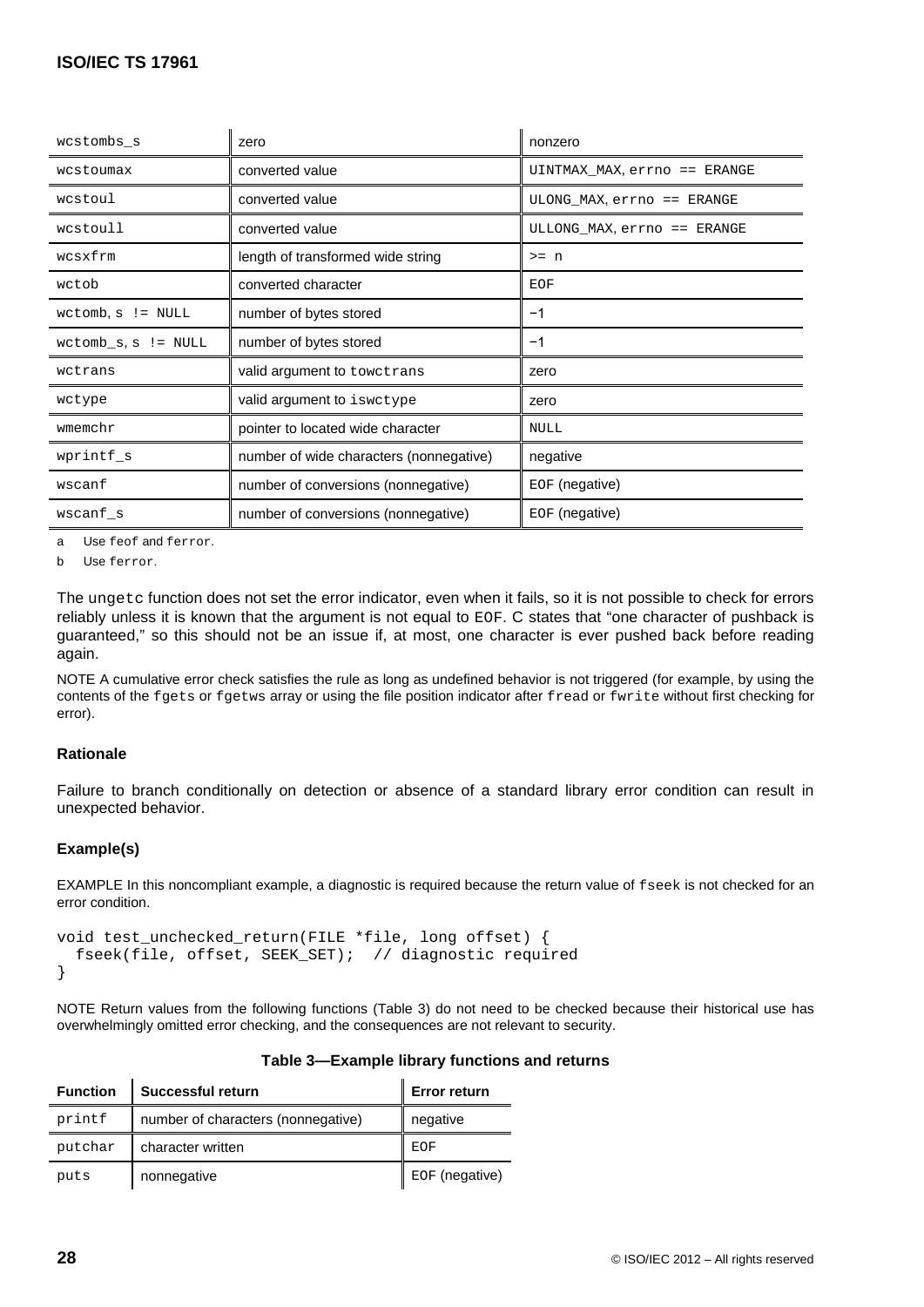| | | |
|---|---|---|
| wcstombs_s | zero | nonzero |
| wcstoumax | converted value | UINTMAX_MAX, errno == ERANGE |
| wcstoul | converted value | ULONG_MAX, errno == ERANGE |
| wcstoull | converted value | ULLONG_MAX, errno == ERANGE |
| wcsxfrm | length of transformed wide string | >= n |
| wctob | converted character | EOF |
| wctomb, s != NULL | number of bytes stored | −1 |
| wctomb_s, s != NULL | number of bytes stored | −1 |
| wctrans | valid argument to towctrans | zero |
| wctype | valid argument to iswctype | zero |
| wmemchr | pointer to located wide character | NULL |
| wprintf_s | number of wide characters (nonnegative) | negative |
| wscanf | number of conversions (nonnegative) | EOF (negative) |
| wscanf_s | number of conversions (nonnegative) | EOF (negative) |

a Use feof and ferror.

b Use ferror.

The ungetc function does not set the error indicator, even when it fails, so it is not possible to check for errors reliably unless it is known that the argument is not equal to EOF. C states that "one character of pushback is guaranteed," so this should not be an issue if, at most, one character is ever pushed back before reading again.

NOTE A cumulative error check satisfies the rule as long as undefined behavior is not triggered (for example, by using the contents of the fgets or fgetws array or using the file position indicator after fread or fwrite without first checking for error).

### Rationale

Failure to branch conditionally on detection or absence of a standard library error condition can result in unexpected behavior.

### Example(s)

EXAMPLE In this noncompliant example, a diagnostic is required because the return value of fseek is not checked for an error condition.

```
void test_unchecked_return(FILE *file, long offset) {
  fseek(file, offset, SEEK_SET);  // diagnostic required
}
```

NOTE Return values from the following functions (Table 3) do not need to be checked because their historical use has overwhelmingly omitted error checking, and the consequences are not relevant to security.

**Table 3—Example library functions and returns**

| Function | Successful return | Error return |
|---|---|---|
| printf | number of characters (nonnegative) | negative |
| putchar | character written | EOF |
| puts | nonnegative | EOF (negative) |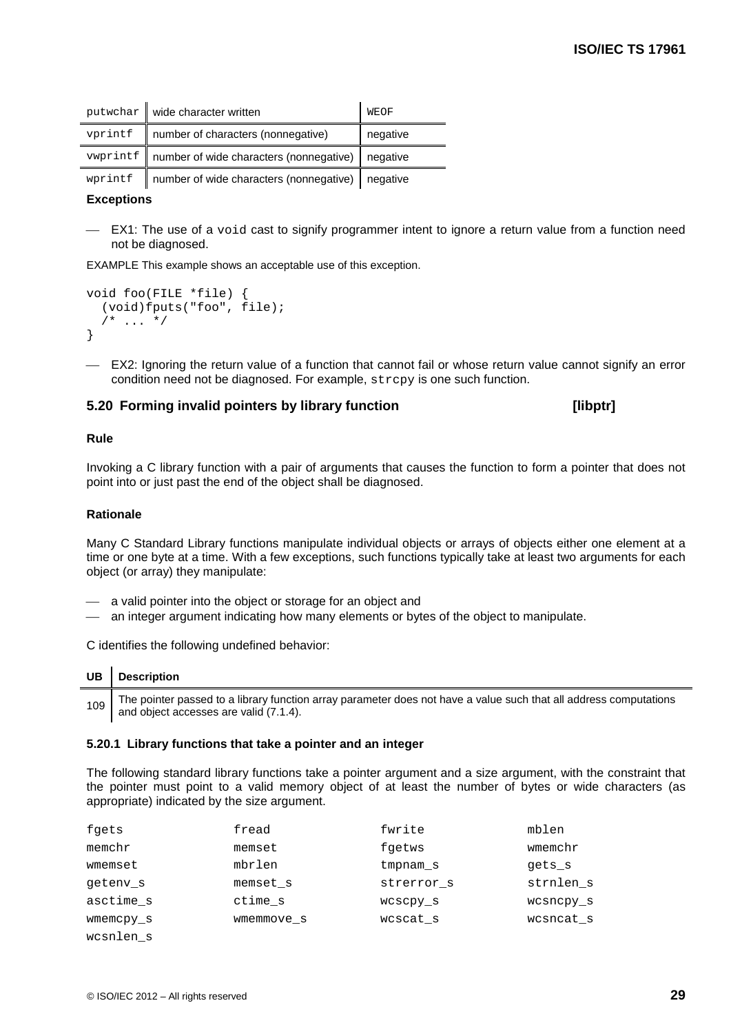| | | |
|---|---|---|
| `putwchar` | wide character written | `WEOF` |
| `vprintf` | number of characters (nonnegative) | negative |
| `vwprintf` | number of wide characters (nonnegative) | negative |
| `wprintf` | number of wide characters (nonnegative) | negative |

**Exceptions**

— EX1: The use of a `void` cast to signify programmer intent to ignore a return value from a function need not be diagnosed.

EXAMPLE This example shows an acceptable use of this exception.

```
void foo(FILE *file) {
  (void)fputs("foo", file);
  /* ... */
}
```

— EX2: Ignoring the return value of a function that cannot fail or whose return value cannot signify an error condition need not be diagnosed. For example, `strcpy` is one such function.

### 5.20 Forming invalid pointers by library function [libptr]

**Rule**

Invoking a C library function with a pair of arguments that causes the function to form a pointer that does not point into or just past the end of the object shall be diagnosed.

**Rationale**

Many C Standard Library functions manipulate individual objects or arrays of objects either one element at a time or one byte at a time. With a few exceptions, such functions typically take at least two arguments for each object (or array) they manipulate:

— a valid pointer into the object or storage for an object and
— an integer argument indicating how many elements or bytes of the object to manipulate.

C identifies the following undefined behavior:

| UB | Description |
|---|---|
| 109 | The pointer passed to a library function array parameter does not have a value such that all address computations and object accesses are valid (7.1.4). |

#### 5.20.1 Library functions that take a pointer and an integer

The following standard library functions take a pointer argument and a size argument, with the constraint that the pointer must point to a valid memory object of at least the number of bytes or wide characters (as appropriate) indicated by the size argument.

| | | | |
|---|---|---|---|
| `fgets` | `fread` | `fwrite` | `mblen` |
| `memchr` | `memset` | `fgetws` | `wmemchr` |
| `wmemset` | `mbrlen` | `tmpnam_s` | `gets_s` |
| `getenv_s` | `memset_s` | `strerror_s` | `strnlen_s` |
| `asctime_s` | `ctime_s` | `wcscpy_s` | `wcsncpy_s` |
| `wmemcpy_s` | `wmemmove_s` | `wcscat_s` | `wcsncat_s` |
| `wcsnlen_s` | | | |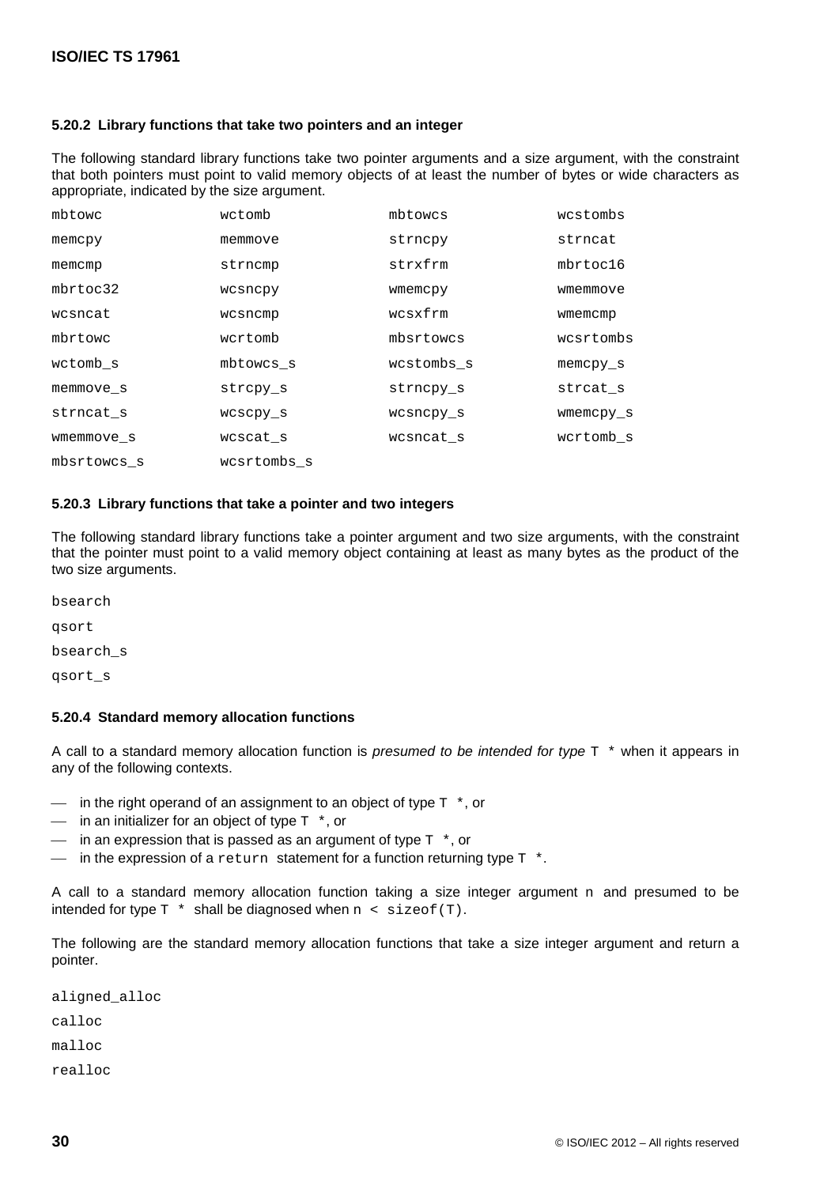### 5.20.2 Library functions that take two pointers and an integer

The following standard library functions take two pointer arguments and a size argument, with the constraint that both pointers must point to valid memory objects of at least the number of bytes or wide characters as appropriate, indicated by the size argument.

| | | | |
|---|---|---|---|
| `mbtowc` | `wctomb` | `mbtowcs` | `wcstombs` |
| `memcpy` | `memmove` | `strncpy` | `strncat` |
| `memcmp` | `strncmp` | `strxfrm` | `mbrtoc16` |
| `mbrtoc32` | `wcsncpy` | `wmemcpy` | `wmemmove` |
| `wcsncat` | `wcsncmp` | `wcsxfrm` | `wmemcmp` |
| `mbrtowc` | `wcrtomb` | `mbsrtowcs` | `wcsrtombs` |
| `wctomb_s` | `mbtowcs_s` | `wcstombs_s` | `memcpy_s` |
| `memmove_s` | `strcpy_s` | `strncpy_s` | `strcat_s` |
| `strncat_s` | `wcscpy_s` | `wcsncpy_s` | `wmemcpy_s` |
| `wmemmove_s` | `wcscat_s` | `wcsncat_s` | `wcrtomb_s` |
| `mbsrtowcs_s` | `wcsrtombs_s` | | |

### 5.20.3 Library functions that take a pointer and two integers

The following standard library functions take a pointer argument and two size arguments, with the constraint that the pointer must point to a valid memory object containing at least as many bytes as the product of the two size arguments.

`bsearch`

`qsort`

`bsearch_s`

`qsort_s`

### 5.20.4 Standard memory allocation functions

A call to a standard memory allocation function is *presumed to be intended for type* `T *` when it appears in any of the following contexts.

- in the right operand of an assignment to an object of type `T *`, or
- in an initializer for an object of type `T *`, or
- in an expression that is passed as an argument of type `T *`, or
- in the expression of a `return` statement for a function returning type `T *`.

A call to a standard memory allocation function taking a size integer argument `n` and presumed to be intended for type `T *` shall be diagnosed when `n < sizeof(T)`.

The following are the standard memory allocation functions that take a size integer argument and return a pointer.

`aligned_alloc`

`calloc`

`malloc`

`realloc`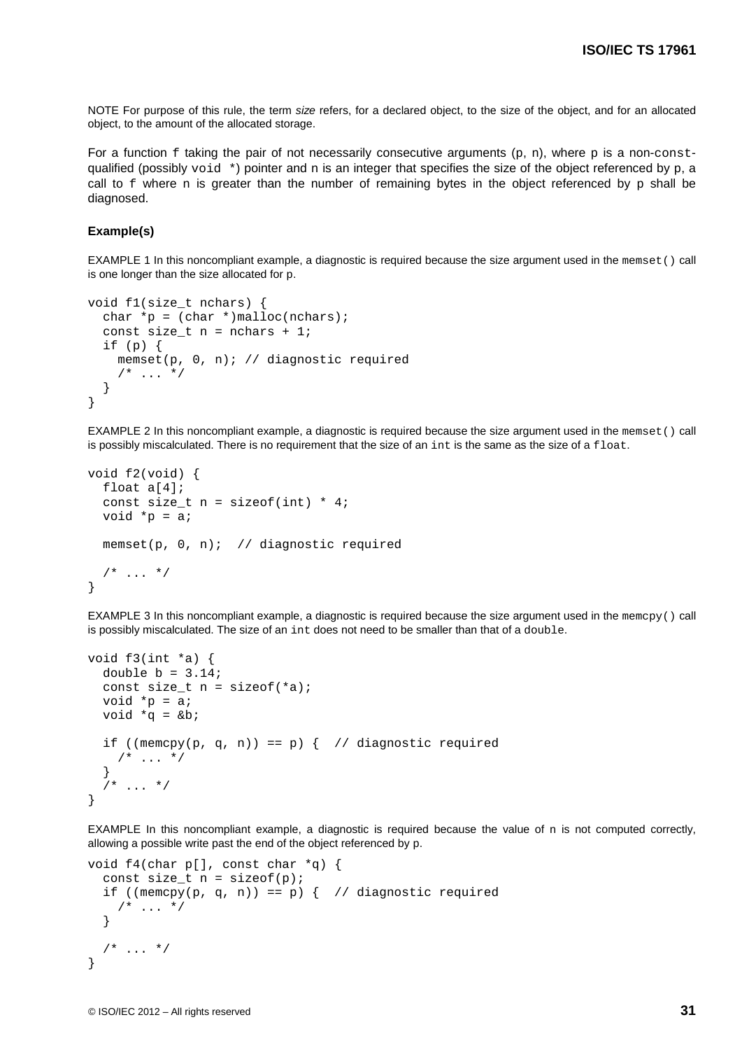NOTE For purpose of this rule, the term *size* refers, for a declared object, to the size of the object, and for an allocated object, to the amount of the allocated storage.

For a function `f` taking the pair of not necessarily consecutive arguments (p, n), where `p` is a non-`const`-qualified (possibly `void *`) pointer and `n` is an integer that specifies the size of the object referenced by `p`, a call to `f` where `n` is greater than the number of remaining bytes in the object referenced by `p` shall be diagnosed.

**Example(s)**

EXAMPLE 1 In this noncompliant example, a diagnostic is required because the size argument used in the `memset()` call is one longer than the size allocated for p.

```
void f1(size_t nchars) {
  char *p = (char *)malloc(nchars);
  const size_t n = nchars + 1;
  if (p) {
    memset(p, 0, n); // diagnostic required
    /* ... */
  }
}
```

EXAMPLE 2 In this noncompliant example, a diagnostic is required because the size argument used in the `memset()` call is possibly miscalculated. There is no requirement that the size of an `int` is the same as the size of a `float`.

```
void f2(void) {
  float a[4];
  const size_t n = sizeof(int) * 4;
  void *p = a;

  memset(p, 0, n);  // diagnostic required

  /* ... */
}
```

EXAMPLE 3 In this noncompliant example, a diagnostic is required because the size argument used in the `memcpy()` call is possibly miscalculated. The size of an `int` does not need to be smaller than that of a `double`.

```
void f3(int *a) {
  double b = 3.14;
  const size_t n = sizeof(*a);
  void *p = a;
  void *q = &b;

  if ((memcpy(p, q, n)) == p) {  // diagnostic required
    /* ... */
  }
  /* ... */
}
```

EXAMPLE In this noncompliant example, a diagnostic is required because the value of n is not computed correctly, allowing a possible write past the end of the object referenced by p.

```
void f4(char p[], const char *q) {
  const size_t n = sizeof(p);
  if ((memcpy(p, q, n)) == p) {  // diagnostic required
    /* ... */
  }

  /* ... */
}
```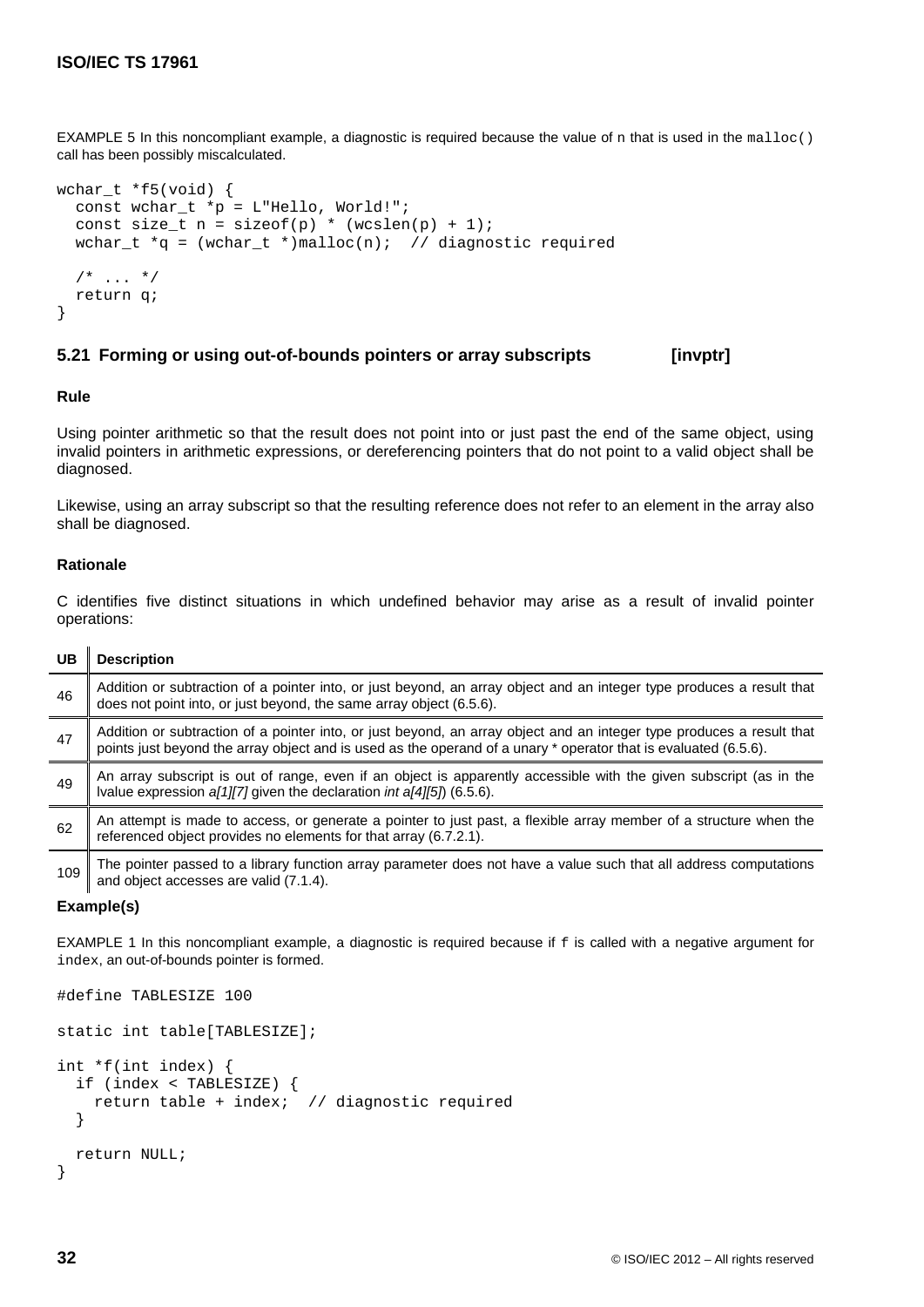EXAMPLE 5 In this noncompliant example, a diagnostic is required because the value of n that is used in the `malloc()` call has been possibly miscalculated.

```
wchar_t *f5(void) {
  const wchar_t *p = L"Hello, World!";
  const size_t n = sizeof(p) * (wcslen(p) + 1);
  wchar_t *q = (wchar_t *)malloc(n);  // diagnostic required

  /* ... */
  return q;
}
```

### 5.21 Forming or using out-of-bounds pointers or array subscripts [invptr]

**Rule**

Using pointer arithmetic so that the result does not point into or just past the end of the same object, using invalid pointers in arithmetic expressions, or dereferencing pointers that do not point to a valid object shall be diagnosed.

Likewise, using an array subscript so that the resulting reference does not refer to an element in the array also shall be diagnosed.

**Rationale**

C identifies five distinct situations in which undefined behavior may arise as a result of invalid pointer operations:

| UB | Description |
|---|---|
| 46 | Addition or subtraction of a pointer into, or just beyond, an array object and an integer type produces a result that does not point into, or just beyond, the same array object (6.5.6). |
| 47 | Addition or subtraction of a pointer into, or just beyond, an array object and an integer type produces a result that points just beyond the array object and is used as the operand of a unary * operator that is evaluated (6.5.6). |
| 49 | An array subscript is out of range, even if an object is apparently accessible with the given subscript (as in the lvalue expression *a[1][7]* given the declaration *int a[4][5]*) (6.5.6). |
| 62 | An attempt is made to access, or generate a pointer to just past, a flexible array member of a structure when the referenced object provides no elements for that array (6.7.2.1). |
| 109 | The pointer passed to a library function array parameter does not have a value such that all address computations and object accesses are valid (7.1.4). |

**Example(s)**

EXAMPLE 1 In this noncompliant example, a diagnostic is required because if `f` is called with a negative argument for `index`, an out-of-bounds pointer is formed.

```
#define TABLESIZE 100

static int table[TABLESIZE];

int *f(int index) {
  if (index < TABLESIZE) {
    return table + index;  // diagnostic required
  }

  return NULL;
}
```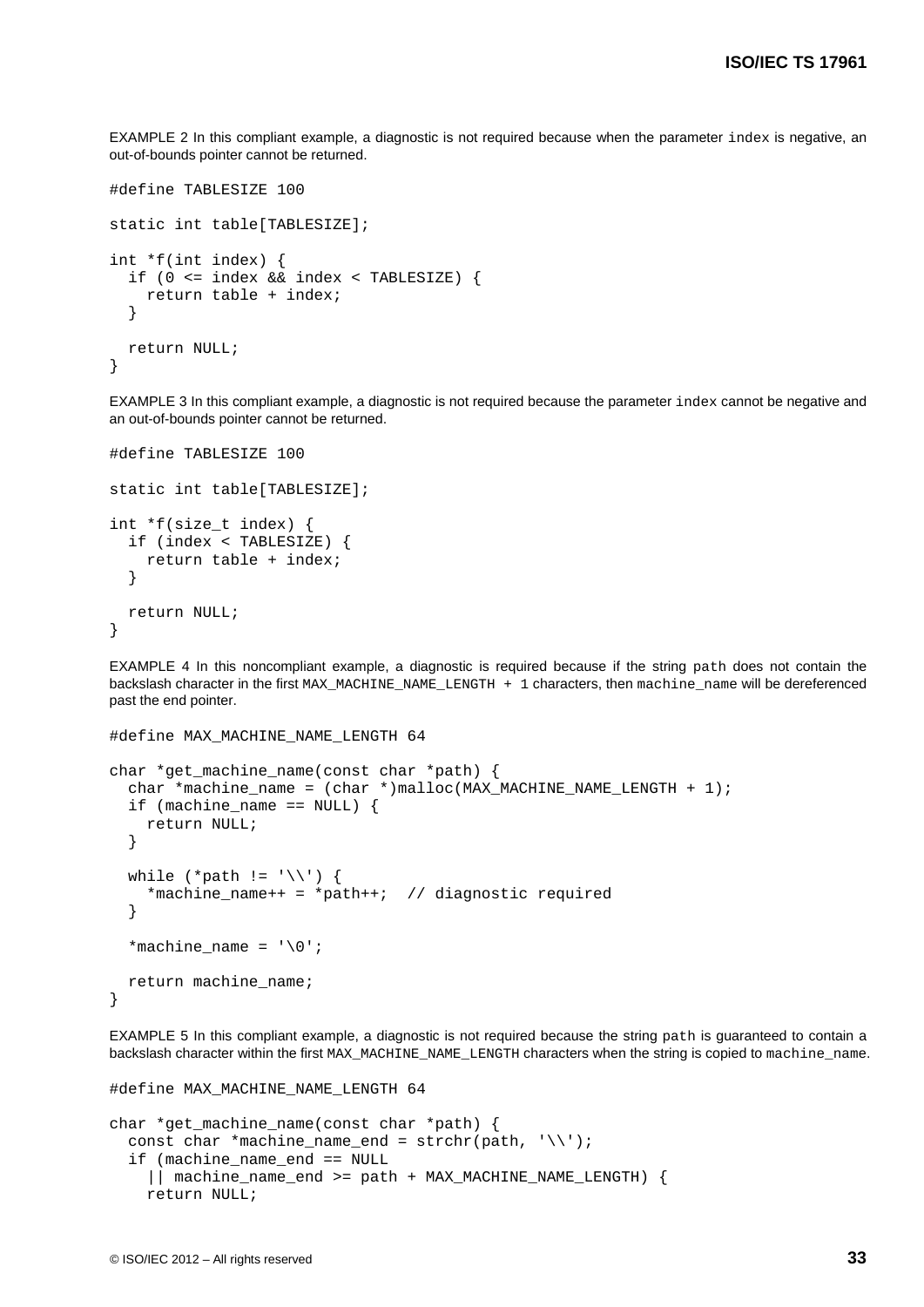EXAMPLE 2 In this compliant example, a diagnostic is not required because when the parameter `index` is negative, an out-of-bounds pointer cannot be returned.

```
#define TABLESIZE 100

static int table[TABLESIZE];

int *f(int index) {
  if (0 <= index && index < TABLESIZE) {
    return table + index;
  }

  return NULL;
}
```

EXAMPLE 3 In this compliant example, a diagnostic is not required because the parameter `index` cannot be negative and an out-of-bounds pointer cannot be returned.

```
#define TABLESIZE 100

static int table[TABLESIZE];

int *f(size_t index) {
  if (index < TABLESIZE) {
    return table + index;
  }

  return NULL;
}
```

EXAMPLE 4 In this noncompliant example, a diagnostic is required because if the string `path` does not contain the backslash character in the first `MAX_MACHINE_NAME_LENGTH + 1` characters, then `machine_name` will be dereferenced past the end pointer.

```
#define MAX_MACHINE_NAME_LENGTH 64

char *get_machine_name(const char *path) {
  char *machine_name = (char *)malloc(MAX_MACHINE_NAME_LENGTH + 1);
  if (machine_name == NULL) {
    return NULL;
  }

  while (*path != '\\') {
    *machine_name++ = *path++;  // diagnostic required
  }

  *machine_name = '\0';

  return machine_name;
}
```

EXAMPLE 5 In this compliant example, a diagnostic is not required because the string `path` is guaranteed to contain a backslash character within the first `MAX_MACHINE_NAME_LENGTH` characters when the string is copied to `machine_name`.

```
#define MAX_MACHINE_NAME_LENGTH 64

char *get_machine_name(const char *path) {
  const char *machine_name_end = strchr(path, '\\');
  if (machine_name_end == NULL
    || machine_name_end >= path + MAX_MACHINE_NAME_LENGTH) {
    return NULL;
```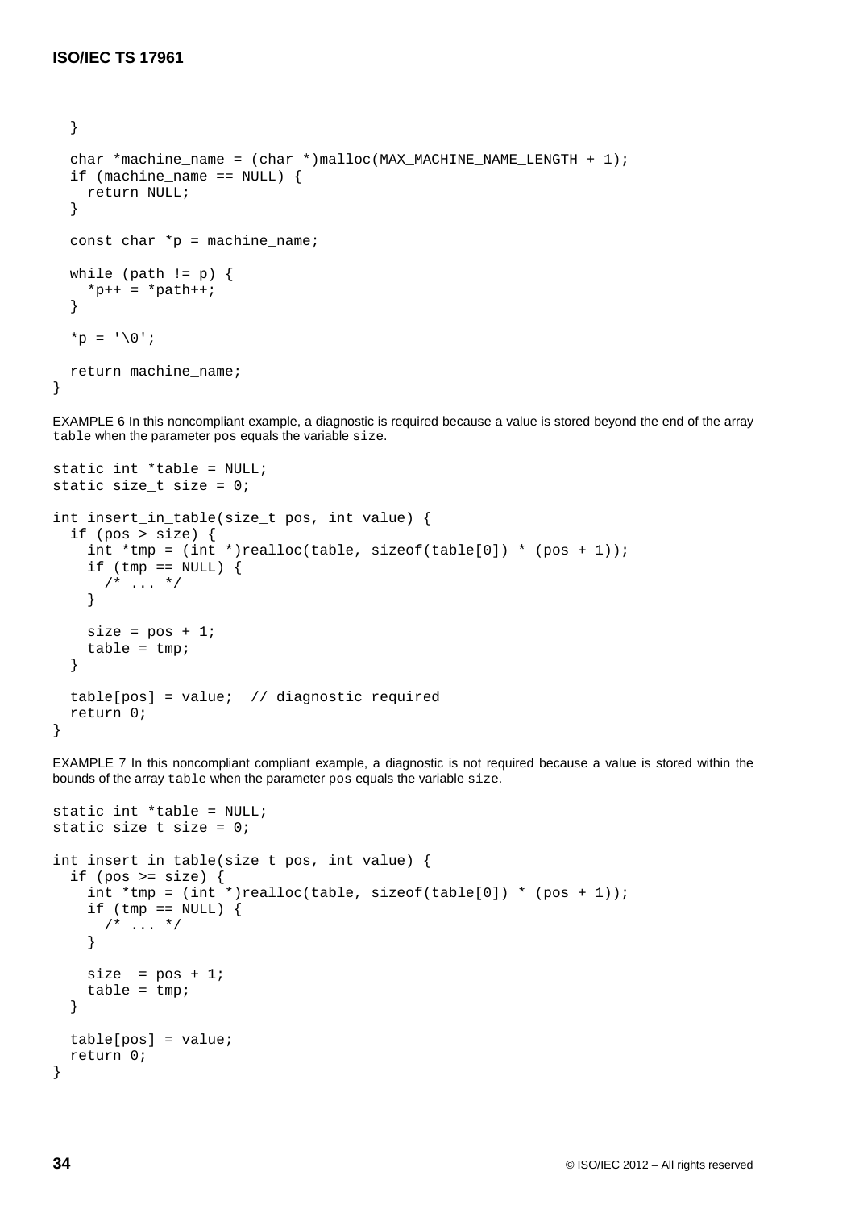```
  }

  char *machine_name = (char *)malloc(MAX_MACHINE_NAME_LENGTH + 1);
  if (machine_name == NULL) {
    return NULL;
  }

  const char *p = machine_name;

  while (path != p) {
    *p++ = *path++;
  }

  *p = '\0';

  return machine_name;
}
```

EXAMPLE 6 In this noncompliant example, a diagnostic is required because a value is stored beyond the end of the array `table` when the parameter `pos` equals the variable `size`.

```
static int *table = NULL;
static size_t size = 0;

int insert_in_table(size_t pos, int value) {
  if (pos > size) {
    int *tmp = (int *)realloc(table, sizeof(table[0]) * (pos + 1));
    if (tmp == NULL) {
      /* ... */
    }

    size = pos + 1;
    table = tmp;
  }

  table[pos] = value;  // diagnostic required
  return 0;
}
```

EXAMPLE 7 In this noncompliant compliant example, a diagnostic is not required because a value is stored within the bounds of the array `table` when the parameter `pos` equals the variable `size`.

```
static int *table = NULL;
static size_t size = 0;

int insert_in_table(size_t pos, int value) {
  if (pos >= size) {
    int *tmp = (int *)realloc(table, sizeof(table[0]) * (pos + 1));
    if (tmp == NULL) {
      /* ... */
    }

    size  = pos + 1;
    table = tmp;
  }

  table[pos] = value;
  return 0;
}
```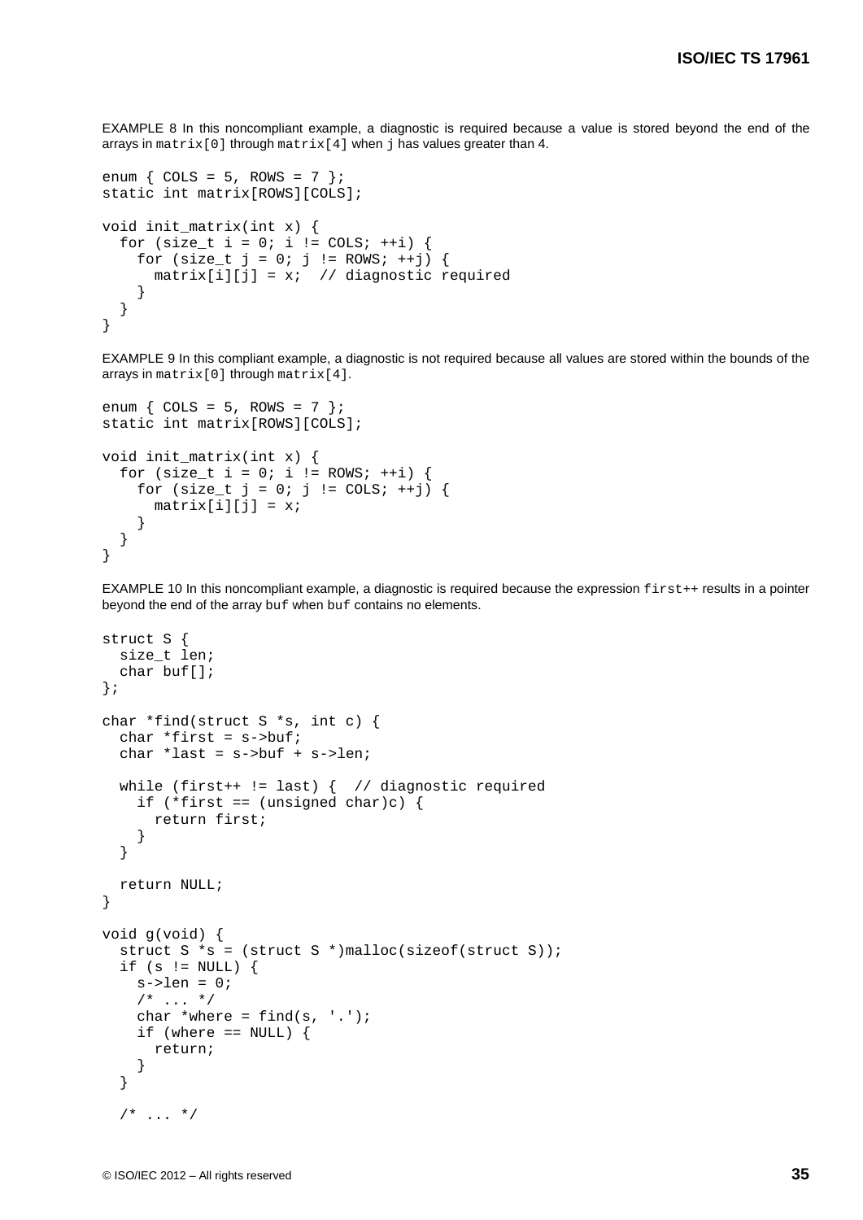EXAMPLE 8 In this noncompliant example, a diagnostic is required because a value is stored beyond the end of the arrays in `matrix[0]` through `matrix[4]` when `j` has values greater than 4.

```
enum { COLS = 5, ROWS = 7 };
static int matrix[ROWS][COLS];

void init_matrix(int x) {
  for (size_t i = 0; i != COLS; ++i) {
    for (size_t j = 0; j != ROWS; ++j) {
      matrix[i][j] = x;  // diagnostic required
    }
  }
}
```

EXAMPLE 9 In this compliant example, a diagnostic is not required because all values are stored within the bounds of the arrays in `matrix[0]` through `matrix[4]`.

```
enum { COLS = 5, ROWS = 7 };
static int matrix[ROWS][COLS];

void init_matrix(int x) {
  for (size_t i = 0; i != ROWS; ++i) {
    for (size_t j = 0; j != COLS; ++j) {
      matrix[i][j] = x;
    }
  }
}
```

EXAMPLE 10 In this noncompliant example, a diagnostic is required because the expression `first++` results in a pointer beyond the end of the array `buf` when `buf` contains no elements.

```
struct S {
  size_t len;
  char buf[];
};

char *find(struct S *s, int c) {
  char *first = s->buf;
  char *last = s->buf + s->len;

  while (first++ != last) {  // diagnostic required
    if (*first == (unsigned char)c) {
      return first;
    }
  }

  return NULL;
}

void g(void) {
  struct S *s = (struct S *)malloc(sizeof(struct S));
  if (s != NULL) {
    s->len = 0;
    /* ... */
    char *where = find(s, '.');
    if (where == NULL) {
      return;
    }
  }

  /* ... */
```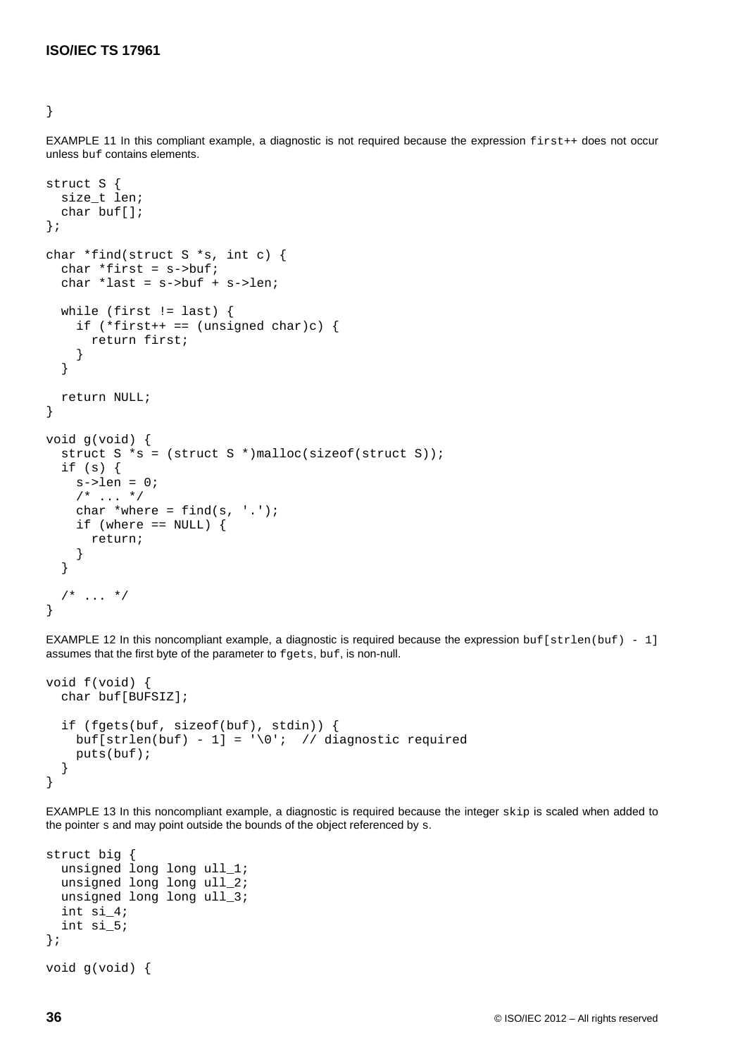```
}
```

EXAMPLE 11 In this compliant example, a diagnostic is not required because the expression `first++` does not occur unless `buf` contains elements.

```
struct S {
  size_t len;
  char buf[];
};

char *find(struct S *s, int c) {
  char *first = s->buf;
  char *last = s->buf + s->len;

  while (first != last) {
    if (*first++ == (unsigned char)c) {
      return first;
    }
  }

  return NULL;
}

void g(void) {
  struct S *s = (struct S *)malloc(sizeof(struct S));
  if (s) {
    s->len = 0;
    /* ... */
    char *where = find(s, '.');
    if (where == NULL) {
      return;
    }
  }

  /* ... */
}
```

EXAMPLE 12 In this noncompliant example, a diagnostic is required because the expression `buf[strlen(buf) - 1]` assumes that the first byte of the parameter to `fgets`, `buf`, is non-null.

```
void f(void) {
  char buf[BUFSIZ];

  if (fgets(buf, sizeof(buf), stdin)) {
    buf[strlen(buf) - 1] = '\0';  // diagnostic required
    puts(buf);
  }
}
```

EXAMPLE 13 In this noncompliant example, a diagnostic is required because the integer `skip` is scaled when added to the pointer `s` and may point outside the bounds of the object referenced by `s`.

```
struct big {
  unsigned long long ull_1;
  unsigned long long ull_2;
  unsigned long long ull_3;
  int si_4;
  int si_5;
};

void g(void) {
```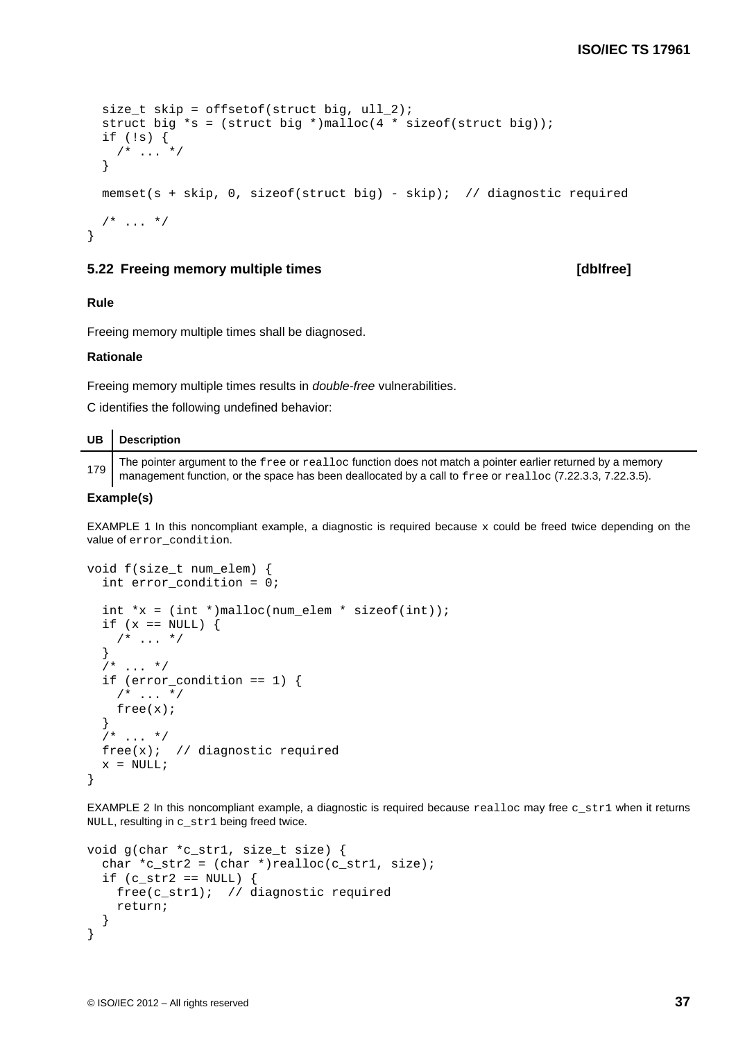```
  size_t skip = offsetof(struct big, ull_2);
  struct big *s = (struct big *)malloc(4 * sizeof(struct big));
  if (!s) {
    /* ... */
  }

  memset(s + skip, 0, sizeof(struct big) - skip);  // diagnostic required

  /* ... */
}
```

### 5.22 Freeing memory multiple times [dblfree]

#### Rule

Freeing memory multiple times shall be diagnosed.

#### Rationale

Freeing memory multiple times results in *double-free* vulnerabilities.

C identifies the following undefined behavior:

| UB | Description |
| --- | --- |
| 179 | The pointer argument to the `free` or `realloc` function does not match a pointer earlier returned by a memory management function, or the space has been deallocated by a call to `free` or `realloc` (7.22.3.3, 7.22.3.5). |

#### Example(s)

EXAMPLE 1 In this noncompliant example, a diagnostic is required because `x` could be freed twice depending on the value of `error_condition`.

```
void f(size_t num_elem) {
  int error_condition = 0;

  int *x = (int *)malloc(num_elem * sizeof(int));
  if (x == NULL) {
    /* ... */
  }
  /* ... */
  if (error_condition == 1) {
    /* ... */
    free(x);
  }
  /* ... */
  free(x);  // diagnostic required
  x = NULL;
}
```

EXAMPLE 2 In this noncompliant example, a diagnostic is required because `realloc` may free `c_str1` when it returns `NULL`, resulting in `c_str1` being freed twice.

```
void g(char *c_str1, size_t size) {
  char *c_str2 = (char *)realloc(c_str1, size);
  if (c_str2 == NULL) {
    free(c_str1);  // diagnostic required
    return;
  }
}
```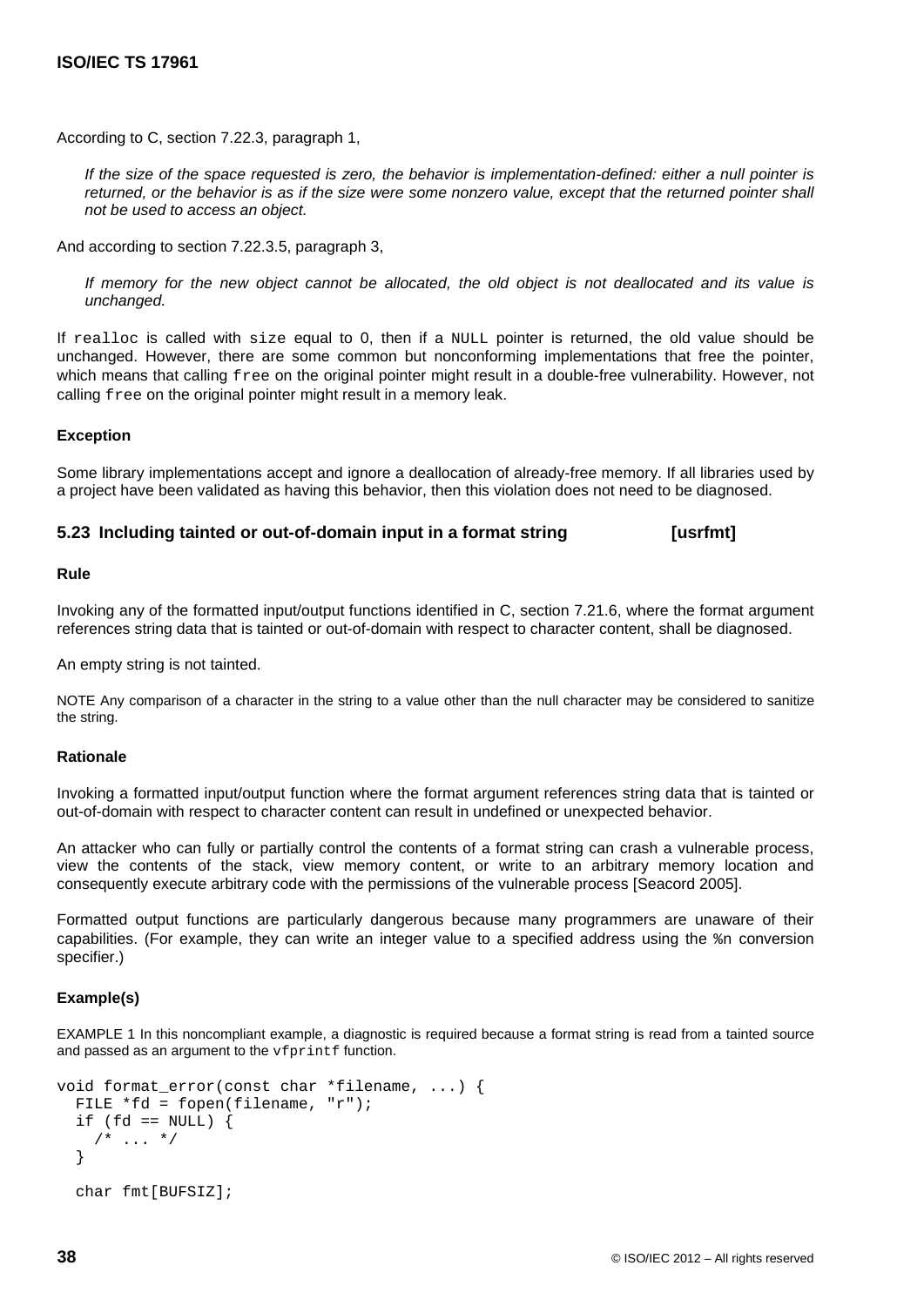According to C, section 7.22.3, paragraph 1,

> *If the size of the space requested is zero, the behavior is implementation-defined: either a null pointer is returned, or the behavior is as if the size were some nonzero value, except that the returned pointer shall not be used to access an object.*

And according to section 7.22.3.5, paragraph 3,

> *If memory for the new object cannot be allocated, the old object is not deallocated and its value is unchanged.*

If `realloc` is called with `size` equal to 0, then if a `NULL` pointer is returned, the old value should be unchanged. However, there are some common but nonconforming implementations that free the pointer, which means that calling `free` on the original pointer might result in a double-free vulnerability. However, not calling `free` on the original pointer might result in a memory leak.

#### Exception

Some library implementations accept and ignore a deallocation of already-free memory. If all libraries used by a project have been validated as having this behavior, then this violation does not need to be diagnosed.

### 5.23 Including tainted or out-of-domain input in a format string [usrfmt]

#### Rule

Invoking any of the formatted input/output functions identified in C, section 7.21.6, where the format argument references string data that is tainted or out-of-domain with respect to character content, shall be diagnosed.

An empty string is not tainted.

NOTE Any comparison of a character in the string to a value other than the null character may be considered to sanitize the string.

#### Rationale

Invoking a formatted input/output function where the format argument references string data that is tainted or out-of-domain with respect to character content can result in undefined or unexpected behavior.

An attacker who can fully or partially control the contents of a format string can crash a vulnerable process, view the contents of the stack, view memory content, or write to an arbitrary memory location and consequently execute arbitrary code with the permissions of the vulnerable process [Seacord 2005].

Formatted output functions are particularly dangerous because many programmers are unaware of their capabilities. (For example, they can write an integer value to a specified address using the `%n` conversion specifier.)

#### Example(s)

EXAMPLE 1 In this noncompliant example, a diagnostic is required because a format string is read from a tainted source and passed as an argument to the `vfprintf` function.

```
void format_error(const char *filename, ...) {
  FILE *fd = fopen(filename, "r");
  if (fd == NULL) {
    /* ... */
  }

  char fmt[BUFSIZ];
```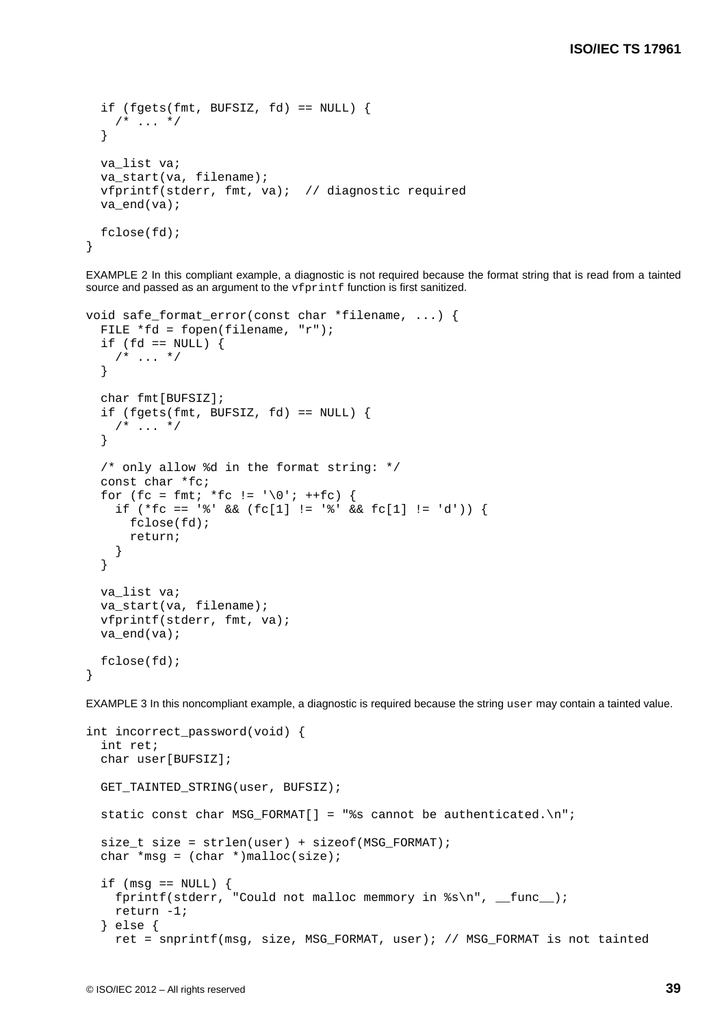```
  if (fgets(fmt, BUFSIZ, fd) == NULL) {
    /* ... */
  }

  va_list va;
  va_start(va, filename);
  vfprintf(stderr, fmt, va);  // diagnostic required
  va_end(va);

  fclose(fd);
}
```

EXAMPLE 2 In this compliant example, a diagnostic is not required because the format string that is read from a tainted source and passed as an argument to the `vfprintf` function is first sanitized.

```
void safe_format_error(const char *filename, ...) {
  FILE *fd = fopen(filename, "r");
  if (fd == NULL) {
    /* ... */
  }

  char fmt[BUFSIZ];
  if (fgets(fmt, BUFSIZ, fd) == NULL) {
    /* ... */
  }

  /* only allow %d in the format string: */
  const char *fc;
  for (fc = fmt; *fc != '\0'; ++fc) {
    if (*fc == '%' && (fc[1] != '%' && fc[1] != 'd')) {
      fclose(fd);
      return;
    }
  }

  va_list va;
  va_start(va, filename);
  vfprintf(stderr, fmt, va);
  va_end(va);

  fclose(fd);
}
```

EXAMPLE 3 In this noncompliant example, a diagnostic is required because the string `user` may contain a tainted value.

```
int incorrect_password(void) {
  int ret;
  char user[BUFSIZ];

  GET_TAINTED_STRING(user, BUFSIZ);

  static const char MSG_FORMAT[] = "%s cannot be authenticated.\n";

  size_t size = strlen(user) + sizeof(MSG_FORMAT);
  char *msg = (char *)malloc(size);

  if (msg == NULL) {
    fprintf(stderr, "Could not malloc memmory in %s\n", __func__);
    return -1;
  } else {
    ret = snprintf(msg, size, MSG_FORMAT, user); // MSG_FORMAT is not tainted
```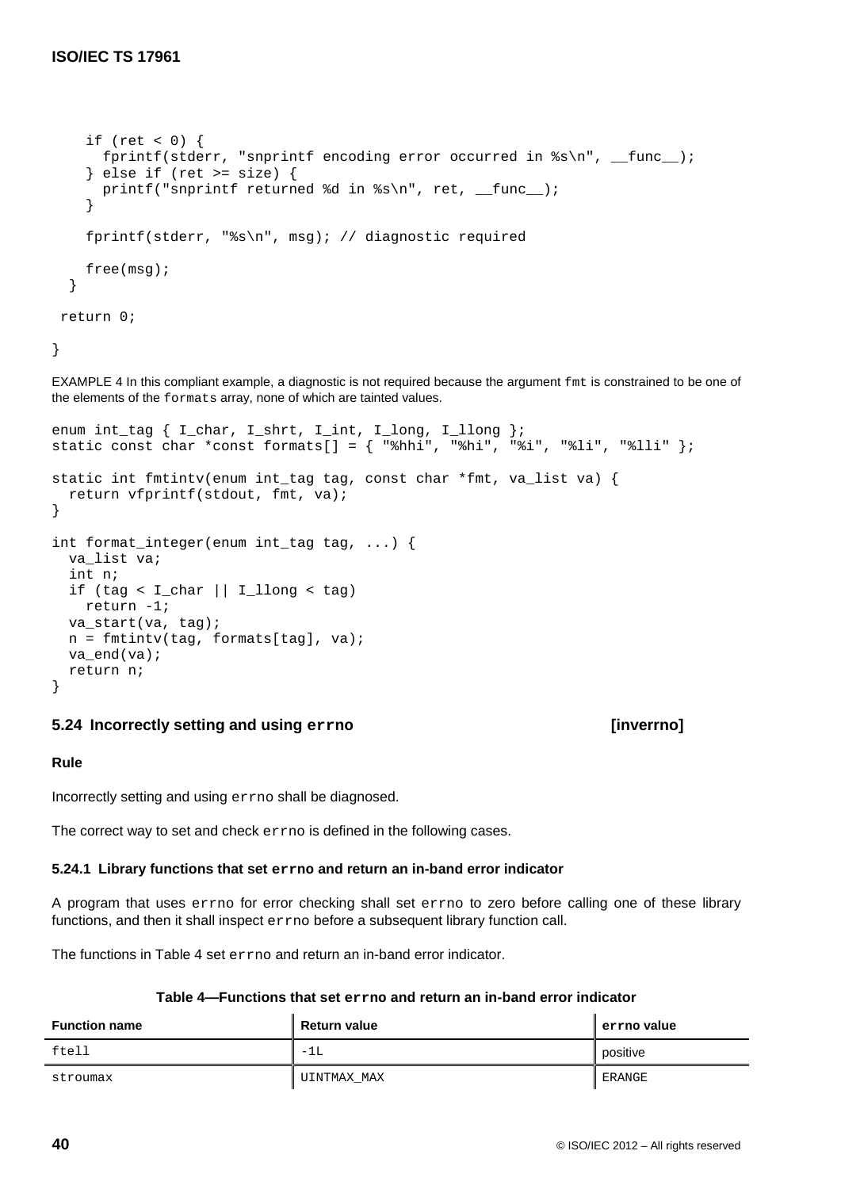```
    if (ret < 0) {
      fprintf(stderr, "snprintf encoding error occurred in %s\n", __func__);
    } else if (ret >= size) {
      printf("snprintf returned %d in %s\n", ret, __func__);
    }

    fprintf(stderr, "%s\n", msg); // diagnostic required

    free(msg);
  }

 return 0;

}
```

EXAMPLE 4 In this compliant example, a diagnostic is not required because the argument `fmt` is constrained to be one of the elements of the `formats` array, none of which are tainted values.

```
enum int_tag { I_char, I_shrt, I_int, I_long, I_llong };
static const char *const formats[] = { "%hhi", "%hi", "%i", "%li", "%lli" };

static int fmtintv(enum int_tag tag, const char *fmt, va_list va) {
  return vfprintf(stdout, fmt, va);
}

int format_integer(enum int_tag tag, ...) {
  va_list va;
  int n;
  if (tag < I_char || I_llong < tag)
    return -1;
  va_start(va, tag);
  n = fmtintv(tag, formats[tag], va);
  va_end(va);
  return n;
}
```

### 5.24 Incorrectly setting and using `errno` [inverrno]

#### Rule

Incorrectly setting and using `errno` shall be diagnosed.

The correct way to set and check `errno` is defined in the following cases.

#### 5.24.1 Library functions that set `errno` and return an in-band error indicator

A program that uses `errno` for error checking shall set `errno` to zero before calling one of these library functions, and then it shall inspect `errno` before a subsequent library function call.

The functions in Table 4 set `errno` and return an in-band error indicator.

**Table 4—Functions that set `errno` and return an in-band error indicator**

| Function name | Return value | errno value |
|---|---|---|
| `ftell` | `-1L` | positive |
| `stroumax` | `UINTMAX_MAX` | `ERANGE` |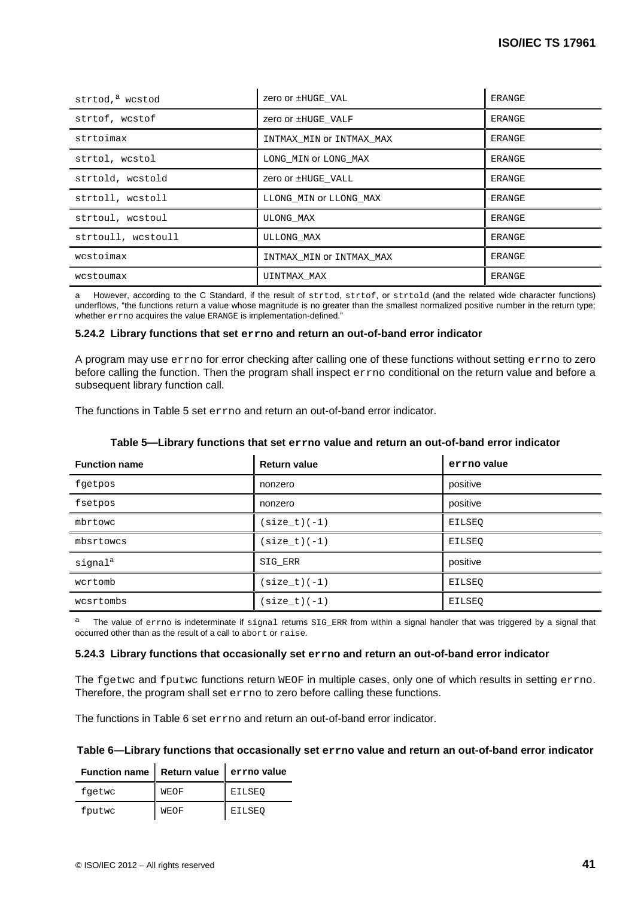| | | |
|---|---|---|
| strtod,[a] wcstod | zero or ±HUGE_VAL | ERANGE |
| strtof, wcstof | zero or ±HUGE_VALF | ERANGE |
| strtoimax | INTMAX_MIN or INTMAX_MAX | ERANGE |
| strtol, wcstol | LONG_MIN or LONG_MAX | ERANGE |
| strtold, wcstold | zero or ±HUGE_VALL | ERANGE |
| strtoll, wcstoll | LLONG_MIN or LLONG_MAX | ERANGE |
| strtoul, wcstoul | ULONG_MAX | ERANGE |
| strtoull, wcstoull | ULLONG_MAX | ERANGE |
| wcstoimax | INTMAX_MIN or INTMAX_MAX | ERANGE |
| wcstoumax | UINTMAX_MAX | ERANGE |

a However, according to the C Standard, if the result of strtod, strtof, or strtold (and the related wide character functions) underflows, "the functions return a value whose magnitude is no greater than the smallest normalized positive number in the return type; whether errno acquires the value ERANGE is implementation-defined."

### 5.24.2 Library functions that set errno and return an out-of-band error indicator

A program may use errno for error checking after calling one of these functions without setting errno to zero before calling the function. Then the program shall inspect errno conditional on the return value and before a subsequent library function call.

The functions in Table 5 set errno and return an out-of-band error indicator.

**Table 5—Library functions that set errno value and return an out-of-band error indicator**

| Function name | Return value | errno value |
|---|---|---|
| fgetpos | nonzero | positive |
| fsetpos | nonzero | positive |
| mbrtowc | (size_t)(-1) | EILSEQ |
| mbsrtowcs | (size_t)(-1) | EILSEQ |
| signal[a] | SIG_ERR | positive |
| wcrtomb | (size_t)(-1) | EILSEQ |
| wcsrtombs | (size_t)(-1) | EILSEQ |

a The value of errno is indeterminate if signal returns SIG_ERR from within a signal handler that was triggered by a signal that occurred other than as the result of a call to abort or raise.

### 5.24.3 Library functions that occasionally set errno and return an out-of-band error indicator

The fgetwc and fputwc functions return WEOF in multiple cases, only one of which results in setting errno. Therefore, the program shall set errno to zero before calling these functions.

The functions in Table 6 set errno and return an out-of-band error indicator.

**Table 6—Library functions that occasionally set errno value and return an out-of-band error indicator**

| Function name | Return value | errno value |
|---|---|---|
| fgetwc | WEOF | EILSEQ |
| fputwc | WEOF | EILSEQ |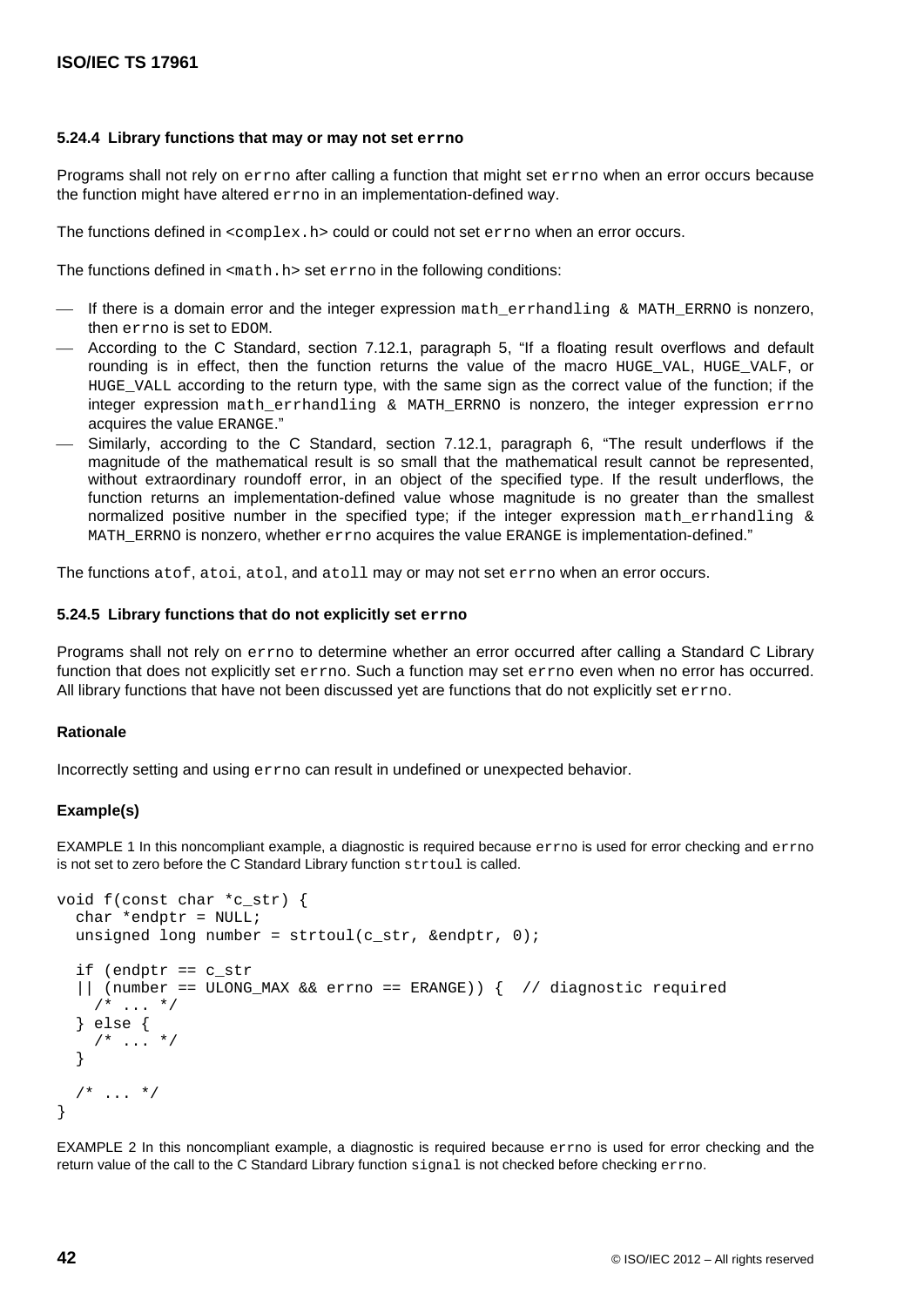#### 5.24.4 Library functions that may or may not set `errno`

Programs shall not rely on `errno` after calling a function that might set `errno` when an error occurs because the function might have altered `errno` in an implementation-defined way.

The functions defined in `<complex.h>` could or could not set `errno` when an error occurs.

The functions defined in `<math.h>` set `errno` in the following conditions:

- If there is a domain error and the integer expression `math_errhandling & MATH_ERRNO` is nonzero, then `errno` is set to `EDOM`.
- According to the C Standard, section 7.12.1, paragraph 5, "If a floating result overflows and default rounding is in effect, then the function returns the value of the macro `HUGE_VAL`, `HUGE_VALF`, or `HUGE_VALL` according to the return type, with the same sign as the correct value of the function; if the integer expression `math_errhandling & MATH_ERRNO` is nonzero, the integer expression `errno` acquires the value `ERANGE`."
- Similarly, according to the C Standard, section 7.12.1, paragraph 6, "The result underflows if the magnitude of the mathematical result is so small that the mathematical result cannot be represented, without extraordinary roundoff error, in an object of the specified type. If the result underflows, the function returns an implementation-defined value whose magnitude is no greater than the smallest normalized positive number in the specified type; if the integer expression `math_errhandling & MATH_ERRNO` is nonzero, whether `errno` acquires the value `ERANGE` is implementation-defined."

The functions `atof`, `atoi`, `atol`, and `atoll` may or may not set `errno` when an error occurs.

#### 5.24.5 Library functions that do not explicitly set `errno`

Programs shall not rely on `errno` to determine whether an error occurred after calling a Standard C Library function that does not explicitly set `errno`. Such a function may set `errno` even when no error has occurred. All library functions that have not been discussed yet are functions that do not explicitly set `errno`.

**Rationale**

Incorrectly setting and using `errno` can result in undefined or unexpected behavior.

**Example(s)**

EXAMPLE 1 In this noncompliant example, a diagnostic is required because `errno` is used for error checking and `errno` is not set to zero before the C Standard Library function `strtoul` is called.

```
void f(const char *c_str) {
  char *endptr = NULL;
  unsigned long number = strtoul(c_str, &endptr, 0);

  if (endptr == c_str
  || (number == ULONG_MAX && errno == ERANGE)) {  // diagnostic required
    /* ... */
  } else {
    /* ... */
  }

  /* ... */
}
```

EXAMPLE 2 In this noncompliant example, a diagnostic is required because `errno` is used for error checking and the return value of the call to the C Standard Library function `signal` is not checked before checking `errno`.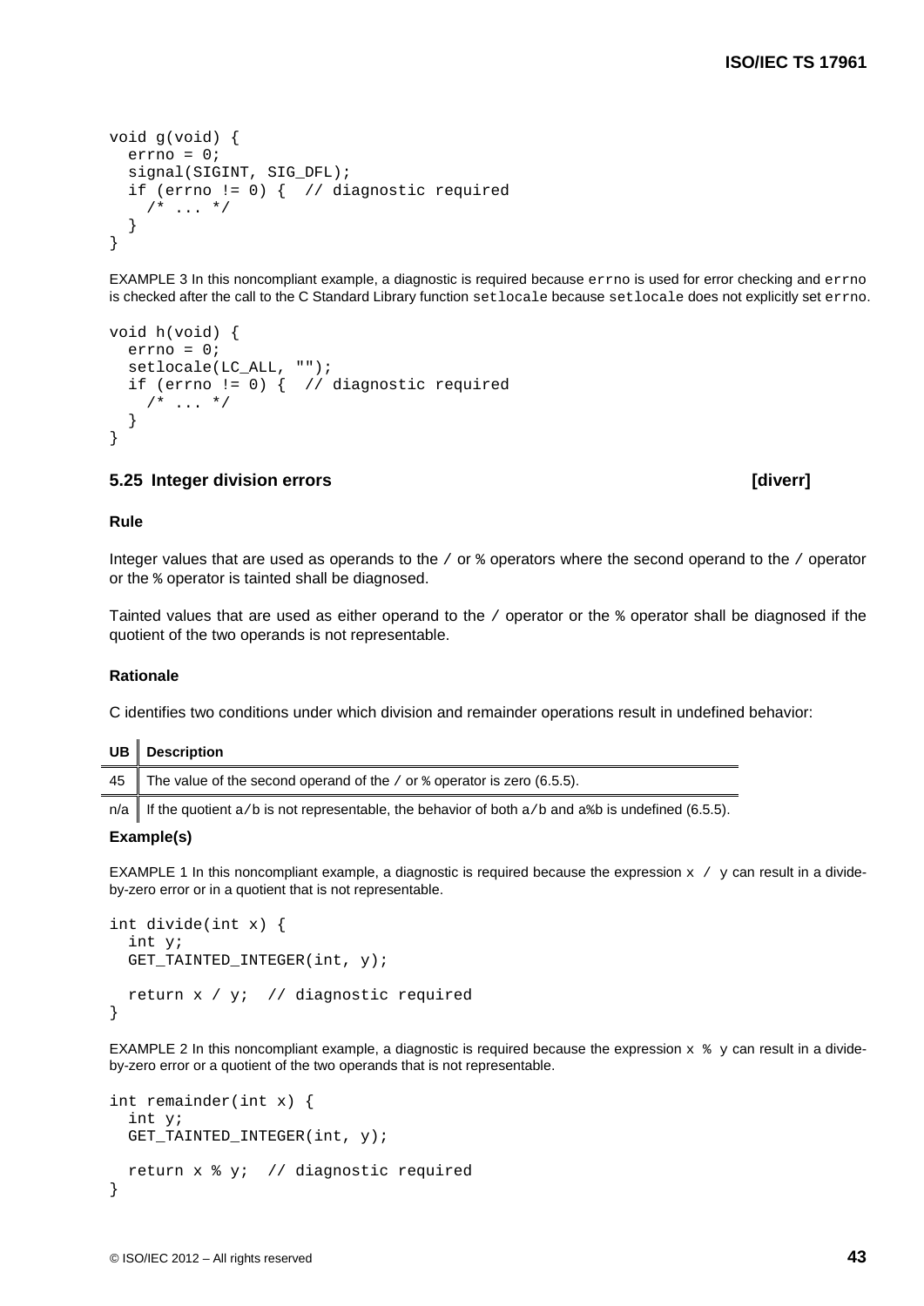```
void g(void) {
  errno = 0;
  signal(SIGINT, SIG_DFL);
  if (errno != 0) {  // diagnostic required
    /* ... */
  }
}
```

EXAMPLE 3 In this noncompliant example, a diagnostic is required because `errno` is used for error checking and `errno` is checked after the call to the C Standard Library function `setlocale` because `setlocale` does not explicitly set `errno`.

```
void h(void) {
  errno = 0;
  setlocale(LC_ALL, "");
  if (errno != 0) {  // diagnostic required
    /* ... */
  }
}
```

## 5.25 Integer division errors [diverr]

### Rule

Integer values that are used as operands to the `/` or `%` operators where the second operand to the `/` operator or the `%` operator is tainted shall be diagnosed.

Tainted values that are used as either operand to the `/` operator or the `%` operator shall be diagnosed if the quotient of the two operands is not representable.

### Rationale

C identifies two conditions under which division and remainder operations result in undefined behavior:

| UB | Description |
|---|---|
| 45 | The value of the second operand of the `/` or `%` operator is zero (6.5.5). |
| n/a | If the quotient `a/b` is not representable, the behavior of both `a/b` and `a%b` is undefined (6.5.5). |

### Example(s)

EXAMPLE 1 In this noncompliant example, a diagnostic is required because the expression `x / y` can result in a divide-by-zero error or in a quotient that is not representable.

```
int divide(int x) {
  int y;
  GET_TAINTED_INTEGER(int, y);

  return x / y;  // diagnostic required
}
```

EXAMPLE 2 In this noncompliant example, a diagnostic is required because the expression `x % y` can result in a divide-by-zero error or a quotient of the two operands that is not representable.

```
int remainder(int x) {
  int y;
  GET_TAINTED_INTEGER(int, y);

  return x % y;  // diagnostic required
}
```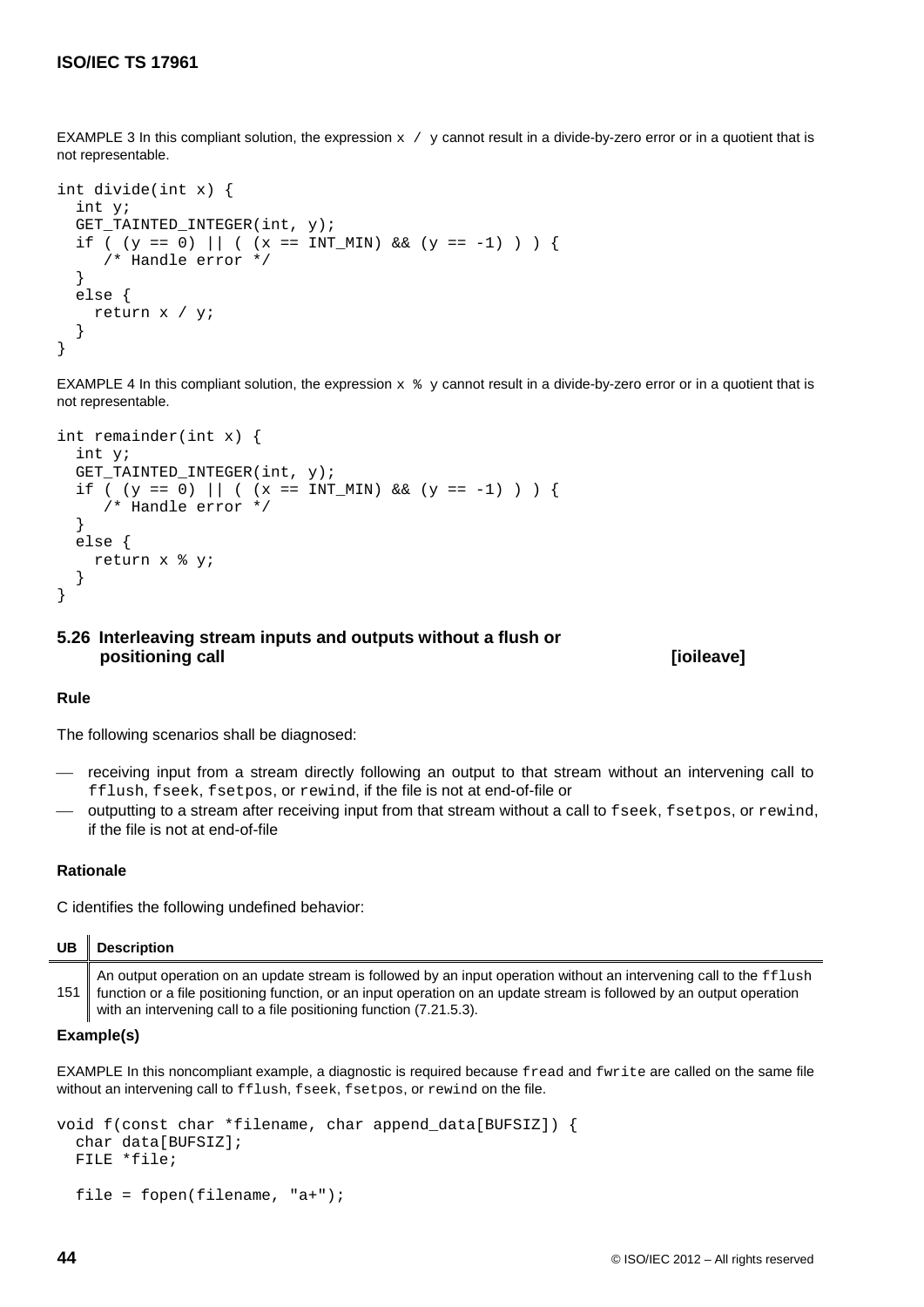EXAMPLE 3 In this compliant solution, the expression `x / y` cannot result in a divide-by-zero error or in a quotient that is not representable.

```
int divide(int x) {
  int y;
  GET_TAINTED_INTEGER(int, y);
  if ( (y == 0) || ( (x == INT_MIN) && (y == -1) ) ) {
     /* Handle error */
  }
  else {
    return x / y;
  }
}
```

EXAMPLE 4 In this compliant solution, the expression `x % y` cannot result in a divide-by-zero error or in a quotient that is not representable.

```
int remainder(int x) {
  int y;
  GET_TAINTED_INTEGER(int, y);
  if ( (y == 0) || ( (x == INT_MIN) && (y == -1) ) ) {
     /* Handle error */
  }
  else {
    return x % y;
  }
}
```

## 5.26 Interleaving stream inputs and outputs without a flush or positioning call [ioileave]

### Rule

The following scenarios shall be diagnosed:

- receiving input from a stream directly following an output to that stream without an intervening call to `fflush`, `fseek`, `fsetpos`, or `rewind`, if the file is not at end-of-file or
- outputting to a stream after receiving input from that stream without a call to `fseek`, `fsetpos`, or `rewind`, if the file is not at end-of-file

### Rationale

C identifies the following undefined behavior:

| UB | Description |
|---|---|
| 151 | An output operation on an update stream is followed by an input operation without an intervening call to the `fflush` function or a file positioning function, or an input operation on an update stream is followed by an output operation with an intervening call to a file positioning function (7.21.5.3). |

### Example(s)

EXAMPLE In this noncompliant example, a diagnostic is required because `fread` and `fwrite` are called on the same file without an intervening call to `fflush`, `fseek`, `fsetpos`, or `rewind` on the file.

```
void f(const char *filename, char append_data[BUFSIZ]) {
  char data[BUFSIZ];
  FILE *file;

  file = fopen(filename, "a+");
```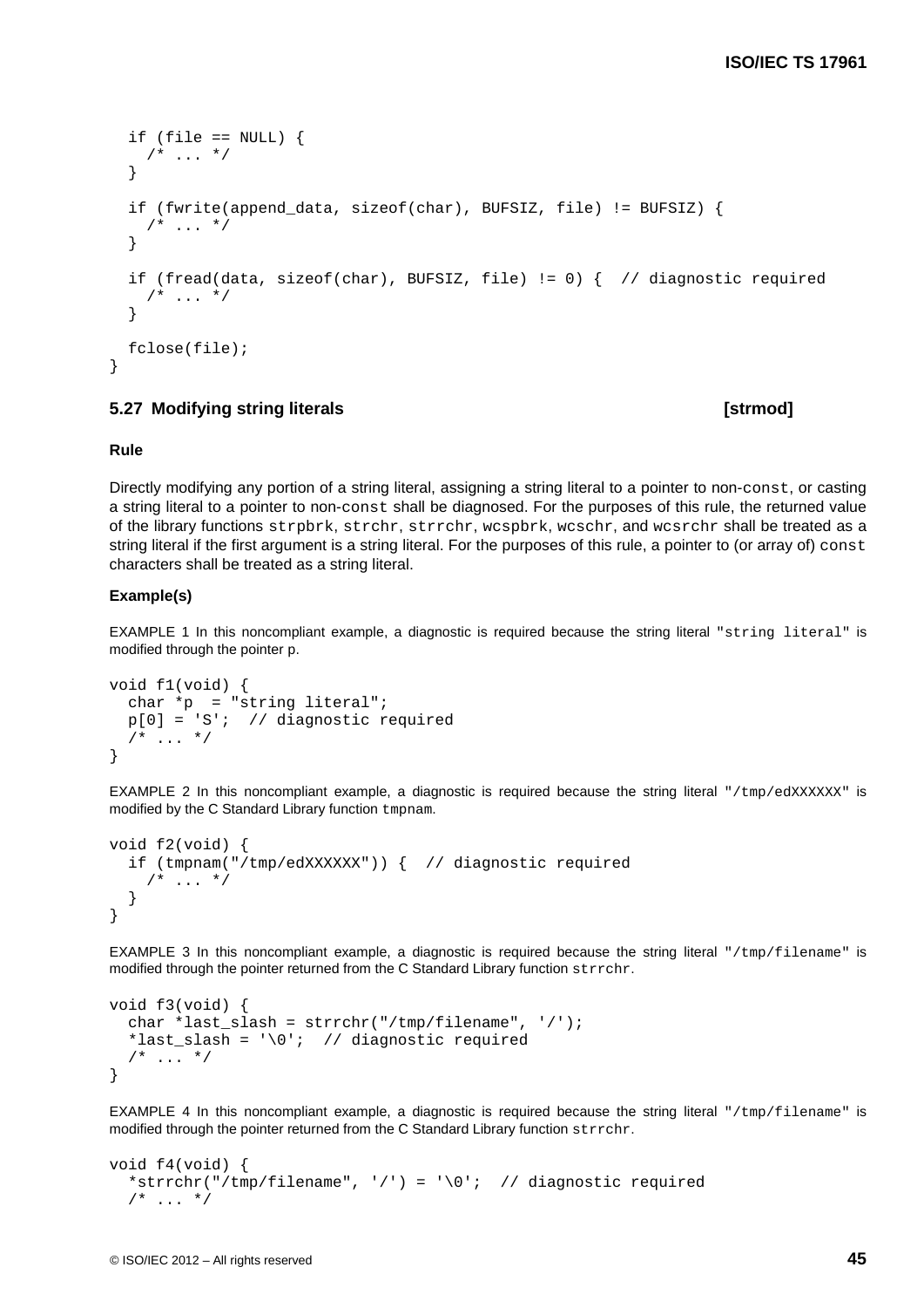```
  if (file == NULL) {
    /* ... */
  }

  if (fwrite(append_data, sizeof(char), BUFSIZ, file) != BUFSIZ) {
    /* ... */
  }

  if (fread(data, sizeof(char), BUFSIZ, file) != 0) {  // diagnostic required
    /* ... */
  }

  fclose(file);
}
```

## 5.27 Modifying string literals [strmod]

### Rule

Directly modifying any portion of a string literal, assigning a string literal to a pointer to non-`const`, or casting a string literal to a pointer to non-`const` shall be diagnosed. For the purposes of this rule, the returned value of the library functions `strpbrk`, `strchr`, `strrchr`, `wcspbrk`, `wcschr`, and `wcsrchr` shall be treated as a string literal if the first argument is a string literal. For the purposes of this rule, a pointer to (or array of) `const` characters shall be treated as a string literal.

### Example(s)

EXAMPLE 1 In this noncompliant example, a diagnostic is required because the string literal `"string literal"` is modified through the pointer p.

```
void f1(void) {
  char *p  = "string literal";
  p[0] = 'S';  // diagnostic required
  /* ... */
}
```

EXAMPLE 2 In this noncompliant example, a diagnostic is required because the string literal `"/tmp/edXXXXXX"` is modified by the C Standard Library function `tmpnam`.

```
void f2(void) {
  if (tmpnam("/tmp/edXXXXXX")) {  // diagnostic required
    /* ... */
  }
}
```

EXAMPLE 3 In this noncompliant example, a diagnostic is required because the string literal `"/tmp/filename"` is modified through the pointer returned from the C Standard Library function `strrchr`.

```
void f3(void) {
  char *last_slash = strrchr("/tmp/filename", '/');
  *last_slash = '\0';  // diagnostic required
  /* ... */
}
```

EXAMPLE 4 In this noncompliant example, a diagnostic is required because the string literal `"/tmp/filename"` is modified through the pointer returned from the C Standard Library function `strrchr`.

```
void f4(void) {
  *strrchr("/tmp/filename", '/') = '\0';  // diagnostic required
  /* ... */
```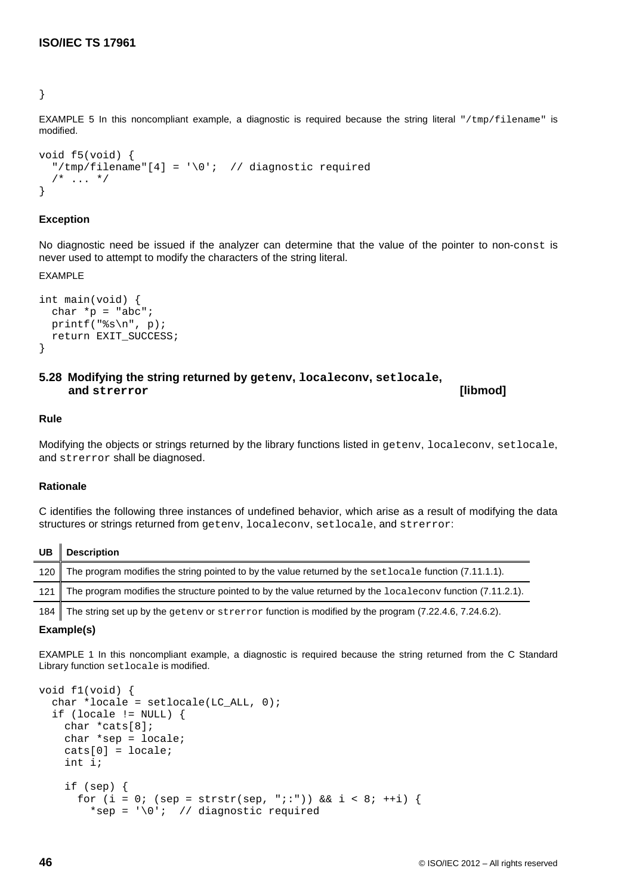```
}
```

EXAMPLE 5 In this noncompliant example, a diagnostic is required because the string literal `"/tmp/filename"` is modified.

```
void f5(void) {
  "/tmp/filename"[4] = '\0';  // diagnostic required
  /* ... */
}
```

**Exception**

No diagnostic need be issued if the analyzer can determine that the value of the pointer to non-`const` is never used to attempt to modify the characters of the string literal.

EXAMPLE

```
int main(void) {
  char *p = "abc";
  printf("%s\n", p);
  return EXIT_SUCCESS;
}
```

## 5.28 Modifying the string returned by `getenv`, `localeconv`, `setlocale`, and `strerror` [libmod]

**Rule**

Modifying the objects or strings returned by the library functions listed in `getenv`, `localeconv`, `setlocale`, and `strerror` shall be diagnosed.

**Rationale**

C identifies the following three instances of undefined behavior, which arise as a result of modifying the data structures or strings returned from `getenv`, `localeconv`, `setlocale`, and `strerror`:

| UB | Description |
|---|---|
| 120 | The program modifies the string pointed to by the value returned by the `setlocale` function (7.11.1.1). |
| 121 | The program modifies the structure pointed to by the value returned by the `localeconv` function (7.11.2.1). |
| 184 | The string set up by the `getenv` or `strerror` function is modified by the program (7.22.4.6, 7.24.6.2). |

**Example(s)**

EXAMPLE 1 In this noncompliant example, a diagnostic is required because the string returned from the C Standard Library function `setlocale` is modified.

```
void f1(void) {
  char *locale = setlocale(LC_ALL, 0);
  if (locale != NULL) {
    char *cats[8];
    char *sep = locale;
    cats[0] = locale;
    int i;

    if (sep) {
      for (i = 0; (sep = strstr(sep, ";:")) && i < 8; ++i) {
        *sep = '\0';  // diagnostic required
```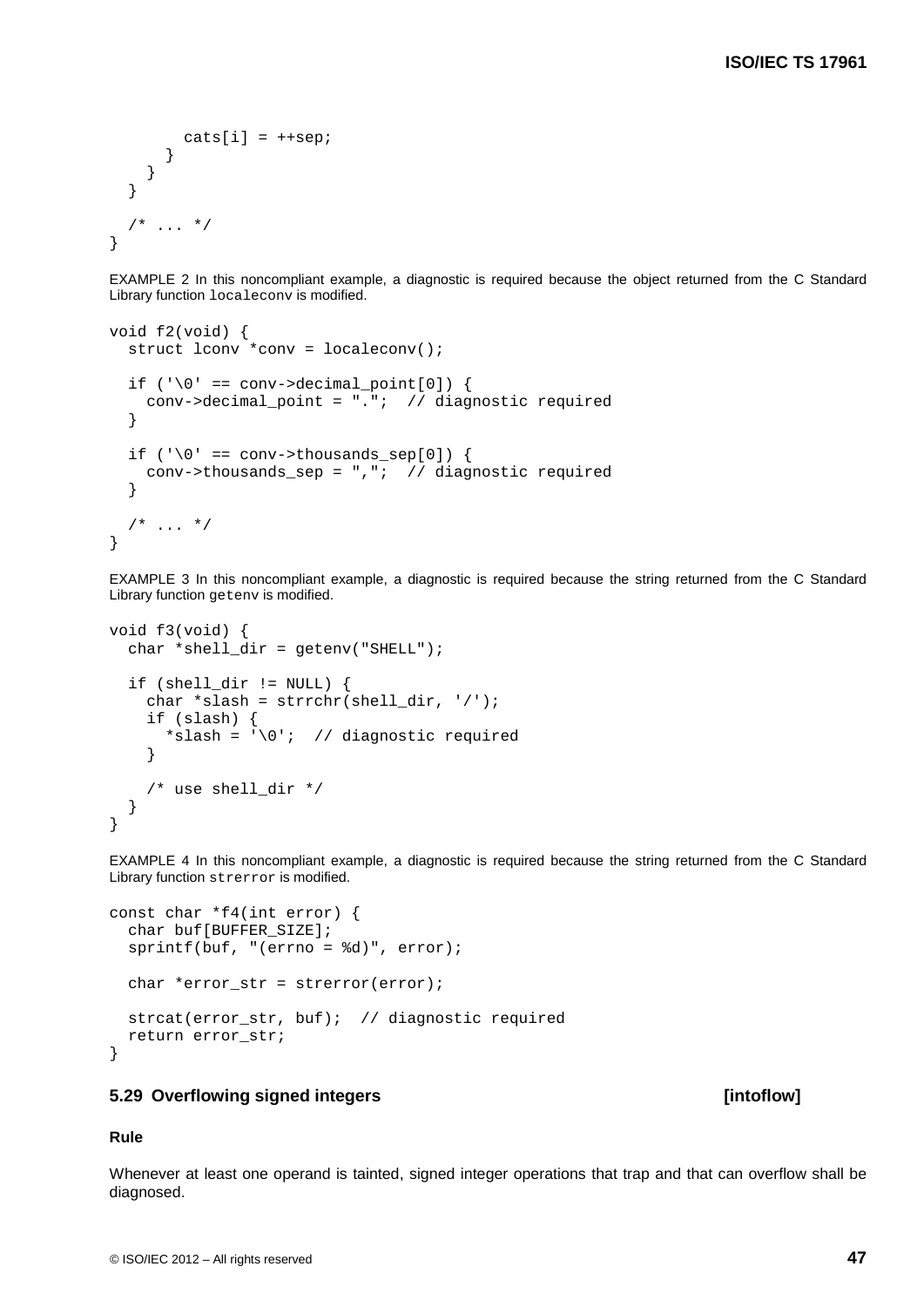```
        cats[i] = ++sep;
      }
    }
  }

  /* ... */
}
```

EXAMPLE 2 In this noncompliant example, a diagnostic is required because the object returned from the C Standard Library function `localeconv` is modified.

```
void f2(void) {
  struct lconv *conv = localeconv();

  if ('\0' == conv->decimal_point[0]) {
    conv->decimal_point = ".";  // diagnostic required
  }

  if ('\0' == conv->thousands_sep[0]) {
    conv->thousands_sep = ",";  // diagnostic required
  }

  /* ... */
}
```

EXAMPLE 3 In this noncompliant example, a diagnostic is required because the string returned from the C Standard Library function `getenv` is modified.

```
void f3(void) {
  char *shell_dir = getenv("SHELL");

  if (shell_dir != NULL) {
    char *slash = strrchr(shell_dir, '/');
    if (slash) {
      *slash = '\0';  // diagnostic required
    }

    /* use shell_dir */
  }
}
```

EXAMPLE 4 In this noncompliant example, a diagnostic is required because the string returned from the C Standard Library function `strerror` is modified.

```
const char *f4(int error) {
  char buf[BUFFER_SIZE];
  sprintf(buf, "(errno = %d)", error);

  char *error_str = strerror(error);

  strcat(error_str, buf);  // diagnostic required
  return error_str;
}
```

### 5.29 Overflowing signed integers [intoflow]

#### Rule

Whenever at least one operand is tainted, signed integer operations that trap and that can overflow shall be diagnosed.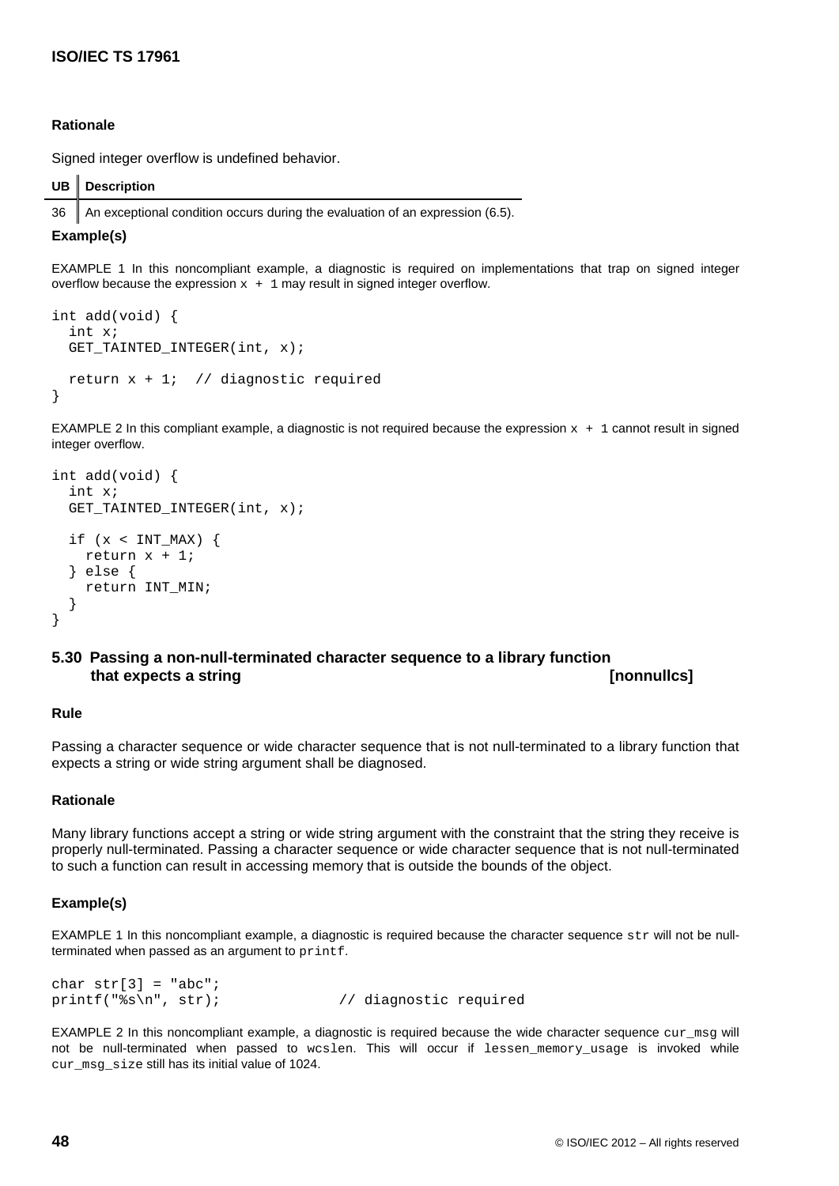### Rationale

Signed integer overflow is undefined behavior.

| UB | Description |
|---|---|
| 36 | An exceptional condition occurs during the evaluation of an expression (6.5). |

### Example(s)

EXAMPLE 1 In this noncompliant example, a diagnostic is required on implementations that trap on signed integer overflow because the expression `x + 1` may result in signed integer overflow.

```
int add(void) {
  int x;
  GET_TAINTED_INTEGER(int, x);

  return x + 1;  // diagnostic required
}
```

EXAMPLE 2 In this compliant example, a diagnostic is not required because the expression `x + 1` cannot result in signed integer overflow.

```
int add(void) {
  int x;
  GET_TAINTED_INTEGER(int, x);

  if (x < INT_MAX) {
    return x + 1;
  } else {
    return INT_MIN;
  }
}
```

## 5.30 Passing a non-null-terminated character sequence to a library function that expects a string [nonnullcs]

### Rule

Passing a character sequence or wide character sequence that is not null-terminated to a library function that expects a string or wide string argument shall be diagnosed.

### Rationale

Many library functions accept a string or wide string argument with the constraint that the string they receive is properly null-terminated. Passing a character sequence or wide character sequence that is not null-terminated to such a function can result in accessing memory that is outside the bounds of the object.

### Example(s)

EXAMPLE 1 In this noncompliant example, a diagnostic is required because the character sequence `str` will not be null-terminated when passed as an argument to `printf`.

```
char str[3] = "abc";
printf("%s\n", str);              // diagnostic required
```

EXAMPLE 2 In this noncompliant example, a diagnostic is required because the wide character sequence `cur_msg` will not be null-terminated when passed to `wcslen`. This will occur if `lessen_memory_usage` is invoked while `cur_msg_size` still has its initial value of 1024.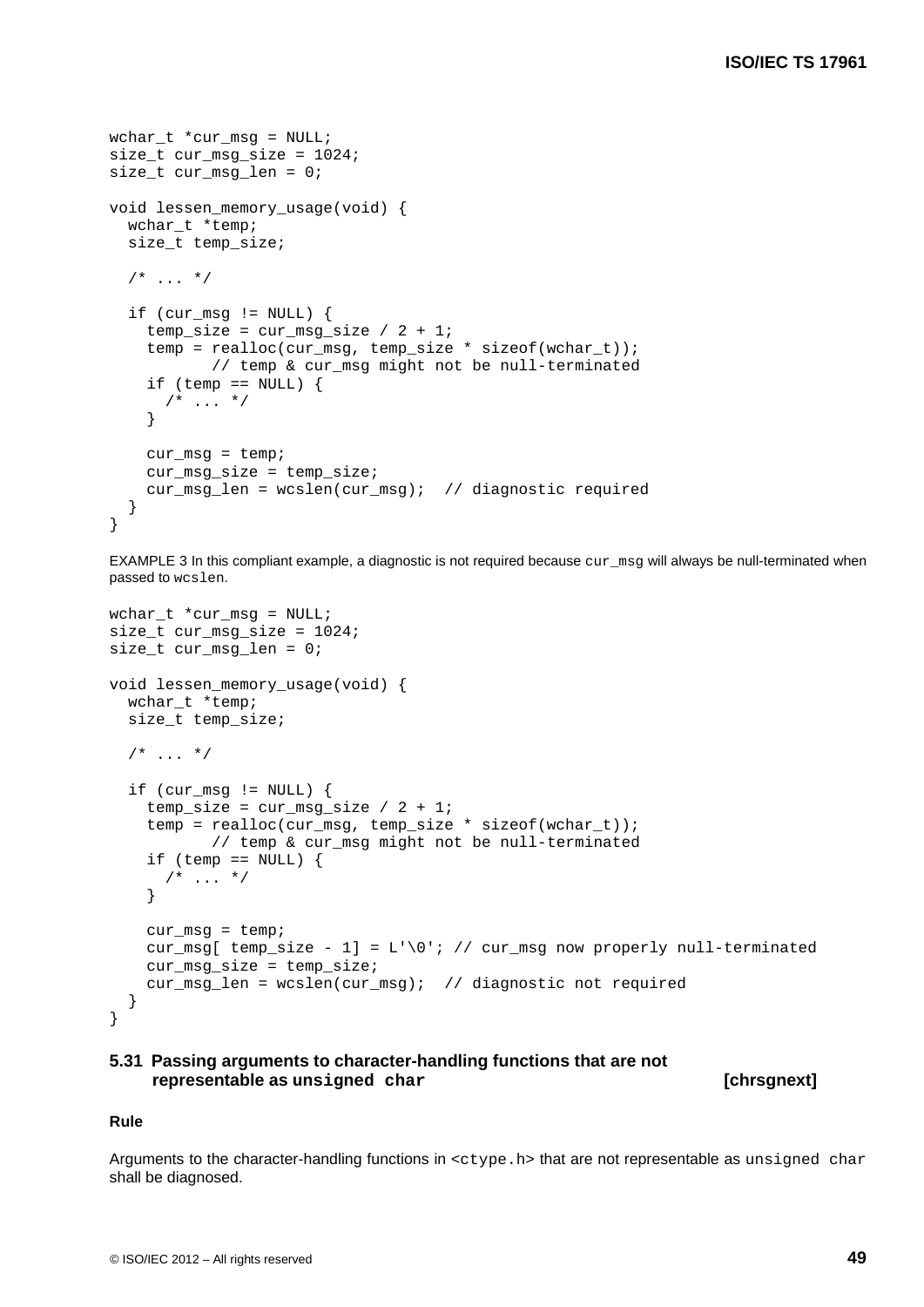```
wchar_t *cur_msg = NULL;
size_t cur_msg_size = 1024;
size_t cur_msg_len = 0;

void lessen_memory_usage(void) {
  wchar_t *temp;
  size_t temp_size;

  /* ... */

  if (cur_msg != NULL) {
    temp_size = cur_msg_size / 2 + 1;
    temp = realloc(cur_msg, temp_size * sizeof(wchar_t));
           // temp & cur_msg might not be null-terminated
    if (temp == NULL) {
      /* ... */
    }

    cur_msg = temp;
    cur_msg_size = temp_size;
    cur_msg_len = wcslen(cur_msg);  // diagnostic required
  }
}
```

EXAMPLE 3 In this compliant example, a diagnostic is not required because `cur_msg` will always be null-terminated when passed to `wcslen`.

```
wchar_t *cur_msg = NULL;
size_t cur_msg_size = 1024;
size_t cur_msg_len = 0;

void lessen_memory_usage(void) {
  wchar_t *temp;
  size_t temp_size;

  /* ... */

  if (cur_msg != NULL) {
    temp_size = cur_msg_size / 2 + 1;
    temp = realloc(cur_msg, temp_size * sizeof(wchar_t));
           // temp & cur_msg might not be null-terminated
    if (temp == NULL) {
      /* ... */
    }

    cur_msg = temp;
    cur_msg[ temp_size - 1] = L'\0'; // cur_msg now properly null-terminated
    cur_msg_size = temp_size;
    cur_msg_len = wcslen(cur_msg);  // diagnostic not required
  }
}
```

## 5.31 Passing arguments to character-handling functions that are not representable as `unsigned char` [chrsgnext]

### Rule

Arguments to the character-handling functions in `<ctype.h>` that are not representable as `unsigned char` shall be diagnosed.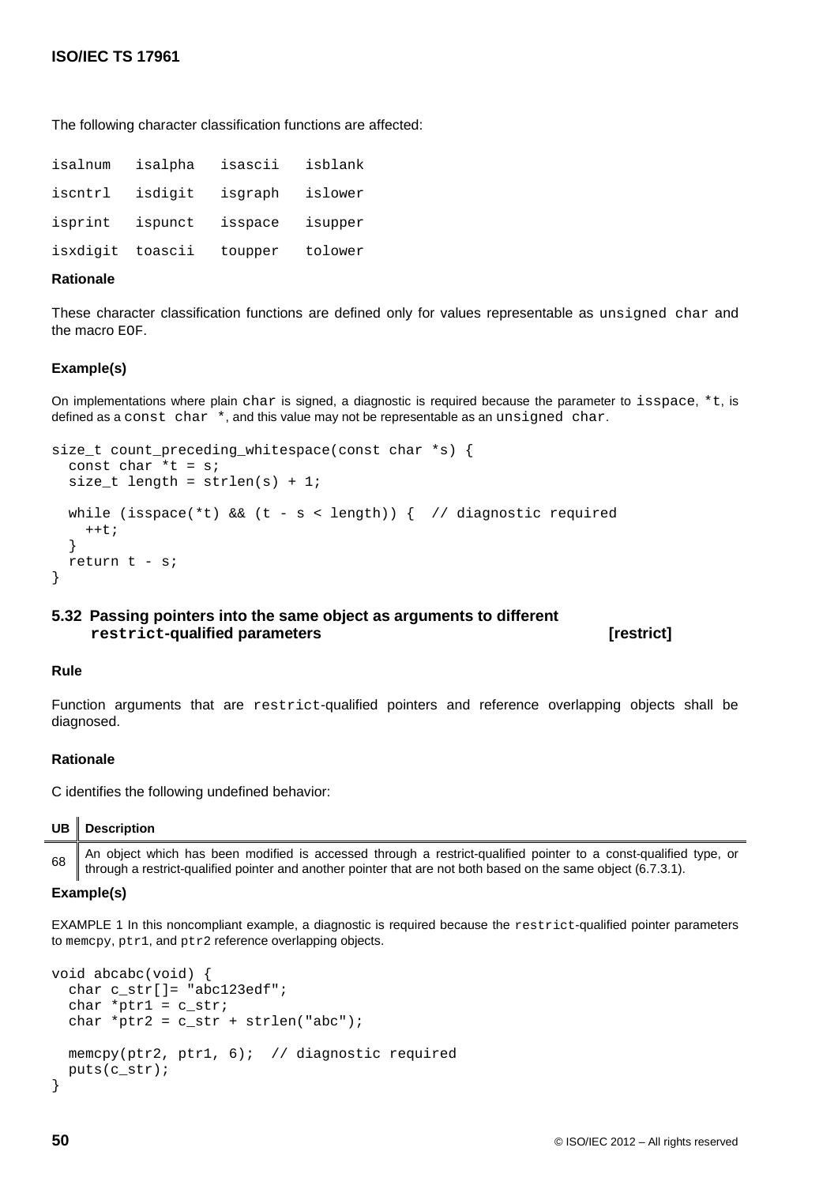The following character classification functions are affected:

```
isalnum   isalpha   isascii   isblank
iscntrl   isdigit   isgraph   islower
isprint   ispunct   isspace   isupper
isxdigit  toascii   toupper   tolower
```

**Rationale**

These character classification functions are defined only for values representable as `unsigned char` and the macro `EOF`.

**Example(s)**

On implementations where plain `char` is signed, a diagnostic is required because the parameter to `isspace`, `*t`, is defined as a `const char *`, and this value may not be representable as an `unsigned char`.

```
size_t count_preceding_whitespace(const char *s) {
  const char *t = s;
  size_t length = strlen(s) + 1;

  while (isspace(*t) && (t - s < length)) {  // diagnostic required
    ++t;
  }
  return t - s;
}
```

## 5.32 Passing pointers into the same object as arguments to different `restrict`-qualified parameters [restrict]

**Rule**

Function arguments that are `restrict`-qualified pointers and reference overlapping objects shall be diagnosed.

**Rationale**

C identifies the following undefined behavior:

| UB | Description |
| --- | --- |
| 68 | An object which has been modified is accessed through a restrict-qualified pointer to a const-qualified type, or through a restrict-qualified pointer and another pointer that are not both based on the same object (6.7.3.1). |

**Example(s)**

EXAMPLE 1 In this noncompliant example, a diagnostic is required because the `restrict`-qualified pointer parameters to `memcpy`, `ptr1`, and `ptr2` reference overlapping objects.

```
void abcabc(void) {
  char c_str[]= "abc123edf";
  char *ptr1 = c_str;
  char *ptr2 = c_str + strlen("abc");

  memcpy(ptr2, ptr1, 6);  // diagnostic required
  puts(c_str);
}
```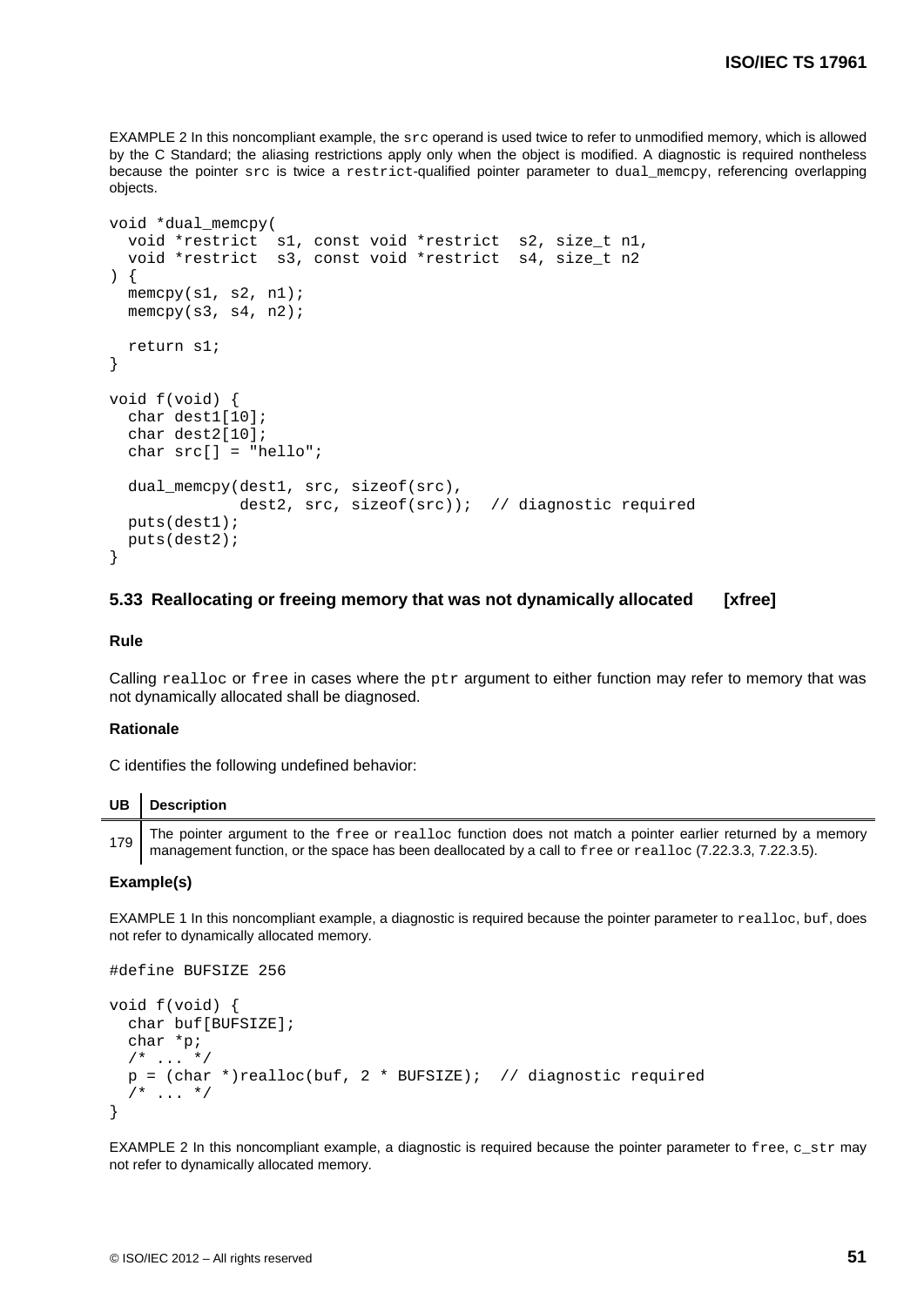EXAMPLE 2 In this noncompliant example, the src operand is used twice to refer to unmodified memory, which is allowed by the C Standard; the aliasing restrictions apply only when the object is modified. A diagnostic is required nontheless because the pointer src is twice a restrict-qualified pointer parameter to dual_memcpy, referencing overlapping objects.

```
void *dual_memcpy(
  void *restrict  s1, const void *restrict  s2, size_t n1,
  void *restrict  s3, const void *restrict  s4, size_t n2
) {
  memcpy(s1, s2, n1);
  memcpy(s3, s4, n2);

  return s1;
}

void f(void) {
  char dest1[10];
  char dest2[10];
  char src[] = "hello";

  dual_memcpy(dest1, src, sizeof(src),
              dest2, src, sizeof(src));  // diagnostic required
  puts(dest1);
  puts(dest2);
}
```

## 5.33 Reallocating or freeing memory that was not dynamically allocated [xfree]

### Rule

Calling realloc or free in cases where the ptr argument to either function may refer to memory that was not dynamically allocated shall be diagnosed.

### Rationale

C identifies the following undefined behavior:

| UB | Description |
|---|---|
| 179 | The pointer argument to the free or realloc function does not match a pointer earlier returned by a memory management function, or the space has been deallocated by a call to free or realloc (7.22.3.3, 7.22.3.5). |

### Example(s)

EXAMPLE 1 In this noncompliant example, a diagnostic is required because the pointer parameter to realloc, buf, does not refer to dynamically allocated memory.

```
#define BUFSIZE 256

void f(void) {
  char buf[BUFSIZE];
  char *p;
  /* ... */
  p = (char *)realloc(buf, 2 * BUFSIZE);  // diagnostic required
  /* ... */
}
```

EXAMPLE 2 In this noncompliant example, a diagnostic is required because the pointer parameter to free, c_str may not refer to dynamically allocated memory.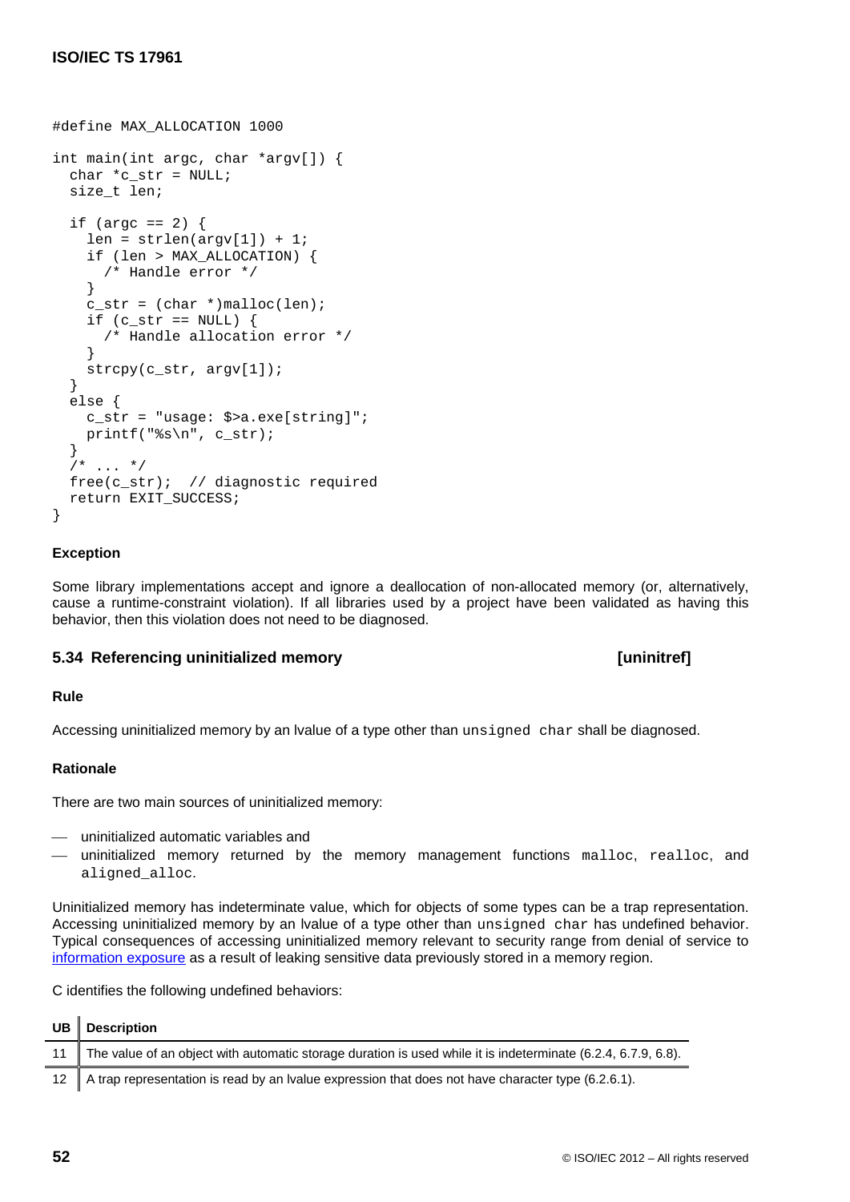```
#define MAX_ALLOCATION 1000

int main(int argc, char *argv[]) {
  char *c_str = NULL;
  size_t len;

  if (argc == 2) {
    len = strlen(argv[1]) + 1;
    if (len > MAX_ALLOCATION) {
      /* Handle error */
    }
    c_str = (char *)malloc(len);
    if (c_str == NULL) {
      /* Handle allocation error */
    }
    strcpy(c_str, argv[1]);
  }
  else {
    c_str = "usage: $>a.exe[string]";
    printf("%s\n", c_str);
  }
  /* ... */
  free(c_str);  // diagnostic required
  return EXIT_SUCCESS;
}
```

**Exception**

Some library implementations accept and ignore a deallocation of non-allocated memory (or, alternatively, cause a runtime-constraint violation). If all libraries used by a project have been validated as having this behavior, then this violation does not need to be diagnosed.

## 5.34 Referencing uninitialized memory [uninitref]

**Rule**

Accessing uninitialized memory by an lvalue of a type other than `unsigned char` shall be diagnosed.

**Rationale**

There are two main sources of uninitialized memory:

- uninitialized automatic variables and
- uninitialized memory returned by the memory management functions `malloc`, `realloc`, and `aligned_alloc`.

Uninitialized memory has indeterminate value, which for objects of some types can be a trap representation. Accessing uninitialized memory by an lvalue of a type other than `unsigned char` has undefined behavior. Typical consequences of accessing uninitialized memory relevant to security range from denial of service to information exposure as a result of leaking sensitive data previously stored in a memory region.

C identifies the following undefined behaviors:

| UB | Description |
|---|---|
| 11 | The value of an object with automatic storage duration is used while it is indeterminate (6.2.4, 6.7.9, 6.8). |
| 12 | A trap representation is read by an lvalue expression that does not have character type (6.2.6.1). |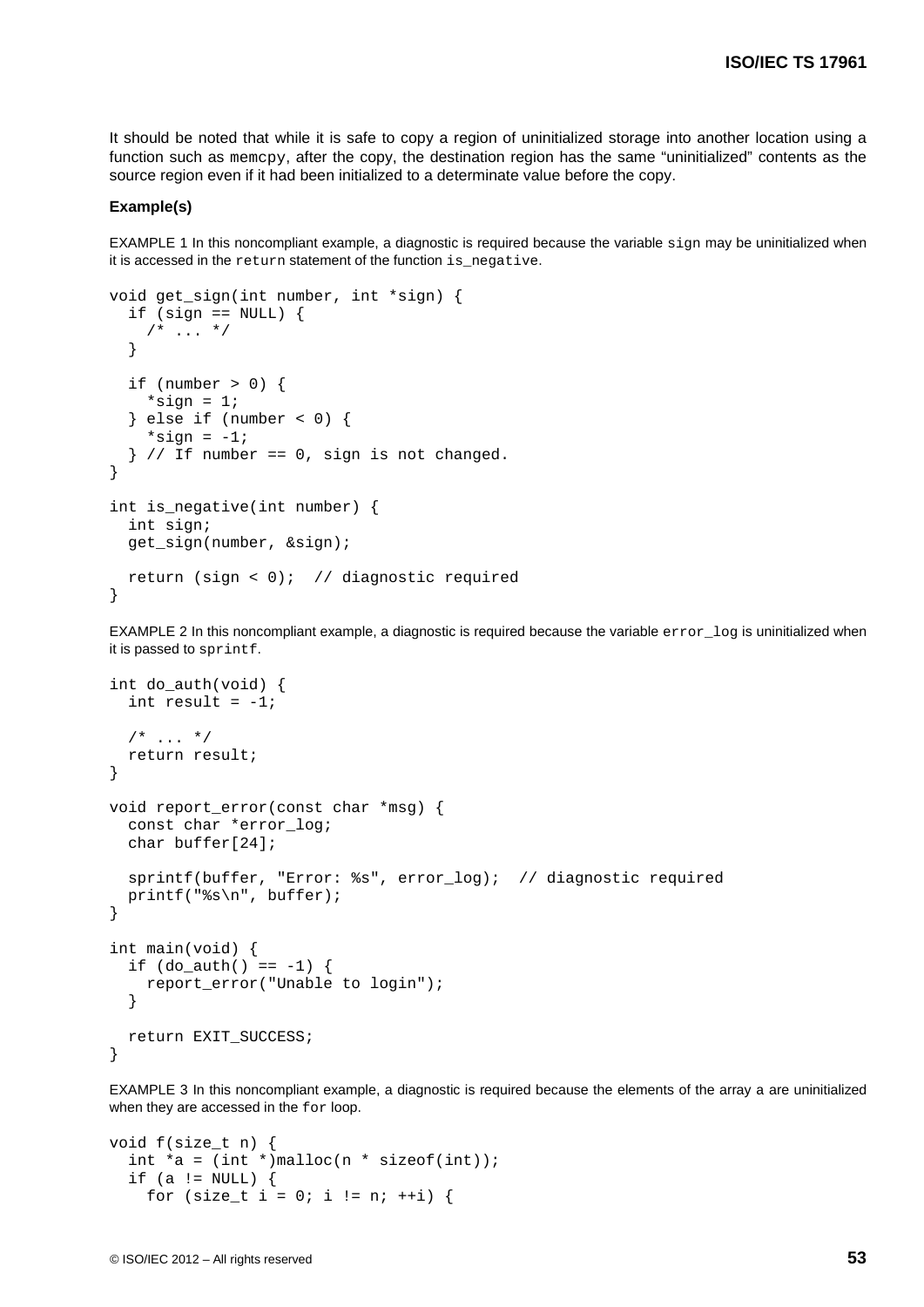It should be noted that while it is safe to copy a region of uninitialized storage into another location using a function such as `memcpy`, after the copy, the destination region has the same "uninitialized" contents as the source region even if it had been initialized to a determinate value before the copy.

**Example(s)**

EXAMPLE 1 In this noncompliant example, a diagnostic is required because the variable `sign` may be uninitialized when it is accessed in the `return` statement of the function `is_negative`.

```
void get_sign(int number, int *sign) {
  if (sign == NULL) {
    /* ... */
  }

  if (number > 0) {
    *sign = 1;
  } else if (number < 0) {
    *sign = -1;
  } // If number == 0, sign is not changed.
}

int is_negative(int number) {
  int sign;
  get_sign(number, &sign);

  return (sign < 0);  // diagnostic required
}
```

EXAMPLE 2 In this noncompliant example, a diagnostic is required because the variable `error_log` is uninitialized when it is passed to `sprintf`.

```
int do_auth(void) {
  int result = -1;

  /* ... */
  return result;
}

void report_error(const char *msg) {
  const char *error_log;
  char buffer[24];

  sprintf(buffer, "Error: %s", error_log);  // diagnostic required
  printf("%s\n", buffer);
}

int main(void) {
  if (do_auth() == -1) {
    report_error("Unable to login");
  }

  return EXIT_SUCCESS;
}
```

EXAMPLE 3 In this noncompliant example, a diagnostic is required because the elements of the array a are uninitialized when they are accessed in the `for` loop.

```
void f(size_t n) {
  int *a = (int *)malloc(n * sizeof(int));
  if (a != NULL) {
    for (size_t i = 0; i != n; ++i) {
```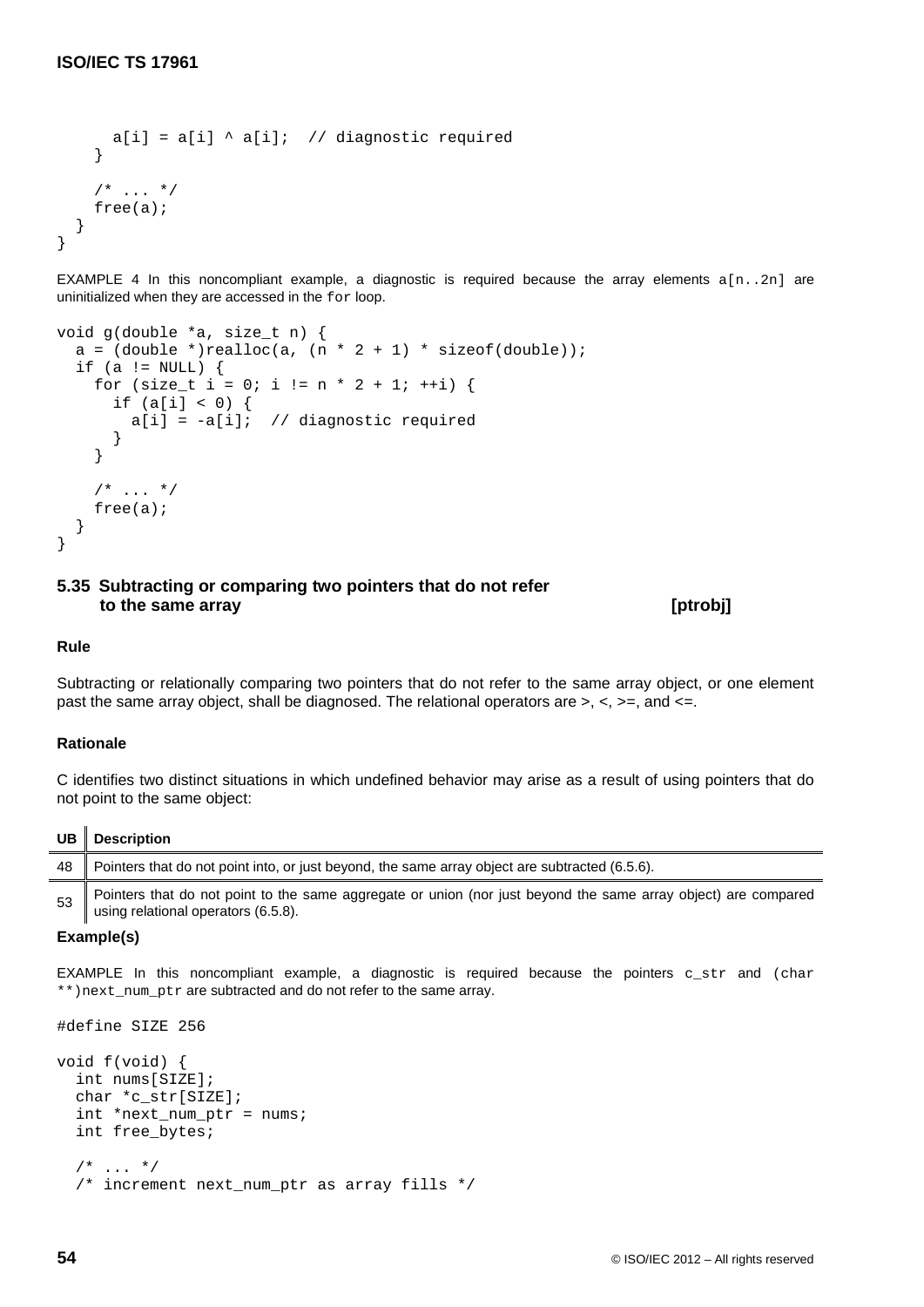```
      a[i] = a[i] ^ a[i];  // diagnostic required
    }

    /* ... */
    free(a);
  }
}
```

EXAMPLE 4 In this noncompliant example, a diagnostic is required because the array elements `a[n..2n]` are uninitialized when they are accessed in the `for` loop.

```
void g(double *a, size_t n) {
  a = (double *)realloc(a, (n * 2 + 1) * sizeof(double));
  if (a != NULL) {
    for (size_t i = 0; i != n * 2 + 1; ++i) {
      if (a[i] < 0) {
        a[i] = -a[i];  // diagnostic required
      }
    }

    /* ... */
    free(a);
  }
}
```

## 5.35 Subtracting or comparing two pointers that do not refer to the same array [ptrobj]

### Rule

Subtracting or relationally comparing two pointers that do not refer to the same array object, or one element past the same array object, shall be diagnosed. The relational operators are >, <, >=, and <=.

### Rationale

C identifies two distinct situations in which undefined behavior may arise as a result of using pointers that do not point to the same object:

| UB | Description |
|---|---|
| 48 | Pointers that do not point into, or just beyond, the same array object are subtracted (6.5.6). |
| 53 | Pointers that do not point to the same aggregate or union (nor just beyond the same array object) are compared using relational operators (6.5.8). |

### Example(s)

EXAMPLE In this noncompliant example, a diagnostic is required because the pointers `c_str` and `(char **)next_num_ptr` are subtracted and do not refer to the same array.

```
#define SIZE 256

void f(void) {
  int nums[SIZE];
  char *c_str[SIZE];
  int *next_num_ptr = nums;
  int free_bytes;

  /* ... */
  /* increment next_num_ptr as array fills */
```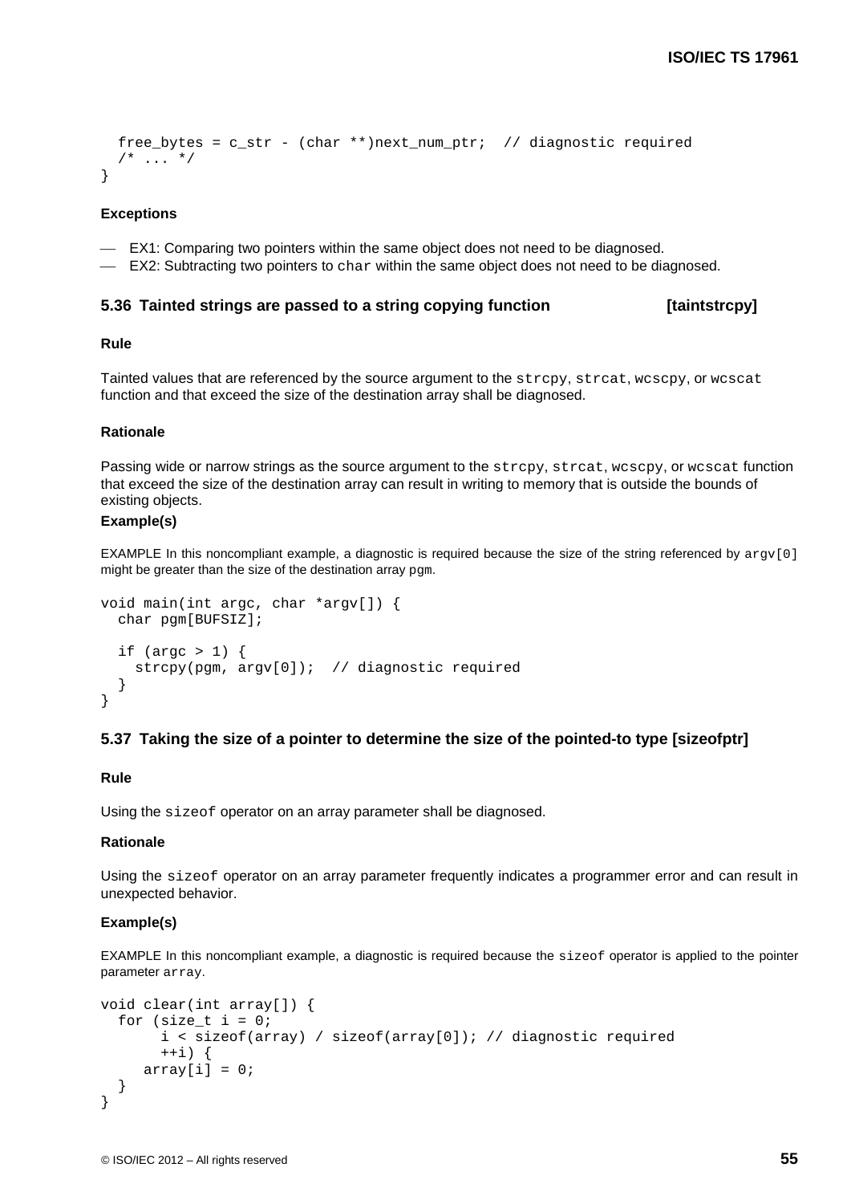```
  free_bytes = c_str - (char **)next_num_ptr;  // diagnostic required
  /* ... */
}
```

**Exceptions**

- EX1: Comparing two pointers within the same object does not need to be diagnosed.
- EX2: Subtracting two pointers to `char` within the same object does not need to be diagnosed.

### 5.36 Tainted strings are passed to a string copying function [taintstrcpy]

**Rule**

Tainted values that are referenced by the source argument to the `strcpy`, `strcat`, `wcscpy`, or `wcscat` function and that exceed the size of the destination array shall be diagnosed.

**Rationale**

Passing wide or narrow strings as the source argument to the `strcpy`, `strcat`, `wcscpy`, or `wcscat` function that exceed the size of the destination array can result in writing to memory that is outside the bounds of existing objects.

**Example(s)**

EXAMPLE In this noncompliant example, a diagnostic is required because the size of the string referenced by `argv[0]` might be greater than the size of the destination array `pgm`.

```
void main(int argc, char *argv[]) {
  char pgm[BUFSIZ];

  if (argc > 1) {
    strcpy(pgm, argv[0]);  // diagnostic required
  }
}
```

### 5.37 Taking the size of a pointer to determine the size of the pointed-to type [sizeofptr]

**Rule**

Using the `sizeof` operator on an array parameter shall be diagnosed.

**Rationale**

Using the `sizeof` operator on an array parameter frequently indicates a programmer error and can result in unexpected behavior.

**Example(s)**

EXAMPLE In this noncompliant example, a diagnostic is required because the `sizeof` operator is applied to the pointer parameter `array`.

```
void clear(int array[]) {
  for (size_t i = 0;
       i < sizeof(array) / sizeof(array[0]); // diagnostic required
       ++i) {
     array[i] = 0;
  }
}
```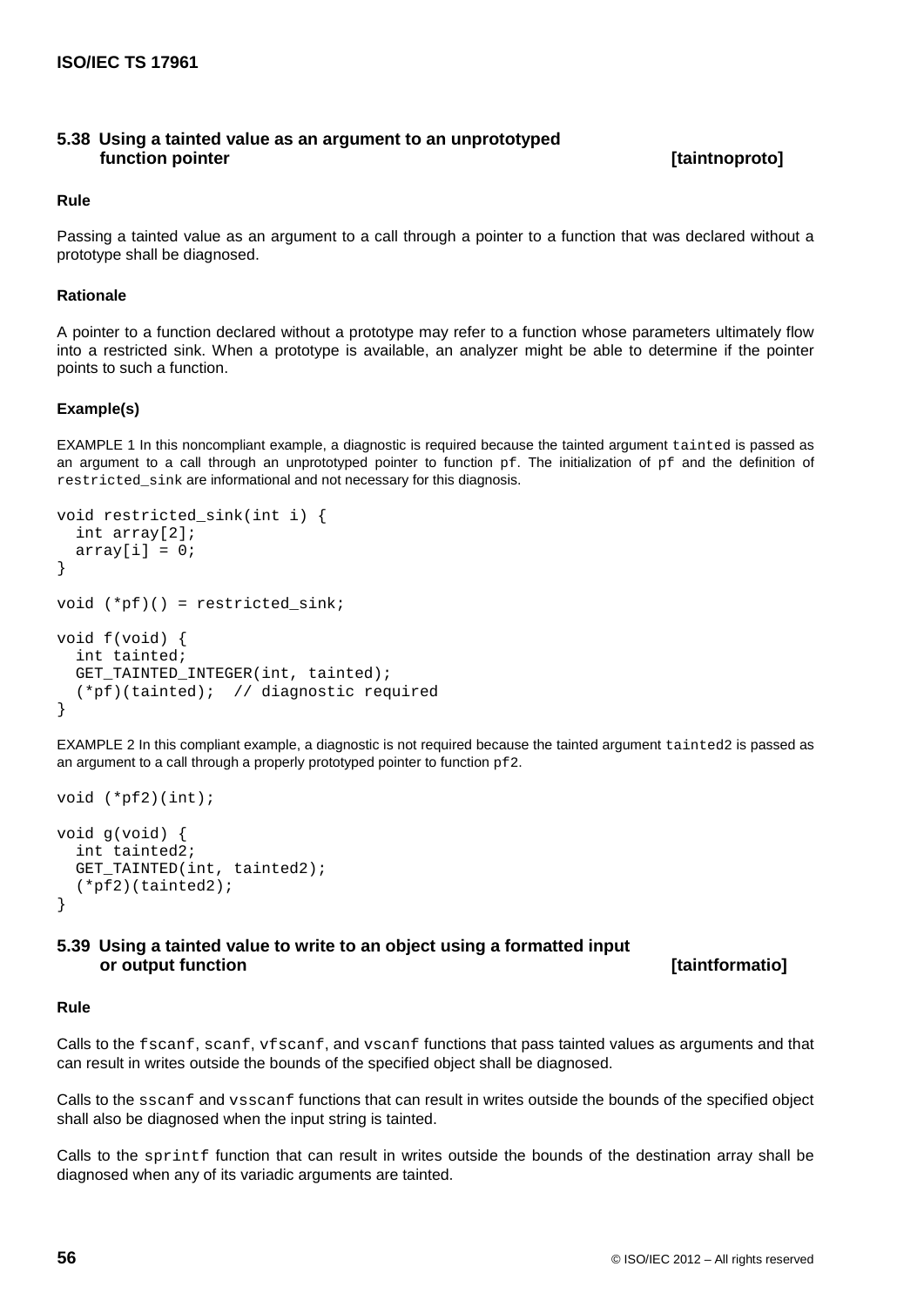### 5.38 Using a tainted value as an argument to an unprototyped function pointer [taintnoproto]

**Rule**

Passing a tainted value as an argument to a call through a pointer to a function that was declared without a prototype shall be diagnosed.

**Rationale**

A pointer to a function declared without a prototype may refer to a function whose parameters ultimately flow into a restricted sink. When a prototype is available, an analyzer might be able to determine if the pointer points to such a function.

**Example(s)**

EXAMPLE 1 In this noncompliant example, a diagnostic is required because the tainted argument `tainted` is passed as an argument to a call through an unprototyped pointer to function `pf`. The initialization of `pf` and the definition of `restricted_sink` are informational and not necessary for this diagnosis.

```
void restricted_sink(int i) {
  int array[2];
  array[i] = 0;
}

void (*pf)() = restricted_sink;

void f(void) {
  int tainted;
  GET_TAINTED_INTEGER(int, tainted);
  (*pf)(tainted);  // diagnostic required
}
```

EXAMPLE 2 In this compliant example, a diagnostic is not required because the tainted argument `tainted2` is passed as an argument to a call through a properly prototyped pointer to function `pf2`.

```
void (*pf2)(int);

void g(void) {
  int tainted2;
  GET_TAINTED(int, tainted2);
  (*pf2)(tainted2);
}
```

### 5.39 Using a tainted value to write to an object using a formatted input or output function [taintformatio]

**Rule**

Calls to the `fscanf`, `scanf`, `vfscanf`, and `vscanf` functions that pass tainted values as arguments and that can result in writes outside the bounds of the specified object shall be diagnosed.

Calls to the `sscanf` and `vsscanf` functions that can result in writes outside the bounds of the specified object shall also be diagnosed when the input string is tainted.

Calls to the `sprintf` function that can result in writes outside the bounds of the destination array shall be diagnosed when any of its variadic arguments are tainted.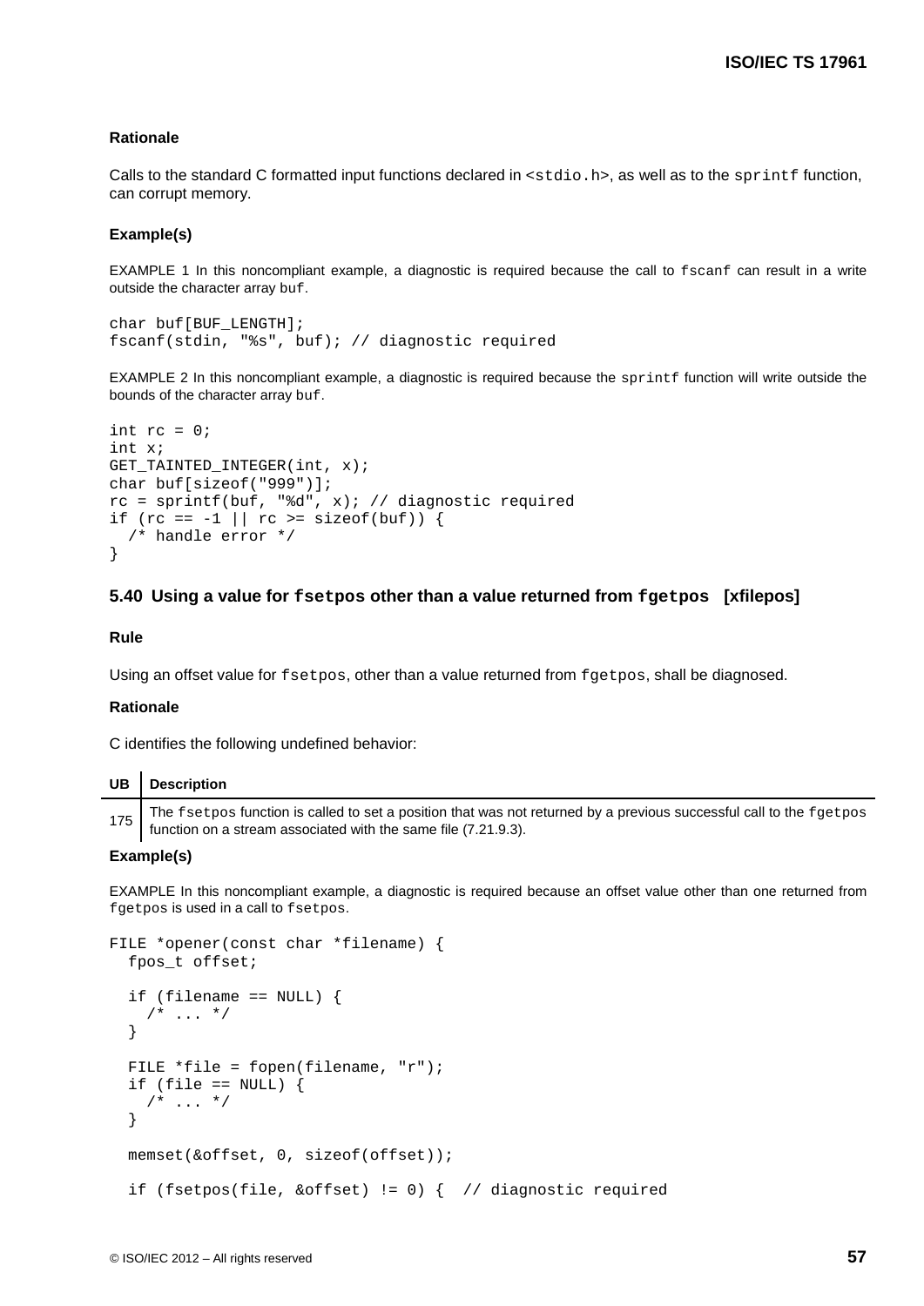#### Rationale

Calls to the standard C formatted input functions declared in `<stdio.h>`, as well as to the `sprintf` function, can corrupt memory.

#### Example(s)

EXAMPLE 1 In this noncompliant example, a diagnostic is required because the call to `fscanf` can result in a write outside the character array `buf`.

```
char buf[BUF_LENGTH];
fscanf(stdin, "%s", buf); // diagnostic required
```

EXAMPLE 2 In this noncompliant example, a diagnostic is required because the `sprintf` function will write outside the bounds of the character array `buf`.

```
int rc = 0;
int x;
GET_TAINTED_INTEGER(int, x);
char buf[sizeof("999")];
rc = sprintf(buf, "%d", x); // diagnostic required
if (rc == -1 || rc >= sizeof(buf)) {
  /* handle error */
}
```

### 5.40 Using a value for `fsetpos` other than a value returned from `fgetpos` [xfilepos]

#### Rule

Using an offset value for `fsetpos`, other than a value returned from `fgetpos`, shall be diagnosed.

#### Rationale

C identifies the following undefined behavior:

| UB | Description |
|---|---|
| 175 | The `fsetpos` function is called to set a position that was not returned by a previous successful call to the `fgetpos` function on a stream associated with the same file (7.21.9.3). |

#### Example(s)

EXAMPLE In this noncompliant example, a diagnostic is required because an offset value other than one returned from `fgetpos` is used in a call to `fsetpos`.

```
FILE *opener(const char *filename) {
  fpos_t offset;

  if (filename == NULL) {
    /* ... */
  }

  FILE *file = fopen(filename, "r");
  if (file == NULL) {
    /* ... */
  }

  memset(&offset, 0, sizeof(offset));

  if (fsetpos(file, &offset) != 0) {  // diagnostic required
```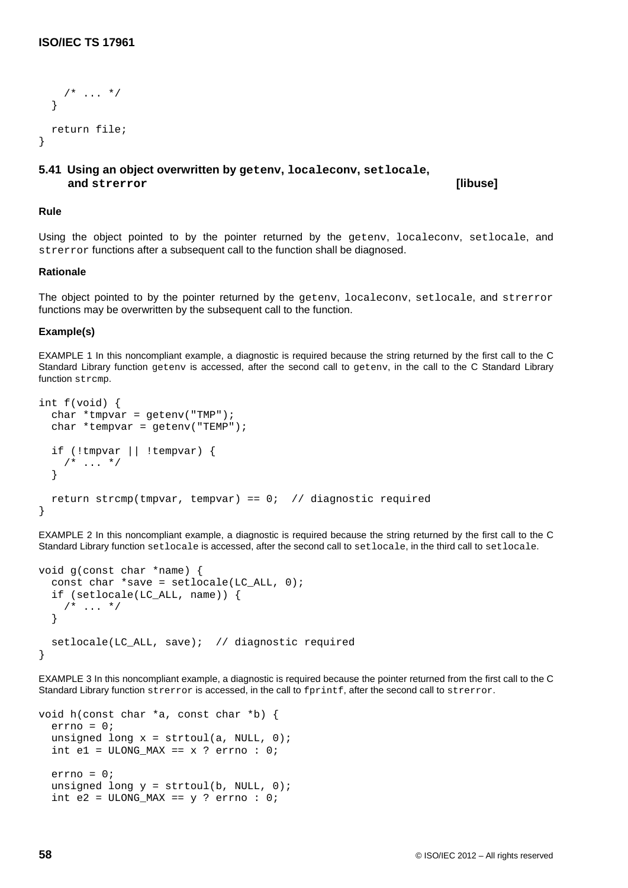```
    /* ... */
  }

  return file;
}
```

### 5.41 Using an object overwritten by `getenv`, `localeconv`, `setlocale`, and `strerror` [libuse]

#### Rule

Using the object pointed to by the pointer returned by the `getenv`, `localeconv`, `setlocale`, and `strerror` functions after a subsequent call to the function shall be diagnosed.

#### Rationale

The object pointed to by the pointer returned by the `getenv`, `localeconv`, `setlocale`, and `strerror` functions may be overwritten by the subsequent call to the function.

#### Example(s)

EXAMPLE 1 In this noncompliant example, a diagnostic is required because the string returned by the first call to the C Standard Library function `getenv` is accessed, after the second call to `getenv`, in the call to the C Standard Library function `strcmp`.

```
int f(void) {
  char *tmpvar = getenv("TMP");
  char *tempvar = getenv("TEMP");

  if (!tmpvar || !tempvar) {
    /* ... */
  }

  return strcmp(tmpvar, tempvar) == 0;  // diagnostic required
}
```

EXAMPLE 2 In this noncompliant example, a diagnostic is required because the string returned by the first call to the C Standard Library function `setlocale` is accessed, after the second call to `setlocale`, in the third call to `setlocale`.

```
void g(const char *name) {
  const char *save = setlocale(LC_ALL, 0);
  if (setlocale(LC_ALL, name)) {
    /* ... */
  }

  setlocale(LC_ALL, save);  // diagnostic required
}
```

EXAMPLE 3 In this noncompliant example, a diagnostic is required because the pointer returned from the first call to the C Standard Library function `strerror` is accessed, in the call to `fprintf`, after the second call to `strerror`.

```
void h(const char *a, const char *b) {
  errno = 0;
  unsigned long x = strtoul(a, NULL, 0);
  int e1 = ULONG_MAX == x ? errno : 0;

  errno = 0;
  unsigned long y = strtoul(b, NULL, 0);
  int e2 = ULONG_MAX == y ? errno : 0;
```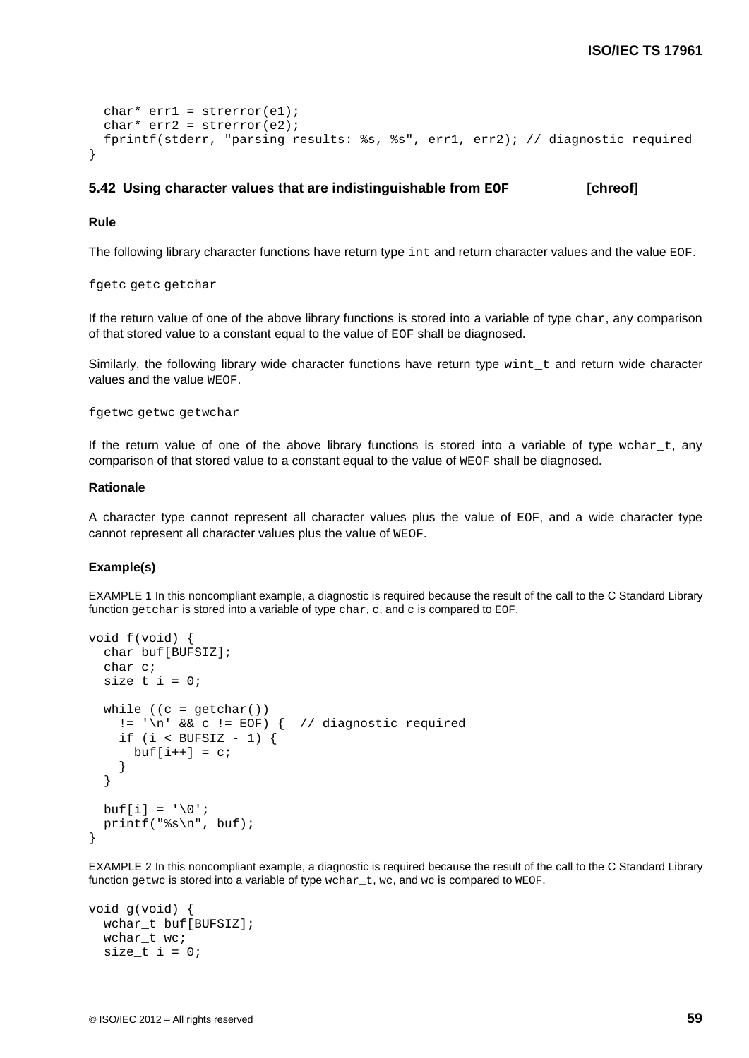```
  char* err1 = strerror(e1);
  char* err2 = strerror(e2);
  fprintf(stderr, "parsing results: %s, %s", err1, err2); // diagnostic required
}
```

### 5.42 Using character values that are indistinguishable from `EOF` [chreof]

#### Rule

The following library character functions have return type `int` and return character values and the value `EOF`.

`fgetc getc getchar`

If the return value of one of the above library functions is stored into a variable of type `char`, any comparison of that stored value to a constant equal to the value of `EOF` shall be diagnosed.

Similarly, the following library wide character functions have return type `wint_t` and return wide character values and the value `WEOF`.

`fgetwc getwc getwchar`

If the return value of one of the above library functions is stored into a variable of type `wchar_t`, any comparison of that stored value to a constant equal to the value of `WEOF` shall be diagnosed.

#### Rationale

A character type cannot represent all character values plus the value of `EOF`, and a wide character type cannot represent all character values plus the value of `WEOF`.

#### Example(s)

EXAMPLE 1 In this noncompliant example, a diagnostic is required because the result of the call to the C Standard Library function `getchar` is stored into a variable of type `char`, `c`, and `c` is compared to `EOF`.

```
void f(void) {
  char buf[BUFSIZ];
  char c;
  size_t i = 0;

  while ((c = getchar())
    != '\n' && c != EOF) {  // diagnostic required
    if (i < BUFSIZ - 1) {
      buf[i++] = c;
    }
  }

  buf[i] = '\0';
  printf("%s\n", buf);
}
```

EXAMPLE 2 In this noncompliant example, a diagnostic is required because the result of the call to the C Standard Library function `getwc` is stored into a variable of type `wchar_t`, `wc`, and `wc` is compared to `WEOF`.

```
void g(void) {
  wchar_t buf[BUFSIZ];
  wchar_t wc;
  size_t i = 0;
```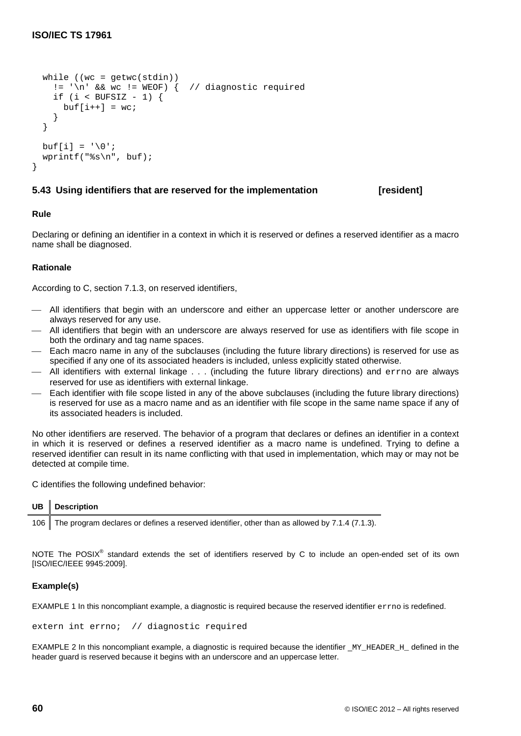```
  while ((wc = getwc(stdin))
    != '\n' && wc != WEOF) {  // diagnostic required
    if (i < BUFSIZ - 1) {
      buf[i++] = wc;
    }
  }

  buf[i] = '\0';
  wprintf("%s\n", buf);
}
```

### 5.43 Using identifiers that are reserved for the implementation [resident]

#### Rule

Declaring or defining an identifier in a context in which it is reserved or defines a reserved identifier as a macro name shall be diagnosed.

#### Rationale

According to C, section 7.1.3, on reserved identifiers,

- All identifiers that begin with an underscore and either an uppercase letter or another underscore are always reserved for any use.
- All identifiers that begin with an underscore are always reserved for use as identifiers with file scope in both the ordinary and tag name spaces.
- Each macro name in any of the subclauses (including the future library directions) is reserved for use as specified if any one of its associated headers is included, unless explicitly stated otherwise.
- All identifiers with external linkage . . . (including the future library directions) and `errno` are always reserved for use as identifiers with external linkage.
- Each identifier with file scope listed in any of the above subclauses (including the future library directions) is reserved for use as a macro name and as an identifier with file scope in the same name space if any of its associated headers is included.

No other identifiers are reserved. The behavior of a program that declares or defines an identifier in a context in which it is reserved or defines a reserved identifier as a macro name is undefined. Trying to define a reserved identifier can result in its name conflicting with that used in implementation, which may or may not be detected at compile time.

C identifies the following undefined behavior:

| UB | Description |
|---|---|
| 106 | The program declares or defines a reserved identifier, other than as allowed by 7.1.4 (7.1.3). |

NOTE The POSIX® standard extends the set of identifiers reserved by C to include an open-ended set of its own [ISO/IEC/IEEE 9945:2009].

#### Example(s)

EXAMPLE 1 In this noncompliant example, a diagnostic is required because the reserved identifier `errno` is redefined.

```
extern int errno;  // diagnostic required
```

EXAMPLE 2 In this noncompliant example, a diagnostic is required because the identifier `_MY_HEADER_H_` defined in the header guard is reserved because it begins with an underscore and an uppercase letter.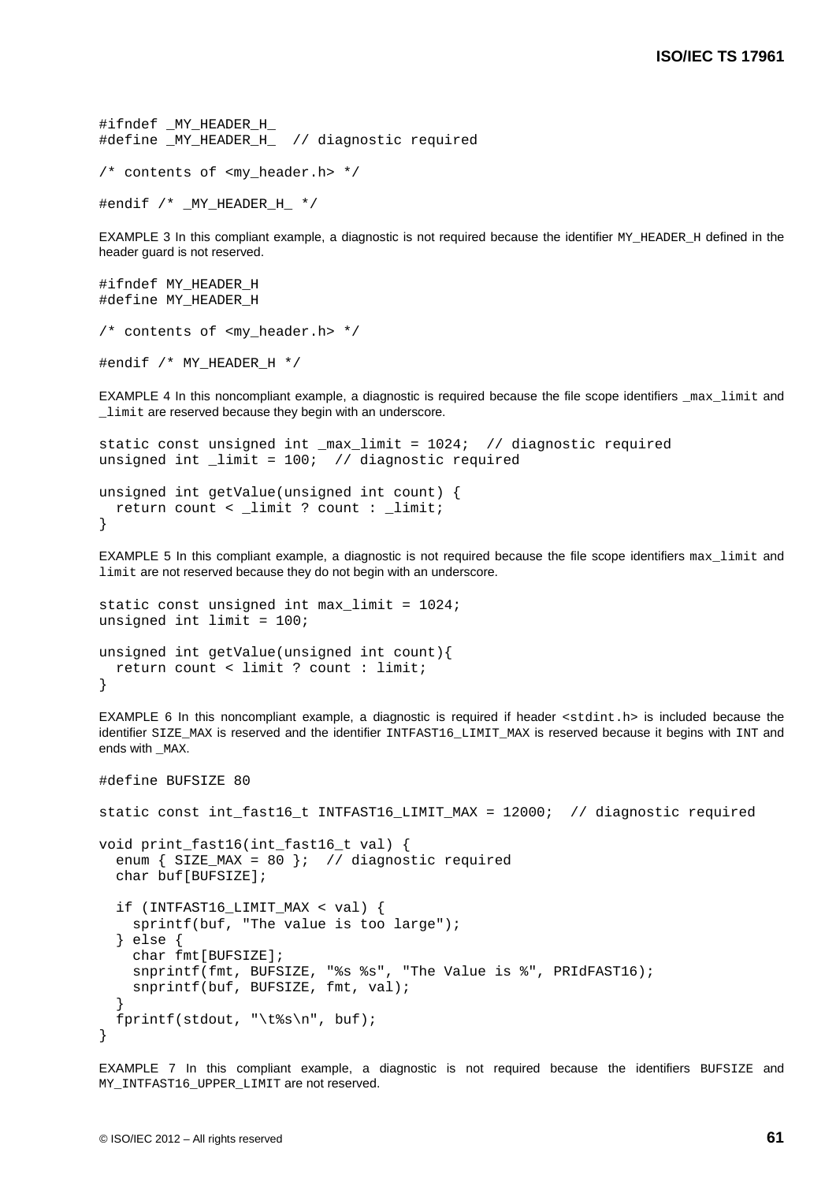```
#ifndef _MY_HEADER_H_
#define _MY_HEADER_H_  // diagnostic required

/* contents of <my_header.h> */

#endif /* _MY_HEADER_H_ */
```

EXAMPLE 3 In this compliant example, a diagnostic is not required because the identifier `MY_HEADER_H` defined in the header guard is not reserved.

```
#ifndef MY_HEADER_H
#define MY_HEADER_H

/* contents of <my_header.h> */

#endif /* MY_HEADER_H */
```

EXAMPLE 4 In this noncompliant example, a diagnostic is required because the file scope identifiers `_max_limit` and `_limit` are reserved because they begin with an underscore.

```
static const unsigned int _max_limit = 1024;  // diagnostic required
unsigned int _limit = 100;  // diagnostic required

unsigned int getValue(unsigned int count) {
  return count < _limit ? count : _limit;
}
```

EXAMPLE 5 In this compliant example, a diagnostic is not required because the file scope identifiers `max_limit` and `limit` are not reserved because they do not begin with an underscore.

```
static const unsigned int max_limit = 1024;
unsigned int limit = 100;

unsigned int getValue(unsigned int count){
  return count < limit ? count : limit;
}
```

EXAMPLE 6 In this noncompliant example, a diagnostic is required if header `<stdint.h>` is included because the identifier `SIZE_MAX` is reserved and the identifier `INTFAST16_LIMIT_MAX` is reserved because it begins with `INT` and ends with `_MAX`.

```
#define BUFSIZE 80

static const int_fast16_t INTFAST16_LIMIT_MAX = 12000;  // diagnostic required

void print_fast16(int_fast16_t val) {
  enum { SIZE_MAX = 80 };  // diagnostic required
  char buf[BUFSIZE];

  if (INTFAST16_LIMIT_MAX < val) {
    sprintf(buf, "The value is too large");
  } else {
    char fmt[BUFSIZE];
    snprintf(fmt, BUFSIZE, "%s %s", "The Value is %", PRIdFAST16);
    snprintf(buf, BUFSIZE, fmt, val);
  }
  fprintf(stdout, "\t%s\n", buf);
}
```

EXAMPLE 7 In this compliant example, a diagnostic is not required because the identifiers `BUFSIZE` and `MY_INTFAST16_UPPER_LIMIT` are not reserved.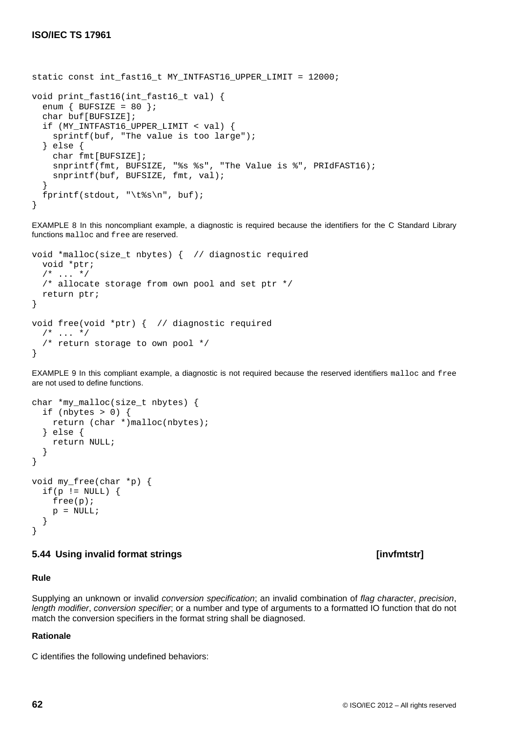```
static const int_fast16_t MY_INTFAST16_UPPER_LIMIT = 12000;

void print_fast16(int_fast16_t val) {
  enum { BUFSIZE = 80 };
  char buf[BUFSIZE];
  if (MY_INTFAST16_UPPER_LIMIT < val) {
    sprintf(buf, "The value is too large");
  } else {
    char fmt[BUFSIZE];
    snprintf(fmt, BUFSIZE, "%s %s", "The Value is %", PRIdFAST16);
    snprintf(buf, BUFSIZE, fmt, val);
  }
  fprintf(stdout, "\t%s\n", buf);
}
```

EXAMPLE 8 In this noncompliant example, a diagnostic is required because the identifiers for the C Standard Library functions `malloc` and `free` are reserved.

```
void *malloc(size_t nbytes) {  // diagnostic required
  void *ptr;
  /* ... */
  /* allocate storage from own pool and set ptr */
  return ptr;
}

void free(void *ptr) {  // diagnostic required
  /* ... */
  /* return storage to own pool */
}
```

EXAMPLE 9 In this compliant example, a diagnostic is not required because the reserved identifiers `malloc` and `free` are not used to define functions.

```
char *my_malloc(size_t nbytes) {
  if (nbytes > 0) {
    return (char *)malloc(nbytes);
  } else {
    return NULL;
  }
}

void my_free(char *p) {
  if(p != NULL) {
    free(p);
    p = NULL;
  }
}
```

## 5.44 Using invalid format strings [invfmtstr]

### Rule

Supplying an unknown or invalid *conversion specification*; an invalid combination of *flag character*, *precision*, *length modifier*, *conversion specifier*; or a number and type of arguments to a formatted IO function that do not match the conversion specifiers in the format string shall be diagnosed.

### Rationale

C identifies the following undefined behaviors: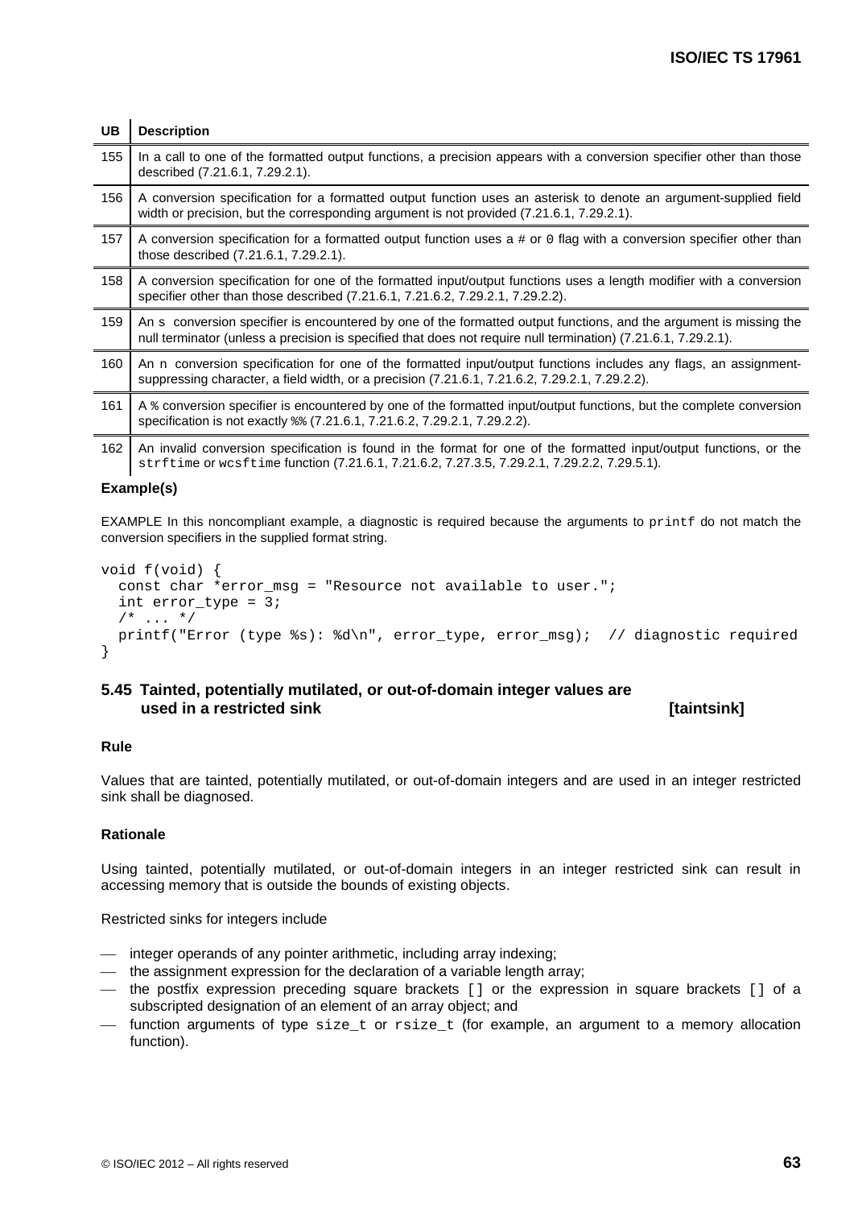| UB | Description |
|---|---|
| 155 | In a call to one of the formatted output functions, a precision appears with a conversion specifier other than those described (7.21.6.1, 7.29.2.1). |
| 156 | A conversion specification for a formatted output function uses an asterisk to denote an argument-supplied field width or precision, but the corresponding argument is not provided (7.21.6.1, 7.29.2.1). |
| 157 | A conversion specification for a formatted output function uses a `#` or `0` flag with a conversion specifier other than those described (7.21.6.1, 7.29.2.1). |
| 158 | A conversion specification for one of the formatted input/output functions uses a length modifier with a conversion specifier other than those described (7.21.6.1, 7.21.6.2, 7.29.2.1, 7.29.2.2). |
| 159 | An `s` conversion specifier is encountered by one of the formatted output functions, and the argument is missing the null terminator (unless a precision is specified that does not require null termination) (7.21.6.1, 7.29.2.1). |
| 160 | An `n` conversion specification for one of the formatted input/output functions includes any flags, an assignment-suppressing character, a field width, or a precision (7.21.6.1, 7.21.6.2, 7.29.2.1, 7.29.2.2). |
| 161 | A `%` conversion specifier is encountered by one of the formatted input/output functions, but the complete conversion specification is not exactly `%%` (7.21.6.1, 7.21.6.2, 7.29.2.1, 7.29.2.2). |
| 162 | An invalid conversion specification is found in the format for one of the formatted input/output functions, or the `strftime` or `wcsftime` function (7.21.6.1, 7.21.6.2, 7.27.3.5, 7.29.2.1, 7.29.2.2, 7.29.5.1). |

**Example(s)**

EXAMPLE In this noncompliant example, a diagnostic is required because the arguments to `printf` do not match the conversion specifiers in the supplied format string.

```
void f(void) {
  const char *error_msg = "Resource not available to user.";
  int error_type = 3;
  /* ... */
  printf("Error (type %s): %d\n", error_type, error_msg);  // diagnostic required
}
```

## 5.45 Tainted, potentially mutilated, or out-of-domain integer values are used in a restricted sink [taintsink]

**Rule**

Values that are tainted, potentially mutilated, or out-of-domain integers and are used in an integer restricted sink shall be diagnosed.

**Rationale**

Using tainted, potentially mutilated, or out-of-domain integers in an integer restricted sink can result in accessing memory that is outside the bounds of existing objects.

Restricted sinks for integers include

- integer operands of any pointer arithmetic, including array indexing;
- the assignment expression for the declaration of a variable length array;
- the postfix expression preceding square brackets `[]` or the expression in square brackets `[]` of a subscripted designation of an element of an array object; and
- function arguments of type `size_t` or `rsize_t` (for example, an argument to a memory allocation function).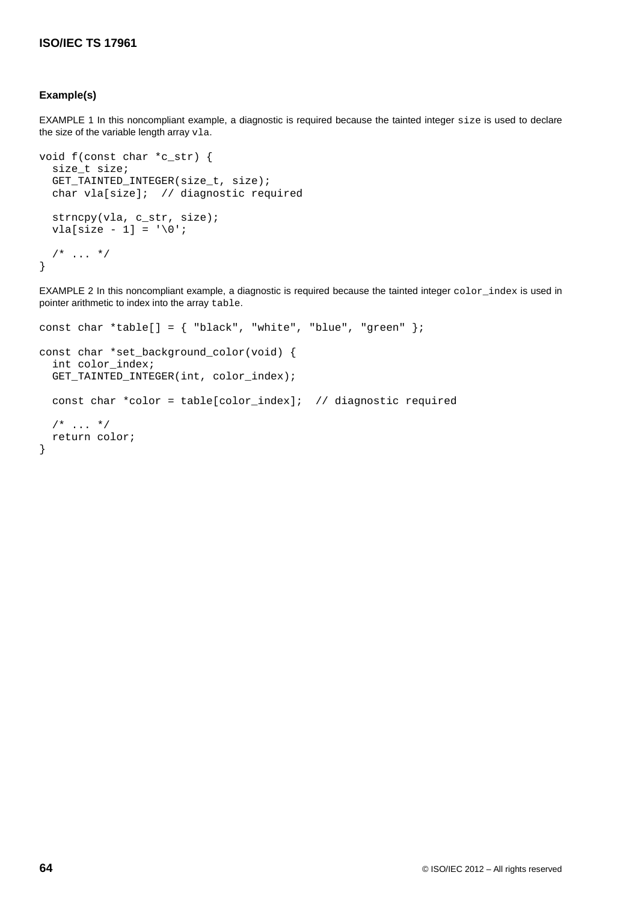**Example(s)**

EXAMPLE 1 In this noncompliant example, a diagnostic is required because the tainted integer `size` is used to declare the size of the variable length array `vla`.

```
void f(const char *c_str) {
  size_t size;
  GET_TAINTED_INTEGER(size_t, size);
  char vla[size];  // diagnostic required

  strncpy(vla, c_str, size);
  vla[size - 1] = '\0';

  /* ... */
}
```

EXAMPLE 2 In this noncompliant example, a diagnostic is required because the tainted integer `color_index` is used in pointer arithmetic to index into the array `table`.

```
const char *table[] = { "black", "white", "blue", "green" };

const char *set_background_color(void) {
  int color_index;
  GET_TAINTED_INTEGER(int, color_index);

  const char *color = table[color_index];  // diagnostic required

  /* ... */
  return color;
}
```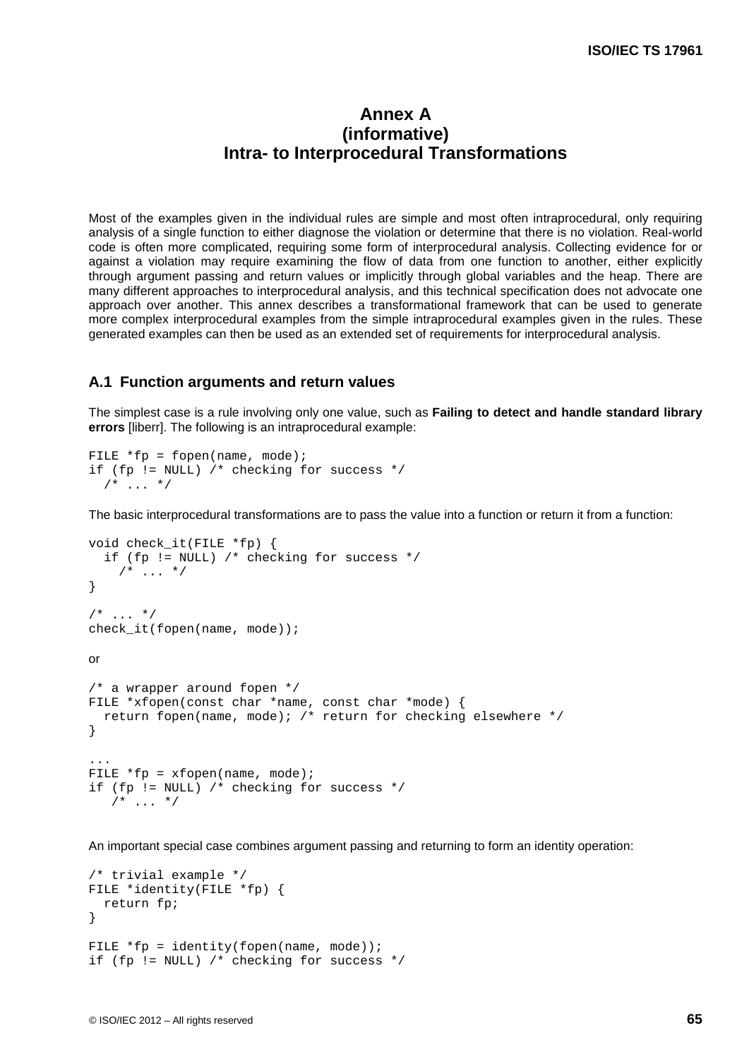# Annex A
(informative)
Intra- to Interprocedural Transformations

Most of the examples given in the individual rules are simple and most often intraprocedural, only requiring analysis of a single function to either diagnose the violation or determine that there is no violation. Real-world code is often more complicated, requiring some form of interprocedural analysis. Collecting evidence for or against a violation may require examining the flow of data from one function to another, either explicitly through argument passing and return values or implicitly through global variables and the heap. There are many different approaches to interprocedural analysis, and this technical specification does not advocate one approach over another. This annex describes a transformational framework that can be used to generate more complex interprocedural examples from the simple intraprocedural examples given in the rules. These generated examples can then be used as an extended set of requirements for interprocedural analysis.

## A.1 Function arguments and return values

The simplest case is a rule involving only one value, such as **Failing to detect and handle standard library errors** [liberr]. The following is an intraprocedural example:

```
FILE *fp = fopen(name, mode);
if (fp != NULL) /* checking for success */
  /* ... */
```

The basic interprocedural transformations are to pass the value into a function or return it from a function:

```
void check_it(FILE *fp) {
  if (fp != NULL) /* checking for success */
    /* ... */
}

/* ... */
check_it(fopen(name, mode));
```

or

```
/* a wrapper around fopen */
FILE *xfopen(const char *name, const char *mode) {
  return fopen(name, mode); /* return for checking elsewhere */
}

...
FILE *fp = xfopen(name, mode);
if (fp != NULL) /* checking for success */
   /* ... */
```

An important special case combines argument passing and returning to form an identity operation:

```
/* trivial example */
FILE *identity(FILE *fp) {
  return fp;
}

FILE *fp = identity(fopen(name, mode));
if (fp != NULL) /* checking for success */
```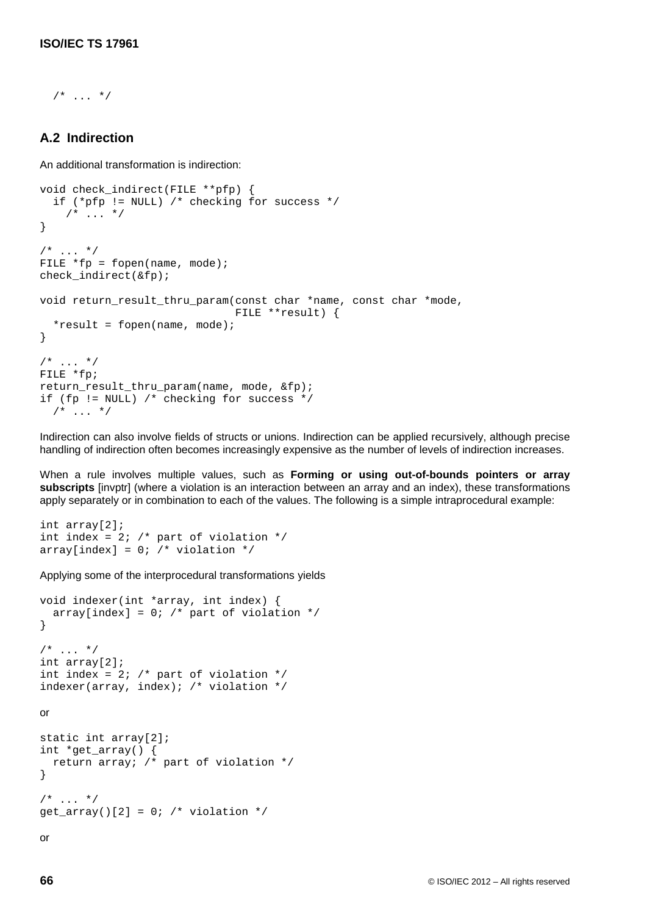```
  /* ... */
```

## A.2 Indirection

An additional transformation is indirection:

```
void check_indirect(FILE **pfp) {
  if (*pfp != NULL) /* checking for success */
    /* ... */
}

/* ... */
FILE *fp = fopen(name, mode);
check_indirect(&fp);

void return_result_thru_param(const char *name, const char *mode,
                              FILE **result) {
  *result = fopen(name, mode);
}

/* ... */
FILE *fp;
return_result_thru_param(name, mode, &fp);
if (fp != NULL) /* checking for success */
  /* ... */
```

Indirection can also involve fields of structs or unions. Indirection can be applied recursively, although precise handling of indirection often becomes increasingly expensive as the number of levels of indirection increases.

When a rule involves multiple values, such as **Forming or using out-of-bounds pointers or array subscripts** [invptr] (where a violation is an interaction between an array and an index), these transformations apply separately or in combination to each of the values. The following is a simple intraprocedural example:

```
int array[2];
int index = 2; /* part of violation */
array[index] = 0; /* violation */
```

Applying some of the interprocedural transformations yields

```
void indexer(int *array, int index) {
  array[index] = 0; /* part of violation */
}

/* ... */
int array[2];
int index = 2; /* part of violation */
indexer(array, index); /* violation */
```

or

```
static int array[2];
int *get_array() {
  return array; /* part of violation */
}

/* ... */
get_array()[2] = 0; /* violation */
```

or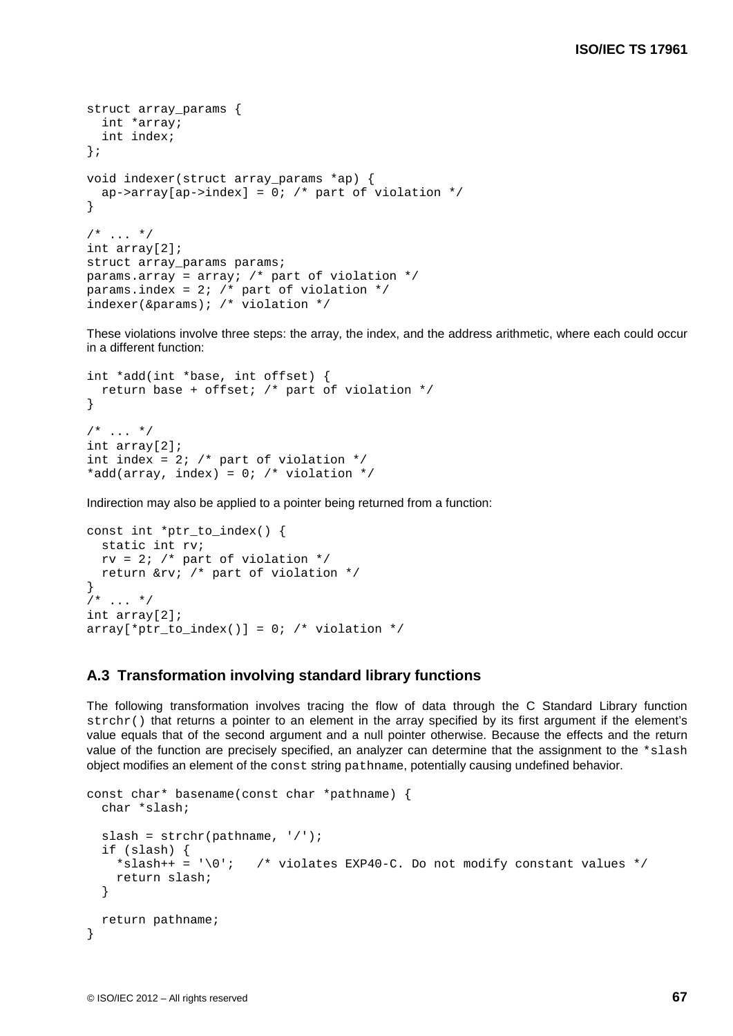```
struct array_params {
  int *array;
  int index;
};

void indexer(struct array_params *ap) {
  ap->array[ap->index] = 0; /* part of violation */
}

/* ... */
int array[2];
struct array_params params;
params.array = array; /* part of violation */
params.index = 2; /* part of violation */
indexer(&params); /* violation */
```

These violations involve three steps: the array, the index, and the address arithmetic, where each could occur in a different function:

```
int *add(int *base, int offset) {
  return base + offset; /* part of violation */
}

/* ... */
int array[2];
int index = 2; /* part of violation */
*add(array, index) = 0; /* violation */
```

Indirection may also be applied to a pointer being returned from a function:

```
const int *ptr_to_index() {
  static int rv;
  rv = 2; /* part of violation */
  return &rv; /* part of violation */
}
/* ... */
int array[2];
array[*ptr_to_index()] = 0; /* violation */
```

## A.3 Transformation involving standard library functions

The following transformation involves tracing the flow of data through the C Standard Library function `strchr()` that returns a pointer to an element in the array specified by its first argument if the element's value equals that of the second argument and a null pointer otherwise. Because the effects and the return value of the function are precisely specified, an analyzer can determine that the assignment to the `*slash` object modifies an element of the `const` string `pathname`, potentially causing undefined behavior.

```
const char* basename(const char *pathname) {
  char *slash;

  slash = strchr(pathname, '/');
  if (slash) {
    *slash++ = '\0';   /* violates EXP40-C. Do not modify constant values */
    return slash;
  }

  return pathname;
}
```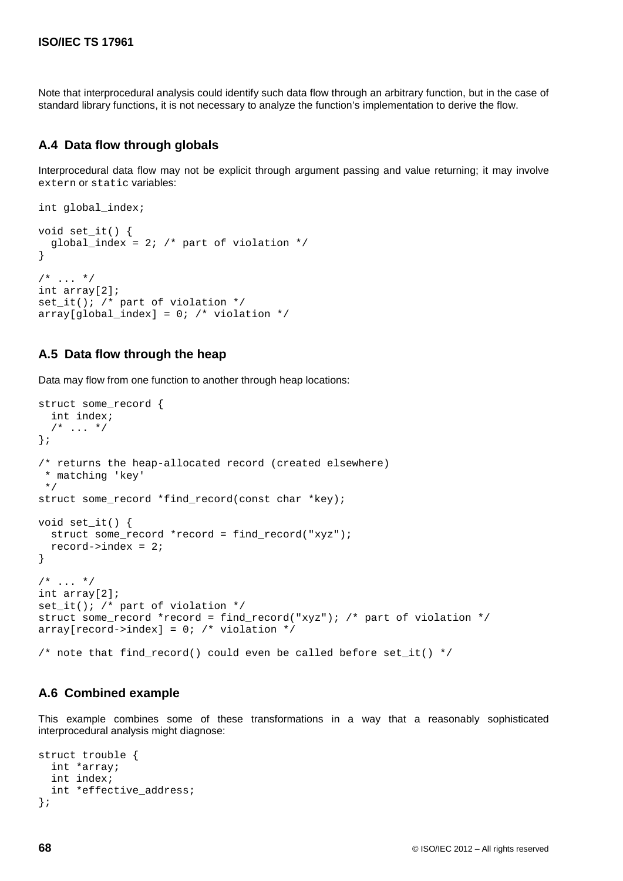Note that interprocedural analysis could identify such data flow through an arbitrary function, but in the case of standard library functions, it is not necessary to analyze the function's implementation to derive the flow.

### A.4 Data flow through globals

Interprocedural data flow may not be explicit through argument passing and value returning; it may involve `extern` or `static` variables:

```
int global_index;

void set_it() {
  global_index = 2; /* part of violation */
}

/* ... */
int array[2];
set_it(); /* part of violation */
array[global_index] = 0; /* violation */
```

### A.5 Data flow through the heap

Data may flow from one function to another through heap locations:

```
struct some_record {
  int index;
  /* ... */
};

/* returns the heap-allocated record (created elsewhere)
 * matching 'key'
 */
struct some_record *find_record(const char *key);

void set_it() {
  struct some_record *record = find_record("xyz");
  record->index = 2;
}

/* ... */
int array[2];
set_it(); /* part of violation */
struct some_record *record = find_record("xyz"); /* part of violation */
array[record->index] = 0; /* violation */

/* note that find_record() could even be called before set_it() */
```

### A.6 Combined example

This example combines some of these transformations in a way that a reasonably sophisticated interprocedural analysis might diagnose:

```
struct trouble {
  int *array;
  int index;
  int *effective_address;
};
```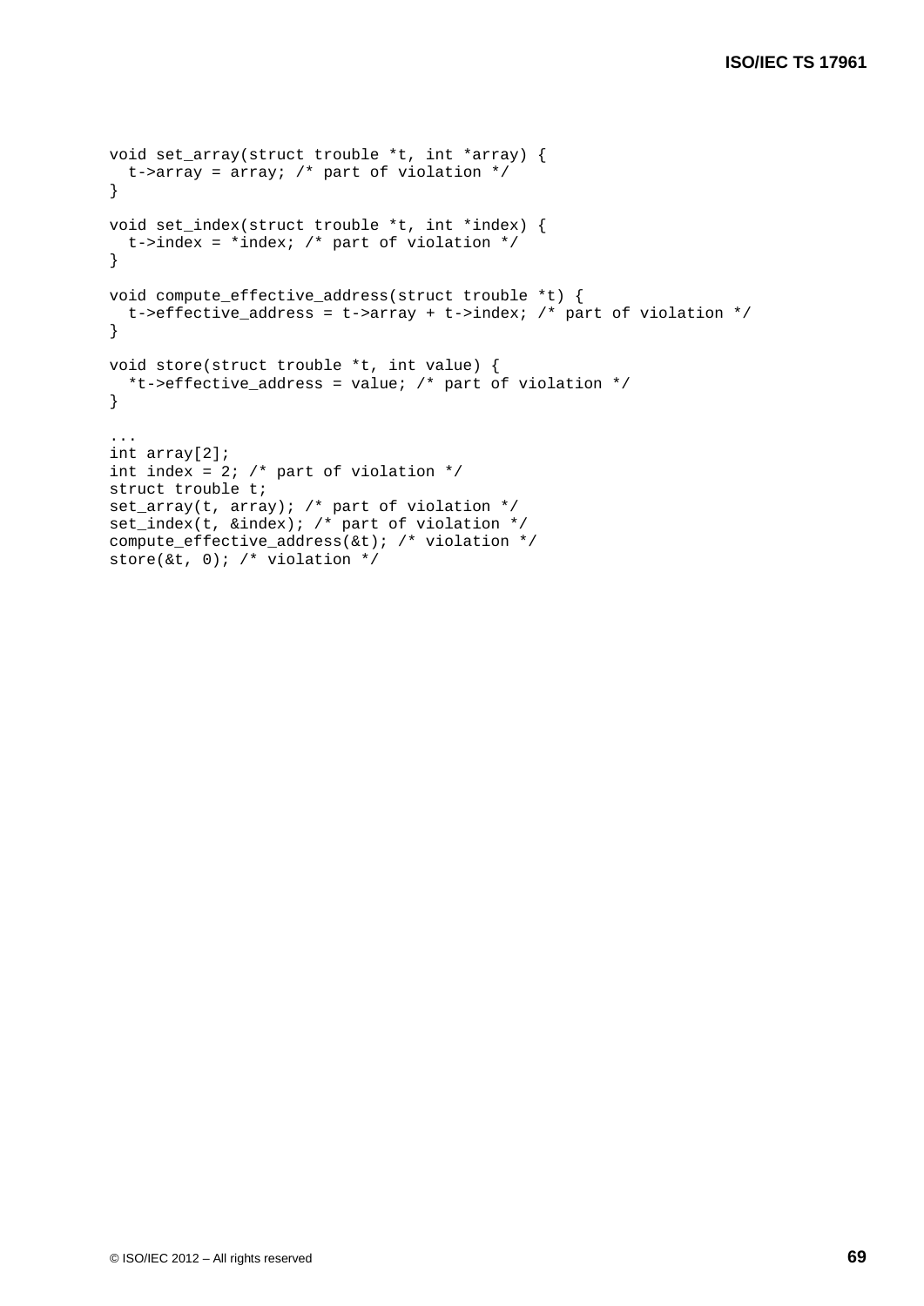```
void set_array(struct trouble *t, int *array) {
  t->array = array; /* part of violation */
}

void set_index(struct trouble *t, int *index) {
  t->index = *index; /* part of violation */
}

void compute_effective_address(struct trouble *t) {
  t->effective_address = t->array + t->index; /* part of violation */
}

void store(struct trouble *t, int value) {
  *t->effective_address = value; /* part of violation */
}

...
int array[2];
int index = 2; /* part of violation */
struct trouble t;
set_array(t, array); /* part of violation */
set_index(t, &index); /* part of violation */
compute_effective_address(&t); /* violation */
store(&t, 0); /* violation */
```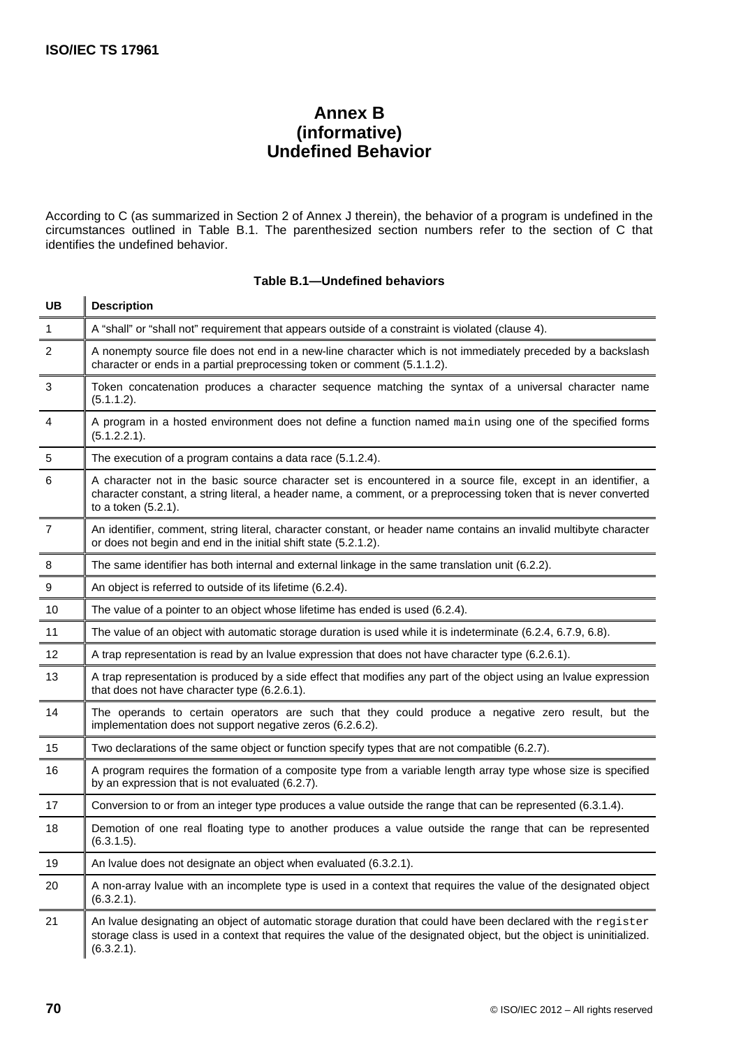# Annex B
## (informative)
## Undefined Behavior

According to C (as summarized in Section 2 of Annex J therein), the behavior of a program is undefined in the circumstances outlined in Table B.1. The parenthesized section numbers refer to the section of C that identifies the undefined behavior.

**Table B.1—Undefined behaviors**

| UB | Description |
|---|---|
| 1 | A "shall" or "shall not" requirement that appears outside of a constraint is violated (clause 4). |
| 2 | A nonempty source file does not end in a new-line character which is not immediately preceded by a backslash character or ends in a partial preprocessing token or comment (5.1.1.2). |
| 3 | Token concatenation produces a character sequence matching the syntax of a universal character name (5.1.1.2). |
| 4 | A program in a hosted environment does not define a function named `main` using one of the specified forms (5.1.2.2.1). |
| 5 | The execution of a program contains a data race (5.1.2.4). |
| 6 | A character not in the basic source character set is encountered in a source file, except in an identifier, a character constant, a string literal, a header name, a comment, or a preprocessing token that is never converted to a token (5.2.1). |
| 7 | An identifier, comment, string literal, character constant, or header name contains an invalid multibyte character or does not begin and end in the initial shift state (5.2.1.2). |
| 8 | The same identifier has both internal and external linkage in the same translation unit (6.2.2). |
| 9 | An object is referred to outside of its lifetime (6.2.4). |
| 10 | The value of a pointer to an object whose lifetime has ended is used (6.2.4). |
| 11 | The value of an object with automatic storage duration is used while it is indeterminate (6.2.4, 6.7.9, 6.8). |
| 12 | A trap representation is read by an lvalue expression that does not have character type (6.2.6.1). |
| 13 | A trap representation is produced by a side effect that modifies any part of the object using an lvalue expression that does not have character type (6.2.6.1). |
| 14 | The operands to certain operators are such that they could produce a negative zero result, but the implementation does not support negative zeros (6.2.6.2). |
| 15 | Two declarations of the same object or function specify types that are not compatible (6.2.7). |
| 16 | A program requires the formation of a composite type from a variable length array type whose size is specified by an expression that is not evaluated (6.2.7). |
| 17 | Conversion to or from an integer type produces a value outside the range that can be represented (6.3.1.4). |
| 18 | Demotion of one real floating type to another produces a value outside the range that can be represented (6.3.1.5). |
| 19 | An lvalue does not designate an object when evaluated (6.3.2.1). |
| 20 | A non-array lvalue with an incomplete type is used in a context that requires the value of the designated object (6.3.2.1). |
| 21 | An lvalue designating an object of automatic storage duration that could have been declared with the `register` storage class is used in a context that requires the value of the designated object, but the object is uninitialized. (6.3.2.1). |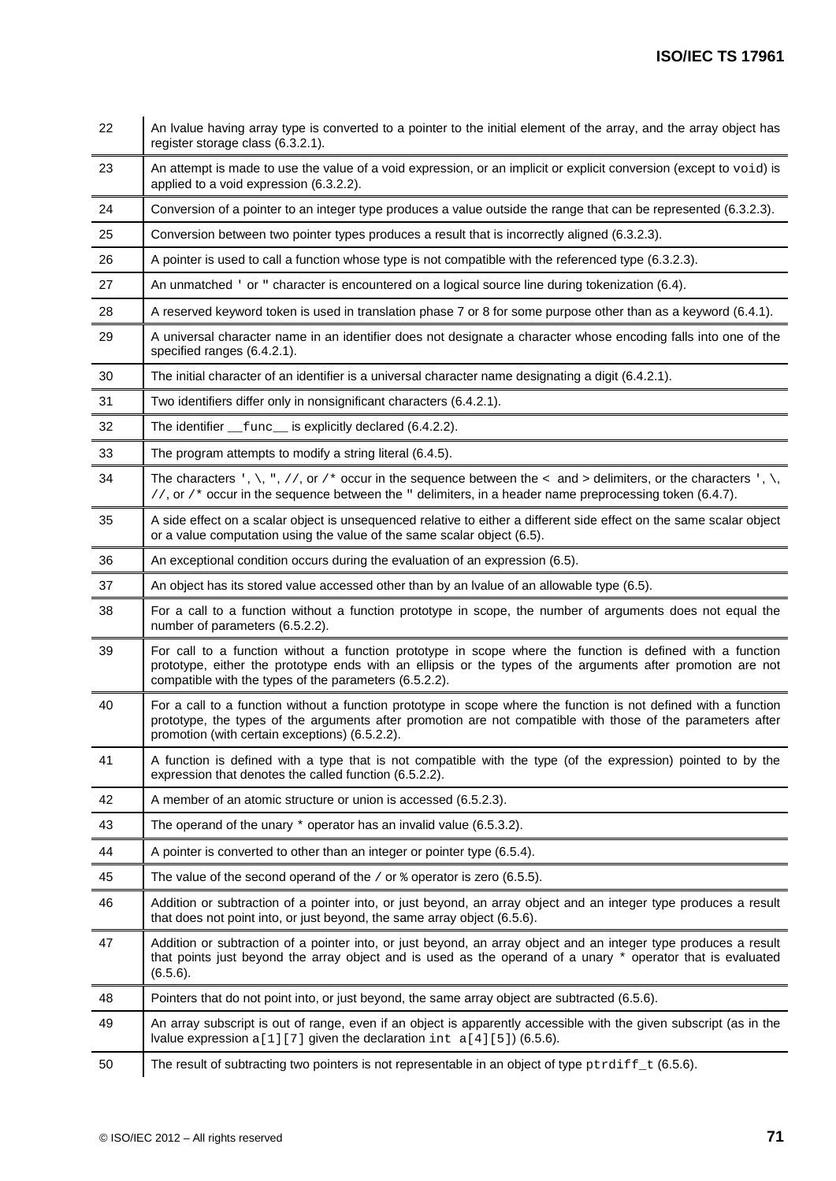| | |
|---|---|
| 22 | An lvalue having array type is converted to a pointer to the initial element of the array, and the array object has register storage class (6.3.2.1). |
| 23 | An attempt is made to use the value of a void expression, or an implicit or explicit conversion (except to `void`) is applied to a void expression (6.3.2.2). |
| 24 | Conversion of a pointer to an integer type produces a value outside the range that can be represented (6.3.2.3). |
| 25 | Conversion between two pointer types produces a result that is incorrectly aligned (6.3.2.3). |
| 26 | A pointer is used to call a function whose type is not compatible with the referenced type (6.3.2.3). |
| 27 | An unmatched `'` or `"` character is encountered on a logical source line during tokenization (6.4). |
| 28 | A reserved keyword token is used in translation phase 7 or 8 for some purpose other than as a keyword (6.4.1). |
| 29 | A universal character name in an identifier does not designate a character whose encoding falls into one of the specified ranges (6.4.2.1). |
| 30 | The initial character of an identifier is a universal character name designating a digit (6.4.2.1). |
| 31 | Two identifiers differ only in nonsignificant characters (6.4.2.1). |
| 32 | The identifier `__func__` is explicitly declared (6.4.2.2). |
| 33 | The program attempts to modify a string literal (6.4.5). |
| 34 | The characters `'`, `\`, `"`, `//`, or `/*` occur in the sequence between the `<` and `>` delimiters, or the characters `'`, `\`, `//`, or `/*` occur in the sequence between the `"` delimiters, in a header name preprocessing token (6.4.7). |
| 35 | A side effect on a scalar object is unsequenced relative to either a different side effect on the same scalar object or a value computation using the value of the same scalar object (6.5). |
| 36 | An exceptional condition occurs during the evaluation of an expression (6.5). |
| 37 | An object has its stored value accessed other than by an lvalue of an allowable type (6.5). |
| 38 | For a call to a function without a function prototype in scope, the number of arguments does not equal the number of parameters (6.5.2.2). |
| 39 | For call to a function without a function prototype in scope where the function is defined with a function prototype, either the prototype ends with an ellipsis or the types of the arguments after promotion are not compatible with the types of the parameters (6.5.2.2). |
| 40 | For a call to a function without a function prototype in scope where the function is not defined with a function prototype, the types of the arguments after promotion are not compatible with those of the parameters after promotion (with certain exceptions) (6.5.2.2). |
| 41 | A function is defined with a type that is not compatible with the type (of the expression) pointed to by the expression that denotes the called function (6.5.2.2). |
| 42 | A member of an atomic structure or union is accessed (6.5.2.3). |
| 43 | The operand of the unary `*` operator has an invalid value (6.5.3.2). |
| 44 | A pointer is converted to other than an integer or pointer type (6.5.4). |
| 45 | The value of the second operand of the `/` or `%` operator is zero (6.5.5). |
| 46 | Addition or subtraction of a pointer into, or just beyond, an array object and an integer type produces a result that does not point into, or just beyond, the same array object (6.5.6). |
| 47 | Addition or subtraction of a pointer into, or just beyond, an array object and an integer type produces a result that points just beyond the array object and is used as the operand of a unary `*` operator that is evaluated (6.5.6). |
| 48 | Pointers that do not point into, or just beyond, the same array object are subtracted (6.5.6). |
| 49 | An array subscript is out of range, even if an object is apparently accessible with the given subscript (as in the lvalue expression `a[1][7]` given the declaration `int a[4][5]`) (6.5.6). |
| 50 | The result of subtracting two pointers is not representable in an object of type `ptrdiff_t` (6.5.6). |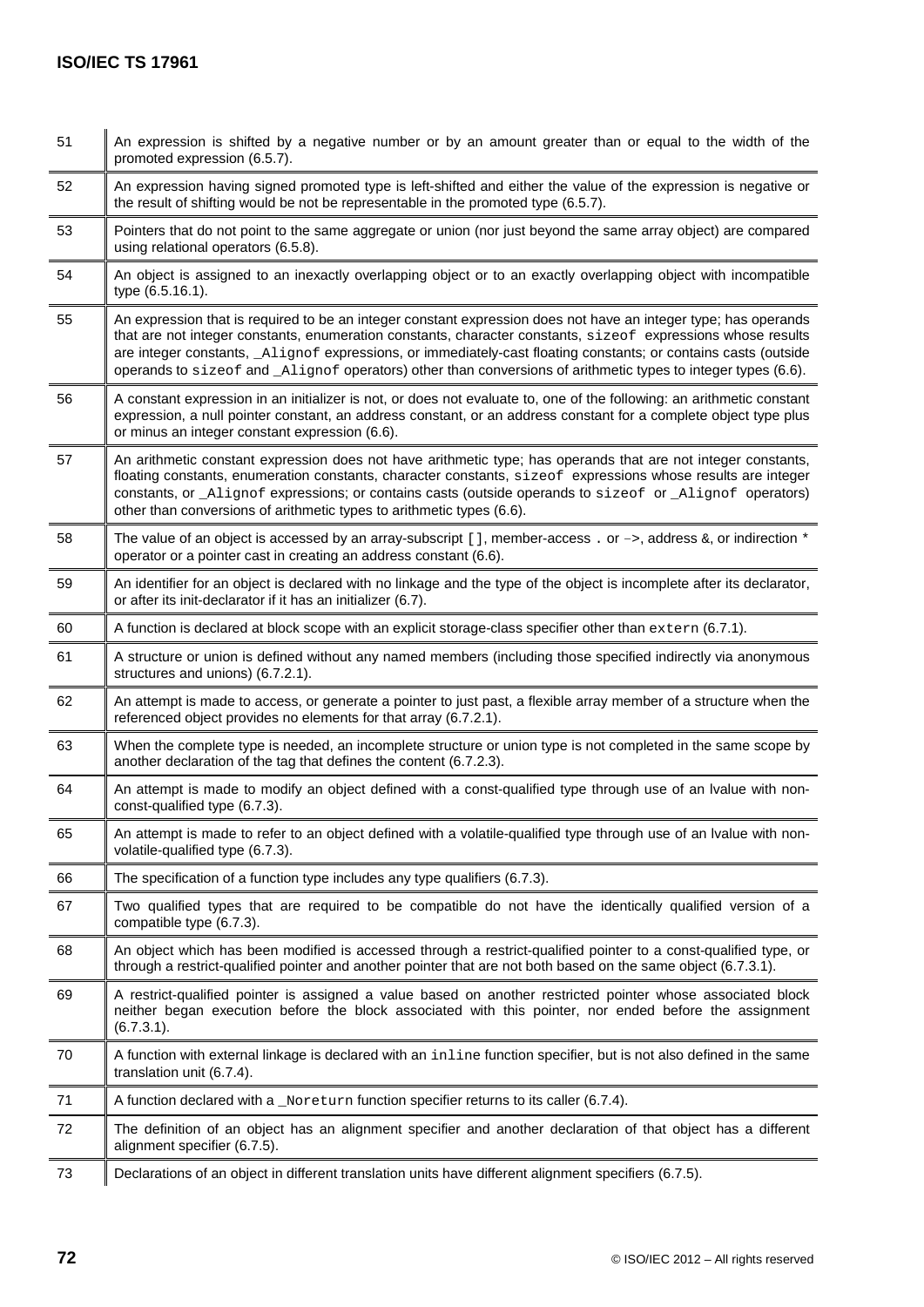| | |
|---|---|
| 51 | An expression is shifted by a negative number or by an amount greater than or equal to the width of the promoted expression (6.5.7). |
| 52 | An expression having signed promoted type is left-shifted and either the value of the expression is negative or the result of shifting would be not be representable in the promoted type (6.5.7). |
| 53 | Pointers that do not point to the same aggregate or union (nor just beyond the same array object) are compared using relational operators (6.5.8). |
| 54 | An object is assigned to an inexactly overlapping object or to an exactly overlapping object with incompatible type (6.5.16.1). |
| 55 | An expression that is required to be an integer constant expression does not have an integer type; has operands that are not integer constants, enumeration constants, character constants, `sizeof` expressions whose results are integer constants, `_Alignof` expressions, or immediately-cast floating constants; or contains casts (outside operands to `sizeof` and `_Alignof` operators) other than conversions of arithmetic types to integer types (6.6). |
| 56 | A constant expression in an initializer is not, or does not evaluate to, one of the following: an arithmetic constant expression, a null pointer constant, an address constant, or an address constant for a complete object type plus or minus an integer constant expression (6.6). |
| 57 | An arithmetic constant expression does not have arithmetic type; has operands that are not integer constants, floating constants, enumeration constants, character constants, `sizeof` expressions whose results are integer constants, or `_Alignof` expressions; or contains casts (outside operands to `sizeof` or `_Alignof` operators) other than conversions of arithmetic types to arithmetic types (6.6). |
| 58 | The value of an object is accessed by an array-subscript `[]`, member-access `.` or `->`, address `&`, or indirection `*` operator or a pointer cast in creating an address constant (6.6). |
| 59 | An identifier for an object is declared with no linkage and the type of the object is incomplete after its declarator, or after its init-declarator if it has an initializer (6.7). |
| 60 | A function is declared at block scope with an explicit storage-class specifier other than `extern` (6.7.1). |
| 61 | A structure or union is defined without any named members (including those specified indirectly via anonymous structures and unions) (6.7.2.1). |
| 62 | An attempt is made to access, or generate a pointer to just past, a flexible array member of a structure when the referenced object provides no elements for that array (6.7.2.1). |
| 63 | When the complete type is needed, an incomplete structure or union type is not completed in the same scope by another declaration of the tag that defines the content (6.7.2.3). |
| 64 | An attempt is made to modify an object defined with a const-qualified type through use of an lvalue with non-const-qualified type (6.7.3). |
| 65 | An attempt is made to refer to an object defined with a volatile-qualified type through use of an lvalue with non-volatile-qualified type (6.7.3). |
| 66 | The specification of a function type includes any type qualifiers (6.7.3). |
| 67 | Two qualified types that are required to be compatible do not have the identically qualified version of a compatible type (6.7.3). |
| 68 | An object which has been modified is accessed through a restrict-qualified pointer to a const-qualified type, or through a restrict-qualified pointer and another pointer that are not both based on the same object (6.7.3.1). |
| 69 | A restrict-qualified pointer is assigned a value based on another restricted pointer whose associated block neither began execution before the block associated with this pointer, nor ended before the assignment (6.7.3.1). |
| 70 | A function with external linkage is declared with an `inline` function specifier, but is not also defined in the same translation unit (6.7.4). |
| 71 | A function declared with a `_Noreturn` function specifier returns to its caller (6.7.4). |
| 72 | The definition of an object has an alignment specifier and another declaration of that object has a different alignment specifier (6.7.5). |
| 73 | Declarations of an object in different translation units have different alignment specifiers (6.7.5). |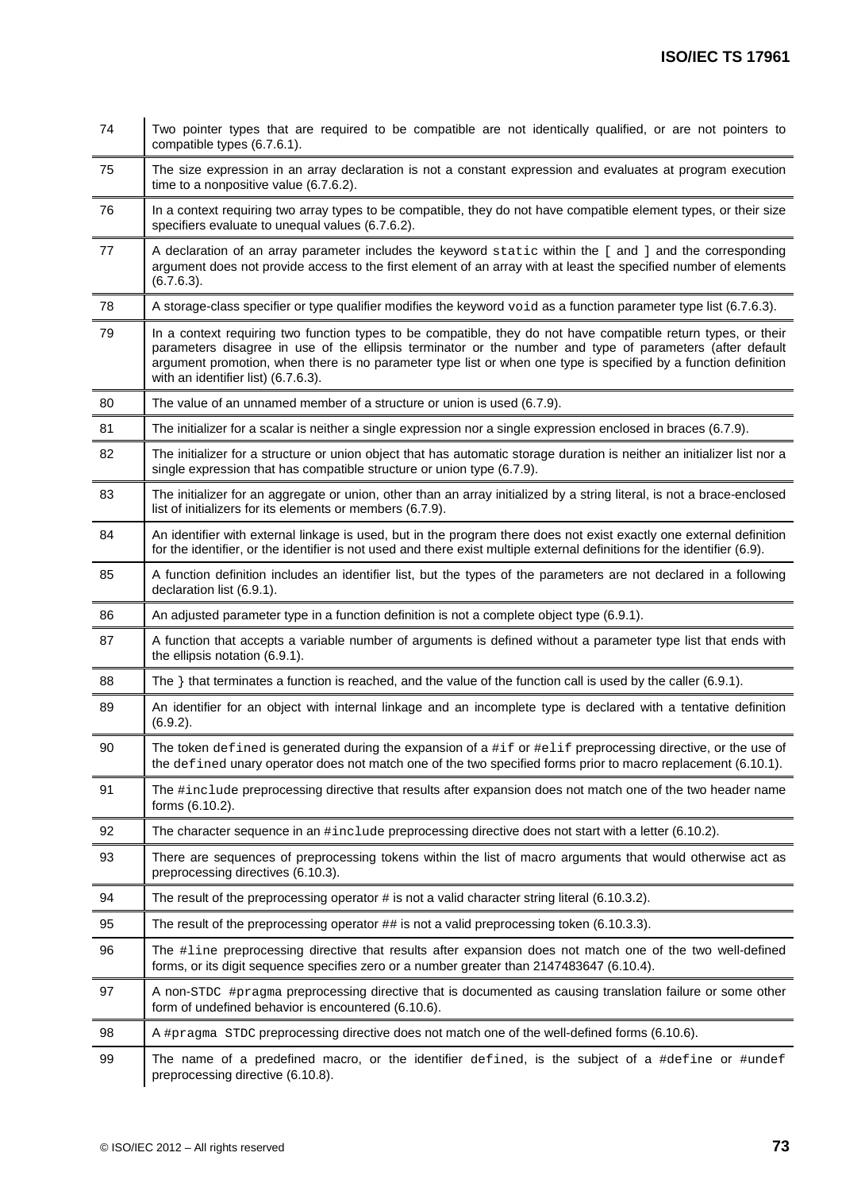| | |
|---|---|
| 74 | Two pointer types that are required to be compatible are not identically qualified, or are not pointers to compatible types (6.7.6.1). |
| 75 | The size expression in an array declaration is not a constant expression and evaluates at program execution time to a nonpositive value (6.7.6.2). |
| 76 | In a context requiring two array types to be compatible, they do not have compatible element types, or their size specifiers evaluate to unequal values (6.7.6.2). |
| 77 | A declaration of an array parameter includes the keyword `static` within the `[` and `]` and the corresponding argument does not provide access to the first element of an array with at least the specified number of elements (6.7.6.3). |
| 78 | A storage-class specifier or type qualifier modifies the keyword `void` as a function parameter type list (6.7.6.3). |
| 79 | In a context requiring two function types to be compatible, they do not have compatible return types, or their parameters disagree in use of the ellipsis terminator or the number and type of parameters (after default argument promotion, when there is no parameter type list or when one type is specified by a function definition with an identifier list) (6.7.6.3). |
| 80 | The value of an unnamed member of a structure or union is used (6.7.9). |
| 81 | The initializer for a scalar is neither a single expression nor a single expression enclosed in braces (6.7.9). |
| 82 | The initializer for a structure or union object that has automatic storage duration is neither an initializer list nor a single expression that has compatible structure or union type (6.7.9). |
| 83 | The initializer for an aggregate or union, other than an array initialized by a string literal, is not a brace-enclosed list of initializers for its elements or members (6.7.9). |
| 84 | An identifier with external linkage is used, but in the program there does not exist exactly one external definition for the identifier, or the identifier is not used and there exist multiple external definitions for the identifier (6.9). |
| 85 | A function definition includes an identifier list, but the types of the parameters are not declared in a following declaration list (6.9.1). |
| 86 | An adjusted parameter type in a function definition is not a complete object type (6.9.1). |
| 87 | A function that accepts a variable number of arguments is defined without a parameter type list that ends with the ellipsis notation (6.9.1). |
| 88 | The `}` that terminates a function is reached, and the value of the function call is used by the caller (6.9.1). |
| 89 | An identifier for an object with internal linkage and an incomplete type is declared with a tentative definition (6.9.2). |
| 90 | The token `defined` is generated during the expansion of a `#if` or `#elif` preprocessing directive, or the use of the `defined` unary operator does not match one of the two specified forms prior to macro replacement (6.10.1). |
| 91 | The `#include` preprocessing directive that results after expansion does not match one of the two header name forms (6.10.2). |
| 92 | The character sequence in an `#include` preprocessing directive does not start with a letter (6.10.2). |
| 93 | There are sequences of preprocessing tokens within the list of macro arguments that would otherwise act as preprocessing directives (6.10.3). |
| 94 | The result of the preprocessing operator # is not a valid character string literal (6.10.3.2). |
| 95 | The result of the preprocessing operator ## is not a valid preprocessing token (6.10.3.3). |
| 96 | The `#line` preprocessing directive that results after expansion does not match one of the two well-defined forms, or its digit sequence specifies zero or a number greater than 2147483647 (6.10.4). |
| 97 | A non-`STDC #pragma` preprocessing directive that is documented as causing translation failure or some other form of undefined behavior is encountered (6.10.6). |
| 98 | A `#pragma STDC` preprocessing directive does not match one of the well-defined forms (6.10.6). |
| 99 | The name of a predefined macro, or the identifier `defined`, is the subject of a `#define` or `#undef` preprocessing directive (6.10.8). |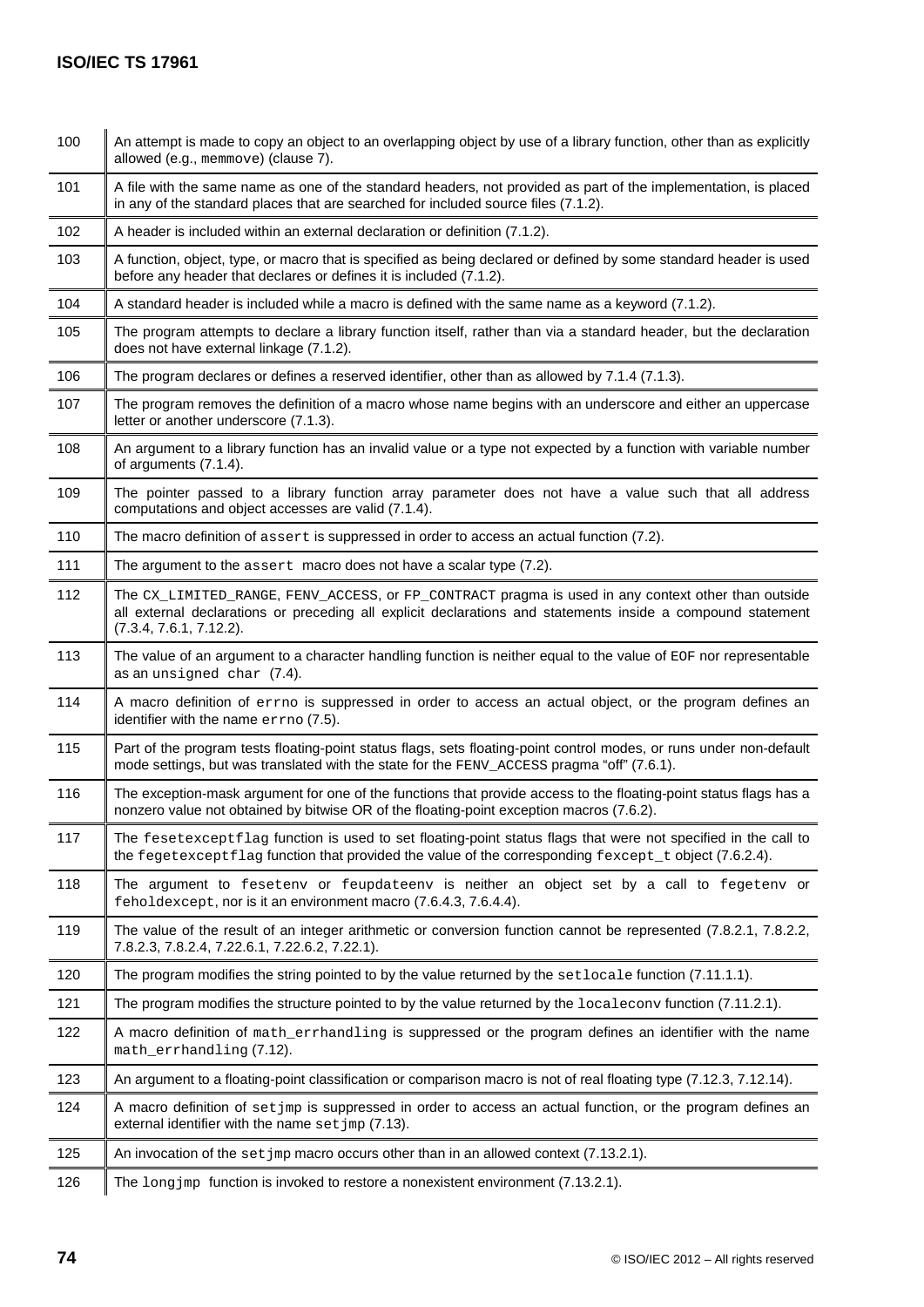| | |
|---|---|
| 100 | An attempt is made to copy an object to an overlapping object by use of a library function, other than as explicitly allowed (e.g., `memmove`) (clause 7). |
| 101 | A file with the same name as one of the standard headers, not provided as part of the implementation, is placed in any of the standard places that are searched for included source files (7.1.2). |
| 102 | A header is included within an external declaration or definition (7.1.2). |
| 103 | A function, object, type, or macro that is specified as being declared or defined by some standard header is used before any header that declares or defines it is included (7.1.2). |
| 104 | A standard header is included while a macro is defined with the same name as a keyword (7.1.2). |
| 105 | The program attempts to declare a library function itself, rather than via a standard header, but the declaration does not have external linkage (7.1.2). |
| 106 | The program declares or defines a reserved identifier, other than as allowed by 7.1.4 (7.1.3). |
| 107 | The program removes the definition of a macro whose name begins with an underscore and either an uppercase letter or another underscore (7.1.3). |
| 108 | An argument to a library function has an invalid value or a type not expected by a function with variable number of arguments (7.1.4). |
| 109 | The pointer passed to a library function array parameter does not have a value such that all address computations and object accesses are valid (7.1.4). |
| 110 | The macro definition of `assert` is suppressed in order to access an actual function (7.2). |
| 111 | The argument to the `assert` macro does not have a scalar type (7.2). |
| 112 | The `CX_LIMITED_RANGE`, `FENV_ACCESS`, or `FP_CONTRACT` pragma is used in any context other than outside all external declarations or preceding all explicit declarations and statements inside a compound statement (7.3.4, 7.6.1, 7.12.2). |
| 113 | The value of an argument to a character handling function is neither equal to the value of `EOF` nor representable as an `unsigned char` (7.4). |
| 114 | A macro definition of `errno` is suppressed in order to access an actual object, or the program defines an identifier with the name `errno` (7.5). |
| 115 | Part of the program tests floating-point status flags, sets floating-point control modes, or runs under non-default mode settings, but was translated with the state for the `FENV_ACCESS` pragma "off" (7.6.1). |
| 116 | The exception-mask argument for one of the functions that provide access to the floating-point status flags has a nonzero value not obtained by bitwise OR of the floating-point exception macros (7.6.2). |
| 117 | The `fesetexceptflag` function is used to set floating-point status flags that were not specified in the call to the `fegetexceptflag` function that provided the value of the corresponding `fexcept_t` object (7.6.2.4). |
| 118 | The argument to `fesetenv` or `feupdateenv` is neither an object set by a call to `fegetenv` or `feholdexcept`, nor is it an environment macro (7.6.4.3, 7.6.4.4). |
| 119 | The value of the result of an integer arithmetic or conversion function cannot be represented (7.8.2.1, 7.8.2.2, 7.8.2.3, 7.8.2.4, 7.22.6.1, 7.22.6.2, 7.22.1). |
| 120 | The program modifies the string pointed to by the value returned by the `setlocale` function (7.11.1.1). |
| 121 | The program modifies the structure pointed to by the value returned by the `localeconv` function (7.11.2.1). |
| 122 | A macro definition of `math_errhandling` is suppressed or the program defines an identifier with the name `math_errhandling` (7.12). |
| 123 | An argument to a floating-point classification or comparison macro is not of real floating type (7.12.3, 7.12.14). |
| 124 | A macro definition of `setjmp` is suppressed in order to access an actual function, or the program defines an external identifier with the name `setjmp` (7.13). |
| 125 | An invocation of the `setjmp` macro occurs other than in an allowed context (7.13.2.1). |
| 126 | The `longjmp` function is invoked to restore a nonexistent environment (7.13.2.1). |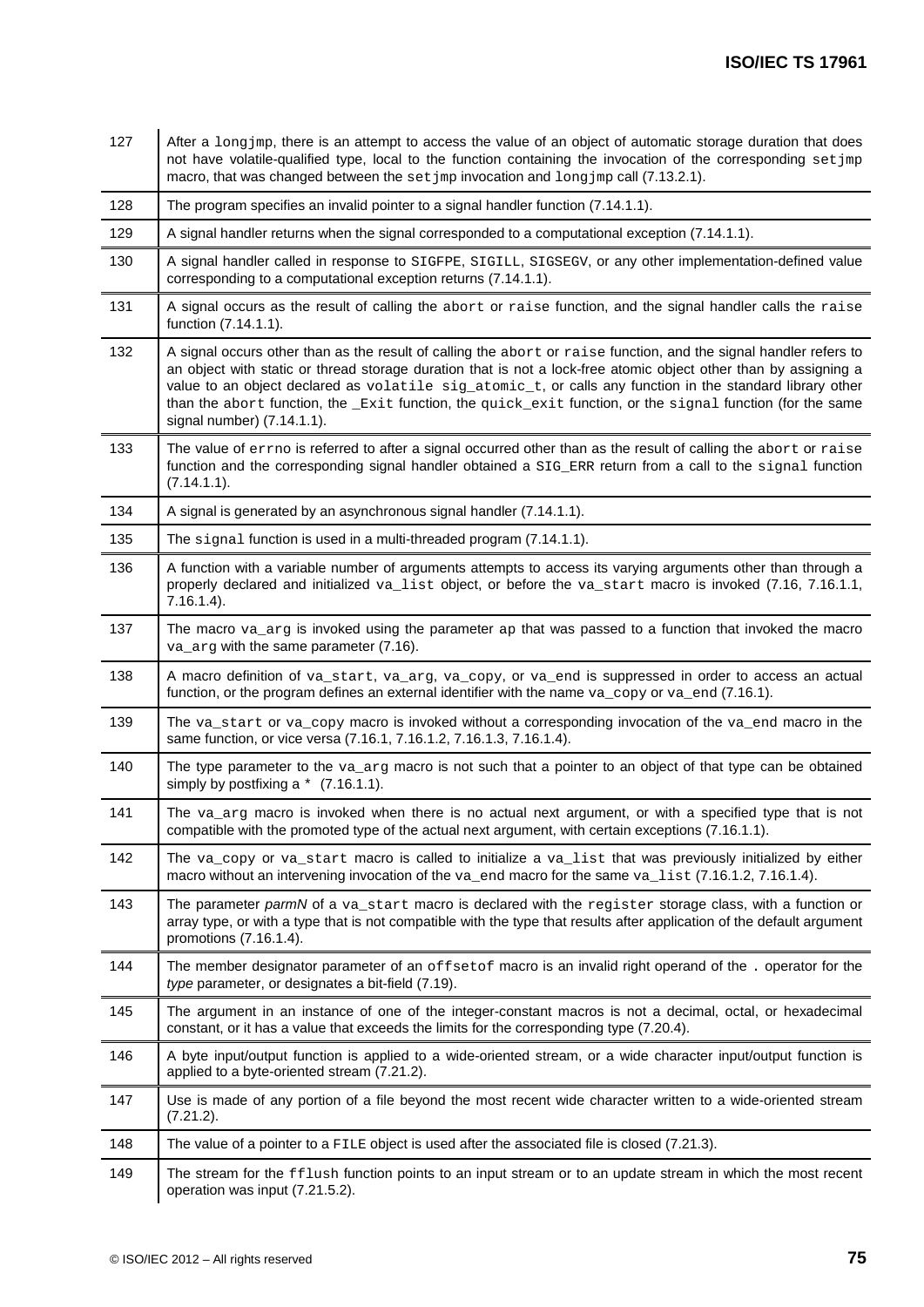| | |
|---|---|
| 127 | After a longjmp, there is an attempt to access the value of an object of automatic storage duration that does not have volatile-qualified type, local to the function containing the invocation of the corresponding setjmp macro, that was changed between the setjmp invocation and longjmp call (7.13.2.1). |
| 128 | The program specifies an invalid pointer to a signal handler function (7.14.1.1). |
| 129 | A signal handler returns when the signal corresponded to a computational exception (7.14.1.1). |
| 130 | A signal handler called in response to SIGFPE, SIGILL, SIGSEGV, or any other implementation-defined value corresponding to a computational exception returns (7.14.1.1). |
| 131 | A signal occurs as the result of calling the abort or raise function, and the signal handler calls the raise function (7.14.1.1). |
| 132 | A signal occurs other than as the result of calling the abort or raise function, and the signal handler refers to an object with static or thread storage duration that is not a lock-free atomic object other than by assigning a value to an object declared as volatile sig_atomic_t, or calls any function in the standard library other than the abort function, the _Exit function, the quick_exit function, or the signal function (for the same signal number) (7.14.1.1). |
| 133 | The value of errno is referred to after a signal occurred other than as the result of calling the abort or raise function and the corresponding signal handler obtained a SIG_ERR return from a call to the signal function (7.14.1.1). |
| 134 | A signal is generated by an asynchronous signal handler (7.14.1.1). |
| 135 | The signal function is used in a multi-threaded program (7.14.1.1). |
| 136 | A function with a variable number of arguments attempts to access its varying arguments other than through a properly declared and initialized va_list object, or before the va_start macro is invoked (7.16, 7.16.1.1, 7.16.1.4). |
| 137 | The macro va_arg is invoked using the parameter ap that was passed to a function that invoked the macro va_arg with the same parameter (7.16). |
| 138 | A macro definition of va_start, va_arg, va_copy, or va_end is suppressed in order to access an actual function, or the program defines an external identifier with the name va_copy or va_end (7.16.1). |
| 139 | The va_start or va_copy macro is invoked without a corresponding invocation of the va_end macro in the same function, or vice versa (7.16.1, 7.16.1.2, 7.16.1.3, 7.16.1.4). |
| 140 | The type parameter to the va_arg macro is not such that a pointer to an object of that type can be obtained simply by postfixing a * (7.16.1.1). |
| 141 | The va_arg macro is invoked when there is no actual next argument, or with a specified type that is not compatible with the promoted type of the actual next argument, with certain exceptions (7.16.1.1). |
| 142 | The va_copy or va_start macro is called to initialize a va_list that was previously initialized by either macro without an intervening invocation of the va_end macro for the same va_list (7.16.1.2, 7.16.1.4). |
| 143 | The parameter *parmN* of a va_start macro is declared with the register storage class, with a function or array type, or with a type that is not compatible with the type that results after application of the default argument promotions (7.16.1.4). |
| 144 | The member designator parameter of an offsetof macro is an invalid right operand of the . operator for the *type* parameter, or designates a bit-field (7.19). |
| 145 | The argument in an instance of one of the integer-constant macros is not a decimal, octal, or hexadecimal constant, or it has a value that exceeds the limits for the corresponding type (7.20.4). |
| 146 | A byte input/output function is applied to a wide-oriented stream, or a wide character input/output function is applied to a byte-oriented stream (7.21.2). |
| 147 | Use is made of any portion of a file beyond the most recent wide character written to a wide-oriented stream (7.21.2). |
| 148 | The value of a pointer to a FILE object is used after the associated file is closed (7.21.3). |
| 149 | The stream for the fflush function points to an input stream or to an update stream in which the most recent operation was input (7.21.5.2). |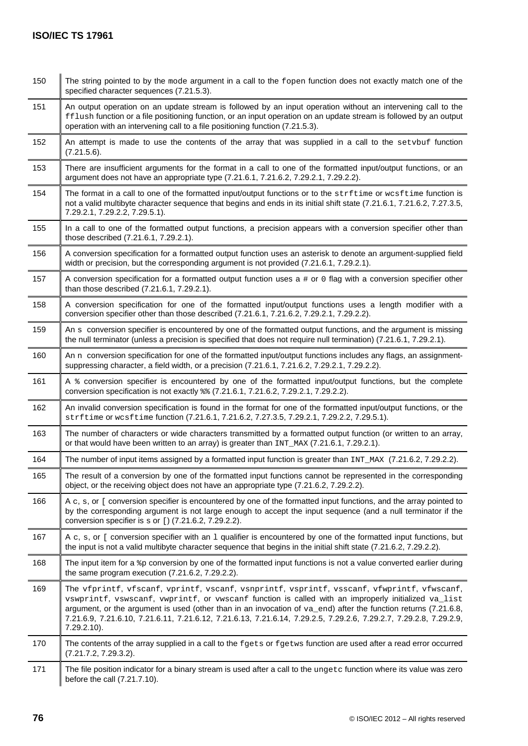| | |
|---|---|
| 150 | The string pointed to by the mode argument in a call to the fopen function does not exactly match one of the specified character sequences (7.21.5.3). |
| 151 | An output operation on an update stream is followed by an input operation without an intervening call to the fflush function or a file positioning function, or an input operation on an update stream is followed by an output operation with an intervening call to a file positioning function (7.21.5.3). |
| 152 | An attempt is made to use the contents of the array that was supplied in a call to the setvbuf function (7.21.5.6). |
| 153 | There are insufficient arguments for the format in a call to one of the formatted input/output functions, or an argument does not have an appropriate type (7.21.6.1, 7.21.6.2, 7.29.2.1, 7.29.2.2). |
| 154 | The format in a call to one of the formatted input/output functions or to the strftime or wcsftime function is not a valid multibyte character sequence that begins and ends in its initial shift state (7.21.6.1, 7.21.6.2, 7.27.3.5, 7.29.2.1, 7.29.2.2, 7.29.5.1). |
| 155 | In a call to one of the formatted output functions, a precision appears with a conversion specifier other than those described (7.21.6.1, 7.29.2.1). |
| 156 | A conversion specification for a formatted output function uses an asterisk to denote an argument-supplied field width or precision, but the corresponding argument is not provided (7.21.6.1, 7.29.2.1). |
| 157 | A conversion specification for a formatted output function uses a # or 0 flag with a conversion specifier other than those described (7.21.6.1, 7.29.2.1). |
| 158 | A conversion specification for one of the formatted input/output functions uses a length modifier with a conversion specifier other than those described (7.21.6.1, 7.21.6.2, 7.29.2.1, 7.29.2.2). |
| 159 | An s conversion specifier is encountered by one of the formatted output functions, and the argument is missing the null terminator (unless a precision is specified that does not require null termination) (7.21.6.1, 7.29.2.1). |
| 160 | An n conversion specification for one of the formatted input/output functions includes any flags, an assignment-suppressing character, a field width, or a precision (7.21.6.1, 7.21.6.2, 7.29.2.1, 7.29.2.2). |
| 161 | A % conversion specifier is encountered by one of the formatted input/output functions, but the complete conversion specification is not exactly %% (7.21.6.1, 7.21.6.2, 7.29.2.1, 7.29.2.2). |
| 162 | An invalid conversion specification is found in the format for one of the formatted input/output functions, or the strftime or wcsftime function (7.21.6.1, 7.21.6.2, 7.27.3.5, 7.29.2.1, 7.29.2.2, 7.29.5.1). |
| 163 | The number of characters or wide characters transmitted by a formatted output function (or written to an array, or that would have been written to an array) is greater than INT_MAX (7.21.6.1, 7.29.2.1). |
| 164 | The number of input items assigned by a formatted input function is greater than INT_MAX (7.21.6.2, 7.29.2.2). |
| 165 | The result of a conversion by one of the formatted input functions cannot be represented in the corresponding object, or the receiving object does not have an appropriate type (7.21.6.2, 7.29.2.2). |
| 166 | A c, s, or [ conversion specifier is encountered by one of the formatted input functions, and the array pointed to by the corresponding argument is not large enough to accept the input sequence (and a null terminator if the conversion specifier is s or [) (7.21.6.2, 7.29.2.2). |
| 167 | A c, s, or [ conversion specifier with an l qualifier is encountered by one of the formatted input functions, but the input is not a valid multibyte character sequence that begins in the initial shift state (7.21.6.2, 7.29.2.2). |
| 168 | The input item for a %p conversion by one of the formatted input functions is not a value converted earlier during the same program execution (7.21.6.2, 7.29.2.2). |
| 169 | The vfprintf, vfscanf, vprintf, vscanf, vsnprintf, vsprintf, vsscanf, vfwprintf, vfwscanf, vswprintf, vswscanf, vwprintf, or vwscanf function is called with an improperly initialized va_list argument, or the argument is used (other than in an invocation of va_end) after the function returns (7.21.6.8, 7.21.6.9, 7.21.6.10, 7.21.6.11, 7.21.6.12, 7.21.6.13, 7.21.6.14, 7.29.2.5, 7.29.2.6, 7.29.2.7, 7.29.2.8, 7.29.2.9, 7.29.2.10). |
| 170 | The contents of the array supplied in a call to the fgets or fgetws function are used after a read error occurred (7.21.7.2, 7.29.3.2). |
| 171 | The file position indicator for a binary stream is used after a call to the ungetc function where its value was zero before the call (7.21.7.10). |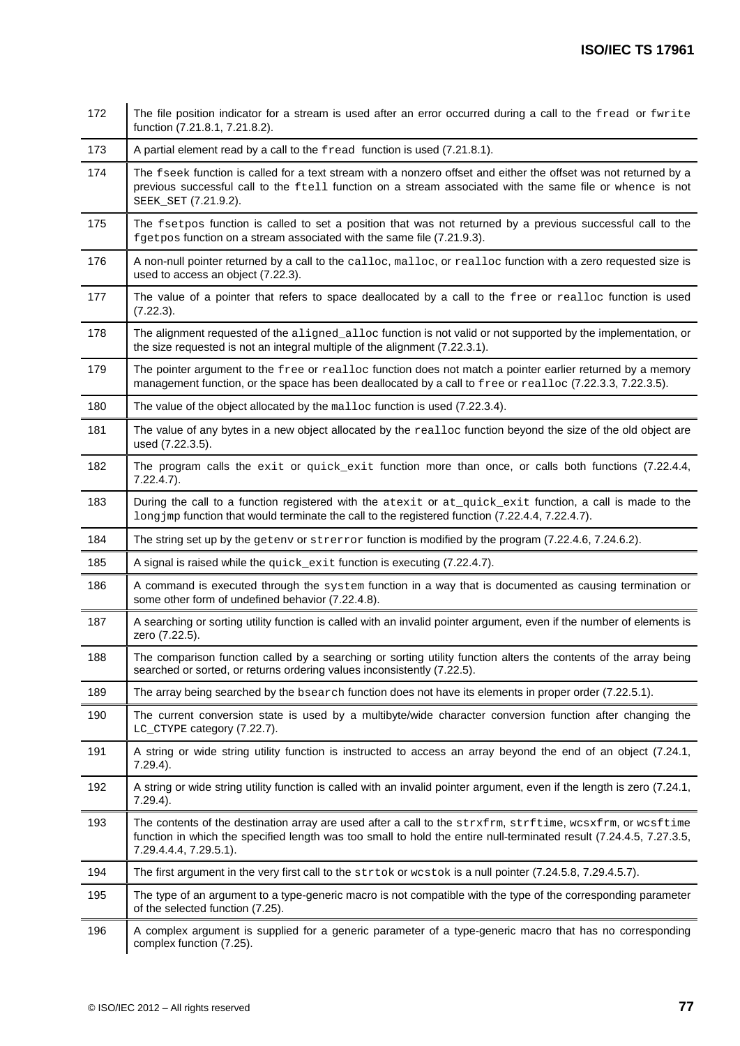| | |
|---|---|
| 172 | The file position indicator for a stream is used after an error occurred during a call to the fread or fwrite function (7.21.8.1, 7.21.8.2). |
| 173 | A partial element read by a call to the fread function is used (7.21.8.1). |
| 174 | The fseek function is called for a text stream with a nonzero offset and either the offset was not returned by a previous successful call to the ftell function on a stream associated with the same file or whence is not SEEK_SET (7.21.9.2). |
| 175 | The fsetpos function is called to set a position that was not returned by a previous successful call to the fgetpos function on a stream associated with the same file (7.21.9.3). |
| 176 | A non-null pointer returned by a call to the calloc, malloc, or realloc function with a zero requested size is used to access an object (7.22.3). |
| 177 | The value of a pointer that refers to space deallocated by a call to the free or realloc function is used (7.22.3). |
| 178 | The alignment requested of the aligned_alloc function is not valid or not supported by the implementation, or the size requested is not an integral multiple of the alignment (7.22.3.1). |
| 179 | The pointer argument to the free or realloc function does not match a pointer earlier returned by a memory management function, or the space has been deallocated by a call to free or realloc (7.22.3.3, 7.22.3.5). |
| 180 | The value of the object allocated by the malloc function is used (7.22.3.4). |
| 181 | The value of any bytes in a new object allocated by the realloc function beyond the size of the old object are used (7.22.3.5). |
| 182 | The program calls the exit or quick_exit function more than once, or calls both functions (7.22.4.4, 7.22.4.7). |
| 183 | During the call to a function registered with the atexit or at_quick_exit function, a call is made to the longjmp function that would terminate the call to the registered function (7.22.4.4, 7.22.4.7). |
| 184 | The string set up by the getenv or strerror function is modified by the program (7.22.4.6, 7.24.6.2). |
| 185 | A signal is raised while the quick_exit function is executing (7.22.4.7). |
| 186 | A command is executed through the system function in a way that is documented as causing termination or some other form of undefined behavior (7.22.4.8). |
| 187 | A searching or sorting utility function is called with an invalid pointer argument, even if the number of elements is zero (7.22.5). |
| 188 | The comparison function called by a searching or sorting utility function alters the contents of the array being searched or sorted, or returns ordering values inconsistently (7.22.5). |
| 189 | The array being searched by the bsearch function does not have its elements in proper order (7.22.5.1). |
| 190 | The current conversion state is used by a multibyte/wide character conversion function after changing the LC_CTYPE category (7.22.7). |
| 191 | A string or wide string utility function is instructed to access an array beyond the end of an object (7.24.1, 7.29.4). |
| 192 | A string or wide string utility function is called with an invalid pointer argument, even if the length is zero (7.24.1, 7.29.4). |
| 193 | The contents of the destination array are used after a call to the strxfrm, strftime, wcsxfrm, or wcsftime function in which the specified length was too small to hold the entire null-terminated result (7.24.4.5, 7.27.3.5, 7.29.4.4.4, 7.29.5.1). |
| 194 | The first argument in the very first call to the strtok or wcstok is a null pointer (7.24.5.8, 7.29.4.5.7). |
| 195 | The type of an argument to a type-generic macro is not compatible with the type of the corresponding parameter of the selected function (7.25). |
| 196 | A complex argument is supplied for a generic parameter of a type-generic macro that has no corresponding complex function (7.25). |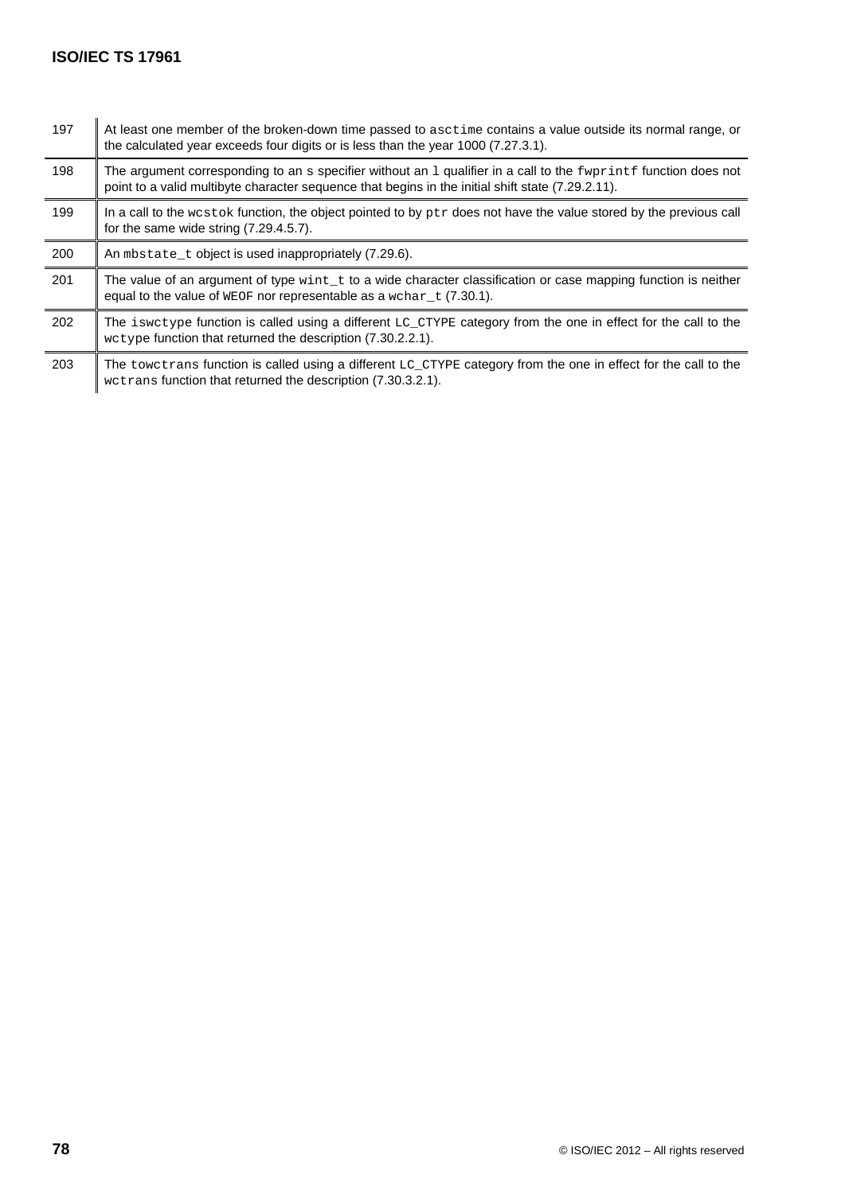| | |
|---|---|
| 197 | At least one member of the broken-down time passed to `asctime` contains a value outside its normal range, or the calculated year exceeds four digits or is less than the year 1000 (7.27.3.1). |
| 198 | The argument corresponding to an `s` specifier without an `l` qualifier in a call to the `fwprintf` function does not point to a valid multibyte character sequence that begins in the initial shift state (7.29.2.11). |
| 199 | In a call to the `wcstok` function, the object pointed to by `ptr` does not have the value stored by the previous call for the same wide string (7.29.4.5.7). |
| 200 | An `mbstate_t` object is used inappropriately (7.29.6). |
| 201 | The value of an argument of type `wint_t` to a wide character classification or case mapping function is neither equal to the value of `WEOF` nor representable as a `wchar_t` (7.30.1). |
| 202 | The `iswctype` function is called using a different `LC_CTYPE` category from the one in effect for the call to the `wctype` function that returned the description (7.30.2.2.1). |
| 203 | The `towctrans` function is called using a different `LC_CTYPE` category from the one in effect for the call to the `wctrans` function that returned the description (7.30.3.2.1). |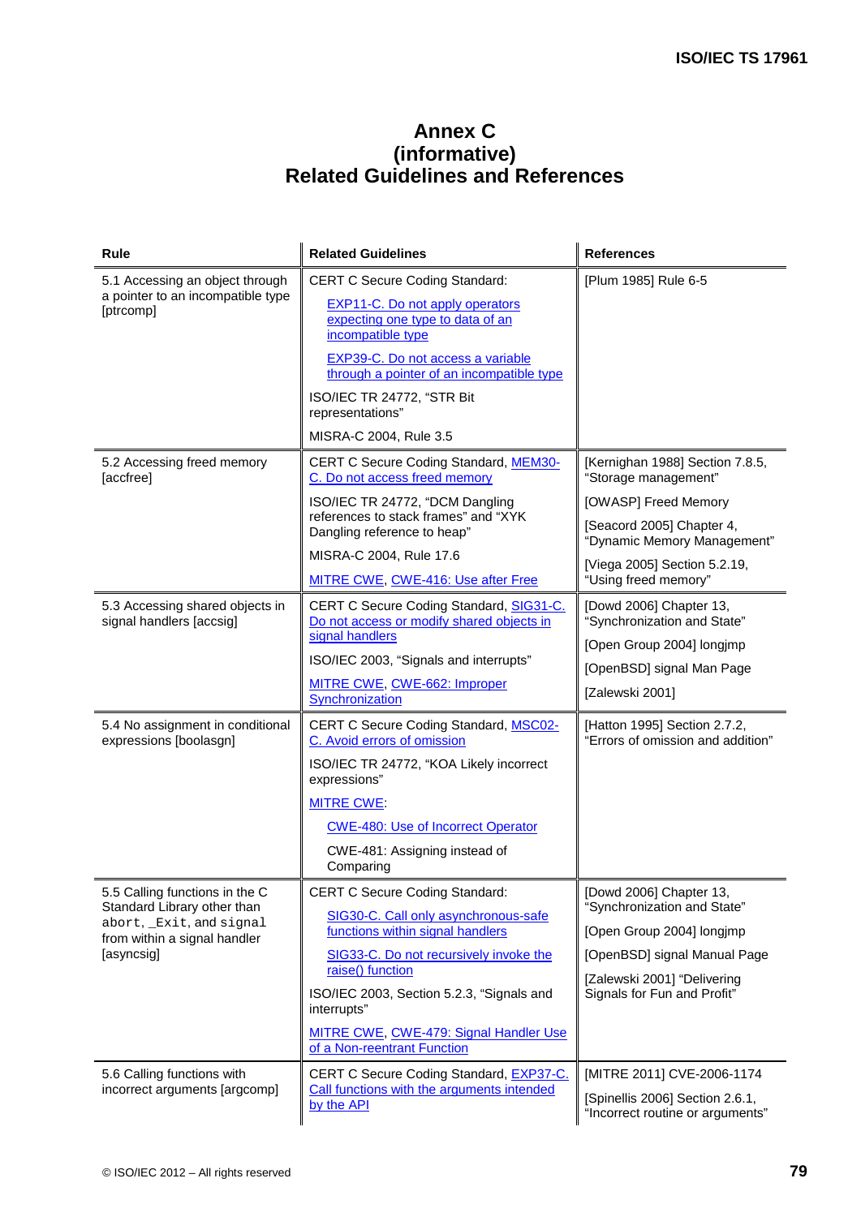# Annex C
# (informative)
# Related Guidelines and References

| Rule | Related Guidelines | References |
|---|---|---|
| 5.1 Accessing an object through a pointer to an incompatible type [ptrcomp] | CERT C Secure Coding Standard: <br> EXP11-C. Do not apply operators expecting one type to data of an incompatible type <br> EXP39-C. Do not access a variable through a pointer of an incompatible type <br> ISO/IEC TR 24772, "STR Bit representations" <br> MISRA-C 2004, Rule 3.5 | [Plum 1985] Rule 6-5 |
| 5.2 Accessing freed memory [accfree] | CERT C Secure Coding Standard, MEM30-C. Do not access freed memory <br> ISO/IEC TR 24772, "DCM Dangling references to stack frames" and "XYK Dangling reference to heap" <br> MISRA-C 2004, Rule 17.6 <br> MITRE CWE, CWE-416: Use after Free | [Kernighan 1988] Section 7.8.5, "Storage management" <br> [OWASP] Freed Memory <br> [Seacord 2005] Chapter 4, "Dynamic Memory Management" <br> [Viega 2005] Section 5.2.19, "Using freed memory" |
| 5.3 Accessing shared objects in signal handlers [accsig] | CERT C Secure Coding Standard, SIG31-C. Do not access or modify shared objects in signal handlers <br> ISO/IEC 2003, "Signals and interrupts" <br> MITRE CWE, CWE-662: Improper Synchronization | [Dowd 2006] Chapter 13, "Synchronization and State" <br> [Open Group 2004] longjmp <br> [OpenBSD] signal Man Page <br> [Zalewski 2001] |
| 5.4 No assignment in conditional expressions [boolasgn] | CERT C Secure Coding Standard, MSC02-C. Avoid errors of omission <br> ISO/IEC TR 24772, "KOA Likely incorrect expressions" <br> MITRE CWE: <br> CWE-480: Use of Incorrect Operator <br> CWE-481: Assigning instead of Comparing | [Hatton 1995] Section 2.7.2, "Errors of omission and addition" |
| 5.5 Calling functions in the C Standard Library other than `abort`, `_Exit`, and `signal` from within a signal handler [asyncsig] | CERT C Secure Coding Standard: <br> SIG30-C. Call only asynchronous-safe functions within signal handlers <br> SIG33-C. Do not recursively invoke the raise() function <br> ISO/IEC 2003, Section 5.2.3, "Signals and interrupts" <br> MITRE CWE, CWE-479: Signal Handler Use of a Non-reentrant Function | [Dowd 2006] Chapter 13, "Synchronization and State" <br> [Open Group 2004] longjmp <br> [OpenBSD] signal Manual Page <br> [Zalewski 2001] "Delivering Signals for Fun and Profit" |
| 5.6 Calling functions with incorrect arguments [argcomp] | CERT C Secure Coding Standard, EXP37-C. Call functions with the arguments intended by the API | [MITRE 2011] CVE-2006-1174 <br> [Spinellis 2006] Section 2.6.1, "Incorrect routine or arguments" |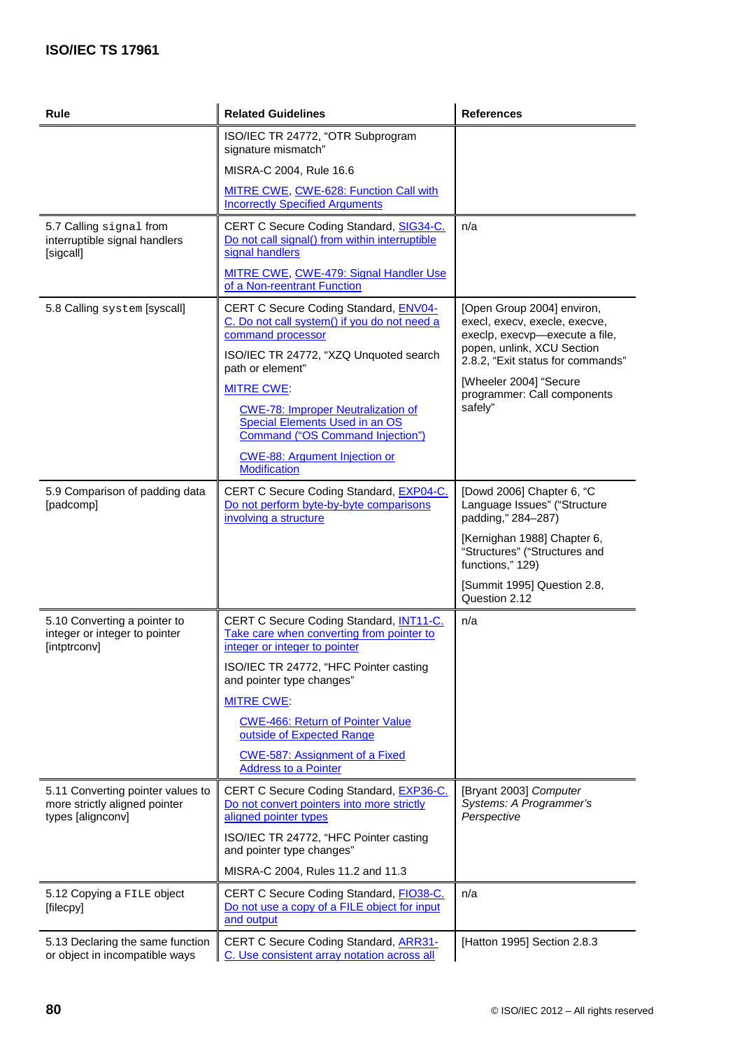| Rule | Related Guidelines | References |
| --- | --- | --- |
| | ISO/IEC TR 24772, "OTR Subprogram signature mismatch"<br><br>MISRA-C 2004, Rule 16.6<br><br>MITRE CWE, CWE-628: Function Call with Incorrectly Specified Arguments | |
| 5.7 Calling `signal` from interruptible signal handlers [sigcall] | CERT C Secure Coding Standard, SIG34-C. Do not call signal() from within interruptible signal handlers<br><br>MITRE CWE, CWE-479: Signal Handler Use of a Non-reentrant Function | n/a |
| 5.8 Calling `system` [syscall] | CERT C Secure Coding Standard, ENV04-C. Do not call system() if you do not need a command processor<br><br>ISO/IEC TR 24772, "XZQ Unquoted search path or element"<br><br>MITRE CWE:<br><br>CWE-78: Improper Neutralization of Special Elements Used in an OS Command ("OS Command Injection")<br><br>CWE-88: Argument Injection or Modification | [Open Group 2004] environ, execl, execv, execle, execve, execlp, execvp—execute a file, popen, unlink, XCU Section 2.8.2, "Exit status for commands"<br><br>[Wheeler 2004] "Secure programmer: Call components safely" |
| 5.9 Comparison of padding data [padcomp] | CERT C Secure Coding Standard, EXP04-C. Do not perform byte-by-byte comparisons involving a structure | [Dowd 2006] Chapter 6, "C Language Issues" ("Structure padding," 284–287)<br><br>[Kernighan 1988] Chapter 6, "Structures" ("Structures and functions," 129)<br><br>[Summit 1995] Question 2.8, Question 2.12 |
| 5.10 Converting a pointer to integer or integer to pointer [intptrconv] | CERT C Secure Coding Standard, INT11-C. Take care when converting from pointer to integer or integer to pointer<br><br>ISO/IEC TR 24772, "HFC Pointer casting and pointer type changes"<br><br>MITRE CWE:<br><br>CWE-466: Return of Pointer Value outside of Expected Range<br><br>CWE-587: Assignment of a Fixed Address to a Pointer | n/a |
| 5.11 Converting pointer values to more strictly aligned pointer types [alignconv] | CERT C Secure Coding Standard, EXP36-C. Do not convert pointers into more strictly aligned pointer types<br><br>ISO/IEC TR 24772, "HFC Pointer casting and pointer type changes"<br><br>MISRA-C 2004, Rules 11.2 and 11.3 | [Bryant 2003] *Computer Systems: A Programmer's Perspective* |
| 5.12 Copying a `FILE` object [filecpy] | CERT C Secure Coding Standard, FIO38-C. Do not use a copy of a FILE object for input and output | n/a |
| 5.13 Declaring the same function or object in incompatible ways | CERT C Secure Coding Standard, ARR31-C. Use consistent array notation across all | [Hatton 1995] Section 2.8.3 |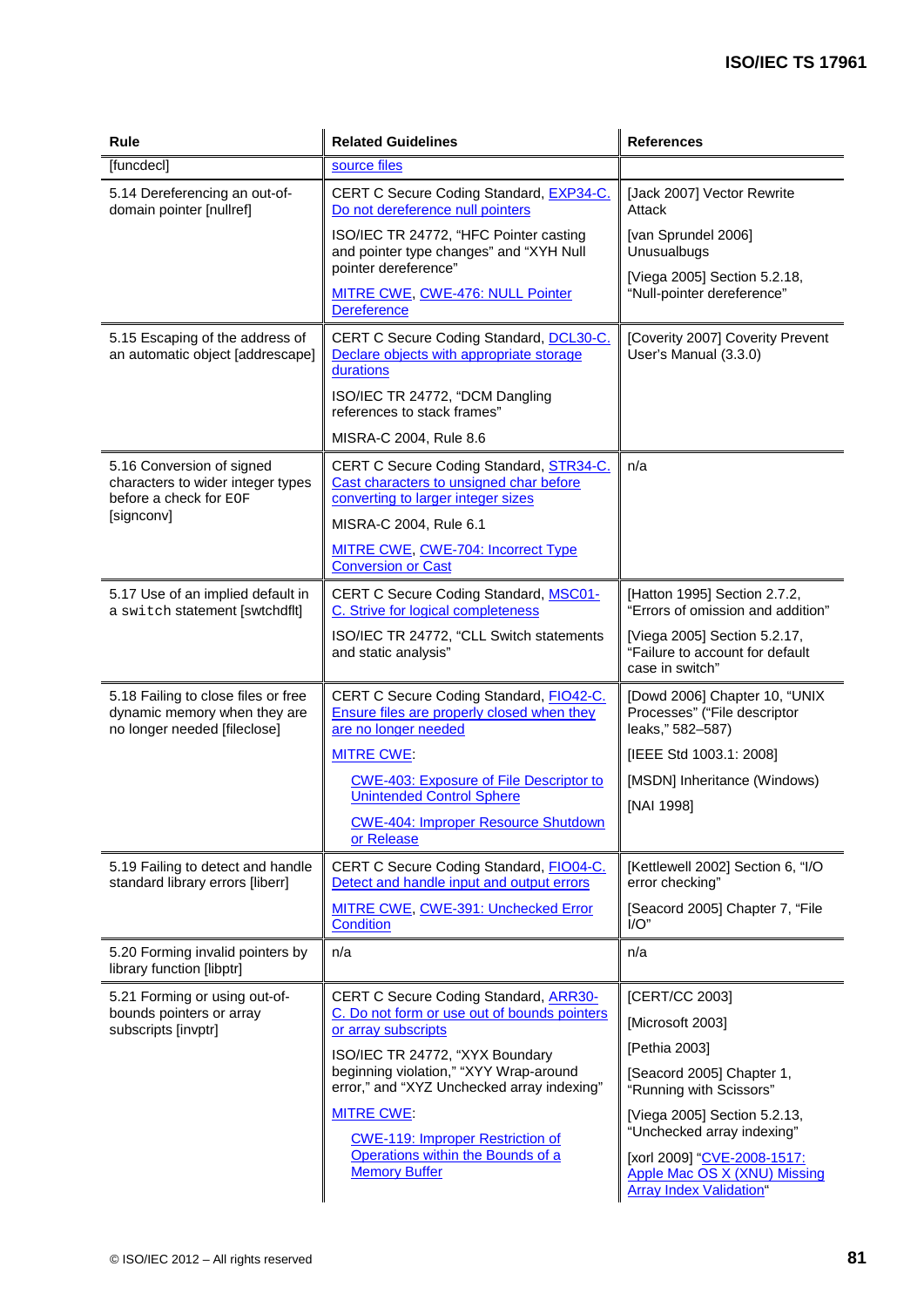| Rule | Related Guidelines | References |
|---|---|---|
| [funcdecl] | source files | |
| 5.14 Dereferencing an out-of-domain pointer [nullref] | CERT C Secure Coding Standard, EXP34-C. Do not dereference null pointers<br><br>ISO/IEC TR 24772, "HFC Pointer casting and pointer type changes" and "XYH Null pointer dereference"<br><br>MITRE CWE, CWE-476: NULL Pointer Dereference | [Jack 2007] Vector Rewrite Attack<br><br>[van Sprundel 2006] Unusualbugs<br><br>[Viega 2005] Section 5.2.18, "Null-pointer dereference" |
| 5.15 Escaping of the address of an automatic object [addrescape] | CERT C Secure Coding Standard, DCL30-C. Declare objects with appropriate storage durations<br><br>ISO/IEC TR 24772, "DCM Dangling references to stack frames"<br><br>MISRA-C 2004, Rule 8.6 | [Coverity 2007] Coverity Prevent User's Manual (3.3.0) |
| 5.16 Conversion of signed characters to wider integer types before a check for EOF [signconv] | CERT C Secure Coding Standard, STR34-C. Cast characters to unsigned char before converting to larger integer sizes<br><br>MISRA-C 2004, Rule 6.1<br><br>MITRE CWE, CWE-704: Incorrect Type Conversion or Cast | n/a |
| 5.17 Use of an implied default in a `switch` statement [swtchdflt] | CERT C Secure Coding Standard, MSC01-C. Strive for logical completeness<br><br>ISO/IEC TR 24772, "CLL Switch statements and static analysis" | [Hatton 1995] Section 2.7.2, "Errors of omission and addition"<br><br>[Viega 2005] Section 5.2.17, "Failure to account for default case in switch" |
| 5.18 Failing to close files or free dynamic memory when they are no longer needed [fileclose] | CERT C Secure Coding Standard, FIO42-C. Ensure files are properly closed when they are no longer needed<br><br>MITRE CWE:<br><br>CWE-403: Exposure of File Descriptor to Unintended Control Sphere<br><br>CWE-404: Improper Resource Shutdown or Release | [Dowd 2006] Chapter 10, "UNIX Processes" ("File descriptor leaks," 582–587)<br><br>[IEEE Std 1003.1: 2008]<br><br>[MSDN] Inheritance (Windows)<br><br>[NAI 1998] |
| 5.19 Failing to detect and handle standard library errors [liberr] | CERT C Secure Coding Standard, FIO04-C. Detect and handle input and output errors<br><br>MITRE CWE, CWE-391: Unchecked Error Condition | [Kettlewell 2002] Section 6, "I/O error checking"<br><br>[Seacord 2005] Chapter 7, "File I/O" |
| 5.20 Forming invalid pointers by library function [libptr] | n/a | n/a |
| 5.21 Forming or using out-of-bounds pointers or array subscripts [invptr] | CERT C Secure Coding Standard, ARR30-C. Do not form or use out of bounds pointers or array subscripts<br><br>ISO/IEC TR 24772, "XYX Boundary beginning violation," "XYY Wrap-around error," and "XYZ Unchecked array indexing"<br><br>MITRE CWE:<br><br>CWE-119: Improper Restriction of Operations within the Bounds of a Memory Buffer | [CERT/CC 2003]<br><br>[Microsoft 2003]<br><br>[Pethia 2003]<br><br>[Seacord 2005] Chapter 1, "Running with Scissors"<br><br>[Viega 2005] Section 5.2.13, "Unchecked array indexing"<br><br>[xorl 2009] "CVE-2008-1517: Apple Mac OS X (XNU) Missing Array Index Validation" |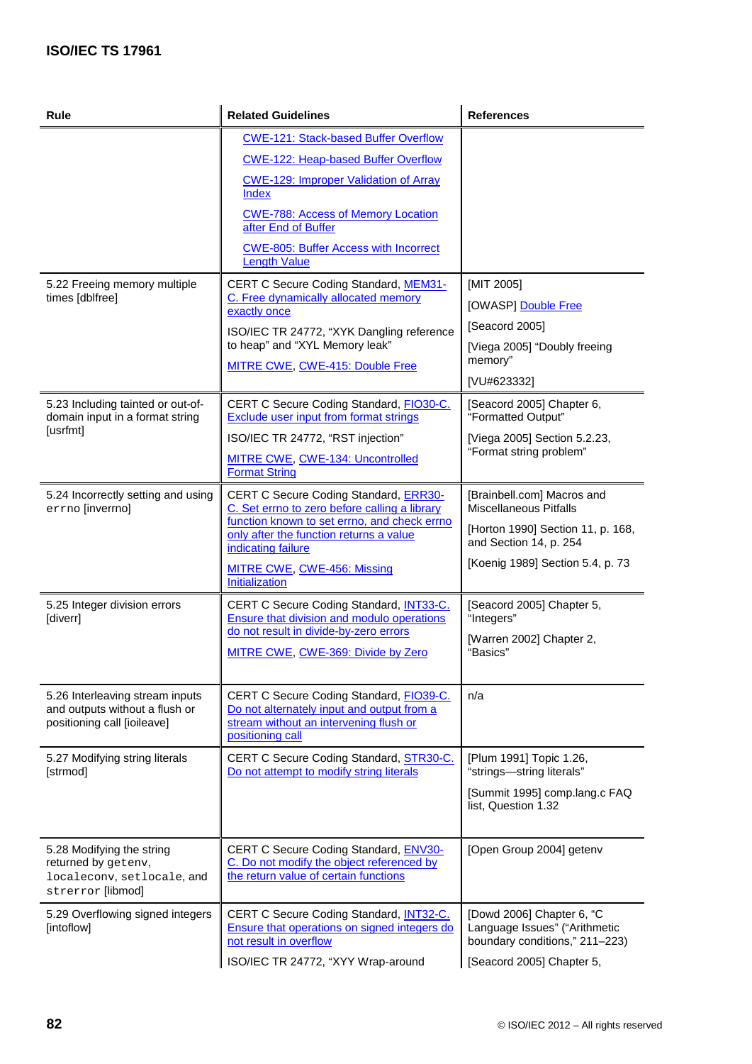| Rule | Related Guidelines | References |
|---|---|---|
| | CWE-121: Stack-based Buffer Overflow<br><br>CWE-122: Heap-based Buffer Overflow<br><br>CWE-129: Improper Validation of Array Index<br><br>CWE-788: Access of Memory Location after End of Buffer<br><br>CWE-805: Buffer Access with Incorrect Length Value | |
| 5.22 Freeing memory multiple times [dblfree] | CERT C Secure Coding Standard, MEM31-C. Free dynamically allocated memory exactly once<br><br>ISO/IEC TR 24772, "XYK Dangling reference to heap" and "XYL Memory leak"<br><br>MITRE CWE, CWE-415: Double Free | [MIT 2005]<br><br>[OWASP] Double Free<br><br>[Seacord 2005]<br><br>[Viega 2005] "Doubly freeing memory"<br><br>[VU#623332] |
| 5.23 Including tainted or out-of-domain input in a format string [usrfmt] | CERT C Secure Coding Standard, FIO30-C. Exclude user input from format strings<br><br>ISO/IEC TR 24772, "RST injection"<br><br>MITRE CWE, CWE-134: Uncontrolled Format String | [Seacord 2005] Chapter 6, "Formatted Output"<br><br>[Viega 2005] Section 5.2.23, "Format string problem" |
| 5.24 Incorrectly setting and using `errno` [inverrno] | CERT C Secure Coding Standard, ERR30-C. Set errno to zero before calling a library function known to set errno, and check errno only after the function returns a value indicating failure<br><br>MITRE CWE, CWE-456: Missing Initialization | [Brainbell.com] Macros and Miscellaneous Pitfalls<br><br>[Horton 1990] Section 11, p. 168, and Section 14, p. 254<br><br>[Koenig 1989] Section 5.4, p. 73 |
| 5.25 Integer division errors [diverr] | CERT C Secure Coding Standard, INT33-C. Ensure that division and modulo operations do not result in divide-by-zero errors<br><br>MITRE CWE, CWE-369: Divide by Zero | [Seacord 2005] Chapter 5, "Integers"<br><br>[Warren 2002] Chapter 2, "Basics" |
| 5.26 Interleaving stream inputs and outputs without a flush or positioning call [ioileave] | CERT C Secure Coding Standard, FIO39-C. Do not alternately input and output from a stream without an intervening flush or positioning call | n/a |
| 5.27 Modifying string literals [strmod] | CERT C Secure Coding Standard, STR30-C. Do not attempt to modify string literals | [Plum 1991] Topic 1.26, "strings—string literals"<br><br>[Summit 1995] comp.lang.c FAQ list, Question 1.32 |
| 5.28 Modifying the string returned by `getenv`, `localeconv`, `setlocale`, and `strerror` [libmod] | CERT C Secure Coding Standard, ENV30-C. Do not modify the object referenced by the return value of certain functions | [Open Group 2004] getenv |
| 5.29 Overflowing signed integers [intoflow] | CERT C Secure Coding Standard, INT32-C. Ensure that operations on signed integers do not result in overflow<br><br>ISO/IEC TR 24772, "XYY Wrap-around | [Dowd 2006] Chapter 6, "C Language Issues" ("Arithmetic boundary conditions," 211–223)<br><br>[Seacord 2005] Chapter 5, |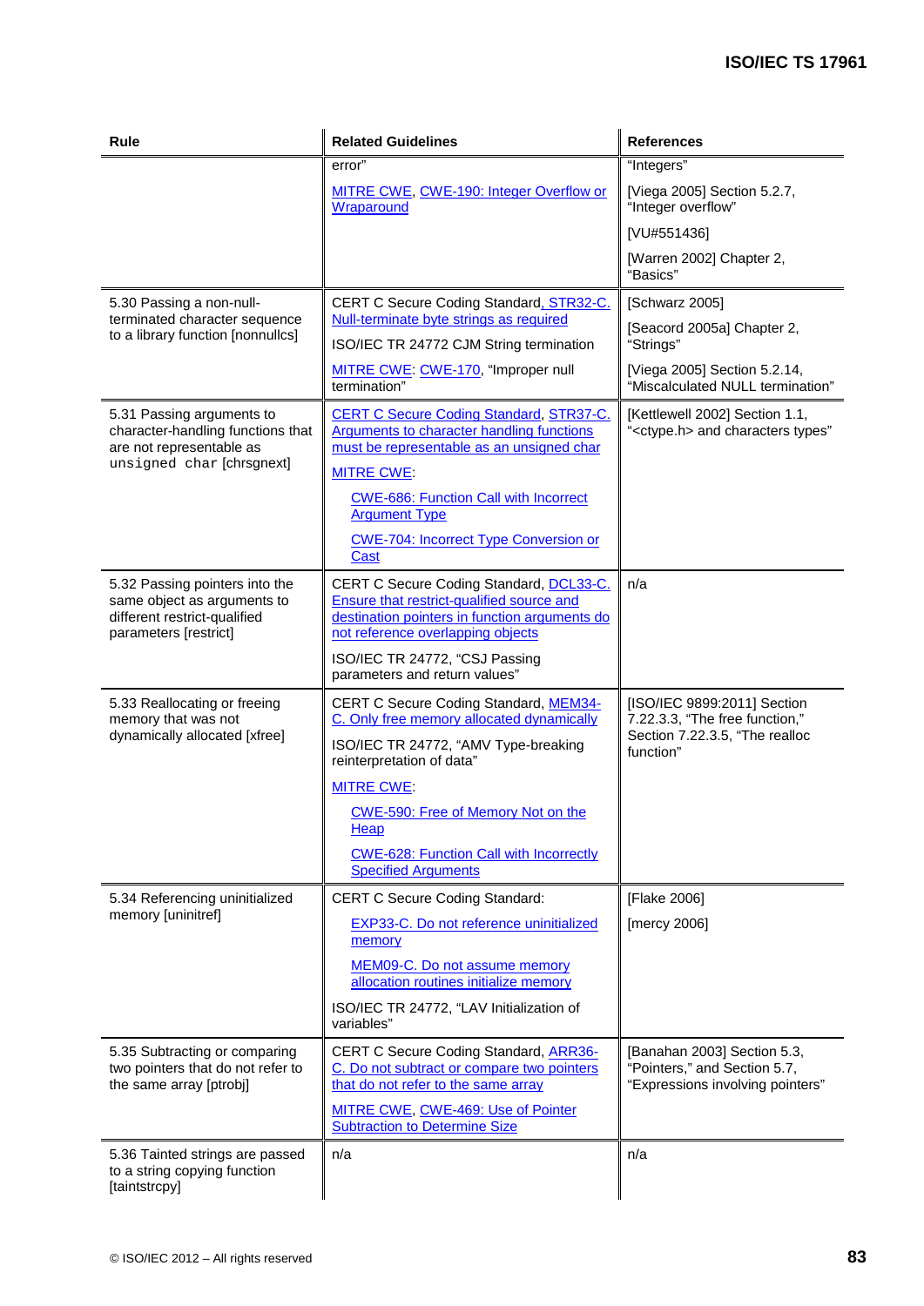| Rule | Related Guidelines | References |
|---|---|---|
| | error"<br><br>MITRE CWE, CWE-190: Integer Overflow or Wraparound | "Integers"<br><br>[Viega 2005] Section 5.2.7, "Integer overflow"<br><br>[VU#551436]<br><br>[Warren 2002] Chapter 2, "Basics" |
| 5.30 Passing a non-null-terminated character sequence to a library function [nonnullcs] | CERT C Secure Coding Standard, STR32-C. Null-terminate byte strings as required<br><br>ISO/IEC TR 24772 CJM String termination<br><br>MITRE CWE: CWE-170, "Improper null termination" | [Schwarz 2005]<br><br>[Seacord 2005a] Chapter 2, "Strings"<br><br>[Viega 2005] Section 5.2.14, "Miscalculated NULL termination" |
| 5.31 Passing arguments to character-handling functions that are not representable as `unsigned char` [chrsgnext] | CERT C Secure Coding Standard, STR37-C. Arguments to character handling functions must be representable as an unsigned char<br><br>MITRE CWE:<br><br>CWE-686: Function Call with Incorrect Argument Type<br><br>CWE-704: Incorrect Type Conversion or Cast | [Kettlewell 2002] Section 1.1, "<ctype.h> and characters types" |
| 5.32 Passing pointers into the same object as arguments to different restrict-qualified parameters [restrict] | CERT C Secure Coding Standard, DCL33-C. Ensure that restrict-qualified source and destination pointers in function arguments do not reference overlapping objects<br><br>ISO/IEC TR 24772, "CSJ Passing parameters and return values" | n/a |
| 5.33 Reallocating or freeing memory that was not dynamically allocated [xfree] | CERT C Secure Coding Standard, MEM34-C. Only free memory allocated dynamically<br><br>ISO/IEC TR 24772, "AMV Type-breaking reinterpretation of data"<br><br>MITRE CWE:<br><br>CWE-590: Free of Memory Not on the Heap<br><br>CWE-628: Function Call with Incorrectly Specified Arguments | [ISO/IEC 9899:2011] Section 7.22.3.3, "The free function," Section 7.22.3.5, "The realloc function" |
| 5.34 Referencing uninitialized memory [uninitref] | CERT C Secure Coding Standard:<br><br>EXP33-C. Do not reference uninitialized memory<br><br>MEM09-C. Do not assume memory allocation routines initialize memory<br><br>ISO/IEC TR 24772, "LAV Initialization of variables" | [Flake 2006]<br><br>[mercy 2006] |
| 5.35 Subtracting or comparing two pointers that do not refer to the same array [ptrobj] | CERT C Secure Coding Standard, ARR36-C. Do not subtract or compare two pointers that do not refer to the same array<br><br>MITRE CWE, CWE-469: Use of Pointer Subtraction to Determine Size | [Banahan 2003] Section 5.3, "Pointers," and Section 5.7, "Expressions involving pointers" |
| 5.36 Tainted strings are passed to a string copying function [taintstrcpy] | n/a | n/a |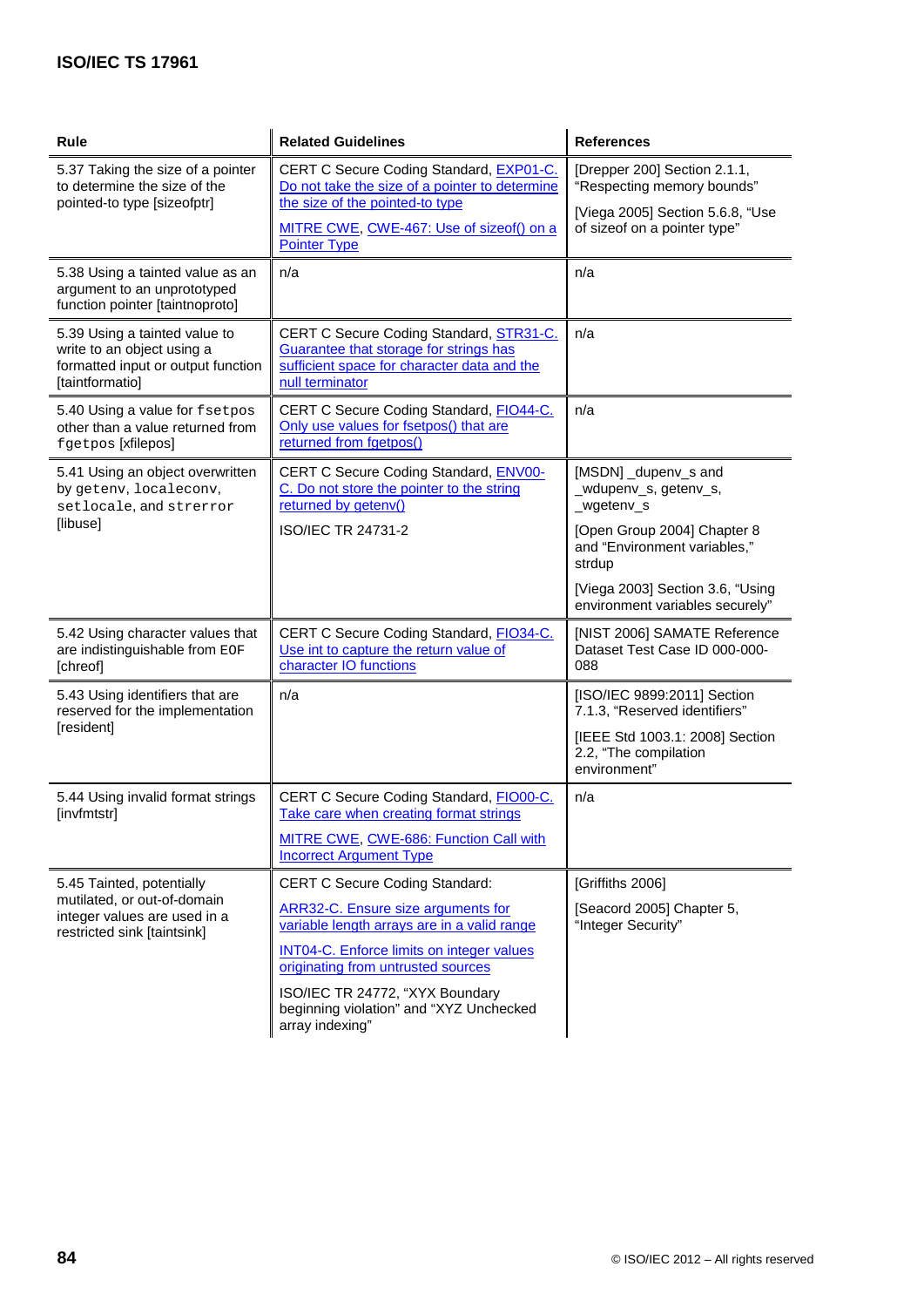| Rule | Related Guidelines | References |
|---|---|---|
| 5.37 Taking the size of a pointer to determine the size of the pointed-to type [sizeofptr] | CERT C Secure Coding Standard, EXP01-C. Do not take the size of a pointer to determine the size of the pointed-to type<br><br>MITRE CWE, CWE-467: Use of sizeof() on a Pointer Type | [Drepper 200] Section 2.1.1, "Respecting memory bounds"<br><br>[Viega 2005] Section 5.6.8, "Use of sizeof on a pointer type" |
| 5.38 Using a tainted value as an argument to an unprototyped function pointer [taintnoproto] | n/a | n/a |
| 5.39 Using a tainted value to write to an object using a formatted input or output function [taintformatio] | CERT C Secure Coding Standard, STR31-C. Guarantee that storage for strings has sufficient space for character data and the null terminator | n/a |
| 5.40 Using a value for `fsetpos` other than a value returned from `fgetpos` [xfilepos] | CERT C Secure Coding Standard, FIO44-C. Only use values for fsetpos() that are returned from fgetpos() | n/a |
| 5.41 Using an object overwritten by `getenv`, `localeconv`, `setlocale`, and `strerror` [libuse] | CERT C Secure Coding Standard, ENV00-C. Do not store the pointer to the string returned by getenv()<br><br>ISO/IEC TR 24731-2 | [MSDN] _dupenv_s and _wdupenv_s, getenv_s, _wgetenv_s<br><br>[Open Group 2004] Chapter 8 and "Environment variables," strdup<br><br>[Viega 2003] Section 3.6, "Using environment variables securely" |
| 5.42 Using character values that are indistinguishable from `EOF` [chreof] | CERT C Secure Coding Standard, FIO34-C. Use int to capture the return value of character IO functions | [NIST 2006] SAMATE Reference Dataset Test Case ID 000-000-088 |
| 5.43 Using identifiers that are reserved for the implementation [resident] | n/a | [ISO/IEC 9899:2011] Section 7.1.3, "Reserved identifiers"<br><br>[IEEE Std 1003.1: 2008] Section 2.2, "The compilation environment" |
| 5.44 Using invalid format strings [invfmtstr] | CERT C Secure Coding Standard, FIO00-C. Take care when creating format strings<br><br>MITRE CWE, CWE-686: Function Call with Incorrect Argument Type | n/a |
| 5.45 Tainted, potentially mutilated, or out-of-domain integer values are used in a restricted sink [taintsink] | CERT C Secure Coding Standard:<br><br>ARR32-C. Ensure size arguments for variable length arrays are in a valid range<br><br>INT04-C. Enforce limits on integer values originating from untrusted sources<br><br>ISO/IEC TR 24772, "XYX Boundary beginning violation" and "XYZ Unchecked array indexing" | [Griffiths 2006]<br><br>[Seacord 2005] Chapter 5, "Integer Security" |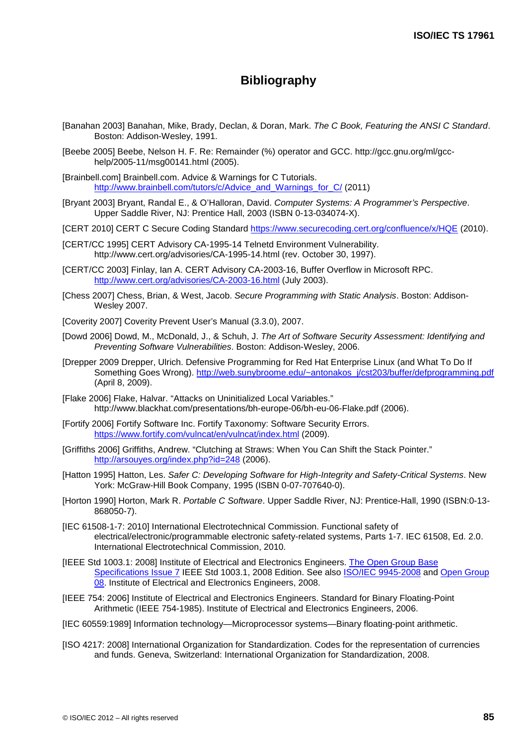# Bibliography

[Banahan 2003] Banahan, Mike, Brady, Declan, & Doran, Mark. *The C Book, Featuring the ANSI C Standard*. Boston: Addison-Wesley, 1991.

[Beebe 2005] Beebe, Nelson H. F. Re: Remainder (%) operator and GCC. http://gcc.gnu.org/ml/gcc-help/2005-11/msg00141.html (2005).

[Brainbell.com] Brainbell.com. Advice & Warnings for C Tutorials. http://www.brainbell.com/tutors/c/Advice_and_Warnings_for_C/ (2011)

[Bryant 2003] Bryant, Randal E., & O'Halloran, David. *Computer Systems: A Programmer's Perspective*. Upper Saddle River, NJ: Prentice Hall, 2003 (ISBN 0-13-034074-X).

[CERT 2010] CERT C Secure Coding Standard https://www.securecoding.cert.org/confluence/x/HQE (2010).

[CERT/CC 1995] CERT Advisory CA-1995-14 Telnetd Environment Vulnerability. http://www.cert.org/advisories/CA-1995-14.html (rev. October 30, 1997).

[CERT/CC 2003] Finlay, Ian A. CERT Advisory CA-2003-16, Buffer Overflow in Microsoft RPC. http://www.cert.org/advisories/CA-2003-16.html (July 2003).

[Chess 2007] Chess, Brian, & West, Jacob. *Secure Programming with Static Analysis*. Boston: Addison-Wesley 2007.

[Coverity 2007] Coverity Prevent User's Manual (3.3.0), 2007.

[Dowd 2006] Dowd, M., McDonald, J., & Schuh, J. *The Art of Software Security Assessment: Identifying and Preventing Software Vulnerabilities*. Boston: Addison-Wesley, 2006.

[Drepper 2009 Drepper, Ulrich. Defensive Programming for Red Hat Enterprise Linux (and What To Do If Something Goes Wrong). http://web.sunybroome.edu/~antonakos_j/cst203/buffer/defprogramming.pdf (April 8, 2009).

[Flake 2006] Flake, Halvar. "Attacks on Uninitialized Local Variables." http://www.blackhat.com/presentations/bh-europe-06/bh-eu-06-Flake.pdf (2006).

[Fortify 2006] Fortify Software Inc. Fortify Taxonomy: Software Security Errors. https://www.fortify.com/vulncat/en/vulncat/index.html (2009).

[Griffiths 2006] Griffiths, Andrew. "Clutching at Straws: When You Can Shift the Stack Pointer." http://arsouyes.org/index.php?id=248 (2006).

[Hatton 1995] Hatton, Les. *Safer C: Developing Software for High-Integrity and Safety-Critical Systems*. New York: McGraw-Hill Book Company, 1995 (ISBN 0-07-707640-0).

[Horton 1990] Horton, Mark R. *Portable C Software*. Upper Saddle River, NJ: Prentice-Hall, 1990 (ISBN:0-13-868050-7).

[IEC 61508-1-7: 2010] International Electrotechnical Commission. Functional safety of electrical/electronic/programmable electronic safety-related systems, Parts 1-7. IEC 61508, Ed. 2.0. International Electrotechnical Commission, 2010.

[IEEE Std 1003.1: 2008] Institute of Electrical and Electronics Engineers. The Open Group Base Specifications Issue 7 IEEE Std 1003.1, 2008 Edition. See also ISO/IEC 9945-2008 and Open Group 08. Institute of Electrical and Electronics Engineers, 2008.

[IEEE 754: 2006] Institute of Electrical and Electronics Engineers. Standard for Binary Floating-Point Arithmetic (IEEE 754-1985). Institute of Electrical and Electronics Engineers, 2006.

[IEC 60559:1989] Information technology—Microprocessor systems—Binary floating-point arithmetic.

[ISO 4217: 2008] International Organization for Standardization. Codes for the representation of currencies and funds. Geneva, Switzerland: International Organization for Standardization, 2008.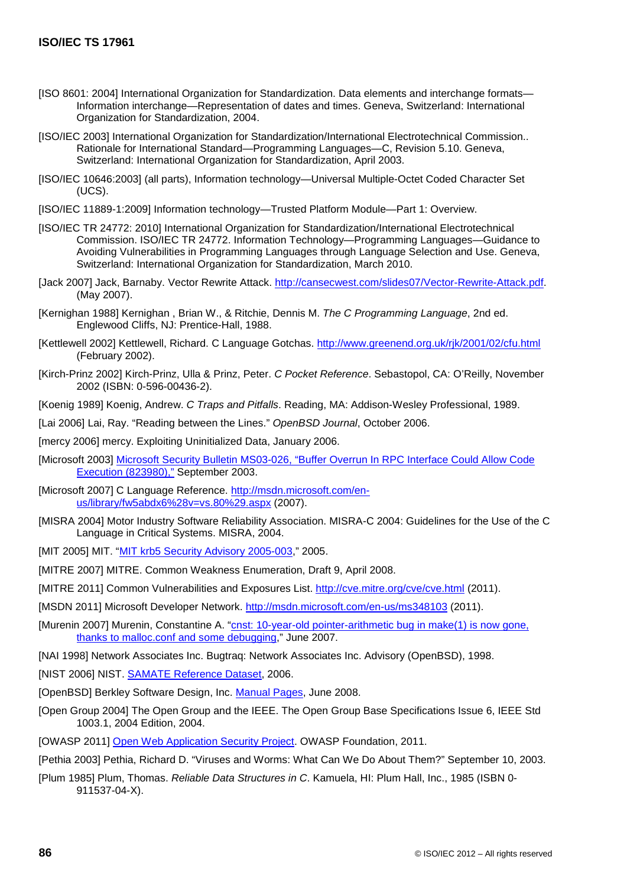[ISO 8601: 2004] International Organization for Standardization. Data elements and interchange formats—Information interchange—Representation of dates and times. Geneva, Switzerland: International Organization for Standardization, 2004.

[ISO/IEC 2003] International Organization for Standardization/International Electrotechnical Commission.. Rationale for International Standard—Programming Languages—C, Revision 5.10. Geneva, Switzerland: International Organization for Standardization, April 2003.

[ISO/IEC 10646:2003] (all parts), Information technology—Universal Multiple-Octet Coded Character Set (UCS).

[ISO/IEC 11889-1:2009] Information technology—Trusted Platform Module—Part 1: Overview.

[ISO/IEC TR 24772: 2010] International Organization for Standardization/International Electrotechnical Commission. ISO/IEC TR 24772. Information Technology—Programming Languages—Guidance to Avoiding Vulnerabilities in Programming Languages through Language Selection and Use. Geneva, Switzerland: International Organization for Standardization, March 2010.

[Jack 2007] Jack, Barnaby. Vector Rewrite Attack. http://cansecwest.com/slides07/Vector-Rewrite-Attack.pdf. (May 2007).

[Kernighan 1988] Kernighan , Brian W., & Ritchie, Dennis M. *The C Programming Language*, 2nd ed. Englewood Cliffs, NJ: Prentice-Hall, 1988.

[Kettlewell 2002] Kettlewell, Richard. C Language Gotchas. http://www.greenend.org.uk/rjk/2001/02/cfu.html (February 2002).

[Kirch-Prinz 2002] Kirch-Prinz, Ulla & Prinz, Peter. *C Pocket Reference*. Sebastopol, CA: O'Reilly, November 2002 (ISBN: 0-596-00436-2).

[Koenig 1989] Koenig, Andrew. *C Traps and Pitfalls*. Reading, MA: Addison-Wesley Professional, 1989.

[Lai 2006] Lai, Ray. "Reading between the Lines." *OpenBSD Journal*, October 2006.

[mercy 2006] mercy. Exploiting Uninitialized Data, January 2006.

[Microsoft 2003] Microsoft Security Bulletin MS03-026, "Buffer Overrun In RPC Interface Could Allow Code Execution (823980)," September 2003.

[Microsoft 2007] C Language Reference. http://msdn.microsoft.com/en-us/library/fw5abdx6%28v=vs.80%29.aspx (2007).

[MISRA 2004] Motor Industry Software Reliability Association. MISRA-C 2004: Guidelines for the Use of the C Language in Critical Systems. MISRA, 2004.

[MIT 2005] MIT. "MIT krb5 Security Advisory 2005-003," 2005.

[MITRE 2007] MITRE. Common Weakness Enumeration, Draft 9, April 2008.

[MITRE 2011] Common Vulnerabilities and Exposures List. http://cve.mitre.org/cve/cve.html (2011).

[MSDN 2011] Microsoft Developer Network. http://msdn.microsoft.com/en-us/ms348103 (2011).

[Murenin 2007] Murenin, Constantine A. "cnst: 10-year-old pointer-arithmetic bug in make(1) is now gone, thanks to malloc.conf and some debugging," June 2007.

[NAI 1998] Network Associates Inc. Bugtraq: Network Associates Inc. Advisory (OpenBSD), 1998.

[NIST 2006] NIST. SAMATE Reference Dataset, 2006.

[OpenBSD] Berkley Software Design, Inc. Manual Pages, June 2008.

[Open Group 2004] The Open Group and the IEEE. The Open Group Base Specifications Issue 6, IEEE Std 1003.1, 2004 Edition, 2004.

[OWASP 2011] Open Web Application Security Project. OWASP Foundation, 2011.

[Pethia 2003] Pethia, Richard D. "Viruses and Worms: What Can We Do About Them?" September 10, 2003.

[Plum 1985] Plum, Thomas. *Reliable Data Structures in C*. Kamuela, HI: Plum Hall, Inc., 1985 (ISBN 0-911537-04-X).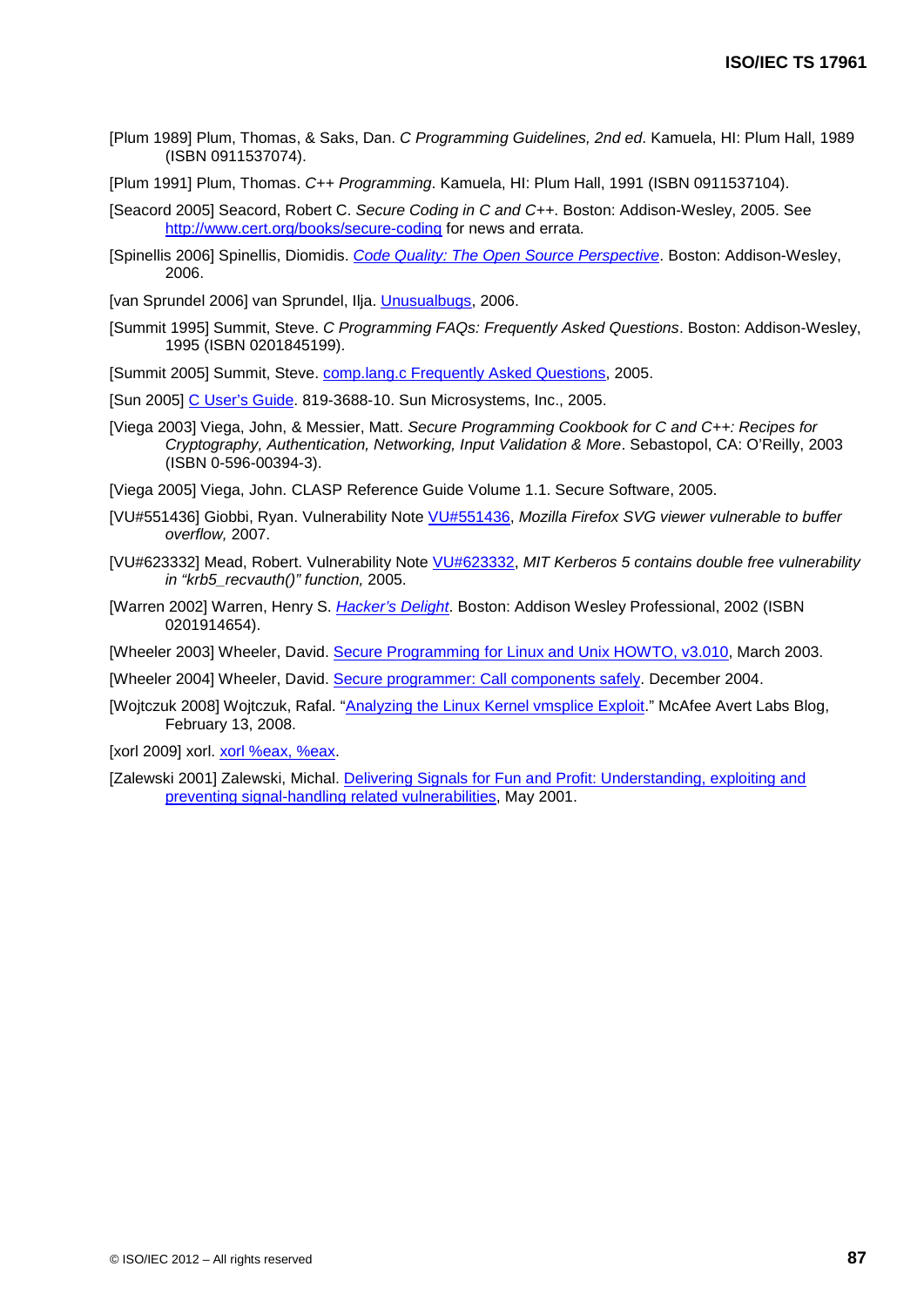[Plum 1989] Plum, Thomas, & Saks, Dan. *C Programming Guidelines, 2nd ed*. Kamuela, HI: Plum Hall, 1989 (ISBN 0911537074).

[Plum 1991] Plum, Thomas. *C++ Programming*. Kamuela, HI: Plum Hall, 1991 (ISBN 0911537104).

[Seacord 2005] Seacord, Robert C. *Secure Coding in C and C++*. Boston: Addison-Wesley, 2005. See http://www.cert.org/books/secure-coding for news and errata.

[Spinellis 2006] Spinellis, Diomidis. *Code Quality: The Open Source Perspective*. Boston: Addison-Wesley, 2006.

[van Sprundel 2006] van Sprundel, Ilja. Unusualbugs, 2006.

[Summit 1995] Summit, Steve. *C Programming FAQs: Frequently Asked Questions*. Boston: Addison-Wesley, 1995 (ISBN 0201845199).

[Summit 2005] Summit, Steve. comp.lang.c Frequently Asked Questions, 2005.

[Sun 2005] C User's Guide. 819-3688-10. Sun Microsystems, Inc., 2005.

[Viega 2003] Viega, John, & Messier, Matt. *Secure Programming Cookbook for C and C++: Recipes for Cryptography, Authentication, Networking, Input Validation & More*. Sebastopol, CA: O'Reilly, 2003 (ISBN 0-596-00394-3).

[Viega 2005] Viega, John. CLASP Reference Guide Volume 1.1. Secure Software, 2005.

[VU#551436] Giobbi, Ryan. Vulnerability Note VU#551436, *Mozilla Firefox SVG viewer vulnerable to buffer overflow,* 2007.

[VU#623332] Mead, Robert. Vulnerability Note VU#623332, *MIT Kerberos 5 contains double free vulnerability in "krb5_recvauth()" function,* 2005.

[Warren 2002] Warren, Henry S. *Hacker's Delight*. Boston: Addison Wesley Professional, 2002 (ISBN 0201914654).

[Wheeler 2003] Wheeler, David. Secure Programming for Linux and Unix HOWTO, v3.010, March 2003.

[Wheeler 2004] Wheeler, David. Secure programmer: Call components safely. December 2004.

[Wojtczuk 2008] Wojtczuk, Rafal. "Analyzing the Linux Kernel vmsplice Exploit." McAfee Avert Labs Blog, February 13, 2008.

[xorl 2009] xorl. xorl %eax, %eax.

[Zalewski 2001] Zalewski, Michal. Delivering Signals for Fun and Profit: Understanding, exploiting and preventing signal-handling related vulnerabilities, May 2001.